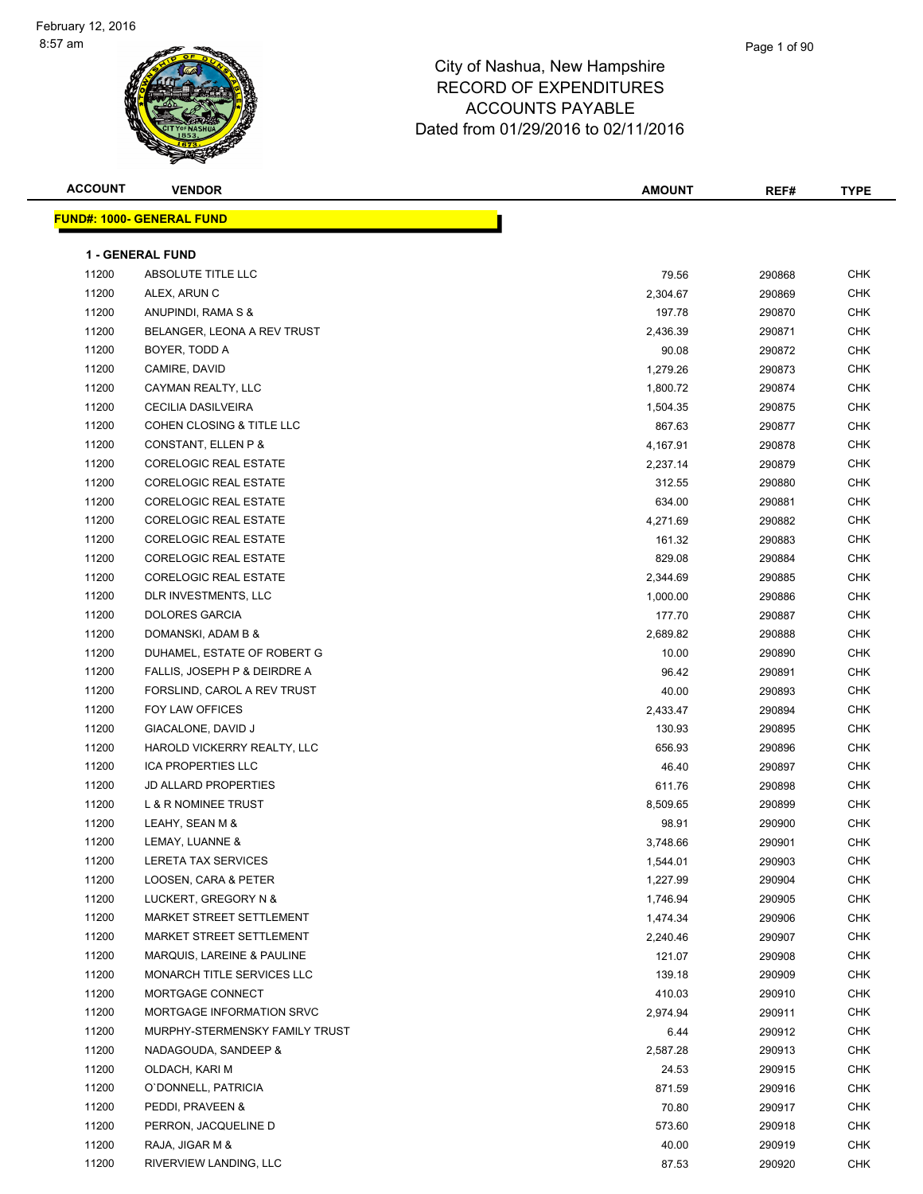February 12, 2016
8:57 am

# City of Nashua, New Hampshire
## RECORD OF EXPENDITURES
## ACCOUNTS PAYABLE
## Dated from 01/29/2016 to 02/11/2016

**FUND#: 1000- GENERAL FUND**

**1 - GENERAL FUND**

| ACCOUNT | VENDOR | AMOUNT | REF# | TYPE |
|---|---|---|---|---|
| 11200 | ABSOLUTE TITLE LLC | 79.56 | 290868 | CHK |
| 11200 | ALEX, ARUN C | 2,304.67 | 290869 | CHK |
| 11200 | ANUPINDI, RAMA S & | 197.78 | 290870 | CHK |
| 11200 | BELANGER, LEONA A REV TRUST | 2,436.39 | 290871 | CHK |
| 11200 | BOYER, TODD A | 90.08 | 290872 | CHK |
| 11200 | CAMIRE, DAVID | 1,279.26 | 290873 | CHK |
| 11200 | CAYMAN REALTY, LLC | 1,800.72 | 290874 | CHK |
| 11200 | CECILIA DASILVEIRA | 1,504.35 | 290875 | CHK |
| 11200 | COHEN CLOSING & TITLE LLC | 867.63 | 290877 | CHK |
| 11200 | CONSTANT, ELLEN P & | 4,167.91 | 290878 | CHK |
| 11200 | CORELOGIC REAL ESTATE | 2,237.14 | 290879 | CHK |
| 11200 | CORELOGIC REAL ESTATE | 312.55 | 290880 | CHK |
| 11200 | CORELOGIC REAL ESTATE | 634.00 | 290881 | CHK |
| 11200 | CORELOGIC REAL ESTATE | 4,271.69 | 290882 | CHK |
| 11200 | CORELOGIC REAL ESTATE | 161.32 | 290883 | CHK |
| 11200 | CORELOGIC REAL ESTATE | 829.08 | 290884 | CHK |
| 11200 | CORELOGIC REAL ESTATE | 2,344.69 | 290885 | CHK |
| 11200 | DLR INVESTMENTS, LLC | 1,000.00 | 290886 | CHK |
| 11200 | DOLORES GARCIA | 177.70 | 290887 | CHK |
| 11200 | DOMANSKI, ADAM B & | 2,689.82 | 290888 | CHK |
| 11200 | DUHAMEL, ESTATE OF ROBERT G | 10.00 | 290890 | CHK |
| 11200 | FALLIS, JOSEPH P & DEIRDRE A | 96.42 | 290891 | CHK |
| 11200 | FORSLIND, CAROL A REV TRUST | 40.00 | 290893 | CHK |
| 11200 | FOY LAW OFFICES | 2,433.47 | 290894 | CHK |
| 11200 | GIACALONE, DAVID J | 130.93 | 290895 | CHK |
| 11200 | HAROLD VICKERRY REALTY, LLC | 656.93 | 290896 | CHK |
| 11200 | ICA PROPERTIES LLC | 46.40 | 290897 | CHK |
| 11200 | JD ALLARD PROPERTIES | 611.76 | 290898 | CHK |
| 11200 | L & R NOMINEE TRUST | 8,509.65 | 290899 | CHK |
| 11200 | LEAHY, SEAN M & | 98.91 | 290900 | CHK |
| 11200 | LEMAY, LUANNE & | 3,748.66 | 290901 | CHK |
| 11200 | LERETA TAX SERVICES | 1,544.01 | 290903 | CHK |
| 11200 | LOOSEN, CARA & PETER | 1,227.99 | 290904 | CHK |
| 11200 | LUCKERT, GREGORY N & | 1,746.94 | 290905 | CHK |
| 11200 | MARKET STREET SETTLEMENT | 1,474.34 | 290906 | CHK |
| 11200 | MARKET STREET SETTLEMENT | 2,240.46 | 290907 | CHK |
| 11200 | MARQUIS, LAREINE & PAULINE | 121.07 | 290908 | CHK |
| 11200 | MONARCH TITLE SERVICES LLC | 139.18 | 290909 | CHK |
| 11200 | MORTGAGE CONNECT | 410.03 | 290910 | CHK |
| 11200 | MORTGAGE INFORMATION SRVC | 2,974.94 | 290911 | CHK |
| 11200 | MURPHY-STERMENSKY FAMILY TRUST | 6.44 | 290912 | CHK |
| 11200 | NADAGOUDA, SANDEEP & | 2,587.28 | 290913 | CHK |
| 11200 | OLDACH, KARI M | 24.53 | 290915 | CHK |
| 11200 | O`DONNELL, PATRICIA | 871.59 | 290916 | CHK |
| 11200 | PEDDI, PRAVEEN & | 70.80 | 290917 | CHK |
| 11200 | PERRON, JACQUELINE D | 573.60 | 290918 | CHK |
| 11200 | RAJA, JIGAR M & | 40.00 | 290919 | CHK |
| 11200 | RIVERVIEW LANDING, LLC | 87.53 | 290920 | CHK |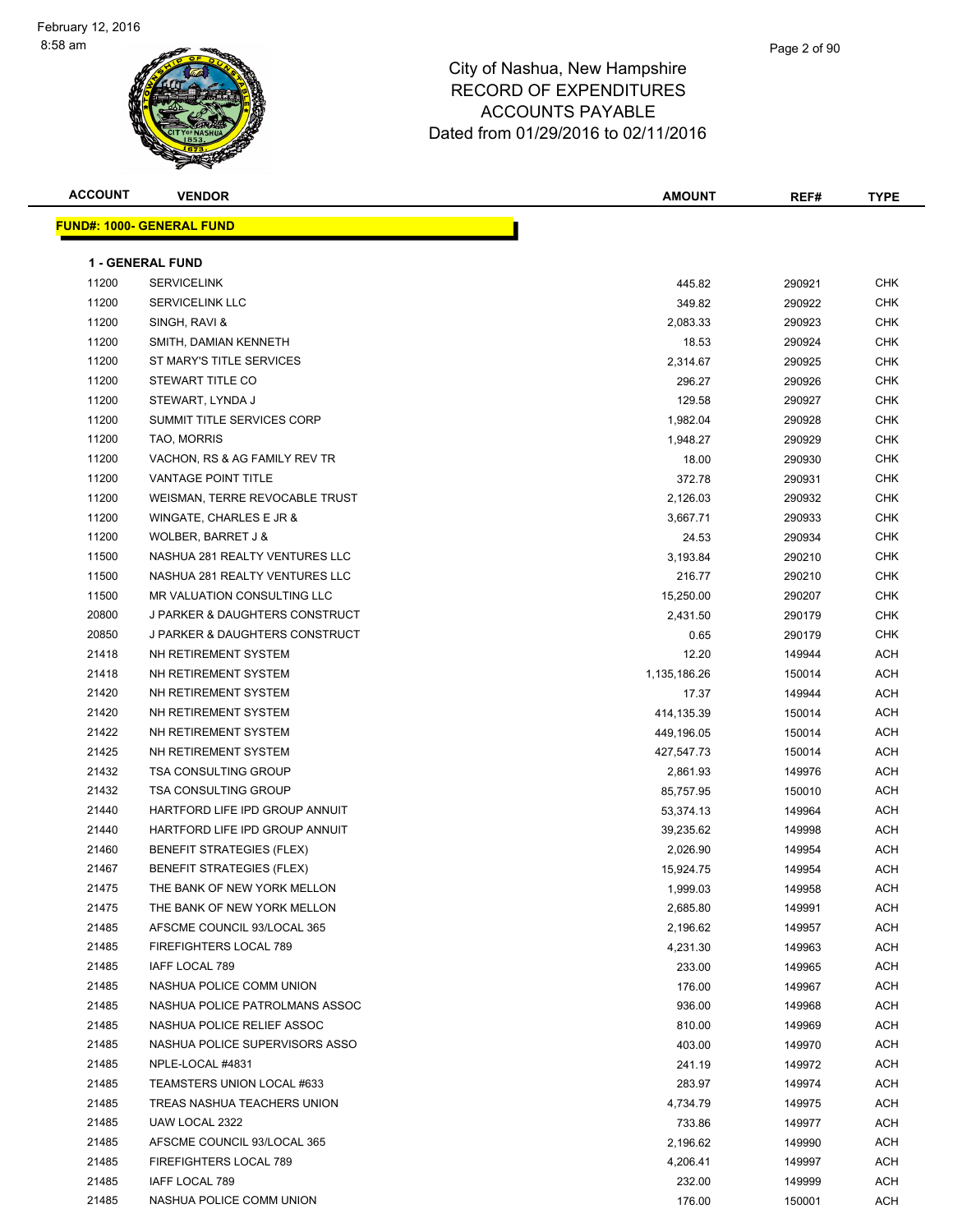City of Nashua, New Hampshire
RECORD OF EXPENDITURES
ACCOUNTS PAYABLE
Dated from 01/29/2016 to 02/11/2016

| ACCOUNT | VENDOR | AMOUNT | REF# | TYPE |
|---|---|---|---|---|
| **FUND#: 1000- GENERAL FUND** | | | | |
| **1 - GENERAL FUND** | | | | |
| 11200 | SERVICELINK | 445.82 | 290921 | CHK |
| 11200 | SERVICELINK LLC | 349.82 | 290922 | CHK |
| 11200 | SINGH, RAVI & | 2,083.33 | 290923 | CHK |
| 11200 | SMITH, DAMIAN KENNETH | 18.53 | 290924 | CHK |
| 11200 | ST MARY'S TITLE SERVICES | 2,314.67 | 290925 | CHK |
| 11200 | STEWART TITLE CO | 296.27 | 290926 | CHK |
| 11200 | STEWART, LYNDA J | 129.58 | 290927 | CHK |
| 11200 | SUMMIT TITLE SERVICES CORP | 1,982.04 | 290928 | CHK |
| 11200 | TAO, MORRIS | 1,948.27 | 290929 | CHK |
| 11200 | VACHON, RS & AG FAMILY REV TR | 18.00 | 290930 | CHK |
| 11200 | VANTAGE POINT TITLE | 372.78 | 290931 | CHK |
| 11200 | WEISMAN, TERRE REVOCABLE TRUST | 2,126.03 | 290932 | CHK |
| 11200 | WINGATE, CHARLES E JR & | 3,667.71 | 290933 | CHK |
| 11200 | WOLBER, BARRET J & | 24.53 | 290934 | CHK |
| 11500 | NASHUA 281 REALTY VENTURES LLC | 3,193.84 | 290210 | CHK |
| 11500 | NASHUA 281 REALTY VENTURES LLC | 216.77 | 290210 | CHK |
| 11500 | MR VALUATION CONSULTING LLC | 15,250.00 | 290207 | CHK |
| 20800 | J PARKER & DAUGHTERS CONSTRUCT | 2,431.50 | 290179 | CHK |
| 20850 | J PARKER & DAUGHTERS CONSTRUCT | 0.65 | 290179 | CHK |
| 21418 | NH RETIREMENT SYSTEM | 12.20 | 149944 | ACH |
| 21418 | NH RETIREMENT SYSTEM | 1,135,186.26 | 150014 | ACH |
| 21420 | NH RETIREMENT SYSTEM | 17.37 | 149944 | ACH |
| 21420 | NH RETIREMENT SYSTEM | 414,135.39 | 150014 | ACH |
| 21422 | NH RETIREMENT SYSTEM | 449,196.05 | 150014 | ACH |
| 21425 | NH RETIREMENT SYSTEM | 427,547.73 | 150014 | ACH |
| 21432 | TSA CONSULTING GROUP | 2,861.93 | 149976 | ACH |
| 21432 | TSA CONSULTING GROUP | 85,757.95 | 150010 | ACH |
| 21440 | HARTFORD LIFE IPD GROUP ANNUIT | 53,374.13 | 149964 | ACH |
| 21440 | HARTFORD LIFE IPD GROUP ANNUIT | 39,235.62 | 149998 | ACH |
| 21460 | BENEFIT STRATEGIES (FLEX) | 2,026.90 | 149954 | ACH |
| 21467 | BENEFIT STRATEGIES (FLEX) | 15,924.75 | 149954 | ACH |
| 21475 | THE BANK OF NEW YORK MELLON | 1,999.03 | 149958 | ACH |
| 21475 | THE BANK OF NEW YORK MELLON | 2,685.80 | 149991 | ACH |
| 21485 | AFSCME COUNCIL 93/LOCAL 365 | 2,196.62 | 149957 | ACH |
| 21485 | FIREFIGHTERS LOCAL 789 | 4,231.30 | 149963 | ACH |
| 21485 | IAFF LOCAL 789 | 233.00 | 149965 | ACH |
| 21485 | NASHUA POLICE COMM UNION | 176.00 | 149967 | ACH |
| 21485 | NASHUA POLICE PATROLMANS ASSOC | 936.00 | 149968 | ACH |
| 21485 | NASHUA POLICE RELIEF ASSOC | 810.00 | 149969 | ACH |
| 21485 | NASHUA POLICE SUPERVISORS ASSO | 403.00 | 149970 | ACH |
| 21485 | NPLE-LOCAL #4831 | 241.19 | 149972 | ACH |
| 21485 | TEAMSTERS UNION LOCAL #633 | 283.97 | 149974 | ACH |
| 21485 | TREAS NASHUA TEACHERS UNION | 4,734.79 | 149975 | ACH |
| 21485 | UAW LOCAL 2322 | 733.86 | 149977 | ACH |
| 21485 | AFSCME COUNCIL 93/LOCAL 365 | 2,196.62 | 149990 | ACH |
| 21485 | FIREFIGHTERS LOCAL 789 | 4,206.41 | 149997 | ACH |
| 21485 | IAFF LOCAL 789 | 232.00 | 149999 | ACH |
| 21485 | NASHUA POLICE COMM UNION | 176.00 | 150001 | ACH |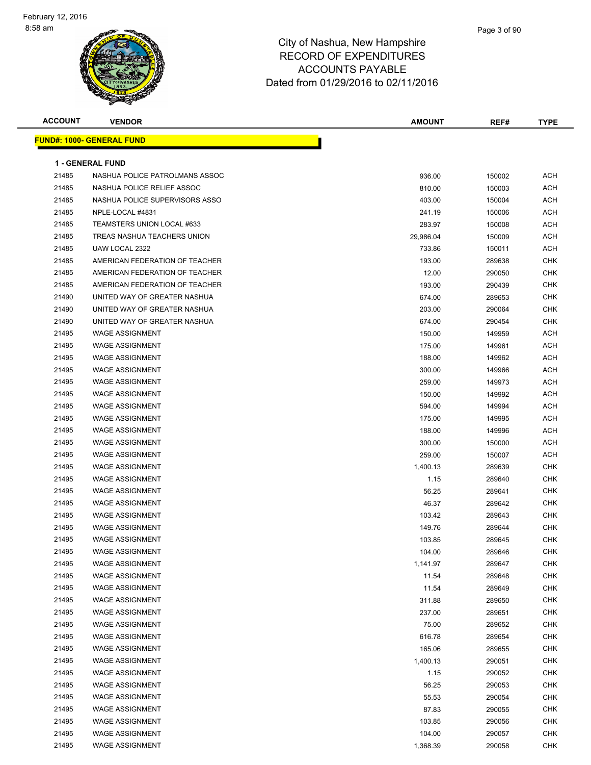# City of Nashua, New Hampshire
## RECORD OF EXPENDITURES
## ACCOUNTS PAYABLE
## Dated from 01/29/2016 to 02/11/2016

| ACCOUNT | VENDOR | AMOUNT | REF# | TYPE |
|---|---|---|---|---|

**FUND#: 1000- GENERAL FUND**

**1 - GENERAL FUND**

| ACCOUNT | VENDOR | AMOUNT | REF# | TYPE |
|---|---|---|---|---|
| 21485 | NASHUA POLICE PATROLMANS ASSOC | 936.00 | 150002 | ACH |
| 21485 | NASHUA POLICE RELIEF ASSOC | 810.00 | 150003 | ACH |
| 21485 | NASHUA POLICE SUPERVISORS ASSO | 403.00 | 150004 | ACH |
| 21485 | NPLE-LOCAL #4831 | 241.19 | 150006 | ACH |
| 21485 | TEAMSTERS UNION LOCAL #633 | 283.97 | 150008 | ACH |
| 21485 | TREAS NASHUA TEACHERS UNION | 29,986.04 | 150009 | ACH |
| 21485 | UAW LOCAL 2322 | 733.86 | 150011 | ACH |
| 21485 | AMERICAN FEDERATION OF TEACHER | 193.00 | 289638 | CHK |
| 21485 | AMERICAN FEDERATION OF TEACHER | 12.00 | 290050 | CHK |
| 21485 | AMERICAN FEDERATION OF TEACHER | 193.00 | 290439 | CHK |
| 21490 | UNITED WAY OF GREATER NASHUA | 674.00 | 289653 | CHK |
| 21490 | UNITED WAY OF GREATER NASHUA | 203.00 | 290064 | CHK |
| 21490 | UNITED WAY OF GREATER NASHUA | 674.00 | 290454 | CHK |
| 21495 | WAGE ASSIGNMENT | 150.00 | 149959 | ACH |
| 21495 | WAGE ASSIGNMENT | 175.00 | 149961 | ACH |
| 21495 | WAGE ASSIGNMENT | 188.00 | 149962 | ACH |
| 21495 | WAGE ASSIGNMENT | 300.00 | 149966 | ACH |
| 21495 | WAGE ASSIGNMENT | 259.00 | 149973 | ACH |
| 21495 | WAGE ASSIGNMENT | 150.00 | 149992 | ACH |
| 21495 | WAGE ASSIGNMENT | 594.00 | 149994 | ACH |
| 21495 | WAGE ASSIGNMENT | 175.00 | 149995 | ACH |
| 21495 | WAGE ASSIGNMENT | 188.00 | 149996 | ACH |
| 21495 | WAGE ASSIGNMENT | 300.00 | 150000 | ACH |
| 21495 | WAGE ASSIGNMENT | 259.00 | 150007 | ACH |
| 21495 | WAGE ASSIGNMENT | 1,400.13 | 289639 | CHK |
| 21495 | WAGE ASSIGNMENT | 1.15 | 289640 | CHK |
| 21495 | WAGE ASSIGNMENT | 56.25 | 289641 | CHK |
| 21495 | WAGE ASSIGNMENT | 46.37 | 289642 | CHK |
| 21495 | WAGE ASSIGNMENT | 103.42 | 289643 | CHK |
| 21495 | WAGE ASSIGNMENT | 149.76 | 289644 | CHK |
| 21495 | WAGE ASSIGNMENT | 103.85 | 289645 | CHK |
| 21495 | WAGE ASSIGNMENT | 104.00 | 289646 | CHK |
| 21495 | WAGE ASSIGNMENT | 1,141.97 | 289647 | CHK |
| 21495 | WAGE ASSIGNMENT | 11.54 | 289648 | CHK |
| 21495 | WAGE ASSIGNMENT | 11.54 | 289649 | CHK |
| 21495 | WAGE ASSIGNMENT | 311.88 | 289650 | CHK |
| 21495 | WAGE ASSIGNMENT | 237.00 | 289651 | CHK |
| 21495 | WAGE ASSIGNMENT | 75.00 | 289652 | CHK |
| 21495 | WAGE ASSIGNMENT | 616.78 | 289654 | CHK |
| 21495 | WAGE ASSIGNMENT | 165.06 | 289655 | CHK |
| 21495 | WAGE ASSIGNMENT | 1,400.13 | 290051 | CHK |
| 21495 | WAGE ASSIGNMENT | 1.15 | 290052 | CHK |
| 21495 | WAGE ASSIGNMENT | 56.25 | 290053 | CHK |
| 21495 | WAGE ASSIGNMENT | 55.53 | 290054 | CHK |
| 21495 | WAGE ASSIGNMENT | 87.83 | 290055 | CHK |
| 21495 | WAGE ASSIGNMENT | 103.85 | 290056 | CHK |
| 21495 | WAGE ASSIGNMENT | 104.00 | 290057 | CHK |
| 21495 | WAGE ASSIGNMENT | 1,368.39 | 290058 | CHK |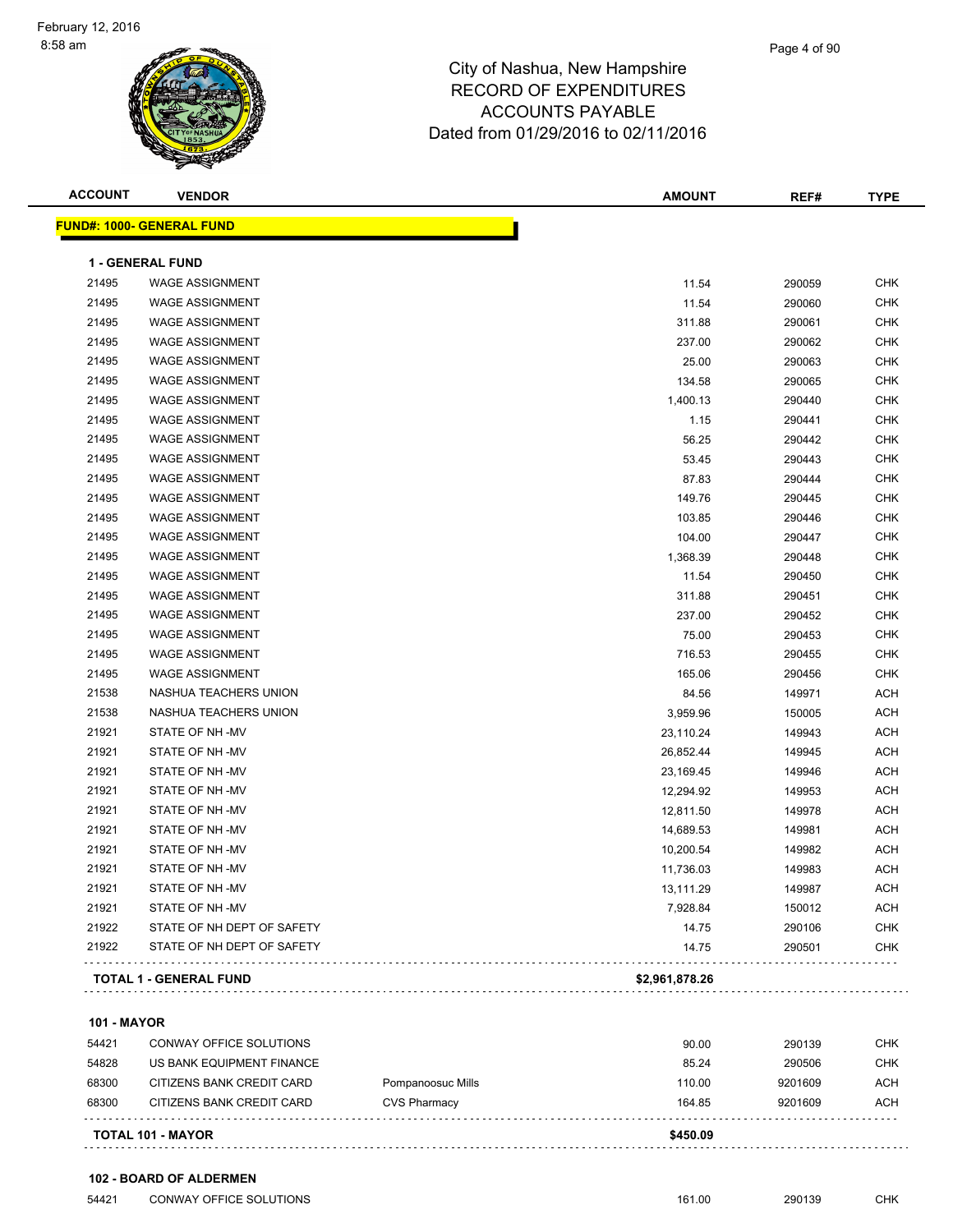City of Nashua, New Hampshire
RECORD OF EXPENDITURES
ACCOUNTS PAYABLE
Dated from 01/29/2016 to 02/11/2016

| ACCOUNT | VENDOR | | AMOUNT | REF# | TYPE |
|---|---|---|---|---|---|
| **FUND#: 1000- GENERAL FUND** | | | | | |
| **1 - GENERAL FUND** | | | | | |
| 21495 | WAGE ASSIGNMENT | | 11.54 | 290059 | CHK |
| 21495 | WAGE ASSIGNMENT | | 11.54 | 290060 | CHK |
| 21495 | WAGE ASSIGNMENT | | 311.88 | 290061 | CHK |
| 21495 | WAGE ASSIGNMENT | | 237.00 | 290062 | CHK |
| 21495 | WAGE ASSIGNMENT | | 25.00 | 290063 | CHK |
| 21495 | WAGE ASSIGNMENT | | 134.58 | 290065 | CHK |
| 21495 | WAGE ASSIGNMENT | | 1,400.13 | 290440 | CHK |
| 21495 | WAGE ASSIGNMENT | | 1.15 | 290441 | CHK |
| 21495 | WAGE ASSIGNMENT | | 56.25 | 290442 | CHK |
| 21495 | WAGE ASSIGNMENT | | 53.45 | 290443 | CHK |
| 21495 | WAGE ASSIGNMENT | | 87.83 | 290444 | CHK |
| 21495 | WAGE ASSIGNMENT | | 149.76 | 290445 | CHK |
| 21495 | WAGE ASSIGNMENT | | 103.85 | 290446 | CHK |
| 21495 | WAGE ASSIGNMENT | | 104.00 | 290447 | CHK |
| 21495 | WAGE ASSIGNMENT | | 1,368.39 | 290448 | CHK |
| 21495 | WAGE ASSIGNMENT | | 11.54 | 290450 | CHK |
| 21495 | WAGE ASSIGNMENT | | 311.88 | 290451 | CHK |
| 21495 | WAGE ASSIGNMENT | | 237.00 | 290452 | CHK |
| 21495 | WAGE ASSIGNMENT | | 75.00 | 290453 | CHK |
| 21495 | WAGE ASSIGNMENT | | 716.53 | 290455 | CHK |
| 21495 | WAGE ASSIGNMENT | | 165.06 | 290456 | CHK |
| 21538 | NASHUA TEACHERS UNION | | 84.56 | 149971 | ACH |
| 21538 | NASHUA TEACHERS UNION | | 3,959.96 | 150005 | ACH |
| 21921 | STATE OF NH -MV | | 23,110.24 | 149943 | ACH |
| 21921 | STATE OF NH -MV | | 26,852.44 | 149945 | ACH |
| 21921 | STATE OF NH -MV | | 23,169.45 | 149946 | ACH |
| 21921 | STATE OF NH -MV | | 12,294.92 | 149953 | ACH |
| 21921 | STATE OF NH -MV | | 12,811.50 | 149978 | ACH |
| 21921 | STATE OF NH -MV | | 14,689.53 | 149981 | ACH |
| 21921 | STATE OF NH -MV | | 10,200.54 | 149982 | ACH |
| 21921 | STATE OF NH -MV | | 11,736.03 | 149983 | ACH |
| 21921 | STATE OF NH -MV | | 13,111.29 | 149987 | ACH |
| 21921 | STATE OF NH -MV | | 7,928.84 | 150012 | ACH |
| 21922 | STATE OF NH DEPT OF SAFETY | | 14.75 | 290106 | CHK |
| 21922 | STATE OF NH DEPT OF SAFETY | | 14.75 | 290501 | CHK |
| **TOTAL 1 - GENERAL FUND** | | | **$2,961,878.26** | | |
| **101 - MAYOR** | | | | | |
| 54421 | CONWAY OFFICE SOLUTIONS | | 90.00 | 290139 | CHK |
| 54828 | US BANK EQUIPMENT FINANCE | | 85.24 | 290506 | CHK |
| 68300 | CITIZENS BANK CREDIT CARD | Pompanoosuc Mills | 110.00 | 9201609 | ACH |
| 68300 | CITIZENS BANK CREDIT CARD | CVS Pharmacy | 164.85 | 9201609 | ACH |
| **TOTAL 101 - MAYOR** | | | **$450.09** | | |
| **102 - BOARD OF ALDERMEN** | | | | | |
| 54421 | CONWAY OFFICE SOLUTIONS | | 161.00 | 290139 | CHK |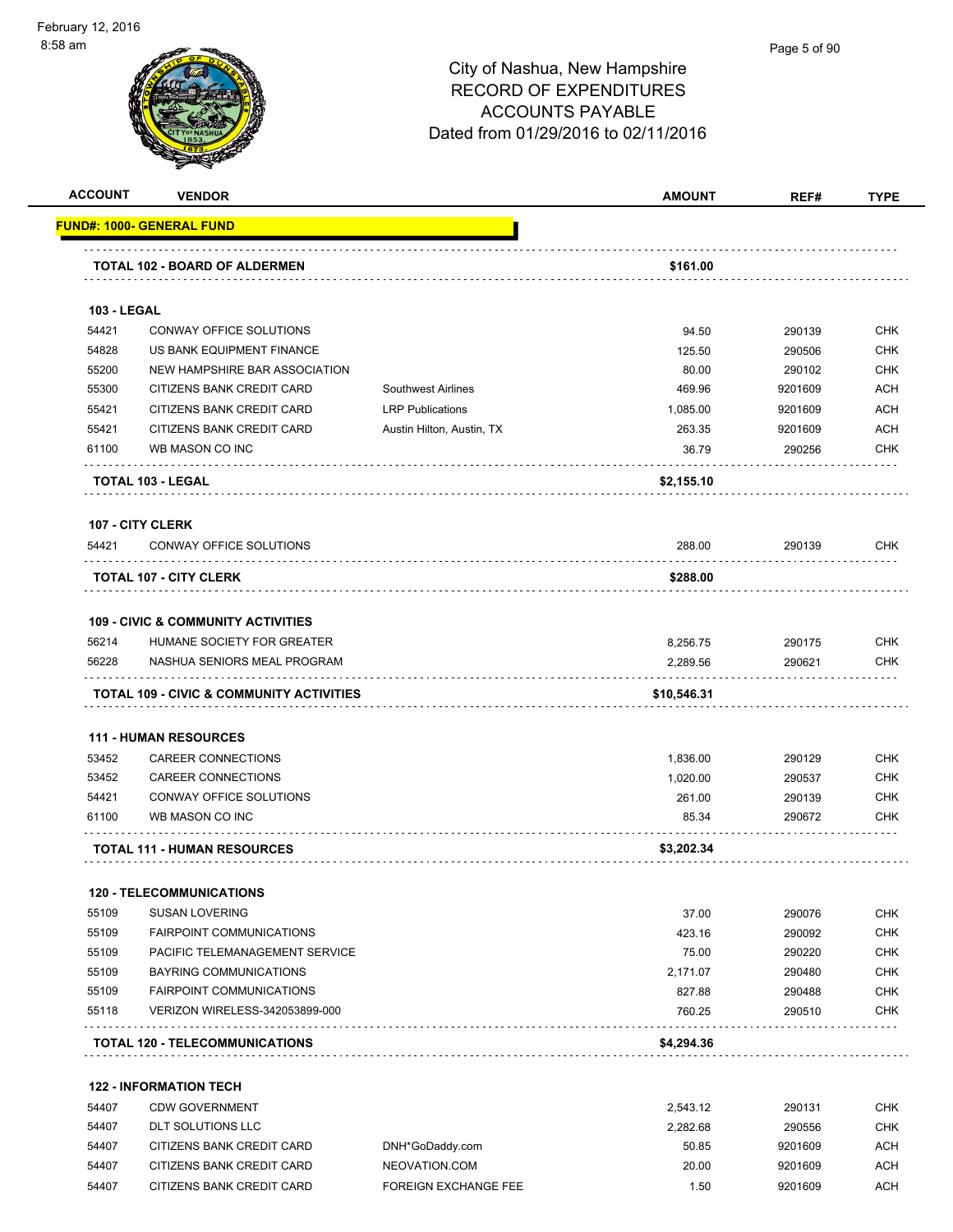City of Nashua, New Hampshire
RECORD OF EXPENDITURES
ACCOUNTS PAYABLE
Dated from 01/29/2016 to 02/11/2016

| ACCOUNT | VENDOR | | AMOUNT | REF# | TYPE |
|---|---|---|---|---|---|
| **FUND#: 1000- GENERAL FUND** | | | | | |
| **TOTAL 102 - BOARD OF ALDERMEN** | | | **$161.00** | | |
| **103 - LEGAL** | | | | | |
| 54421 | CONWAY OFFICE SOLUTIONS | | 94.50 | 290139 | CHK |
| 54828 | US BANK EQUIPMENT FINANCE | | 125.50 | 290506 | CHK |
| 55200 | NEW HAMPSHIRE BAR ASSOCIATION | | 80.00 | 290102 | CHK |
| 55300 | CITIZENS BANK CREDIT CARD | Southwest Airlines | 469.96 | 9201609 | ACH |
| 55421 | CITIZENS BANK CREDIT CARD | LRP Publications | 1,085.00 | 9201609 | ACH |
| 55421 | CITIZENS BANK CREDIT CARD | Austin Hilton, Austin, TX | 263.35 | 9201609 | ACH |
| 61100 | WB MASON CO INC | | 36.79 | 290256 | CHK |
| **TOTAL 103 - LEGAL** | | | **$2,155.10** | | |
| **107 - CITY CLERK** | | | | | |
| 54421 | CONWAY OFFICE SOLUTIONS | | 288.00 | 290139 | CHK |
| **TOTAL 107 - CITY CLERK** | | | **$288.00** | | |
| **109 - CIVIC & COMMUNITY ACTIVITIES** | | | | | |
| 56214 | HUMANE SOCIETY FOR GREATER | | 8,256.75 | 290175 | CHK |
| 56228 | NASHUA SENIORS MEAL PROGRAM | | 2,289.56 | 290621 | CHK |
| **TOTAL 109 - CIVIC & COMMUNITY ACTIVITIES** | | | **$10,546.31** | | |
| **111 - HUMAN RESOURCES** | | | | | |
| 53452 | CAREER CONNECTIONS | | 1,836.00 | 290129 | CHK |
| 53452 | CAREER CONNECTIONS | | 1,020.00 | 290537 | CHK |
| 54421 | CONWAY OFFICE SOLUTIONS | | 261.00 | 290139 | CHK |
| 61100 | WB MASON CO INC | | 85.34 | 290672 | CHK |
| **TOTAL 111 - HUMAN RESOURCES** | | | **$3,202.34** | | |
| **120 - TELECOMMUNICATIONS** | | | | | |
| 55109 | SUSAN LOVERING | | 37.00 | 290076 | CHK |
| 55109 | FAIRPOINT COMMUNICATIONS | | 423.16 | 290092 | CHK |
| 55109 | PACIFIC TELEMANAGEMENT SERVICE | | 75.00 | 290220 | CHK |
| 55109 | BAYRING COMMUNICATIONS | | 2,171.07 | 290480 | CHK |
| 55109 | FAIRPOINT COMMUNICATIONS | | 827.88 | 290488 | CHK |
| 55118 | VERIZON WIRELESS-342053899-000 | | 760.25 | 290510 | CHK |
| **TOTAL 120 - TELECOMMUNICATIONS** | | | **$4,294.36** | | |
| **122 - INFORMATION TECH** | | | | | |
| 54407 | CDW GOVERNMENT | | 2,543.12 | 290131 | CHK |
| 54407 | DLT SOLUTIONS LLC | | 2,282.68 | 290556 | CHK |
| 54407 | CITIZENS BANK CREDIT CARD | DNH*GoDaddy.com | 50.85 | 9201609 | ACH |
| 54407 | CITIZENS BANK CREDIT CARD | NEOVATION.COM | 20.00 | 9201609 | ACH |
| 54407 | CITIZENS BANK CREDIT CARD | FOREIGN EXCHANGE FEE | 1.50 | 9201609 | ACH |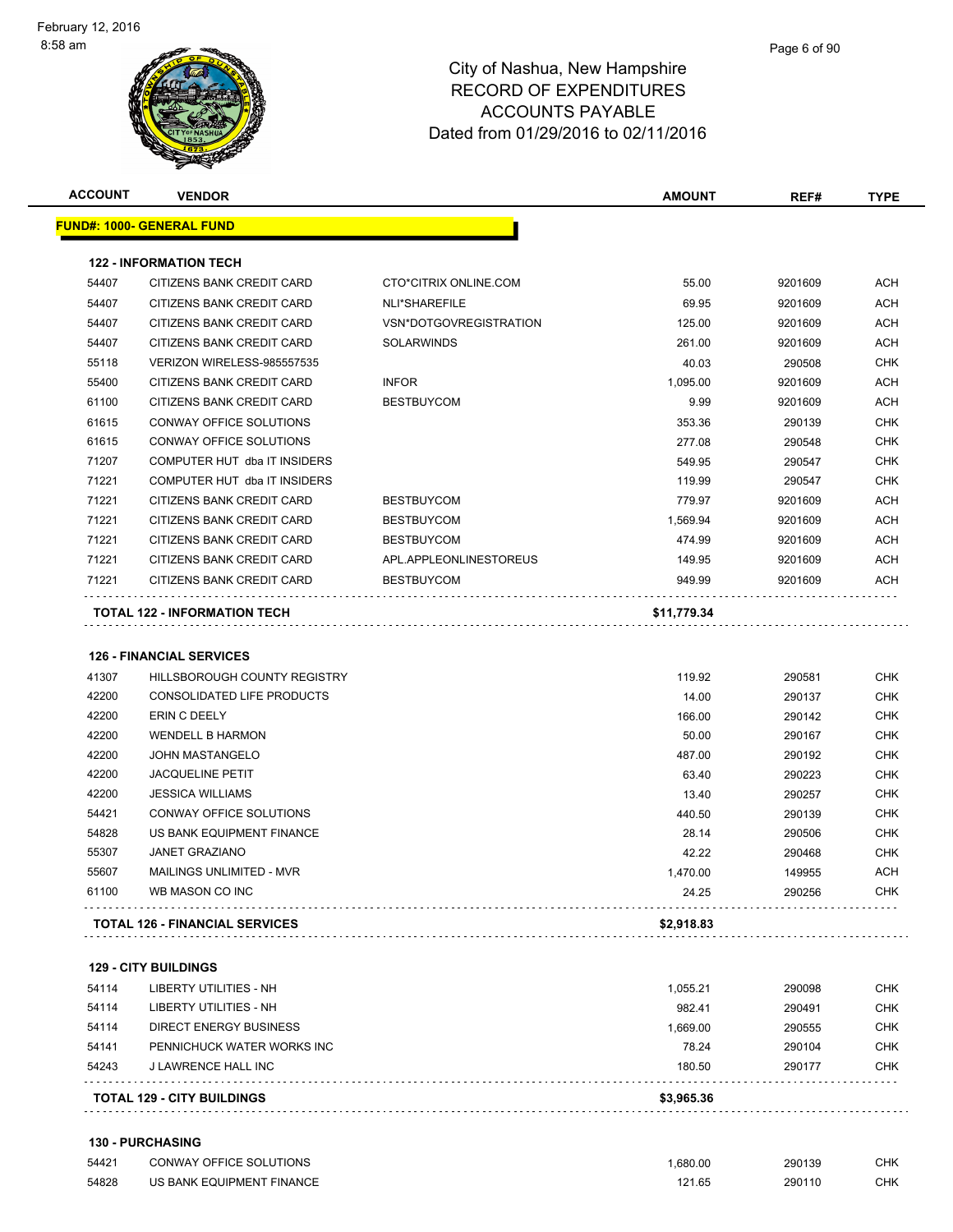# City of Nashua, New Hampshire
## RECORD OF EXPENDITURES
## ACCOUNTS PAYABLE
## Dated from 01/29/2016 to 02/11/2016

February 12, 2016
8:58 am

| ACCOUNT | VENDOR | | AMOUNT | REF# | TYPE |
|---|---|---|---|---|---|
| **FUND#: 1000- GENERAL FUND** | | | | | |
| **122 - INFORMATION TECH** | | | | | |
| 54407 | CITIZENS BANK CREDIT CARD | CTO*CITRIX ONLINE.COM | 55.00 | 9201609 | ACH |
| 54407 | CITIZENS BANK CREDIT CARD | NLI*SHAREFILE | 69.95 | 9201609 | ACH |
| 54407 | CITIZENS BANK CREDIT CARD | VSN*DOTGOVREGISTRATION | 125.00 | 9201609 | ACH |
| 54407 | CITIZENS BANK CREDIT CARD | SOLARWINDS | 261.00 | 9201609 | ACH |
| 55118 | VERIZON WIRELESS-985557535 | | 40.03 | 290508 | CHK |
| 55400 | CITIZENS BANK CREDIT CARD | INFOR | 1,095.00 | 9201609 | ACH |
| 61100 | CITIZENS BANK CREDIT CARD | BESTBUYCOM | 9.99 | 9201609 | ACH |
| 61615 | CONWAY OFFICE SOLUTIONS | | 353.36 | 290139 | CHK |
| 61615 | CONWAY OFFICE SOLUTIONS | | 277.08 | 290548 | CHK |
| 71207 | COMPUTER HUT dba IT INSIDERS | | 549.95 | 290547 | CHK |
| 71221 | COMPUTER HUT dba IT INSIDERS | | 119.99 | 290547 | CHK |
| 71221 | CITIZENS BANK CREDIT CARD | BESTBUYCOM | 779.97 | 9201609 | ACH |
| 71221 | CITIZENS BANK CREDIT CARD | BESTBUYCOM | 1,569.94 | 9201609 | ACH |
| 71221 | CITIZENS BANK CREDIT CARD | BESTBUYCOM | 474.99 | 9201609 | ACH |
| 71221 | CITIZENS BANK CREDIT CARD | APL.APPLEONLINESTOREUS | 149.95 | 9201609 | ACH |
| 71221 | CITIZENS BANK CREDIT CARD | BESTBUYCOM | 949.99 | 9201609 | ACH |
| **TOTAL 122 - INFORMATION TECH** | | | **$11,779.34** | | |
| **126 - FINANCIAL SERVICES** | | | | | |
| 41307 | HILLSBOROUGH COUNTY REGISTRY | | 119.92 | 290581 | CHK |
| 42200 | CONSOLIDATED LIFE PRODUCTS | | 14.00 | 290137 | CHK |
| 42200 | ERIN C DEELY | | 166.00 | 290142 | CHK |
| 42200 | WENDELL B HARMON | | 50.00 | 290167 | CHK |
| 42200 | JOHN MASTANGELO | | 487.00 | 290192 | CHK |
| 42200 | JACQUELINE PETIT | | 63.40 | 290223 | CHK |
| 42200 | JESSICA WILLIAMS | | 13.40 | 290257 | CHK |
| 54421 | CONWAY OFFICE SOLUTIONS | | 440.50 | 290139 | CHK |
| 54828 | US BANK EQUIPMENT FINANCE | | 28.14 | 290506 | CHK |
| 55307 | JANET GRAZIANO | | 42.22 | 290468 | CHK |
| 55607 | MAILINGS UNLIMITED - MVR | | 1,470.00 | 149955 | ACH |
| 61100 | WB MASON CO INC | | 24.25 | 290256 | CHK |
| **TOTAL 126 - FINANCIAL SERVICES** | | | **$2,918.83** | | |
| **129 - CITY BUILDINGS** | | | | | |
| 54114 | LIBERTY UTILITIES - NH | | 1,055.21 | 290098 | CHK |
| 54114 | LIBERTY UTILITIES - NH | | 982.41 | 290491 | CHK |
| 54114 | DIRECT ENERGY BUSINESS | | 1,669.00 | 290555 | CHK |
| 54141 | PENNICHUCK WATER WORKS INC | | 78.24 | 290104 | CHK |
| 54243 | J LAWRENCE HALL INC | | 180.50 | 290177 | CHK |
| **TOTAL 129 - CITY BUILDINGS** | | | **$3,965.36** | | |
| **130 - PURCHASING** | | | | | |
| 54421 | CONWAY OFFICE SOLUTIONS | | 1,680.00 | 290139 | CHK |
| 54828 | US BANK EQUIPMENT FINANCE | | 121.65 | 290110 | CHK |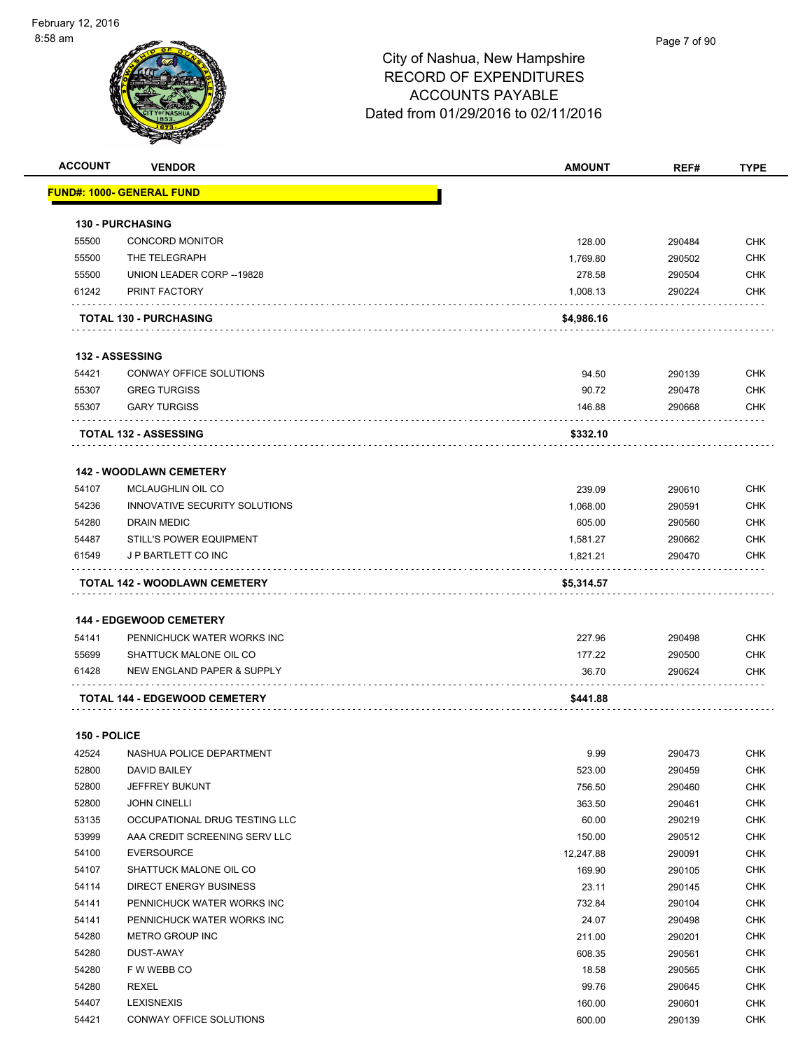# City of Nashua, New Hampshire
## RECORD OF EXPENDITURES
## ACCOUNTS PAYABLE
## Dated from 01/29/2016 to 02/11/2016

| ACCOUNT | VENDOR | AMOUNT | REF# | TYPE |
|---|---|---|---|---|
| **FUND#: 1000- GENERAL FUND** | | | | |
| **130 - PURCHASING** | | | | |
| 55500 | CONCORD MONITOR | 128.00 | 290484 | CHK |
| 55500 | THE TELEGRAPH | 1,769.80 | 290502 | CHK |
| 55500 | UNION LEADER CORP --19828 | 278.58 | 290504 | CHK |
| 61242 | PRINT FACTORY | 1,008.13 | 290224 | CHK |
| | **TOTAL 130 - PURCHASING** | **$4,986.16** | | |
| **132 - ASSESSING** | | | | |
| 54421 | CONWAY OFFICE SOLUTIONS | 94.50 | 290139 | CHK |
| 55307 | GREG TURGISS | 90.72 | 290478 | CHK |
| 55307 | GARY TURGISS | 146.88 | 290668 | CHK |
| | **TOTAL 132 - ASSESSING** | **$332.10** | | |
| **142 - WOODLAWN CEMETERY** | | | | |
| 54107 | MCLAUGHLIN OIL CO | 239.09 | 290610 | CHK |
| 54236 | INNOVATIVE SECURITY SOLUTIONS | 1,068.00 | 290591 | CHK |
| 54280 | DRAIN MEDIC | 605.00 | 290560 | CHK |
| 54487 | STILL'S POWER EQUIPMENT | 1,581.27 | 290662 | CHK |
| 61549 | J P BARTLETT CO INC | 1,821.21 | 290470 | CHK |
| | **TOTAL 142 - WOODLAWN CEMETERY** | **$5,314.57** | | |
| **144 - EDGEWOOD CEMETERY** | | | | |
| 54141 | PENNICHUCK WATER WORKS INC | 227.96 | 290498 | CHK |
| 55699 | SHATTUCK MALONE OIL CO | 177.22 | 290500 | CHK |
| 61428 | NEW ENGLAND PAPER & SUPPLY | 36.70 | 290624 | CHK |
| | **TOTAL 144 - EDGEWOOD CEMETERY** | **$441.88** | | |
| **150 - POLICE** | | | | |
| 42524 | NASHUA POLICE DEPARTMENT | 9.99 | 290473 | CHK |
| 52800 | DAVID BAILEY | 523.00 | 290459 | CHK |
| 52800 | JEFFREY BUKUNT | 756.50 | 290460 | CHK |
| 52800 | JOHN CINELLI | 363.50 | 290461 | CHK |
| 53135 | OCCUPATIONAL DRUG TESTING LLC | 60.00 | 290219 | CHK |
| 53999 | AAA CREDIT SCREENING SERV LLC | 150.00 | 290512 | CHK |
| 54100 | EVERSOURCE | 12,247.88 | 290091 | CHK |
| 54107 | SHATTUCK MALONE OIL CO | 169.90 | 290105 | CHK |
| 54114 | DIRECT ENERGY BUSINESS | 23.11 | 290145 | CHK |
| 54141 | PENNICHUCK WATER WORKS INC | 732.84 | 290104 | CHK |
| 54141 | PENNICHUCK WATER WORKS INC | 24.07 | 290498 | CHK |
| 54280 | METRO GROUP INC | 211.00 | 290201 | CHK |
| 54280 | DUST-AWAY | 608.35 | 290561 | CHK |
| 54280 | F W WEBB CO | 18.58 | 290565 | CHK |
| 54280 | REXEL | 99.76 | 290645 | CHK |
| 54407 | LEXISNEXIS | 160.00 | 290601 | CHK |
| 54421 | CONWAY OFFICE SOLUTIONS | 600.00 | 290139 | CHK |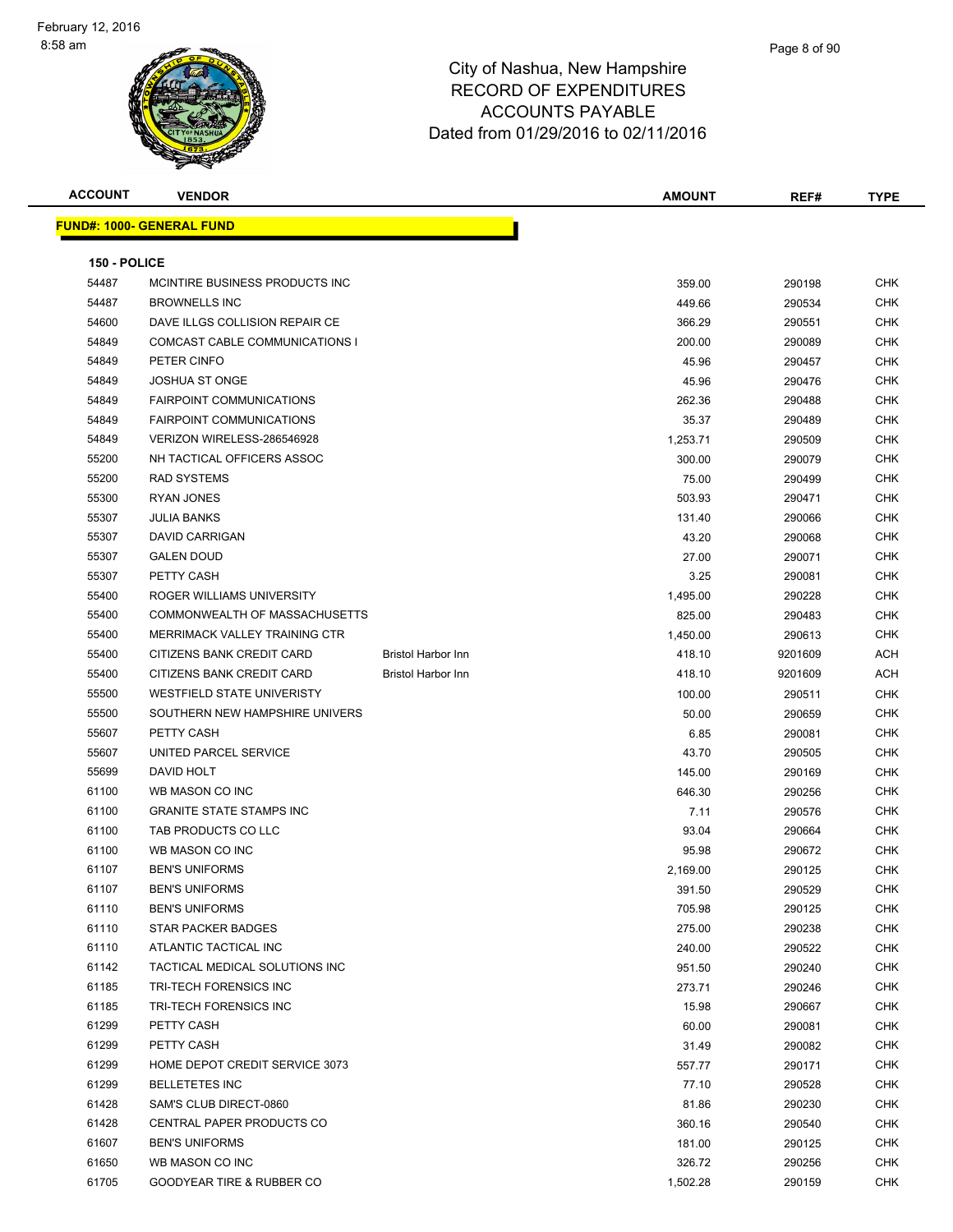# City of Nashua, New Hampshire
# RECORD OF EXPENDITURES
# ACCOUNTS PAYABLE
# Dated from 01/29/2016 to 02/11/2016

February 12, 2016
8:58 am

| ACCOUNT | VENDOR | | AMOUNT | REF# | TYPE |
|---|---|---|---|---|---|
| **FUND#: 1000- GENERAL FUND** | | | | | |
| **150 - POLICE** | | | | | |
| 54487 | MCINTIRE BUSINESS PRODUCTS INC | | 359.00 | 290198 | CHK |
| 54487 | BROWNELLS INC | | 449.66 | 290534 | CHK |
| 54600 | DAVE ILLGS COLLISION REPAIR CE | | 366.29 | 290551 | CHK |
| 54849 | COMCAST CABLE COMMUNICATIONS I | | 200.00 | 290089 | CHK |
| 54849 | PETER CINFO | | 45.96 | 290457 | CHK |
| 54849 | JOSHUA ST ONGE | | 45.96 | 290476 | CHK |
| 54849 | FAIRPOINT COMMUNICATIONS | | 262.36 | 290488 | CHK |
| 54849 | FAIRPOINT COMMUNICATIONS | | 35.37 | 290489 | CHK |
| 54849 | VERIZON WIRELESS-286546928 | | 1,253.71 | 290509 | CHK |
| 55200 | NH TACTICAL OFFICERS ASSOC | | 300.00 | 290079 | CHK |
| 55200 | RAD SYSTEMS | | 75.00 | 290499 | CHK |
| 55300 | RYAN JONES | | 503.93 | 290471 | CHK |
| 55307 | JULIA BANKS | | 131.40 | 290066 | CHK |
| 55307 | DAVID CARRIGAN | | 43.20 | 290068 | CHK |
| 55307 | GALEN DOUD | | 27.00 | 290071 | CHK |
| 55307 | PETTY CASH | | 3.25 | 290081 | CHK |
| 55400 | ROGER WILLIAMS UNIVERSITY | | 1,495.00 | 290228 | CHK |
| 55400 | COMMONWEALTH OF MASSACHUSETTS | | 825.00 | 290483 | CHK |
| 55400 | MERRIMACK VALLEY TRAINING CTR | | 1,450.00 | 290613 | CHK |
| 55400 | CITIZENS BANK CREDIT CARD | Bristol Harbor Inn | 418.10 | 9201609 | ACH |
| 55400 | CITIZENS BANK CREDIT CARD | Bristol Harbor Inn | 418.10 | 9201609 | ACH |
| 55500 | WESTFIELD STATE UNIVERISTY | | 100.00 | 290511 | CHK |
| 55500 | SOUTHERN NEW HAMPSHIRE UNIVERS | | 50.00 | 290659 | CHK |
| 55607 | PETTY CASH | | 6.85 | 290081 | CHK |
| 55607 | UNITED PARCEL SERVICE | | 43.70 | 290505 | CHK |
| 55699 | DAVID HOLT | | 145.00 | 290169 | CHK |
| 61100 | WB MASON CO INC | | 646.30 | 290256 | CHK |
| 61100 | GRANITE STATE STAMPS INC | | 7.11 | 290576 | CHK |
| 61100 | TAB PRODUCTS CO LLC | | 93.04 | 290664 | CHK |
| 61100 | WB MASON CO INC | | 95.98 | 290672 | CHK |
| 61107 | BEN'S UNIFORMS | | 2,169.00 | 290125 | CHK |
| 61107 | BEN'S UNIFORMS | | 391.50 | 290529 | CHK |
| 61110 | BEN'S UNIFORMS | | 705.98 | 290125 | CHK |
| 61110 | STAR PACKER BADGES | | 275.00 | 290238 | CHK |
| 61110 | ATLANTIC TACTICAL INC | | 240.00 | 290522 | CHK |
| 61142 | TACTICAL MEDICAL SOLUTIONS INC | | 951.50 | 290240 | CHK |
| 61185 | TRI-TECH FORENSICS INC | | 273.71 | 290246 | CHK |
| 61185 | TRI-TECH FORENSICS INC | | 15.98 | 290667 | CHK |
| 61299 | PETTY CASH | | 60.00 | 290081 | CHK |
| 61299 | PETTY CASH | | 31.49 | 290082 | CHK |
| 61299 | HOME DEPOT CREDIT SERVICE 3073 | | 557.77 | 290171 | CHK |
| 61299 | BELLETETES INC | | 77.10 | 290528 | CHK |
| 61428 | SAM'S CLUB DIRECT-0860 | | 81.86 | 290230 | CHK |
| 61428 | CENTRAL PAPER PRODUCTS CO | | 360.16 | 290540 | CHK |
| 61607 | BEN'S UNIFORMS | | 181.00 | 290125 | CHK |
| 61650 | WB MASON CO INC | | 326.72 | 290256 | CHK |
| 61705 | GOODYEAR TIRE & RUBBER CO | | 1,502.28 | 290159 | CHK |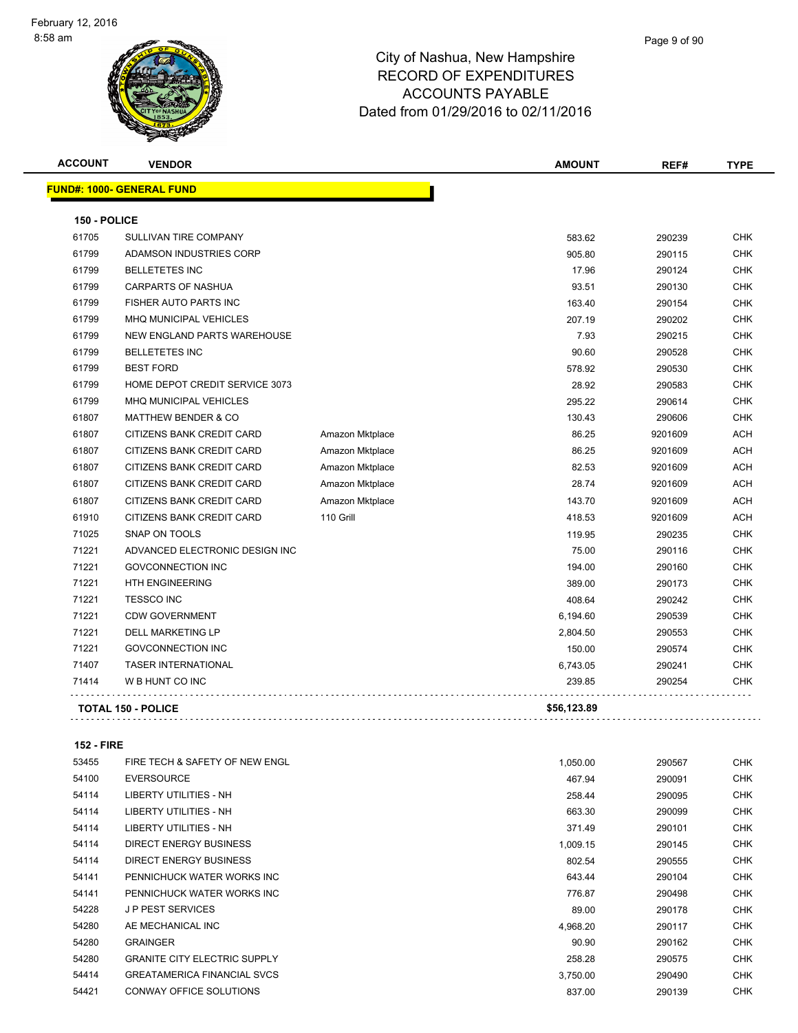February 12, 2016
8:58 am

# City of Nashua, New Hampshire
## RECORD OF EXPENDITURES
## ACCOUNTS PAYABLE
## Dated from 01/29/2016 to 02/11/2016

**FUND#: 1000- GENERAL FUND**

**150 - POLICE**

| ACCOUNT | VENDOR | | AMOUNT | REF# | TYPE |
|---|---|---|---|---|---|
| 61705 | SULLIVAN TIRE COMPANY | | 583.62 | 290239 | CHK |
| 61799 | ADAMSON INDUSTRIES CORP | | 905.80 | 290115 | CHK |
| 61799 | BELLETETES INC | | 17.96 | 290124 | CHK |
| 61799 | CARPARTS OF NASHUA | | 93.51 | 290130 | CHK |
| 61799 | FISHER AUTO PARTS INC | | 163.40 | 290154 | CHK |
| 61799 | MHQ MUNICIPAL VEHICLES | | 207.19 | 290202 | CHK |
| 61799 | NEW ENGLAND PARTS WAREHOUSE | | 7.93 | 290215 | CHK |
| 61799 | BELLETETES INC | | 90.60 | 290528 | CHK |
| 61799 | BEST FORD | | 578.92 | 290530 | CHK |
| 61799 | HOME DEPOT CREDIT SERVICE 3073 | | 28.92 | 290583 | CHK |
| 61799 | MHQ MUNICIPAL VEHICLES | | 295.22 | 290614 | CHK |
| 61807 | MATTHEW BENDER & CO | | 130.43 | 290606 | CHK |
| 61807 | CITIZENS BANK CREDIT CARD | Amazon Mktplace | 86.25 | 9201609 | ACH |
| 61807 | CITIZENS BANK CREDIT CARD | Amazon Mktplace | 86.25 | 9201609 | ACH |
| 61807 | CITIZENS BANK CREDIT CARD | Amazon Mktplace | 82.53 | 9201609 | ACH |
| 61807 | CITIZENS BANK CREDIT CARD | Amazon Mktplace | 28.74 | 9201609 | ACH |
| 61807 | CITIZENS BANK CREDIT CARD | Amazon Mktplace | 143.70 | 9201609 | ACH |
| 61910 | CITIZENS BANK CREDIT CARD | 110 Grill | 418.53 | 9201609 | ACH |
| 71025 | SNAP ON TOOLS | | 119.95 | 290235 | CHK |
| 71221 | ADVANCED ELECTRONIC DESIGN INC | | 75.00 | 290116 | CHK |
| 71221 | GOVCONNECTION INC | | 194.00 | 290160 | CHK |
| 71221 | HTH ENGINEERING | | 389.00 | 290173 | CHK |
| 71221 | TESSCO INC | | 408.64 | 290242 | CHK |
| 71221 | CDW GOVERNMENT | | 6,194.60 | 290539 | CHK |
| 71221 | DELL MARKETING LP | | 2,804.50 | 290553 | CHK |
| 71221 | GOVCONNECTION INC | | 150.00 | 290574 | CHK |
| 71407 | TASER INTERNATIONAL | | 6,743.05 | 290241 | CHK |
| 71414 | W B HUNT CO INC | | 239.85 | 290254 | CHK |
| **TOTAL 150 - POLICE** | | | **$56,123.89** | | |

**152 - FIRE**

| ACCOUNT | VENDOR | | AMOUNT | REF# | TYPE |
|---|---|---|---|---|---|
| 53455 | FIRE TECH & SAFETY OF NEW ENGL | | 1,050.00 | 290567 | CHK |
| 54100 | EVERSOURCE | | 467.94 | 290091 | CHK |
| 54114 | LIBERTY UTILITIES - NH | | 258.44 | 290095 | CHK |
| 54114 | LIBERTY UTILITIES - NH | | 663.30 | 290099 | CHK |
| 54114 | LIBERTY UTILITIES - NH | | 371.49 | 290101 | CHK |
| 54114 | DIRECT ENERGY BUSINESS | | 1,009.15 | 290145 | CHK |
| 54114 | DIRECT ENERGY BUSINESS | | 802.54 | 290555 | CHK |
| 54141 | PENNICHUCK WATER WORKS INC | | 643.44 | 290104 | CHK |
| 54141 | PENNICHUCK WATER WORKS INC | | 776.87 | 290498 | CHK |
| 54228 | J P PEST SERVICES | | 89.00 | 290178 | CHK |
| 54280 | AE MECHANICAL INC | | 4,968.20 | 290117 | CHK |
| 54280 | GRAINGER | | 90.90 | 290162 | CHK |
| 54280 | GRANITE CITY ELECTRIC SUPPLY | | 258.28 | 290575 | CHK |
| 54414 | GREATAMERICA FINANCIAL SVCS | | 3,750.00 | 290490 | CHK |
| 54421 | CONWAY OFFICE SOLUTIONS | | 837.00 | 290139 | CHK |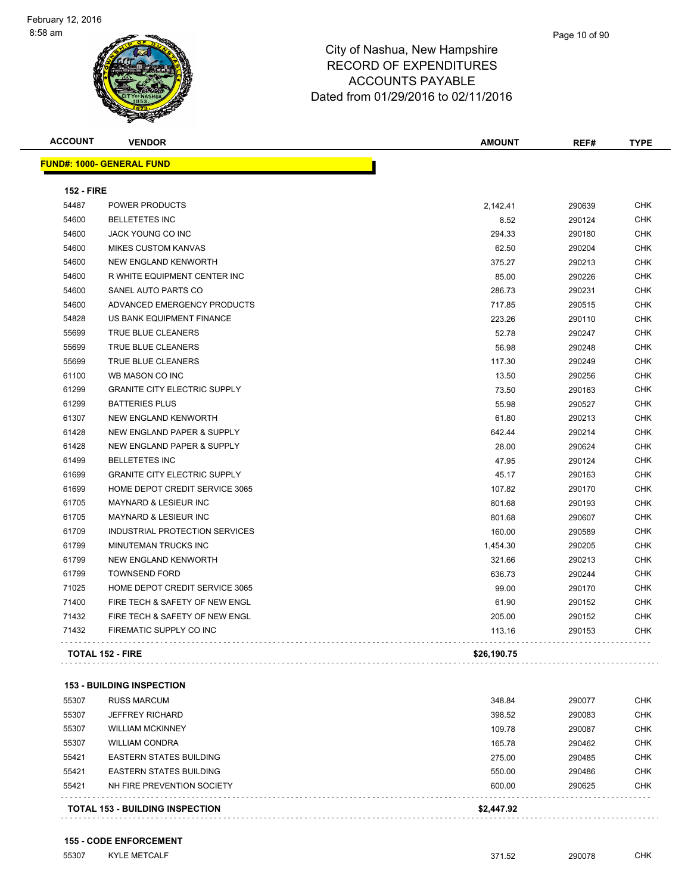# City of Nashua, New Hampshire
## RECORD OF EXPENDITURES
## ACCOUNTS PAYABLE
## Dated from 01/29/2016 to 02/11/2016

| ACCOUNT | VENDOR | AMOUNT | REF# | TYPE |
|---|---|---|---|---|
| **FUND#: 1000- GENERAL FUND** | | | | |
| **152 - FIRE** | | | | |
| 54487 | POWER PRODUCTS | 2,142.41 | 290639 | CHK |
| 54600 | BELLETETES INC | 8.52 | 290124 | CHK |
| 54600 | JACK YOUNG CO INC | 294.33 | 290180 | CHK |
| 54600 | MIKES CUSTOM KANVAS | 62.50 | 290204 | CHK |
| 54600 | NEW ENGLAND KENWORTH | 375.27 | 290213 | CHK |
| 54600 | R WHITE EQUIPMENT CENTER INC | 85.00 | 290226 | CHK |
| 54600 | SANEL AUTO PARTS CO | 286.73 | 290231 | CHK |
| 54600 | ADVANCED EMERGENCY PRODUCTS | 717.85 | 290515 | CHK |
| 54828 | US BANK EQUIPMENT FINANCE | 223.26 | 290110 | CHK |
| 55699 | TRUE BLUE CLEANERS | 52.78 | 290247 | CHK |
| 55699 | TRUE BLUE CLEANERS | 56.98 | 290248 | CHK |
| 55699 | TRUE BLUE CLEANERS | 117.30 | 290249 | CHK |
| 61100 | WB MASON CO INC | 13.50 | 290256 | CHK |
| 61299 | GRANITE CITY ELECTRIC SUPPLY | 73.50 | 290163 | CHK |
| 61299 | BATTERIES PLUS | 55.98 | 290527 | CHK |
| 61307 | NEW ENGLAND KENWORTH | 61.80 | 290213 | CHK |
| 61428 | NEW ENGLAND PAPER & SUPPLY | 642.44 | 290214 | CHK |
| 61428 | NEW ENGLAND PAPER & SUPPLY | 28.00 | 290624 | CHK |
| 61499 | BELLETETES INC | 47.95 | 290124 | CHK |
| 61699 | GRANITE CITY ELECTRIC SUPPLY | 45.17 | 290163 | CHK |
| 61699 | HOME DEPOT CREDIT SERVICE 3065 | 107.82 | 290170 | CHK |
| 61705 | MAYNARD & LESIEUR INC | 801.68 | 290193 | CHK |
| 61705 | MAYNARD & LESIEUR INC | 801.68 | 290607 | CHK |
| 61709 | INDUSTRIAL PROTECTION SERVICES | 160.00 | 290589 | CHK |
| 61799 | MINUTEMAN TRUCKS INC | 1,454.30 | 290205 | CHK |
| 61799 | NEW ENGLAND KENWORTH | 321.66 | 290213 | CHK |
| 61799 | TOWNSEND FORD | 636.73 | 290244 | CHK |
| 71025 | HOME DEPOT CREDIT SERVICE 3065 | 99.00 | 290170 | CHK |
| 71400 | FIRE TECH & SAFETY OF NEW ENGL | 61.90 | 290152 | CHK |
| 71432 | FIRE TECH & SAFETY OF NEW ENGL | 205.00 | 290152 | CHK |
| 71432 | FIREMATIC SUPPLY CO INC | 113.16 | 290153 | CHK |
| **TOTAL 152 - FIRE** | | **$26,190.75** | | |
| **153 - BUILDING INSPECTION** | | | | |
| 55307 | RUSS MARCUM | 348.84 | 290077 | CHK |
| 55307 | JEFFREY RICHARD | 398.52 | 290083 | CHK |
| 55307 | WILLIAM MCKINNEY | 109.78 | 290087 | CHK |
| 55307 | WILLIAM CONDRA | 165.78 | 290462 | CHK |
| 55421 | EASTERN STATES BUILDING | 275.00 | 290485 | CHK |
| 55421 | EASTERN STATES BUILDING | 550.00 | 290486 | CHK |
| 55421 | NH FIRE PREVENTION SOCIETY | 600.00 | 290625 | CHK |
| **TOTAL 153 - BUILDING INSPECTION** | | **$2,447.92** | | |
| **155 - CODE ENFORCEMENT** | | | | |
| 55307 | KYLE METCALF | 371.52 | 290078 | CHK |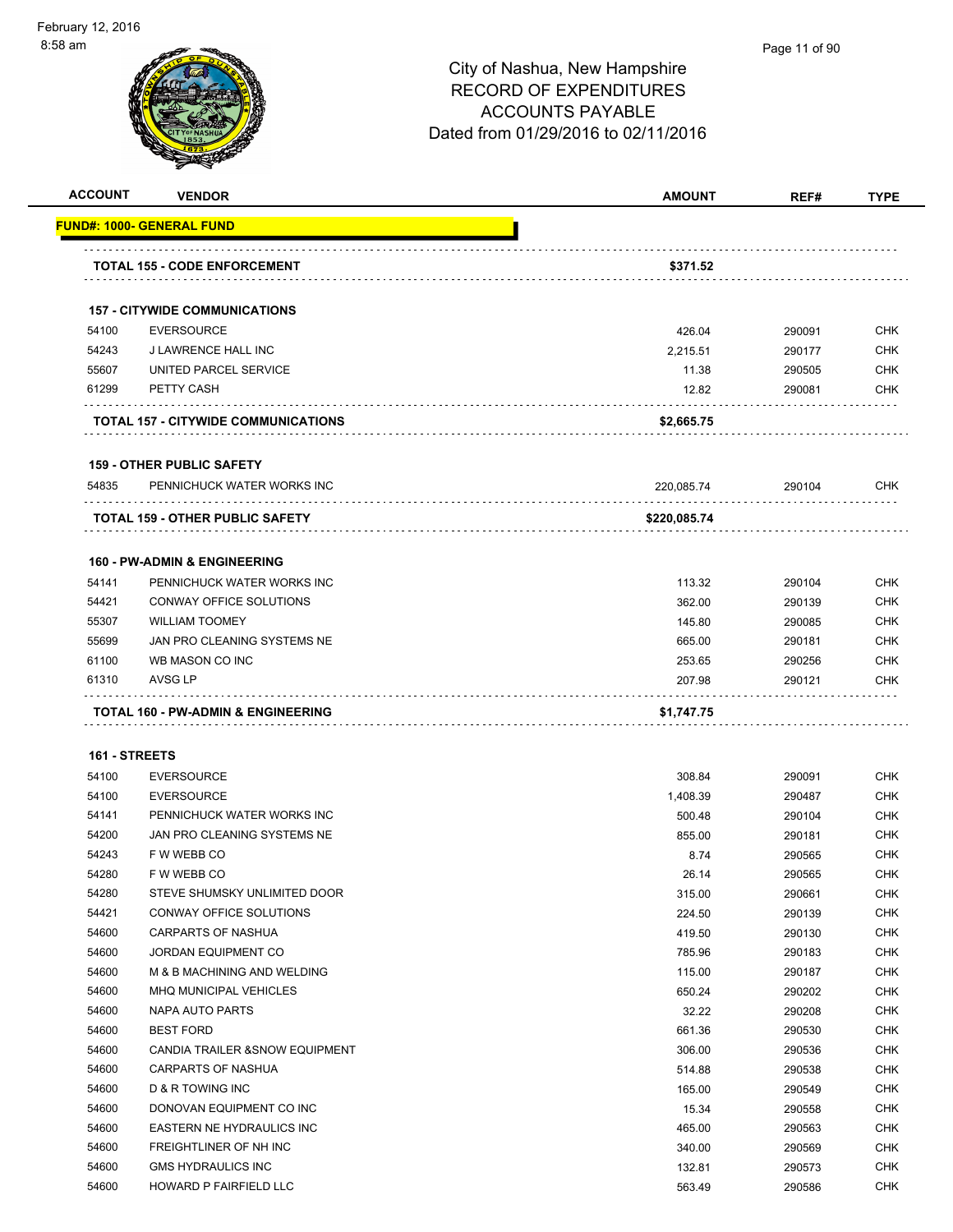City of Nashua, New Hampshire
RECORD OF EXPENDITURES
ACCOUNTS PAYABLE
Dated from 01/29/2016 to 02/11/2016

| ACCOUNT | VENDOR | AMOUNT | REF# | TYPE |
|---|---|---|---|---|
| **FUND#: 1000- GENERAL FUND** | | | | |
| | **TOTAL 155 - CODE ENFORCEMENT** | **$371.52** | | |
| **157 - CITYWIDE COMMUNICATIONS** | | | | |
| 54100 | EVERSOURCE | 426.04 | 290091 | CHK |
| 54243 | J LAWRENCE HALL INC | 2,215.51 | 290177 | CHK |
| 55607 | UNITED PARCEL SERVICE | 11.38 | 290505 | CHK |
| 61299 | PETTY CASH | 12.82 | 290081 | CHK |
| | **TOTAL 157 - CITYWIDE COMMUNICATIONS** | **$2,665.75** | | |
| **159 - OTHER PUBLIC SAFETY** | | | | |
| 54835 | PENNICHUCK WATER WORKS INC | 220,085.74 | 290104 | CHK |
| | **TOTAL 159 - OTHER PUBLIC SAFETY** | **$220,085.74** | | |
| **160 - PW-ADMIN & ENGINEERING** | | | | |
| 54141 | PENNICHUCK WATER WORKS INC | 113.32 | 290104 | CHK |
| 54421 | CONWAY OFFICE SOLUTIONS | 362.00 | 290139 | CHK |
| 55307 | WILLIAM TOOMEY | 145.80 | 290085 | CHK |
| 55699 | JAN PRO CLEANING SYSTEMS NE | 665.00 | 290181 | CHK |
| 61100 | WB MASON CO INC | 253.65 | 290256 | CHK |
| 61310 | AVSG LP | 207.98 | 290121 | CHK |
| | **TOTAL 160 - PW-ADMIN & ENGINEERING** | **$1,747.75** | | |
| **161 - STREETS** | | | | |
| 54100 | EVERSOURCE | 308.84 | 290091 | CHK |
| 54100 | EVERSOURCE | 1,408.39 | 290487 | CHK |
| 54141 | PENNICHUCK WATER WORKS INC | 500.48 | 290104 | CHK |
| 54200 | JAN PRO CLEANING SYSTEMS NE | 855.00 | 290181 | CHK |
| 54243 | F W WEBB CO | 8.74 | 290565 | CHK |
| 54280 | F W WEBB CO | 26.14 | 290565 | CHK |
| 54280 | STEVE SHUMSKY UNLIMITED DOOR | 315.00 | 290661 | CHK |
| 54421 | CONWAY OFFICE SOLUTIONS | 224.50 | 290139 | CHK |
| 54600 | CARPARTS OF NASHUA | 419.50 | 290130 | CHK |
| 54600 | JORDAN EQUIPMENT CO | 785.96 | 290183 | CHK |
| 54600 | M & B MACHINING AND WELDING | 115.00 | 290187 | CHK |
| 54600 | MHQ MUNICIPAL VEHICLES | 650.24 | 290202 | CHK |
| 54600 | NAPA AUTO PARTS | 32.22 | 290208 | CHK |
| 54600 | BEST FORD | 661.36 | 290530 | CHK |
| 54600 | CANDIA TRAILER &SNOW EQUIPMENT | 306.00 | 290536 | CHK |
| 54600 | CARPARTS OF NASHUA | 514.88 | 290538 | CHK |
| 54600 | D & R TOWING INC | 165.00 | 290549 | CHK |
| 54600 | DONOVAN EQUIPMENT CO INC | 15.34 | 290558 | CHK |
| 54600 | EASTERN NE HYDRAULICS INC | 465.00 | 290563 | CHK |
| 54600 | FREIGHTLINER OF NH INC | 340.00 | 290569 | CHK |
| 54600 | GMS HYDRAULICS INC | 132.81 | 290573 | CHK |
| 54600 | HOWARD P FAIRFIELD LLC | 563.49 | 290586 | CHK |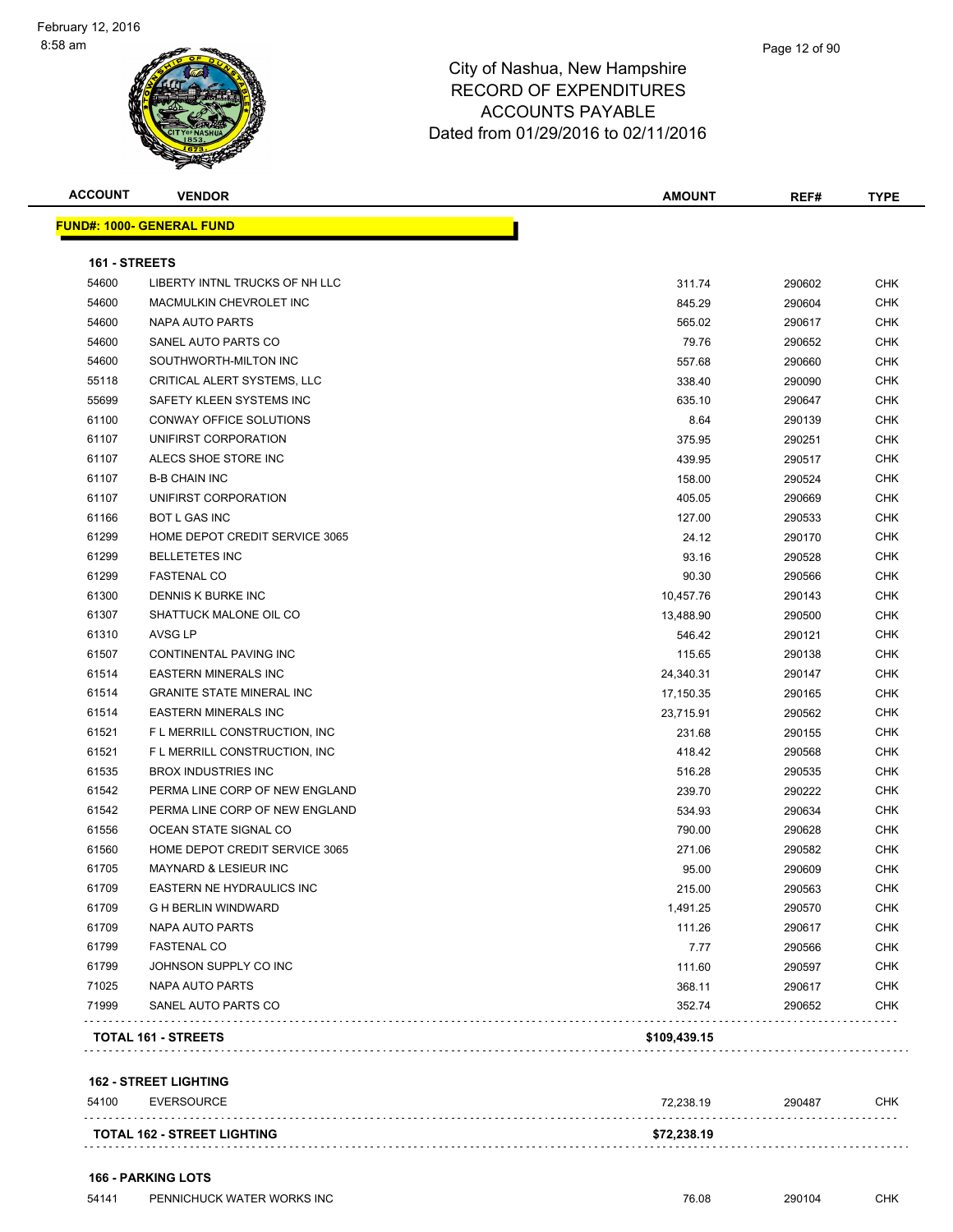# City of Nashua, New Hampshire
# RECORD OF EXPENDITURES
# ACCOUNTS PAYABLE
# Dated from 01/29/2016 to 02/11/2016

| ACCOUNT | VENDOR | AMOUNT | REF# | TYPE |
|---|---|---|---|---|
| **FUND#: 1000- GENERAL FUND** | | | | |
| **161 - STREETS** | | | | |
| 54600 | LIBERTY INTNL TRUCKS OF NH LLC | 311.74 | 290602 | CHK |
| 54600 | MACMULKIN CHEVROLET INC | 845.29 | 290604 | CHK |
| 54600 | NAPA AUTO PARTS | 565.02 | 290617 | CHK |
| 54600 | SANEL AUTO PARTS CO | 79.76 | 290652 | CHK |
| 54600 | SOUTHWORTH-MILTON INC | 557.68 | 290660 | CHK |
| 55118 | CRITICAL ALERT SYSTEMS, LLC | 338.40 | 290090 | CHK |
| 55699 | SAFETY KLEEN SYSTEMS INC | 635.10 | 290647 | CHK |
| 61100 | CONWAY OFFICE SOLUTIONS | 8.64 | 290139 | CHK |
| 61107 | UNIFIRST CORPORATION | 375.95 | 290251 | CHK |
| 61107 | ALECS SHOE STORE INC | 439.95 | 290517 | CHK |
| 61107 | B-B CHAIN INC | 158.00 | 290524 | CHK |
| 61107 | UNIFIRST CORPORATION | 405.05 | 290669 | CHK |
| 61166 | BOT L GAS INC | 127.00 | 290533 | CHK |
| 61299 | HOME DEPOT CREDIT SERVICE 3065 | 24.12 | 290170 | CHK |
| 61299 | BELLETETES INC | 93.16 | 290528 | CHK |
| 61299 | FASTENAL CO | 90.30 | 290566 | CHK |
| 61300 | DENNIS K BURKE INC | 10,457.76 | 290143 | CHK |
| 61307 | SHATTUCK MALONE OIL CO | 13,488.90 | 290500 | CHK |
| 61310 | AVSG LP | 546.42 | 290121 | CHK |
| 61507 | CONTINENTAL PAVING INC | 115.65 | 290138 | CHK |
| 61514 | EASTERN MINERALS INC | 24,340.31 | 290147 | CHK |
| 61514 | GRANITE STATE MINERAL INC | 17,150.35 | 290165 | CHK |
| 61514 | EASTERN MINERALS INC | 23,715.91 | 290562 | CHK |
| 61521 | F L MERRILL CONSTRUCTION, INC | 231.68 | 290155 | CHK |
| 61521 | F L MERRILL CONSTRUCTION, INC | 418.42 | 290568 | CHK |
| 61535 | BROX INDUSTRIES INC | 516.28 | 290535 | CHK |
| 61542 | PERMA LINE CORP OF NEW ENGLAND | 239.70 | 290222 | CHK |
| 61542 | PERMA LINE CORP OF NEW ENGLAND | 534.93 | 290634 | CHK |
| 61556 | OCEAN STATE SIGNAL CO | 790.00 | 290628 | CHK |
| 61560 | HOME DEPOT CREDIT SERVICE 3065 | 271.06 | 290582 | CHK |
| 61705 | MAYNARD & LESIEUR INC | 95.00 | 290609 | CHK |
| 61709 | EASTERN NE HYDRAULICS INC | 215.00 | 290563 | CHK |
| 61709 | G H BERLIN WINDWARD | 1,491.25 | 290570 | CHK |
| 61709 | NAPA AUTO PARTS | 111.26 | 290617 | CHK |
| 61799 | FASTENAL CO | 7.77 | 290566 | CHK |
| 61799 | JOHNSON SUPPLY CO INC | 111.60 | 290597 | CHK |
| 71025 | NAPA AUTO PARTS | 368.11 | 290617 | CHK |
| 71999 | SANEL AUTO PARTS CO | 352.74 | 290652 | CHK |
| **TOTAL 161 - STREETS** | | **$109,439.15** | | |
| **162 - STREET LIGHTING** | | | | |
| 54100 | EVERSOURCE | 72,238.19 | 290487 | CHK |
| **TOTAL 162 - STREET LIGHTING** | | **$72,238.19** | | |
| **166 - PARKING LOTS** | | | | |
| 54141 | PENNICHUCK WATER WORKS INC | 76.08 | 290104 | CHK |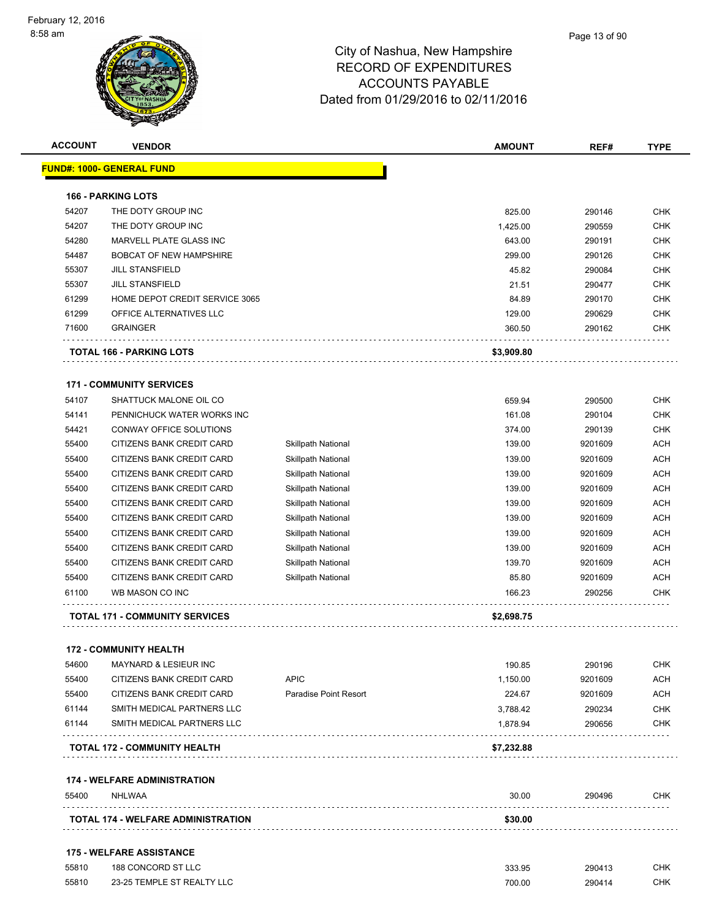City of Nashua, New Hampshire
RECORD OF EXPENDITURES
ACCOUNTS PAYABLE
Dated from 01/29/2016 to 02/11/2016

| ACCOUNT | VENDOR | | AMOUNT | REF# | TYPE |
|---|---|---|---|---|---|
| **FUND#: 1000- GENERAL FUND** | | | | | |
| **166 - PARKING LOTS** | | | | | |
| 54207 | THE DOTY GROUP INC | | 825.00 | 290146 | CHK |
| 54207 | THE DOTY GROUP INC | | 1,425.00 | 290559 | CHK |
| 54280 | MARVELL PLATE GLASS INC | | 643.00 | 290191 | CHK |
| 54487 | BOBCAT OF NEW HAMPSHIRE | | 299.00 | 290126 | CHK |
| 55307 | JILL STANSFIELD | | 45.82 | 290084 | CHK |
| 55307 | JILL STANSFIELD | | 21.51 | 290477 | CHK |
| 61299 | HOME DEPOT CREDIT SERVICE 3065 | | 84.89 | 290170 | CHK |
| 61299 | OFFICE ALTERNATIVES LLC | | 129.00 | 290629 | CHK |
| 71600 | GRAINGER | | 360.50 | 290162 | CHK |
| **TOTAL 166 - PARKING LOTS** | | | **$3,909.80** | | |
| **171 - COMMUNITY SERVICES** | | | | | |
| 54107 | SHATTUCK MALONE OIL CO | | 659.94 | 290500 | CHK |
| 54141 | PENNICHUCK WATER WORKS INC | | 161.08 | 290104 | CHK |
| 54421 | CONWAY OFFICE SOLUTIONS | | 374.00 | 290139 | CHK |
| 55400 | CITIZENS BANK CREDIT CARD | Skillpath National | 139.00 | 9201609 | ACH |
| 55400 | CITIZENS BANK CREDIT CARD | Skillpath National | 139.00 | 9201609 | ACH |
| 55400 | CITIZENS BANK CREDIT CARD | Skillpath National | 139.00 | 9201609 | ACH |
| 55400 | CITIZENS BANK CREDIT CARD | Skillpath National | 139.00 | 9201609 | ACH |
| 55400 | CITIZENS BANK CREDIT CARD | Skillpath National | 139.00 | 9201609 | ACH |
| 55400 | CITIZENS BANK CREDIT CARD | Skillpath National | 139.00 | 9201609 | ACH |
| 55400 | CITIZENS BANK CREDIT CARD | Skillpath National | 139.00 | 9201609 | ACH |
| 55400 | CITIZENS BANK CREDIT CARD | Skillpath National | 139.00 | 9201609 | ACH |
| 55400 | CITIZENS BANK CREDIT CARD | Skillpath National | 139.70 | 9201609 | ACH |
| 55400 | CITIZENS BANK CREDIT CARD | Skillpath National | 85.80 | 9201609 | ACH |
| 61100 | WB MASON CO INC | | 166.23 | 290256 | CHK |
| **TOTAL 171 - COMMUNITY SERVICES** | | | **$2,698.75** | | |
| **172 - COMMUNITY HEALTH** | | | | | |
| 54600 | MAYNARD & LESIEUR INC | | 190.85 | 290196 | CHK |
| 55400 | CITIZENS BANK CREDIT CARD | APIC | 1,150.00 | 9201609 | ACH |
| 55400 | CITIZENS BANK CREDIT CARD | Paradise Point Resort | 224.67 | 9201609 | ACH |
| 61144 | SMITH MEDICAL PARTNERS LLC | | 3,788.42 | 290234 | CHK |
| 61144 | SMITH MEDICAL PARTNERS LLC | | 1,878.94 | 290656 | CHK |
| **TOTAL 172 - COMMUNITY HEALTH** | | | **$7,232.88** | | |
| **174 - WELFARE ADMINISTRATION** | | | | | |
| 55400 | NHLWAA | | 30.00 | 290496 | CHK |
| **TOTAL 174 - WELFARE ADMINISTRATION** | | | **$30.00** | | |
| **175 - WELFARE ASSISTANCE** | | | | | |
| 55810 | 188 CONCORD ST LLC | | 333.95 | 290413 | CHK |
| 55810 | 23-25 TEMPLE ST REALTY LLC | | 700.00 | 290414 | CHK |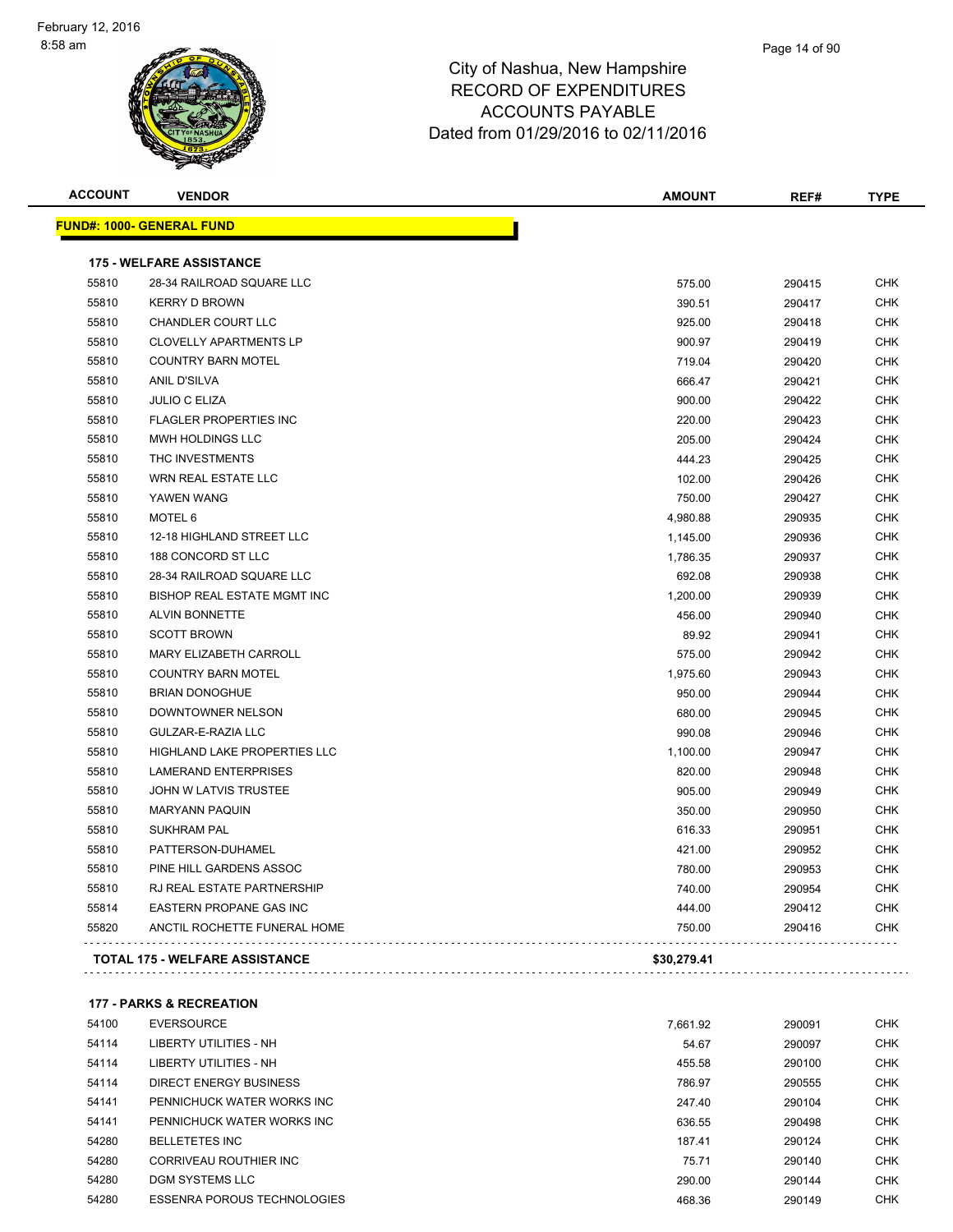City of Nashua, New Hampshire
RECORD OF EXPENDITURES
ACCOUNTS PAYABLE
Dated from 01/29/2016 to 02/11/2016

| ACCOUNT | VENDOR | AMOUNT | REF# | TYPE |
|---|---|---|---|---|
| **FUND#: 1000- GENERAL FUND** | | | | |
| **175 - WELFARE ASSISTANCE** | | | | |
| 55810 | 28-34 RAILROAD SQUARE LLC | 575.00 | 290415 | CHK |
| 55810 | KERRY D BROWN | 390.51 | 290417 | CHK |
| 55810 | CHANDLER COURT LLC | 925.00 | 290418 | CHK |
| 55810 | CLOVELLY APARTMENTS LP | 900.97 | 290419 | CHK |
| 55810 | COUNTRY BARN MOTEL | 719.04 | 290420 | CHK |
| 55810 | ANIL D'SILVA | 666.47 | 290421 | CHK |
| 55810 | JULIO C ELIZA | 900.00 | 290422 | CHK |
| 55810 | FLAGLER PROPERTIES INC | 220.00 | 290423 | CHK |
| 55810 | MWH HOLDINGS LLC | 205.00 | 290424 | CHK |
| 55810 | THC INVESTMENTS | 444.23 | 290425 | CHK |
| 55810 | WRN REAL ESTATE LLC | 102.00 | 290426 | CHK |
| 55810 | YAWEN WANG | 750.00 | 290427 | CHK |
| 55810 | MOTEL 6 | 4,980.88 | 290935 | CHK |
| 55810 | 12-18 HIGHLAND STREET LLC | 1,145.00 | 290936 | CHK |
| 55810 | 188 CONCORD ST LLC | 1,786.35 | 290937 | CHK |
| 55810 | 28-34 RAILROAD SQUARE LLC | 692.08 | 290938 | CHK |
| 55810 | BISHOP REAL ESTATE MGMT INC | 1,200.00 | 290939 | CHK |
| 55810 | ALVIN BONNETTE | 456.00 | 290940 | CHK |
| 55810 | SCOTT BROWN | 89.92 | 290941 | CHK |
| 55810 | MARY ELIZABETH CARROLL | 575.00 | 290942 | CHK |
| 55810 | COUNTRY BARN MOTEL | 1,975.60 | 290943 | CHK |
| 55810 | BRIAN DONOGHUE | 950.00 | 290944 | CHK |
| 55810 | DOWNTOWNER NELSON | 680.00 | 290945 | CHK |
| 55810 | GULZAR-E-RAZIA LLC | 990.08 | 290946 | CHK |
| 55810 | HIGHLAND LAKE PROPERTIES LLC | 1,100.00 | 290947 | CHK |
| 55810 | LAMERAND ENTERPRISES | 820.00 | 290948 | CHK |
| 55810 | JOHN W LATVIS TRUSTEE | 905.00 | 290949 | CHK |
| 55810 | MARYANN PAQUIN | 350.00 | 290950 | CHK |
| 55810 | SUKHRAM PAL | 616.33 | 290951 | CHK |
| 55810 | PATTERSON-DUHAMEL | 421.00 | 290952 | CHK |
| 55810 | PINE HILL GARDENS ASSOC | 780.00 | 290953 | CHK |
| 55810 | RJ REAL ESTATE PARTNERSHIP | 740.00 | 290954 | CHK |
| 55814 | EASTERN PROPANE GAS INC | 444.00 | 290412 | CHK |
| 55820 | ANCTIL ROCHETTE FUNERAL HOME | 750.00 | 290416 | CHK |
| **TOTAL 175 - WELFARE ASSISTANCE** | | **$30,279.41** | | |
| **177 - PARKS & RECREATION** | | | | |
| 54100 | EVERSOURCE | 7,661.92 | 290091 | CHK |
| 54114 | LIBERTY UTILITIES - NH | 54.67 | 290097 | CHK |
| 54114 | LIBERTY UTILITIES - NH | 455.58 | 290100 | CHK |
| 54114 | DIRECT ENERGY BUSINESS | 786.97 | 290555 | CHK |
| 54141 | PENNICHUCK WATER WORKS INC | 247.40 | 290104 | CHK |
| 54141 | PENNICHUCK WATER WORKS INC | 636.55 | 290498 | CHK |
| 54280 | BELLETETES INC | 187.41 | 290124 | CHK |
| 54280 | CORRIVEAU ROUTHIER INC | 75.71 | 290140 | CHK |
| 54280 | DGM SYSTEMS LLC | 290.00 | 290144 | CHK |
| 54280 | ESSENRA POROUS TECHNOLOGIES | 468.36 | 290149 | CHK |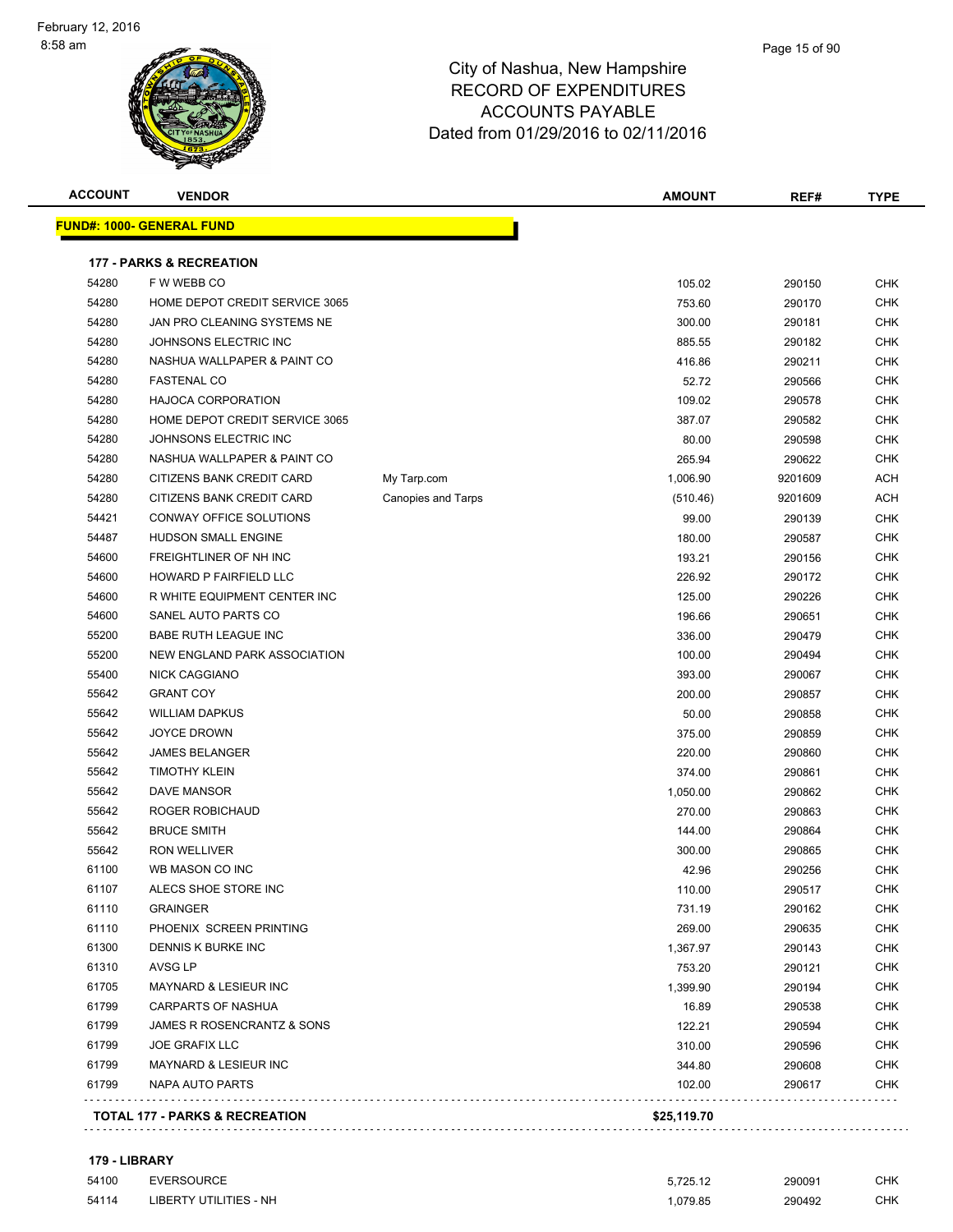City of Nashua, New Hampshire
RECORD OF EXPENDITURES
ACCOUNTS PAYABLE
Dated from 01/29/2016 to 02/11/2016

| ACCOUNT | VENDOR | | AMOUNT | REF# | TYPE |
|---|---|---|---|---|---|
| **FUND#: 1000- GENERAL FUND** | | | | | |
| **177 - PARKS & RECREATION** | | | | | |
| 54280 | F W WEBB CO | | 105.02 | 290150 | CHK |
| 54280 | HOME DEPOT CREDIT SERVICE 3065 | | 753.60 | 290170 | CHK |
| 54280 | JAN PRO CLEANING SYSTEMS NE | | 300.00 | 290181 | CHK |
| 54280 | JOHNSONS ELECTRIC INC | | 885.55 | 290182 | CHK |
| 54280 | NASHUA WALLPAPER & PAINT CO | | 416.86 | 290211 | CHK |
| 54280 | FASTENAL CO | | 52.72 | 290566 | CHK |
| 54280 | HAJOCA CORPORATION | | 109.02 | 290578 | CHK |
| 54280 | HOME DEPOT CREDIT SERVICE 3065 | | 387.07 | 290582 | CHK |
| 54280 | JOHNSONS ELECTRIC INC | | 80.00 | 290598 | CHK |
| 54280 | NASHUA WALLPAPER & PAINT CO | | 265.94 | 290622 | CHK |
| 54280 | CITIZENS BANK CREDIT CARD | My Tarp.com | 1,006.90 | 9201609 | ACH |
| 54280 | CITIZENS BANK CREDIT CARD | Canopies and Tarps | (510.46) | 9201609 | ACH |
| 54421 | CONWAY OFFICE SOLUTIONS | | 99.00 | 290139 | CHK |
| 54487 | HUDSON SMALL ENGINE | | 180.00 | 290587 | CHK |
| 54600 | FREIGHTLINER OF NH INC | | 193.21 | 290156 | CHK |
| 54600 | HOWARD P FAIRFIELD LLC | | 226.92 | 290172 | CHK |
| 54600 | R WHITE EQUIPMENT CENTER INC | | 125.00 | 290226 | CHK |
| 54600 | SANEL AUTO PARTS CO | | 196.66 | 290651 | CHK |
| 55200 | BABE RUTH LEAGUE INC | | 336.00 | 290479 | CHK |
| 55200 | NEW ENGLAND PARK ASSOCIATION | | 100.00 | 290494 | CHK |
| 55400 | NICK CAGGIANO | | 393.00 | 290067 | CHK |
| 55642 | GRANT COY | | 200.00 | 290857 | CHK |
| 55642 | WILLIAM DAPKUS | | 50.00 | 290858 | CHK |
| 55642 | JOYCE DROWN | | 375.00 | 290859 | CHK |
| 55642 | JAMES BELANGER | | 220.00 | 290860 | CHK |
| 55642 | TIMOTHY KLEIN | | 374.00 | 290861 | CHK |
| 55642 | DAVE MANSOR | | 1,050.00 | 290862 | CHK |
| 55642 | ROGER ROBICHAUD | | 270.00 | 290863 | CHK |
| 55642 | BRUCE SMITH | | 144.00 | 290864 | CHK |
| 55642 | RON WELLIVER | | 300.00 | 290865 | CHK |
| 61100 | WB MASON CO INC | | 42.96 | 290256 | CHK |
| 61107 | ALECS SHOE STORE INC | | 110.00 | 290517 | CHK |
| 61110 | GRAINGER | | 731.19 | 290162 | CHK |
| 61110 | PHOENIX SCREEN PRINTING | | 269.00 | 290635 | CHK |
| 61300 | DENNIS K BURKE INC | | 1,367.97 | 290143 | CHK |
| 61310 | AVSG LP | | 753.20 | 290121 | CHK |
| 61705 | MAYNARD & LESIEUR INC | | 1,399.90 | 290194 | CHK |
| 61799 | CARPARTS OF NASHUA | | 16.89 | 290538 | CHK |
| 61799 | JAMES R ROSENCRANTZ & SONS | | 122.21 | 290594 | CHK |
| 61799 | JOE GRAFIX LLC | | 310.00 | 290596 | CHK |
| 61799 | MAYNARD & LESIEUR INC | | 344.80 | 290608 | CHK |
| 61799 | NAPA AUTO PARTS | | 102.00 | 290617 | CHK |
| **TOTAL 177 - PARKS & RECREATION** | | | **$25,119.70** | | |
| **179 - LIBRARY** | | | | | |
| 54100 | EVERSOURCE | | 5,725.12 | 290091 | CHK |
| 54114 | LIBERTY UTILITIES - NH | | 1,079.85 | 290492 | CHK |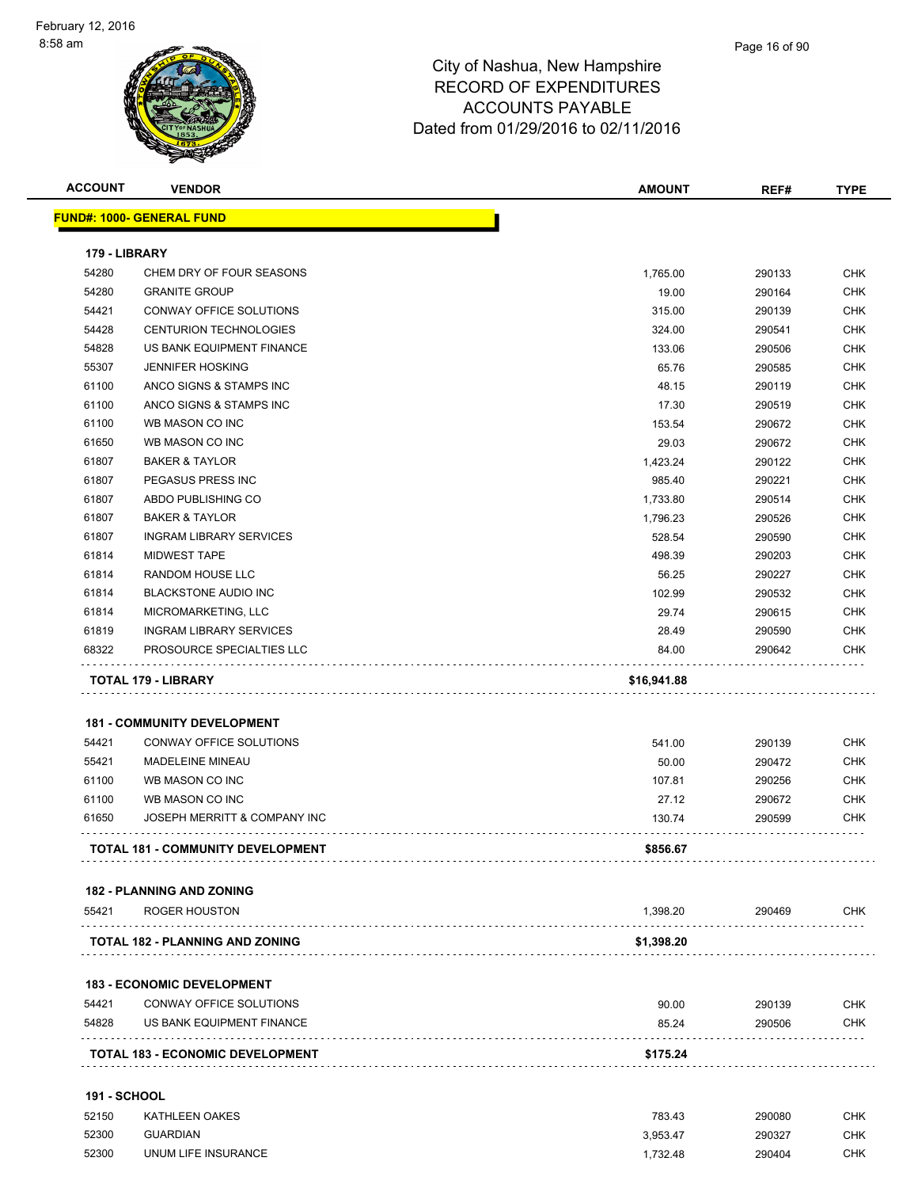City of Nashua, New Hampshire
RECORD OF EXPENDITURES
ACCOUNTS PAYABLE
Dated from 01/29/2016 to 02/11/2016

| ACCOUNT | VENDOR | AMOUNT | REF# | TYPE |
|---|---|---|---|---|
| **FUND#: 1000- GENERAL FUND** | | | | |
| **179 - LIBRARY** | | | | |
| 54280 | CHEM DRY OF FOUR SEASONS | 1,765.00 | 290133 | CHK |
| 54280 | GRANITE GROUP | 19.00 | 290164 | CHK |
| 54421 | CONWAY OFFICE SOLUTIONS | 315.00 | 290139 | CHK |
| 54428 | CENTURION TECHNOLOGIES | 324.00 | 290541 | CHK |
| 54828 | US BANK EQUIPMENT FINANCE | 133.06 | 290506 | CHK |
| 55307 | JENNIFER HOSKING | 65.76 | 290585 | CHK |
| 61100 | ANCO SIGNS & STAMPS INC | 48.15 | 290119 | CHK |
| 61100 | ANCO SIGNS & STAMPS INC | 17.30 | 290519 | CHK |
| 61100 | WB MASON CO INC | 153.54 | 290672 | CHK |
| 61650 | WB MASON CO INC | 29.03 | 290672 | CHK |
| 61807 | BAKER & TAYLOR | 1,423.24 | 290122 | CHK |
| 61807 | PEGASUS PRESS INC | 985.40 | 290221 | CHK |
| 61807 | ABDO PUBLISHING CO | 1,733.80 | 290514 | CHK |
| 61807 | BAKER & TAYLOR | 1,796.23 | 290526 | CHK |
| 61807 | INGRAM LIBRARY SERVICES | 528.54 | 290590 | CHK |
| 61814 | MIDWEST TAPE | 498.39 | 290203 | CHK |
| 61814 | RANDOM HOUSE LLC | 56.25 | 290227 | CHK |
| 61814 | BLACKSTONE AUDIO INC | 102.99 | 290532 | CHK |
| 61814 | MICROMARKETING, LLC | 29.74 | 290615 | CHK |
| 61819 | INGRAM LIBRARY SERVICES | 28.49 | 290590 | CHK |
| 68322 | PROSOURCE SPECIALTIES LLC | 84.00 | 290642 | CHK |
| | **TOTAL 179 - LIBRARY** | **$16,941.88** | | |
| **181 - COMMUNITY DEVELOPMENT** | | | | |
| 54421 | CONWAY OFFICE SOLUTIONS | 541.00 | 290139 | CHK |
| 55421 | MADELEINE MINEAU | 50.00 | 290472 | CHK |
| 61100 | WB MASON CO INC | 107.81 | 290256 | CHK |
| 61100 | WB MASON CO INC | 27.12 | 290672 | CHK |
| 61650 | JOSEPH MERRITT & COMPANY INC | 130.74 | 290599 | CHK |
| | **TOTAL 181 - COMMUNITY DEVELOPMENT** | **$856.67** | | |
| **182 - PLANNING AND ZONING** | | | | |
| 55421 | ROGER HOUSTON | 1,398.20 | 290469 | CHK |
| | **TOTAL 182 - PLANNING AND ZONING** | **$1,398.20** | | |
| **183 - ECONOMIC DEVELOPMENT** | | | | |
| 54421 | CONWAY OFFICE SOLUTIONS | 90.00 | 290139 | CHK |
| 54828 | US BANK EQUIPMENT FINANCE | 85.24 | 290506 | CHK |
| | **TOTAL 183 - ECONOMIC DEVELOPMENT** | **$175.24** | | |
| **191 - SCHOOL** | | | | |
| 52150 | KATHLEEN OAKES | 783.43 | 290080 | CHK |
| 52300 | GUARDIAN | 3,953.47 | 290327 | CHK |
| 52300 | UNUM LIFE INSURANCE | 1,732.48 | 290404 | CHK |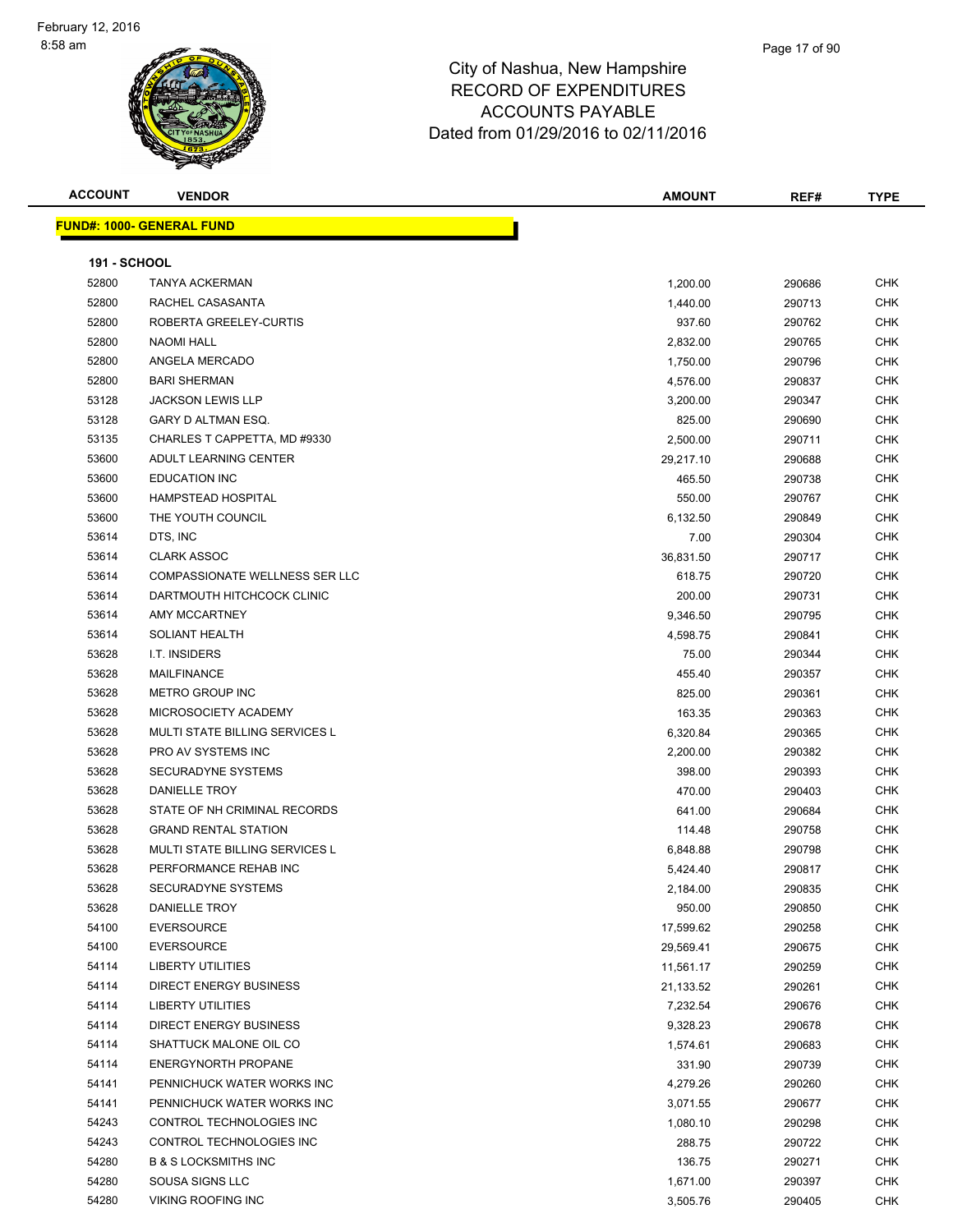# City of Nashua, New Hampshire
# RECORD OF EXPENDITURES
# ACCOUNTS PAYABLE
# Dated from 01/29/2016 to 02/11/2016

February 12, 2016
8:58 am

| ACCOUNT | VENDOR | AMOUNT | REF# | TYPE |
|---|---|---|---|---|

**FUND#: 1000- GENERAL FUND**

**191 - SCHOOL**

| ACCOUNT | VENDOR | AMOUNT | REF# | TYPE |
|---|---|---|---|---|
| 52800 | TANYA ACKERMAN | 1,200.00 | 290686 | CHK |
| 52800 | RACHEL CASASANTA | 1,440.00 | 290713 | CHK |
| 52800 | ROBERTA GREELEY-CURTIS | 937.60 | 290762 | CHK |
| 52800 | NAOMI HALL | 2,832.00 | 290765 | CHK |
| 52800 | ANGELA MERCADO | 1,750.00 | 290796 | CHK |
| 52800 | BARI SHERMAN | 4,576.00 | 290837 | CHK |
| 53128 | JACKSON LEWIS LLP | 3,200.00 | 290347 | CHK |
| 53128 | GARY D ALTMAN ESQ. | 825.00 | 290690 | CHK |
| 53135 | CHARLES T CAPPETTA, MD #9330 | 2,500.00 | 290711 | CHK |
| 53600 | ADULT LEARNING CENTER | 29,217.10 | 290688 | CHK |
| 53600 | EDUCATION INC | 465.50 | 290738 | CHK |
| 53600 | HAMPSTEAD HOSPITAL | 550.00 | 290767 | CHK |
| 53600 | THE YOUTH COUNCIL | 6,132.50 | 290849 | CHK |
| 53614 | DTS, INC | 7.00 | 290304 | CHK |
| 53614 | CLARK ASSOC | 36,831.50 | 290717 | CHK |
| 53614 | COMPASSIONATE WELLNESS SER LLC | 618.75 | 290720 | CHK |
| 53614 | DARTMOUTH HITCHCOCK CLINIC | 200.00 | 290731 | CHK |
| 53614 | AMY MCCARTNEY | 9,346.50 | 290795 | CHK |
| 53614 | SOLIANT HEALTH | 4,598.75 | 290841 | CHK |
| 53628 | I.T. INSIDERS | 75.00 | 290344 | CHK |
| 53628 | MAILFINANCE | 455.40 | 290357 | CHK |
| 53628 | METRO GROUP INC | 825.00 | 290361 | CHK |
| 53628 | MICROSOCIETY ACADEMY | 163.35 | 290363 | CHK |
| 53628 | MULTI STATE BILLING SERVICES L | 6,320.84 | 290365 | CHK |
| 53628 | PRO AV SYSTEMS INC | 2,200.00 | 290382 | CHK |
| 53628 | SECURADYNE SYSTEMS | 398.00 | 290393 | CHK |
| 53628 | DANIELLE TROY | 470.00 | 290403 | CHK |
| 53628 | STATE OF NH CRIMINAL RECORDS | 641.00 | 290684 | CHK |
| 53628 | GRAND RENTAL STATION | 114.48 | 290758 | CHK |
| 53628 | MULTI STATE BILLING SERVICES L | 6,848.88 | 290798 | CHK |
| 53628 | PERFORMANCE REHAB INC | 5,424.40 | 290817 | CHK |
| 53628 | SECURADYNE SYSTEMS | 2,184.00 | 290835 | CHK |
| 53628 | DANIELLE TROY | 950.00 | 290850 | CHK |
| 54100 | EVERSOURCE | 17,599.62 | 290258 | CHK |
| 54100 | EVERSOURCE | 29,569.41 | 290675 | CHK |
| 54114 | LIBERTY UTILITIES | 11,561.17 | 290259 | CHK |
| 54114 | DIRECT ENERGY BUSINESS | 21,133.52 | 290261 | CHK |
| 54114 | LIBERTY UTILITIES | 7,232.54 | 290676 | CHK |
| 54114 | DIRECT ENERGY BUSINESS | 9,328.23 | 290678 | CHK |
| 54114 | SHATTUCK MALONE OIL CO | 1,574.61 | 290683 | CHK |
| 54114 | ENERGYNORTH PROPANE | 331.90 | 290739 | CHK |
| 54141 | PENNICHUCK WATER WORKS INC | 4,279.26 | 290260 | CHK |
| 54141 | PENNICHUCK WATER WORKS INC | 3,071.55 | 290677 | CHK |
| 54243 | CONTROL TECHNOLOGIES INC | 1,080.10 | 290298 | CHK |
| 54243 | CONTROL TECHNOLOGIES INC | 288.75 | 290722 | CHK |
| 54280 | B & S LOCKSMITHS INC | 136.75 | 290271 | CHK |
| 54280 | SOUSA SIGNS LLC | 1,671.00 | 290397 | CHK |
| 54280 | VIKING ROOFING INC | 3,505.76 | 290405 | CHK |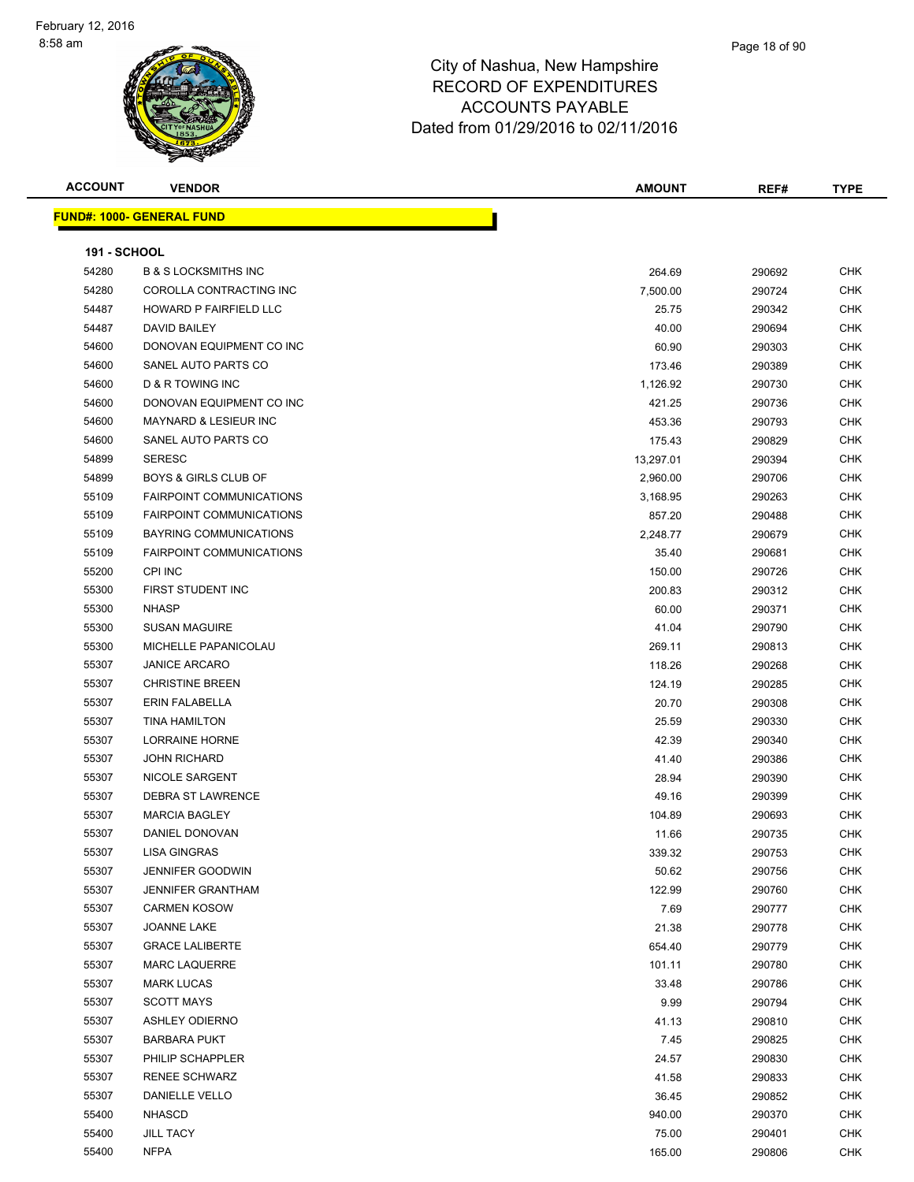# City of Nashua, New Hampshire
## RECORD OF EXPENDITURES
## ACCOUNTS PAYABLE
## Dated from 01/29/2016 to 02/11/2016

February 12, 2016
8:58 am

| ACCOUNT | VENDOR | AMOUNT | REF# | TYPE |
|---|---|---|---|---|
| **FUND#: 1000- GENERAL FUND** | | | | |
| **191 - SCHOOL** | | | | |
| 54280 | B & S LOCKSMITHS INC | 264.69 | 290692 | CHK |
| 54280 | COROLLA CONTRACTING INC | 7,500.00 | 290724 | CHK |
| 54487 | HOWARD P FAIRFIELD LLC | 25.75 | 290342 | CHK |
| 54487 | DAVID BAILEY | 40.00 | 290694 | CHK |
| 54600 | DONOVAN EQUIPMENT CO INC | 60.90 | 290303 | CHK |
| 54600 | SANEL AUTO PARTS CO | 173.46 | 290389 | CHK |
| 54600 | D & R TOWING INC | 1,126.92 | 290730 | CHK |
| 54600 | DONOVAN EQUIPMENT CO INC | 421.25 | 290736 | CHK |
| 54600 | MAYNARD & LESIEUR INC | 453.36 | 290793 | CHK |
| 54600 | SANEL AUTO PARTS CO | 175.43 | 290829 | CHK |
| 54899 | SERESC | 13,297.01 | 290394 | CHK |
| 54899 | BOYS & GIRLS CLUB OF | 2,960.00 | 290706 | CHK |
| 55109 | FAIRPOINT COMMUNICATIONS | 3,168.95 | 290263 | CHK |
| 55109 | FAIRPOINT COMMUNICATIONS | 857.20 | 290488 | CHK |
| 55109 | BAYRING COMMUNICATIONS | 2,248.77 | 290679 | CHK |
| 55109 | FAIRPOINT COMMUNICATIONS | 35.40 | 290681 | CHK |
| 55200 | CPI INC | 150.00 | 290726 | CHK |
| 55300 | FIRST STUDENT INC | 200.83 | 290312 | CHK |
| 55300 | NHASP | 60.00 | 290371 | CHK |
| 55300 | SUSAN MAGUIRE | 41.04 | 290790 | CHK |
| 55300 | MICHELLE PAPANICOLAU | 269.11 | 290813 | CHK |
| 55307 | JANICE ARCARO | 118.26 | 290268 | CHK |
| 55307 | CHRISTINE BREEN | 124.19 | 290285 | CHK |
| 55307 | ERIN FALABELLA | 20.70 | 290308 | CHK |
| 55307 | TINA HAMILTON | 25.59 | 290330 | CHK |
| 55307 | LORRAINE HORNE | 42.39 | 290340 | CHK |
| 55307 | JOHN RICHARD | 41.40 | 290386 | CHK |
| 55307 | NICOLE SARGENT | 28.94 | 290390 | CHK |
| 55307 | DEBRA ST LAWRENCE | 49.16 | 290399 | CHK |
| 55307 | MARCIA BAGLEY | 104.89 | 290693 | CHK |
| 55307 | DANIEL DONOVAN | 11.66 | 290735 | CHK |
| 55307 | LISA GINGRAS | 339.32 | 290753 | CHK |
| 55307 | JENNIFER GOODWIN | 50.62 | 290756 | CHK |
| 55307 | JENNIFER GRANTHAM | 122.99 | 290760 | CHK |
| 55307 | CARMEN KOSOW | 7.69 | 290777 | CHK |
| 55307 | JOANNE LAKE | 21.38 | 290778 | CHK |
| 55307 | GRACE LALIBERTE | 654.40 | 290779 | CHK |
| 55307 | MARC LAQUERRE | 101.11 | 290780 | CHK |
| 55307 | MARK LUCAS | 33.48 | 290786 | CHK |
| 55307 | SCOTT MAYS | 9.99 | 290794 | CHK |
| 55307 | ASHLEY ODIERNO | 41.13 | 290810 | CHK |
| 55307 | BARBARA PUKT | 7.45 | 290825 | CHK |
| 55307 | PHILIP SCHAPPLER | 24.57 | 290830 | CHK |
| 55307 | RENEE SCHWARZ | 41.58 | 290833 | CHK |
| 55307 | DANIELLE VELLO | 36.45 | 290852 | CHK |
| 55400 | NHASCD | 940.00 | 290370 | CHK |
| 55400 | JILL TACY | 75.00 | 290401 | CHK |
| 55400 | NFPA | 165.00 | 290806 | CHK |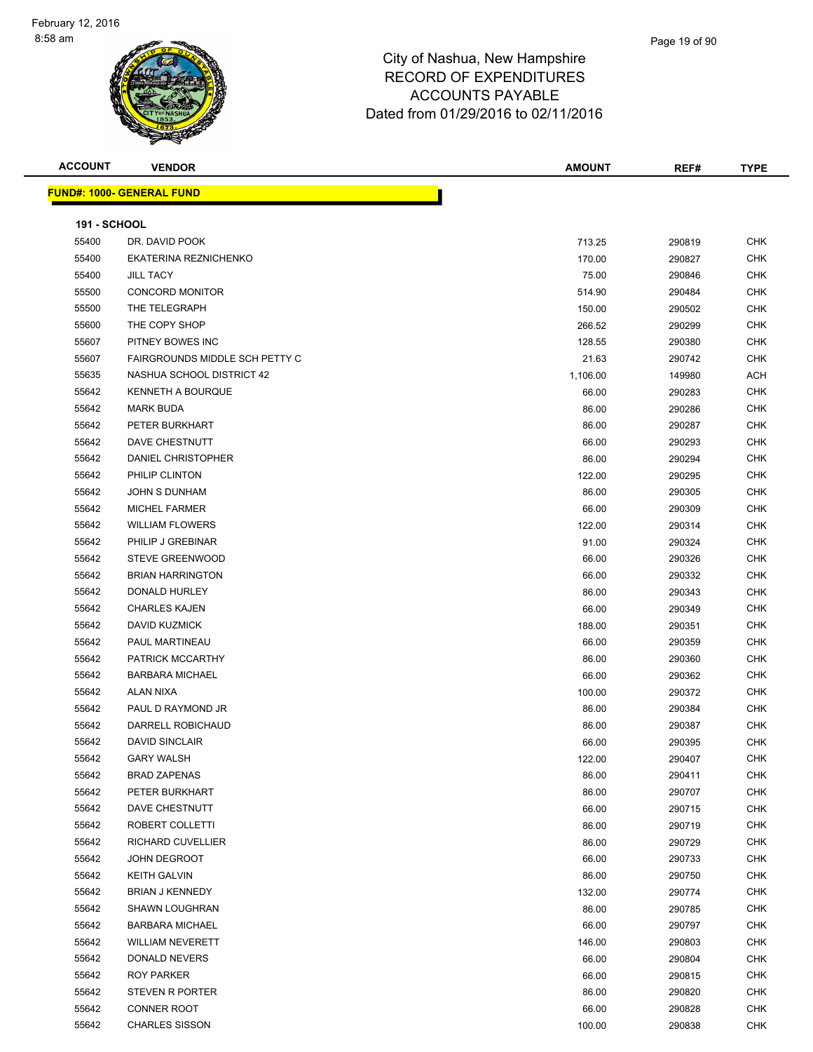City of Nashua, New Hampshire
RECORD OF EXPENDITURES
ACCOUNTS PAYABLE
Dated from 01/29/2016 to 02/11/2016

| ACCOUNT | VENDOR | AMOUNT | REF# | TYPE |
|---|---|---|---|---|

**FUND#: 1000- GENERAL FUND**

**191 - SCHOOL**

| ACCOUNT | VENDOR | AMOUNT | REF# | TYPE |
|---|---|---|---|---|
| 55400 | DR. DAVID POOK | 713.25 | 290819 | CHK |
| 55400 | EKATERINA REZNICHENKO | 170.00 | 290827 | CHK |
| 55400 | JILL TACY | 75.00 | 290846 | CHK |
| 55500 | CONCORD MONITOR | 514.90 | 290484 | CHK |
| 55500 | THE TELEGRAPH | 150.00 | 290502 | CHK |
| 55600 | THE COPY SHOP | 266.52 | 290299 | CHK |
| 55607 | PITNEY BOWES INC | 128.55 | 290380 | CHK |
| 55607 | FAIRGROUNDS MIDDLE SCH PETTY C | 21.63 | 290742 | CHK |
| 55635 | NASHUA SCHOOL DISTRICT 42 | 1,106.00 | 149980 | ACH |
| 55642 | KENNETH A BOURQUE | 66.00 | 290283 | CHK |
| 55642 | MARK BUDA | 86.00 | 290286 | CHK |
| 55642 | PETER BURKHART | 86.00 | 290287 | CHK |
| 55642 | DAVE CHESTNUTT | 66.00 | 290293 | CHK |
| 55642 | DANIEL CHRISTOPHER | 86.00 | 290294 | CHK |
| 55642 | PHILIP CLINTON | 122.00 | 290295 | CHK |
| 55642 | JOHN S DUNHAM | 86.00 | 290305 | CHK |
| 55642 | MICHEL FARMER | 66.00 | 290309 | CHK |
| 55642 | WILLIAM FLOWERS | 122.00 | 290314 | CHK |
| 55642 | PHILIP J GREBINAR | 91.00 | 290324 | CHK |
| 55642 | STEVE GREENWOOD | 66.00 | 290326 | CHK |
| 55642 | BRIAN HARRINGTON | 66.00 | 290332 | CHK |
| 55642 | DONALD HURLEY | 86.00 | 290343 | CHK |
| 55642 | CHARLES KAJEN | 66.00 | 290349 | CHK |
| 55642 | DAVID KUZMICK | 188.00 | 290351 | CHK |
| 55642 | PAUL MARTINEAU | 66.00 | 290359 | CHK |
| 55642 | PATRICK MCCARTHY | 86.00 | 290360 | CHK |
| 55642 | BARBARA MICHAEL | 66.00 | 290362 | CHK |
| 55642 | ALAN NIXA | 100.00 | 290372 | CHK |
| 55642 | PAUL D RAYMOND JR | 86.00 | 290384 | CHK |
| 55642 | DARRELL ROBICHAUD | 86.00 | 290387 | CHK |
| 55642 | DAVID SINCLAIR | 66.00 | 290395 | CHK |
| 55642 | GARY WALSH | 122.00 | 290407 | CHK |
| 55642 | BRAD ZAPENAS | 86.00 | 290411 | CHK |
| 55642 | PETER BURKHART | 86.00 | 290707 | CHK |
| 55642 | DAVE CHESTNUTT | 66.00 | 290715 | CHK |
| 55642 | ROBERT COLLETTI | 86.00 | 290719 | CHK |
| 55642 | RICHARD CUVELLIER | 86.00 | 290729 | CHK |
| 55642 | JOHN DEGROOT | 66.00 | 290733 | CHK |
| 55642 | KEITH GALVIN | 86.00 | 290750 | CHK |
| 55642 | BRIAN J KENNEDY | 132.00 | 290774 | CHK |
| 55642 | SHAWN LOUGHRAN | 86.00 | 290785 | CHK |
| 55642 | BARBARA MICHAEL | 66.00 | 290797 | CHK |
| 55642 | WILLIAM NEVERETT | 146.00 | 290803 | CHK |
| 55642 | DONALD NEVERS | 66.00 | 290804 | CHK |
| 55642 | ROY PARKER | 66.00 | 290815 | CHK |
| 55642 | STEVEN R PORTER | 86.00 | 290820 | CHK |
| 55642 | CONNER ROOT | 66.00 | 290828 | CHK |
| 55642 | CHARLES SISSON | 100.00 | 290838 | CHK |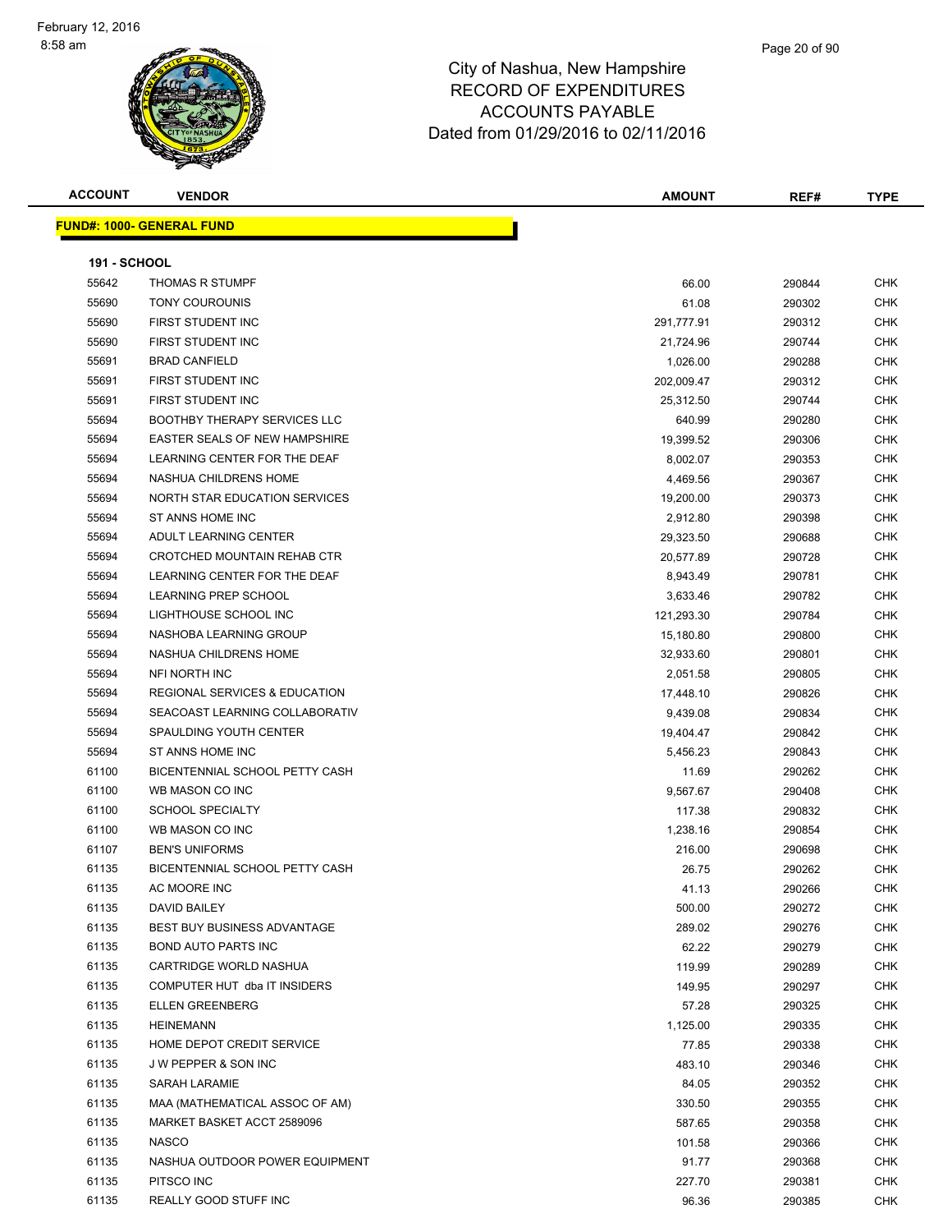# City of Nashua, New Hampshire
## RECORD OF EXPENDITURES
## ACCOUNTS PAYABLE
## Dated from 01/29/2016 to 02/11/2016

**FUND#: 1000- GENERAL FUND**

**191 - SCHOOL**

| ACCOUNT | VENDOR | AMOUNT | REF# | TYPE |
|---|---|---|---|---|
| 55642 | THOMAS R STUMPF | 66.00 | 290844 | CHK |
| 55690 | TONY COUROUNIS | 61.08 | 290302 | CHK |
| 55690 | FIRST STUDENT INC | 291,777.91 | 290312 | CHK |
| 55690 | FIRST STUDENT INC | 21,724.96 | 290744 | CHK |
| 55691 | BRAD CANFIELD | 1,026.00 | 290288 | CHK |
| 55691 | FIRST STUDENT INC | 202,009.47 | 290312 | CHK |
| 55691 | FIRST STUDENT INC | 25,312.50 | 290744 | CHK |
| 55694 | BOOTHBY THERAPY SERVICES LLC | 640.99 | 290280 | CHK |
| 55694 | EASTER SEALS OF NEW HAMPSHIRE | 19,399.52 | 290306 | CHK |
| 55694 | LEARNING CENTER FOR THE DEAF | 8,002.07 | 290353 | CHK |
| 55694 | NASHUA CHILDRENS HOME | 4,469.56 | 290367 | CHK |
| 55694 | NORTH STAR EDUCATION SERVICES | 19,200.00 | 290373 | CHK |
| 55694 | ST ANNS HOME INC | 2,912.80 | 290398 | CHK |
| 55694 | ADULT LEARNING CENTER | 29,323.50 | 290688 | CHK |
| 55694 | CROTCHED MOUNTAIN REHAB CTR | 20,577.89 | 290728 | CHK |
| 55694 | LEARNING CENTER FOR THE DEAF | 8,943.49 | 290781 | CHK |
| 55694 | LEARNING PREP SCHOOL | 3,633.46 | 290782 | CHK |
| 55694 | LIGHTHOUSE SCHOOL INC | 121,293.30 | 290784 | CHK |
| 55694 | NASHOBA LEARNING GROUP | 15,180.80 | 290800 | CHK |
| 55694 | NASHUA CHILDRENS HOME | 32,933.60 | 290801 | CHK |
| 55694 | NFI NORTH INC | 2,051.58 | 290805 | CHK |
| 55694 | REGIONAL SERVICES & EDUCATION | 17,448.10 | 290826 | CHK |
| 55694 | SEACOAST LEARNING COLLABORATIV | 9,439.08 | 290834 | CHK |
| 55694 | SPAULDING YOUTH CENTER | 19,404.47 | 290842 | CHK |
| 55694 | ST ANNS HOME INC | 5,456.23 | 290843 | CHK |
| 61100 | BICENTENNIAL SCHOOL PETTY CASH | 11.69 | 290262 | CHK |
| 61100 | WB MASON CO INC | 9,567.67 | 290408 | CHK |
| 61100 | SCHOOL SPECIALTY | 117.38 | 290832 | CHK |
| 61100 | WB MASON CO INC | 1,238.16 | 290854 | CHK |
| 61107 | BEN'S UNIFORMS | 216.00 | 290698 | CHK |
| 61135 | BICENTENNIAL SCHOOL PETTY CASH | 26.75 | 290262 | CHK |
| 61135 | AC MOORE INC | 41.13 | 290266 | CHK |
| 61135 | DAVID BAILEY | 500.00 | 290272 | CHK |
| 61135 | BEST BUY BUSINESS ADVANTAGE | 289.02 | 290276 | CHK |
| 61135 | BOND AUTO PARTS INC | 62.22 | 290279 | CHK |
| 61135 | CARTRIDGE WORLD NASHUA | 119.99 | 290289 | CHK |
| 61135 | COMPUTER HUT dba IT INSIDERS | 149.95 | 290297 | CHK |
| 61135 | ELLEN GREENBERG | 57.28 | 290325 | CHK |
| 61135 | HEINEMANN | 1,125.00 | 290335 | CHK |
| 61135 | HOME DEPOT CREDIT SERVICE | 77.85 | 290338 | CHK |
| 61135 | J W PEPPER & SON INC | 483.10 | 290346 | CHK |
| 61135 | SARAH LARAMIE | 84.05 | 290352 | CHK |
| 61135 | MAA (MATHEMATICAL ASSOC OF AM) | 330.50 | 290355 | CHK |
| 61135 | MARKET BASKET ACCT 2589096 | 587.65 | 290358 | CHK |
| 61135 | NASCO | 101.58 | 290366 | CHK |
| 61135 | NASHUA OUTDOOR POWER EQUIPMENT | 91.77 | 290368 | CHK |
| 61135 | PITSCO INC | 227.70 | 290381 | CHK |
| 61135 | REALLY GOOD STUFF INC | 96.36 | 290385 | CHK |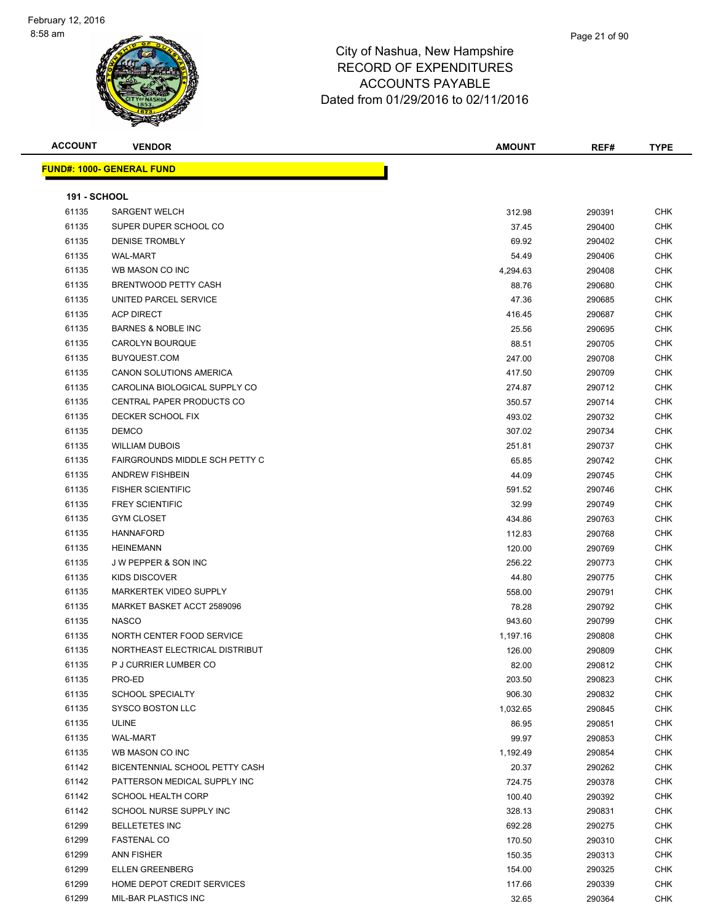City of Nashua, New Hampshire
RECORD OF EXPENDITURES
ACCOUNTS PAYABLE
Dated from 01/29/2016 to 02/11/2016

| ACCOUNT | VENDOR | AMOUNT | REF# | TYPE |
|---|---|---|---|---|

**FUND#: 1000- GENERAL FUND**

**191 - SCHOOL**

| ACCOUNT | VENDOR | AMOUNT | REF# | TYPE |
|---|---|---|---|---|
| 61135 | SARGENT WELCH | 312.98 | 290391 | CHK |
| 61135 | SUPER DUPER SCHOOL CO | 37.45 | 290400 | CHK |
| 61135 | DENISE TROMBLY | 69.92 | 290402 | CHK |
| 61135 | WAL-MART | 54.49 | 290406 | CHK |
| 61135 | WB MASON CO INC | 4,294.63 | 290408 | CHK |
| 61135 | BRENTWOOD PETTY CASH | 88.76 | 290680 | CHK |
| 61135 | UNITED PARCEL SERVICE | 47.36 | 290685 | CHK |
| 61135 | ACP DIRECT | 416.45 | 290687 | CHK |
| 61135 | BARNES & NOBLE INC | 25.56 | 290695 | CHK |
| 61135 | CAROLYN BOURQUE | 88.51 | 290705 | CHK |
| 61135 | BUYQUEST.COM | 247.00 | 290708 | CHK |
| 61135 | CANON SOLUTIONS AMERICA | 417.50 | 290709 | CHK |
| 61135 | CAROLINA BIOLOGICAL SUPPLY CO | 274.87 | 290712 | CHK |
| 61135 | CENTRAL PAPER PRODUCTS CO | 350.57 | 290714 | CHK |
| 61135 | DECKER SCHOOL FIX | 493.02 | 290732 | CHK |
| 61135 | DEMCO | 307.02 | 290734 | CHK |
| 61135 | WILLIAM DUBOIS | 251.81 | 290737 | CHK |
| 61135 | FAIRGROUNDS MIDDLE SCH PETTY C | 65.85 | 290742 | CHK |
| 61135 | ANDREW FISHBEIN | 44.09 | 290745 | CHK |
| 61135 | FISHER SCIENTIFIC | 591.52 | 290746 | CHK |
| 61135 | FREY SCIENTIFIC | 32.99 | 290749 | CHK |
| 61135 | GYM CLOSET | 434.86 | 290763 | CHK |
| 61135 | HANNAFORD | 112.83 | 290768 | CHK |
| 61135 | HEINEMANN | 120.00 | 290769 | CHK |
| 61135 | J W PEPPER & SON INC | 256.22 | 290773 | CHK |
| 61135 | KIDS DISCOVER | 44.80 | 290775 | CHK |
| 61135 | MARKERTEK VIDEO SUPPLY | 558.00 | 290791 | CHK |
| 61135 | MARKET BASKET ACCT 2589096 | 78.28 | 290792 | CHK |
| 61135 | NASCO | 943.60 | 290799 | CHK |
| 61135 | NORTH CENTER FOOD SERVICE | 1,197.16 | 290808 | CHK |
| 61135 | NORTHEAST ELECTRICAL DISTRIBUT | 126.00 | 290809 | CHK |
| 61135 | P J CURRIER LUMBER CO | 82.00 | 290812 | CHK |
| 61135 | PRO-ED | 203.50 | 290823 | CHK |
| 61135 | SCHOOL SPECIALTY | 906.30 | 290832 | CHK |
| 61135 | SYSCO BOSTON LLC | 1,032.65 | 290845 | CHK |
| 61135 | ULINE | 86.95 | 290851 | CHK |
| 61135 | WAL-MART | 99.97 | 290853 | CHK |
| 61135 | WB MASON CO INC | 1,192.49 | 290854 | CHK |
| 61142 | BICENTENNIAL SCHOOL PETTY CASH | 20.37 | 290262 | CHK |
| 61142 | PATTERSON MEDICAL SUPPLY INC | 724.75 | 290378 | CHK |
| 61142 | SCHOOL HEALTH CORP | 100.40 | 290392 | CHK |
| 61142 | SCHOOL NURSE SUPPLY INC | 328.13 | 290831 | CHK |
| 61299 | BELLETETES INC | 692.28 | 290275 | CHK |
| 61299 | FASTENAL CO | 170.50 | 290310 | CHK |
| 61299 | ANN FISHER | 150.35 | 290313 | CHK |
| 61299 | ELLEN GREENBERG | 154.00 | 290325 | CHK |
| 61299 | HOME DEPOT CREDIT SERVICES | 117.66 | 290339 | CHK |
| 61299 | MIL-BAR PLASTICS INC | 32.65 | 290364 | CHK |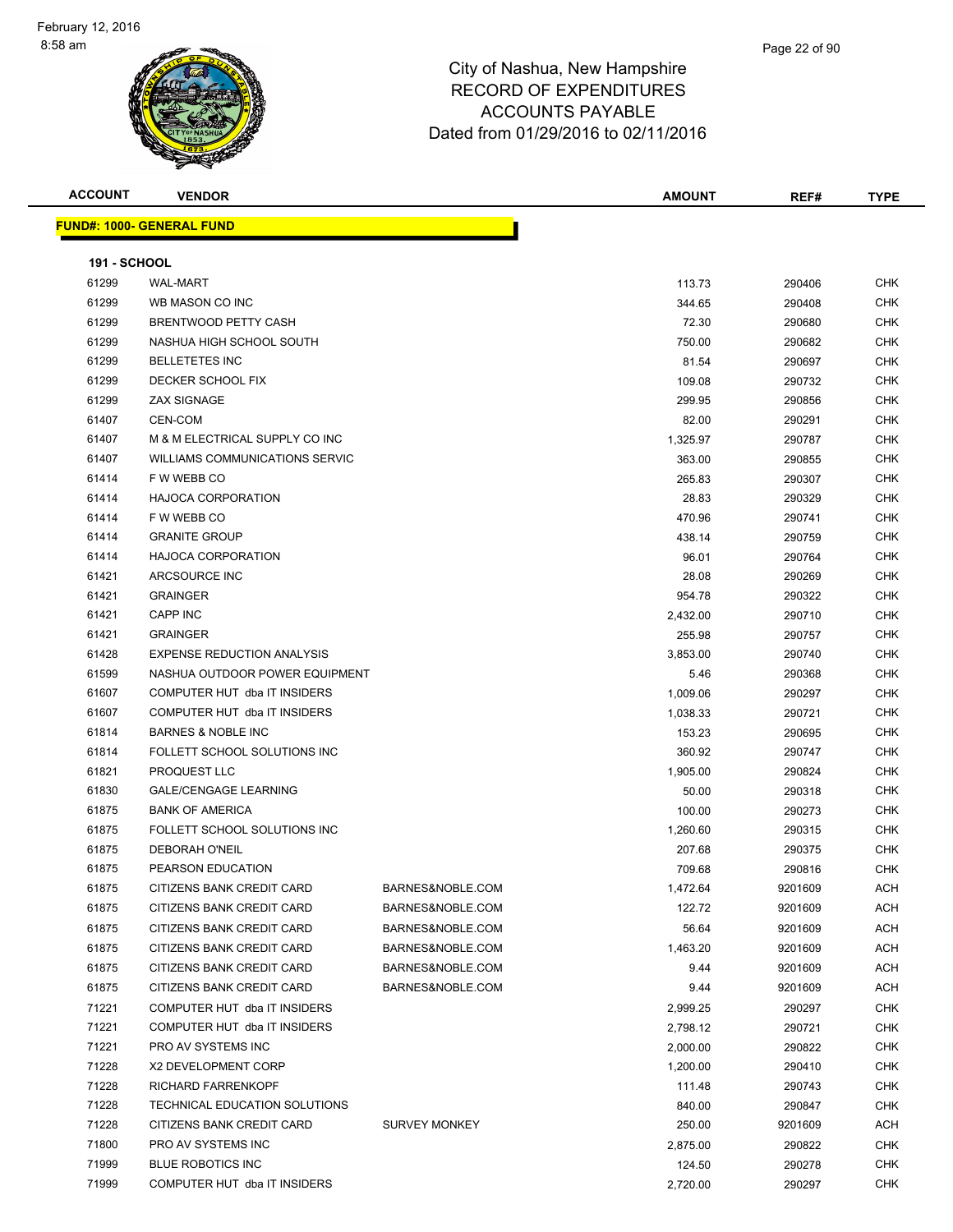# City of Nashua, New Hampshire
## RECORD OF EXPENDITURES
## ACCOUNTS PAYABLE
## Dated from 01/29/2016 to 02/11/2016

February 12, 2016
8:58 am

**FUND#: 1000- GENERAL FUND**

**191 - SCHOOL**

| ACCOUNT | VENDOR | | AMOUNT | REF# | TYPE |
|---|---|---|---|---|---|
| 61299 | WAL-MART | | 113.73 | 290406 | CHK |
| 61299 | WB MASON CO INC | | 344.65 | 290408 | CHK |
| 61299 | BRENTWOOD PETTY CASH | | 72.30 | 290680 | CHK |
| 61299 | NASHUA HIGH SCHOOL SOUTH | | 750.00 | 290682 | CHK |
| 61299 | BELLETETES INC | | 81.54 | 290697 | CHK |
| 61299 | DECKER SCHOOL FIX | | 109.08 | 290732 | CHK |
| 61299 | ZAX SIGNAGE | | 299.95 | 290856 | CHK |
| 61407 | CEN-COM | | 82.00 | 290291 | CHK |
| 61407 | M & M ELECTRICAL SUPPLY CO INC | | 1,325.97 | 290787 | CHK |
| 61407 | WILLIAMS COMMUNICATIONS SERVIC | | 363.00 | 290855 | CHK |
| 61414 | F W WEBB CO | | 265.83 | 290307 | CHK |
| 61414 | HAJOCA CORPORATION | | 28.83 | 290329 | CHK |
| 61414 | F W WEBB CO | | 470.96 | 290741 | CHK |
| 61414 | GRANITE GROUP | | 438.14 | 290759 | CHK |
| 61414 | HAJOCA CORPORATION | | 96.01 | 290764 | CHK |
| 61421 | ARCSOURCE INC | | 28.08 | 290269 | CHK |
| 61421 | GRAINGER | | 954.78 | 290322 | CHK |
| 61421 | CAPP INC | | 2,432.00 | 290710 | CHK |
| 61421 | GRAINGER | | 255.98 | 290757 | CHK |
| 61428 | EXPENSE REDUCTION ANALYSIS | | 3,853.00 | 290740 | CHK |
| 61599 | NASHUA OUTDOOR POWER EQUIPMENT | | 5.46 | 290368 | CHK |
| 61607 | COMPUTER HUT dba IT INSIDERS | | 1,009.06 | 290297 | CHK |
| 61607 | COMPUTER HUT dba IT INSIDERS | | 1,038.33 | 290721 | CHK |
| 61814 | BARNES & NOBLE INC | | 153.23 | 290695 | CHK |
| 61814 | FOLLETT SCHOOL SOLUTIONS INC | | 360.92 | 290747 | CHK |
| 61821 | PROQUEST LLC | | 1,905.00 | 290824 | CHK |
| 61830 | GALE/CENGAGE LEARNING | | 50.00 | 290318 | CHK |
| 61875 | BANK OF AMERICA | | 100.00 | 290273 | CHK |
| 61875 | FOLLETT SCHOOL SOLUTIONS INC | | 1,260.60 | 290315 | CHK |
| 61875 | DEBORAH O'NEIL | | 207.68 | 290375 | CHK |
| 61875 | PEARSON EDUCATION | | 709.68 | 290816 | CHK |
| 61875 | CITIZENS BANK CREDIT CARD | BARNES&NOBLE.COM | 1,472.64 | 9201609 | ACH |
| 61875 | CITIZENS BANK CREDIT CARD | BARNES&NOBLE.COM | 122.72 | 9201609 | ACH |
| 61875 | CITIZENS BANK CREDIT CARD | BARNES&NOBLE.COM | 56.64 | 9201609 | ACH |
| 61875 | CITIZENS BANK CREDIT CARD | BARNES&NOBLE.COM | 1,463.20 | 9201609 | ACH |
| 61875 | CITIZENS BANK CREDIT CARD | BARNES&NOBLE.COM | 9.44 | 9201609 | ACH |
| 61875 | CITIZENS BANK CREDIT CARD | BARNES&NOBLE.COM | 9.44 | 9201609 | ACH |
| 71221 | COMPUTER HUT dba IT INSIDERS | | 2,999.25 | 290297 | CHK |
| 71221 | COMPUTER HUT dba IT INSIDERS | | 2,798.12 | 290721 | CHK |
| 71221 | PRO AV SYSTEMS INC | | 2,000.00 | 290822 | CHK |
| 71228 | X2 DEVELOPMENT CORP | | 1,200.00 | 290410 | CHK |
| 71228 | RICHARD FARRENKOPF | | 111.48 | 290743 | CHK |
| 71228 | TECHNICAL EDUCATION SOLUTIONS | | 840.00 | 290847 | CHK |
| 71228 | CITIZENS BANK CREDIT CARD | SURVEY MONKEY | 250.00 | 9201609 | ACH |
| 71800 | PRO AV SYSTEMS INC | | 2,875.00 | 290822 | CHK |
| 71999 | BLUE ROBOTICS INC | | 124.50 | 290278 | CHK |
| 71999 | COMPUTER HUT dba IT INSIDERS | | 2,720.00 | 290297 | CHK |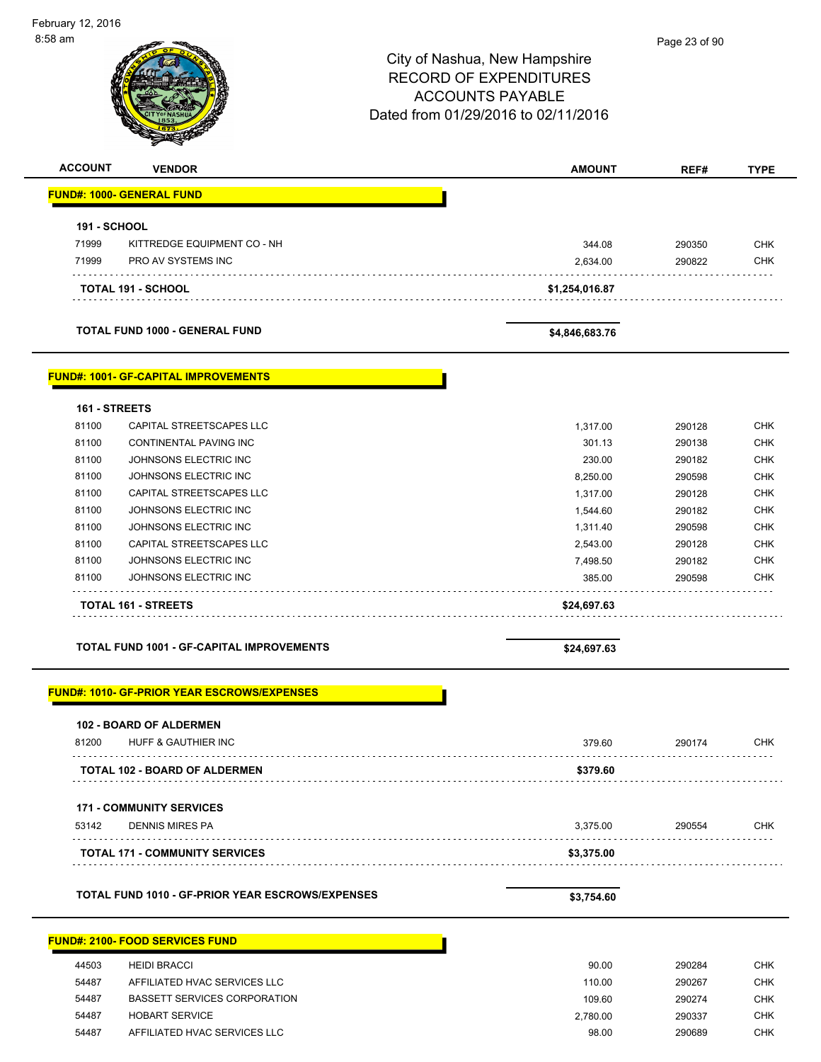# City of Nashua, New Hampshire
## RECORD OF EXPENDITURES
## ACCOUNTS PAYABLE
## Dated from 01/29/2016 to 02/11/2016

| ACCOUNT | VENDOR | AMOUNT | REF# | TYPE |
|---|---|---|---|---|
| **FUND#: 1000- GENERAL FUND** | | | | |
| **191 - SCHOOL** | | | | |
| 71999 | KITTREDGE EQUIPMENT CO - NH | 344.08 | 290350 | CHK |
| 71999 | PRO AV SYSTEMS INC | 2,634.00 | 290822 | CHK |
| | **TOTAL 191 - SCHOOL** | **$1,254,016.87** | | |
| | **TOTAL FUND 1000 - GENERAL FUND** | **$4,846,683.76** | | |
| **FUND#: 1001- GF-CAPITAL IMPROVEMENTS** | | | | |
| **161 - STREETS** | | | | |
| 81100 | CAPITAL STREETSCAPES LLC | 1,317.00 | 290128 | CHK |
| 81100 | CONTINENTAL PAVING INC | 301.13 | 290138 | CHK |
| 81100 | JOHNSONS ELECTRIC INC | 230.00 | 290182 | CHK |
| 81100 | JOHNSONS ELECTRIC INC | 8,250.00 | 290598 | CHK |
| 81100 | CAPITAL STREETSCAPES LLC | 1,317.00 | 290128 | CHK |
| 81100 | JOHNSONS ELECTRIC INC | 1,544.60 | 290182 | CHK |
| 81100 | JOHNSONS ELECTRIC INC | 1,311.40 | 290598 | CHK |
| 81100 | CAPITAL STREETSCAPES LLC | 2,543.00 | 290128 | CHK |
| 81100 | JOHNSONS ELECTRIC INC | 7,498.50 | 290182 | CHK |
| 81100 | JOHNSONS ELECTRIC INC | 385.00 | 290598 | CHK |
| | **TOTAL 161 - STREETS** | **$24,697.63** | | |
| | **TOTAL FUND 1001 - GF-CAPITAL IMPROVEMENTS** | **$24,697.63** | | |
| **FUND#: 1010- GF-PRIOR YEAR ESCROWS/EXPENSES** | | | | |
| **102 - BOARD OF ALDERMEN** | | | | |
| 81200 | HUFF & GAUTHIER INC | 379.60 | 290174 | CHK |
| | **TOTAL 102 - BOARD OF ALDERMEN** | **$379.60** | | |
| **171 - COMMUNITY SERVICES** | | | | |
| 53142 | DENNIS MIRES PA | 3,375.00 | 290554 | CHK |
| | **TOTAL 171 - COMMUNITY SERVICES** | **$3,375.00** | | |
| | **TOTAL FUND 1010 - GF-PRIOR YEAR ESCROWS/EXPENSES** | **$3,754.60** | | |
| **FUND#: 2100- FOOD SERVICES FUND** | | | | |
| 44503 | HEIDI BRACCI | 90.00 | 290284 | CHK |
| 54487 | AFFILIATED HVAC SERVICES LLC | 110.00 | 290267 | CHK |
| 54487 | BASSETT SERVICES CORPORATION | 109.60 | 290274 | CHK |
| 54487 | HOBART SERVICE | 2,780.00 | 290337 | CHK |
| 54487 | AFFILIATED HVAC SERVICES LLC | 98.00 | 290689 | CHK |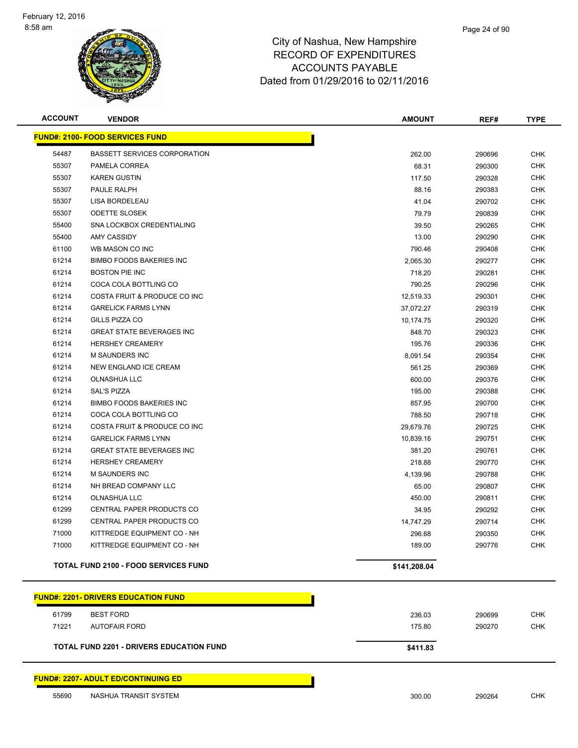February 12, 2016
8:58 am

City of Nashua, New Hampshire
RECORD OF EXPENDITURES
ACCOUNTS PAYABLE
Dated from 01/29/2016 to 02/11/2016

| ACCOUNT | VENDOR | AMOUNT | REF# | TYPE |
|---|---|---|---|---|
| **FUND#: 2100- FOOD SERVICES FUND** | | | | |
| 54487 | BASSETT SERVICES CORPORATION | 262.00 | 290696 | CHK |
| 55307 | PAMELA CORREA | 68.31 | 290300 | CHK |
| 55307 | KAREN GUSTIN | 117.50 | 290328 | CHK |
| 55307 | PAULE RALPH | 88.16 | 290383 | CHK |
| 55307 | LISA BORDELEAU | 41.04 | 290702 | CHK |
| 55307 | ODETTE SLOSEK | 79.79 | 290839 | CHK |
| 55400 | SNA LOCKBOX CREDENTIALING | 39.50 | 290265 | CHK |
| 55400 | AMY CASSIDY | 13.00 | 290290 | CHK |
| 61100 | WB MASON CO INC | 790.46 | 290408 | CHK |
| 61214 | BIMBO FOODS BAKERIES INC | 2,065.30 | 290277 | CHK |
| 61214 | BOSTON PIE INC | 718.20 | 290281 | CHK |
| 61214 | COCA COLA BOTTLING CO | 790.25 | 290296 | CHK |
| 61214 | COSTA FRUIT & PRODUCE CO INC | 12,519.33 | 290301 | CHK |
| 61214 | GARELICK FARMS LYNN | 37,072.27 | 290319 | CHK |
| 61214 | GILLS PIZZA CO | 10,174.75 | 290320 | CHK |
| 61214 | GREAT STATE BEVERAGES INC | 848.70 | 290323 | CHK |
| 61214 | HERSHEY CREAMERY | 195.76 | 290336 | CHK |
| 61214 | M SAUNDERS INC | 8,091.54 | 290354 | CHK |
| 61214 | NEW ENGLAND ICE CREAM | 561.25 | 290369 | CHK |
| 61214 | OLNASHUA LLC | 600.00 | 290376 | CHK |
| 61214 | SAL'S PIZZA | 195.00 | 290388 | CHK |
| 61214 | BIMBO FOODS BAKERIES INC | 857.95 | 290700 | CHK |
| 61214 | COCA COLA BOTTLING CO | 788.50 | 290718 | CHK |
| 61214 | COSTA FRUIT & PRODUCE CO INC | 29,679.76 | 290725 | CHK |
| 61214 | GARELICK FARMS LYNN | 10,839.16 | 290751 | CHK |
| 61214 | GREAT STATE BEVERAGES INC | 381.20 | 290761 | CHK |
| 61214 | HERSHEY CREAMERY | 218.88 | 290770 | CHK |
| 61214 | M SAUNDERS INC | 4,139.96 | 290788 | CHK |
| 61214 | NH BREAD COMPANY LLC | 65.00 | 290807 | CHK |
| 61214 | OLNASHUA LLC | 450.00 | 290811 | CHK |
| 61299 | CENTRAL PAPER PRODUCTS CO | 34.95 | 290292 | CHK |
| 61299 | CENTRAL PAPER PRODUCTS CO | 14,747.29 | 290714 | CHK |
| 71000 | KITTREDGE EQUIPMENT CO - NH | 296.68 | 290350 | CHK |
| 71000 | KITTREDGE EQUIPMENT CO - NH | 189.00 | 290776 | CHK |
| **TOTAL FUND 2100 - FOOD SERVICES FUND** | | **$141,208.04** | | |
| **FUND#: 2201- DRIVERS EDUCATION FUND** | | | | |
| 61799 | BEST FORD | 236.03 | 290699 | CHK |
| 71221 | AUTOFAIR FORD | 175.80 | 290270 | CHK |
| **TOTAL FUND 2201 - DRIVERS EDUCATION FUND** | | **$411.83** | | |
| **FUND#: 2207- ADULT ED/CONTINUING ED** | | | | |
| 55690 | NASHUA TRANSIT SYSTEM | 300.00 | 290264 | CHK |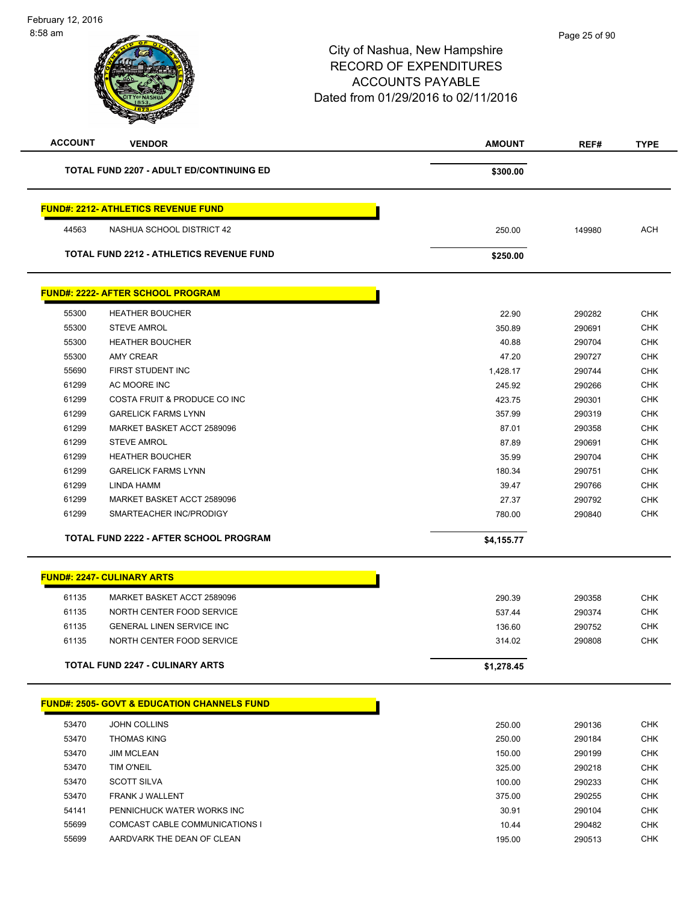# City of Nashua, New Hampshire
## RECORD OF EXPENDITURES
## ACCOUNTS PAYABLE
## Dated from 01/29/2016 to 02/11/2016

| ACCOUNT | VENDOR | AMOUNT | REF# | TYPE |
|---|---|---|---|---|
| | **TOTAL FUND 2207 - ADULT ED/CONTINUING ED** | **$300.00** | | |

**FUND#: 2212- ATHLETICS REVENUE FUND**

| ACCOUNT | VENDOR | AMOUNT | REF# | TYPE |
|---|---|---|---|---|
| 44563 | NASHUA SCHOOL DISTRICT 42 | 250.00 | 149980 | ACH |
| | **TOTAL FUND 2212 - ATHLETICS REVENUE FUND** | **$250.00** | | |

**FUND#: 2222- AFTER SCHOOL PROGRAM**

| ACCOUNT | VENDOR | AMOUNT | REF# | TYPE |
|---|---|---|---|---|
| 55300 | HEATHER BOUCHER | 22.90 | 290282 | CHK |
| 55300 | STEVE AMROL | 350.89 | 290691 | CHK |
| 55300 | HEATHER BOUCHER | 40.88 | 290704 | CHK |
| 55300 | AMY CREAR | 47.20 | 290727 | CHK |
| 55690 | FIRST STUDENT INC | 1,428.17 | 290744 | CHK |
| 61299 | AC MOORE INC | 245.92 | 290266 | CHK |
| 61299 | COSTA FRUIT & PRODUCE CO INC | 423.75 | 290301 | CHK |
| 61299 | GARELICK FARMS LYNN | 357.99 | 290319 | CHK |
| 61299 | MARKET BASKET ACCT 2589096 | 87.01 | 290358 | CHK |
| 61299 | STEVE AMROL | 87.89 | 290691 | CHK |
| 61299 | HEATHER BOUCHER | 35.99 | 290704 | CHK |
| 61299 | GARELICK FARMS LYNN | 180.34 | 290751 | CHK |
| 61299 | LINDA HAMM | 39.47 | 290766 | CHK |
| 61299 | MARKET BASKET ACCT 2589096 | 27.37 | 290792 | CHK |
| 61299 | SMARTEACHER INC/PRODIGY | 780.00 | 290840 | CHK |
| | **TOTAL FUND 2222 - AFTER SCHOOL PROGRAM** | **$4,155.77** | | |

**FUND#: 2247- CULINARY ARTS**

| ACCOUNT | VENDOR | AMOUNT | REF# | TYPE |
|---|---|---|---|---|
| 61135 | MARKET BASKET ACCT 2589096 | 290.39 | 290358 | CHK |
| 61135 | NORTH CENTER FOOD SERVICE | 537.44 | 290374 | CHK |
| 61135 | GENERAL LINEN SERVICE INC | 136.60 | 290752 | CHK |
| 61135 | NORTH CENTER FOOD SERVICE | 314.02 | 290808 | CHK |
| | **TOTAL FUND 2247 - CULINARY ARTS** | **$1,278.45** | | |

**FUND#: 2505- GOVT & EDUCATION CHANNELS FUND**

| ACCOUNT | VENDOR | AMOUNT | REF# | TYPE |
|---|---|---|---|---|
| 53470 | JOHN COLLINS | 250.00 | 290136 | CHK |
| 53470 | THOMAS KING | 250.00 | 290184 | CHK |
| 53470 | JIM MCLEAN | 150.00 | 290199 | CHK |
| 53470 | TIM O'NEIL | 325.00 | 290218 | CHK |
| 53470 | SCOTT SILVA | 100.00 | 290233 | CHK |
| 53470 | FRANK J WALLENT | 375.00 | 290255 | CHK |
| 54141 | PENNICHUCK WATER WORKS INC | 30.91 | 290104 | CHK |
| 55699 | COMCAST CABLE COMMUNICATIONS I | 10.44 | 290482 | CHK |
| 55699 | AARDVARK THE DEAN OF CLEAN | 195.00 | 290513 | CHK |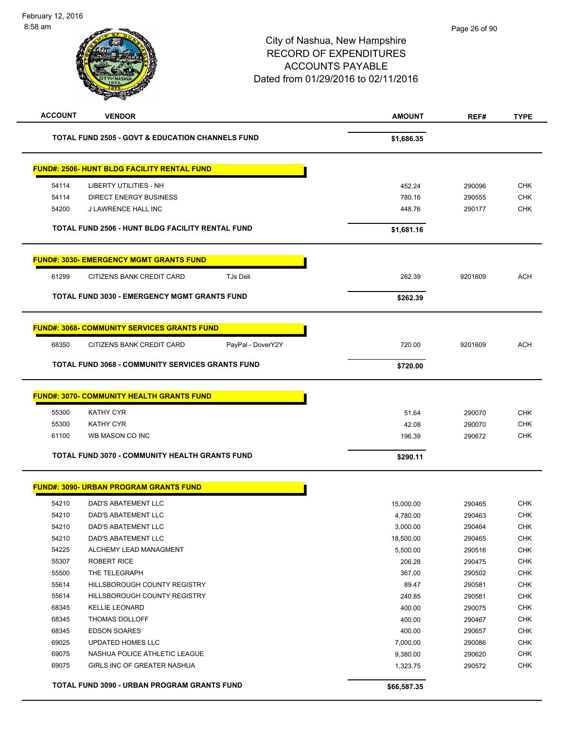City of Nashua, New Hampshire
RECORD OF EXPENDITURES
ACCOUNTS PAYABLE
Dated from 01/29/2016 to 02/11/2016

| ACCOUNT | VENDOR | | AMOUNT | REF# | TYPE |
|---|---|---|---|---|---|
| | **TOTAL FUND 2505 - GOVT & EDUCATION CHANNELS FUND** | | **$1,686.35** | | |

**FUND#: 2506- HUNT BLDG FACILITY RENTAL FUND**

| ACCOUNT | VENDOR | | AMOUNT | REF# | TYPE |
|---|---|---|---|---|---|
| 54114 | LIBERTY UTILITIES - NH | | 452.24 | 290096 | CHK |
| 54114 | DIRECT ENERGY BUSINESS | | 780.16 | 290555 | CHK |
| 54200 | J LAWRENCE HALL INC | | 448.76 | 290177 | CHK |
| | **TOTAL FUND 2506 - HUNT BLDG FACILITY RENTAL FUND** | | **$1,681.16** | | |

**FUND#: 3030- EMERGENCY MGMT GRANTS FUND**

| ACCOUNT | VENDOR | | AMOUNT | REF# | TYPE |
|---|---|---|---|---|---|
| 61299 | CITIZENS BANK CREDIT CARD | TJs Deli | 262.39 | 9201609 | ACH |
| | **TOTAL FUND 3030 - EMERGENCY MGMT GRANTS FUND** | | **$262.39** | | |

**FUND#: 3068- COMMUNITY SERVICES GRANTS FUND**

| ACCOUNT | VENDOR | | AMOUNT | REF# | TYPE |
|---|---|---|---|---|---|
| 68350 | CITIZENS BANK CREDIT CARD | PayPal - DoverY2Y | 720.00 | 9201609 | ACH |
| | **TOTAL FUND 3068 - COMMUNITY SERVICES GRANTS FUND** | | **$720.00** | | |

**FUND#: 3070- COMMUNITY HEALTH GRANTS FUND**

| ACCOUNT | VENDOR | | AMOUNT | REF# | TYPE |
|---|---|---|---|---|---|
| 55300 | KATHY CYR | | 51.64 | 290070 | CHK |
| 55300 | KATHY CYR | | 42.08 | 290070 | CHK |
| 61100 | WB MASON CO INC | | 196.39 | 290672 | CHK |
| | **TOTAL FUND 3070 - COMMUNITY HEALTH GRANTS FUND** | | **$290.11** | | |

**FUND#: 3090- URBAN PROGRAM GRANTS FUND**

| ACCOUNT | VENDOR | | AMOUNT | REF# | TYPE |
|---|---|---|---|---|---|
| 54210 | DAD'S ABATEMENT LLC | | 15,000.00 | 290465 | CHK |
| 54210 | DAD'S ABATEMENT LLC | | 4,780.00 | 290463 | CHK |
| 54210 | DAD'S ABATEMENT LLC | | 3,000.00 | 290464 | CHK |
| 54210 | DAD'S ABATEMENT LLC | | 18,500.00 | 290465 | CHK |
| 54225 | ALCHEMY LEAD MANAGMENT | | 5,500.00 | 290516 | CHK |
| 55307 | ROBERT RICE | | 206.28 | 290475 | CHK |
| 55500 | THE TELEGRAPH | | 367.00 | 290502 | CHK |
| 55614 | HILLSBOROUGH COUNTY REGISTRY | | 89.47 | 290581 | CHK |
| 55614 | HILLSBOROUGH COUNTY REGISTRY | | 240.85 | 290581 | CHK |
| 68345 | KELLIE LEONARD | | 400.00 | 290075 | CHK |
| 68345 | THOMAS DOLLOFF | | 400.00 | 290467 | CHK |
| 68345 | EDSON SOARES | | 400.00 | 290657 | CHK |
| 69025 | UPDATED HOMES LLC | | 7,000.00 | 290086 | CHK |
| 69075 | NASHUA POLICE ATHLETIC LEAGUE | | 9,380.00 | 290620 | CHK |
| 69075 | GIRLS INC OF GREATER NASHUA | | 1,323.75 | 290572 | CHK |
| | **TOTAL FUND 3090 - URBAN PROGRAM GRANTS FUND** | | **$66,587.35** | | |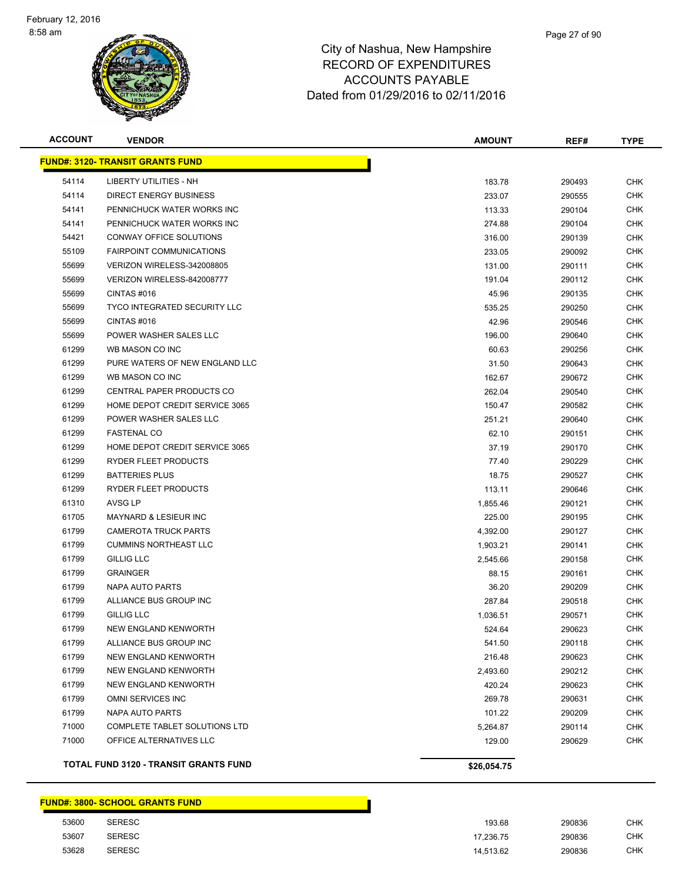City of Nashua, New Hampshire
RECORD OF EXPENDITURES
ACCOUNTS PAYABLE
Dated from 01/29/2016 to 02/11/2016

| ACCOUNT | VENDOR | AMOUNT | REF# | TYPE |
|---|---|---|---|---|
| **FUND#: 3120- TRANSIT GRANTS FUND** | | | | |
| 54114 | LIBERTY UTILITIES - NH | 183.78 | 290493 | CHK |
| 54114 | DIRECT ENERGY BUSINESS | 233.07 | 290555 | CHK |
| 54141 | PENNICHUCK WATER WORKS INC | 113.33 | 290104 | CHK |
| 54141 | PENNICHUCK WATER WORKS INC | 274.88 | 290104 | CHK |
| 54421 | CONWAY OFFICE SOLUTIONS | 316.00 | 290139 | CHK |
| 55109 | FAIRPOINT COMMUNICATIONS | 233.05 | 290092 | CHK |
| 55699 | VERIZON WIRELESS-342008805 | 131.00 | 290111 | CHK |
| 55699 | VERIZON WIRELESS-842008777 | 191.04 | 290112 | CHK |
| 55699 | CINTAS #016 | 45.96 | 290135 | CHK |
| 55699 | TYCO INTEGRATED SECURITY LLC | 535.25 | 290250 | CHK |
| 55699 | CINTAS #016 | 42.96 | 290546 | CHK |
| 55699 | POWER WASHER SALES LLC | 196.00 | 290640 | CHK |
| 61299 | WB MASON CO INC | 60.63 | 290256 | CHK |
| 61299 | PURE WATERS OF NEW ENGLAND LLC | 31.50 | 290643 | CHK |
| 61299 | WB MASON CO INC | 162.67 | 290672 | CHK |
| 61299 | CENTRAL PAPER PRODUCTS CO | 262.04 | 290540 | CHK |
| 61299 | HOME DEPOT CREDIT SERVICE 3065 | 150.47 | 290582 | CHK |
| 61299 | POWER WASHER SALES LLC | 251.21 | 290640 | CHK |
| 61299 | FASTENAL CO | 62.10 | 290151 | CHK |
| 61299 | HOME DEPOT CREDIT SERVICE 3065 | 37.19 | 290170 | CHK |
| 61299 | RYDER FLEET PRODUCTS | 77.40 | 290229 | CHK |
| 61299 | BATTERIES PLUS | 18.75 | 290527 | CHK |
| 61299 | RYDER FLEET PRODUCTS | 113.11 | 290646 | CHK |
| 61310 | AVSG LP | 1,855.46 | 290121 | CHK |
| 61705 | MAYNARD & LESIEUR INC | 225.00 | 290195 | CHK |
| 61799 | CAMEROTA TRUCK PARTS | 4,392.00 | 290127 | CHK |
| 61799 | CUMMINS NORTHEAST LLC | 1,903.21 | 290141 | CHK |
| 61799 | GILLIG LLC | 2,545.66 | 290158 | CHK |
| 61799 | GRAINGER | 88.15 | 290161 | CHK |
| 61799 | NAPA AUTO PARTS | 36.20 | 290209 | CHK |
| 61799 | ALLIANCE BUS GROUP INC | 287.84 | 290518 | CHK |
| 61799 | GILLIG LLC | 1,036.51 | 290571 | CHK |
| 61799 | NEW ENGLAND KENWORTH | 524.64 | 290623 | CHK |
| 61799 | ALLIANCE BUS GROUP INC | 541.50 | 290118 | CHK |
| 61799 | NEW ENGLAND KENWORTH | 216.48 | 290623 | CHK |
| 61799 | NEW ENGLAND KENWORTH | 2,493.60 | 290212 | CHK |
| 61799 | NEW ENGLAND KENWORTH | 420.24 | 290623 | CHK |
| 61799 | OMNI SERVICES INC | 269.78 | 290631 | CHK |
| 61799 | NAPA AUTO PARTS | 101.22 | 290209 | CHK |
| 71000 | COMPLETE TABLET SOLUTIONS LTD | 5,264.87 | 290114 | CHK |
| 71000 | OFFICE ALTERNATIVES LLC | 129.00 | 290629 | CHK |
| **TOTAL FUND 3120 - TRANSIT GRANTS FUND** | | **$26,054.75** | | |
| **FUND#: 3800- SCHOOL GRANTS FUND** | | | | |
| 53600 | SERESC | 193.68 | 290836 | CHK |
| 53607 | SERESC | 17,236.75 | 290836 | CHK |
| 53628 | SERESC | 14,513.62 | 290836 | CHK |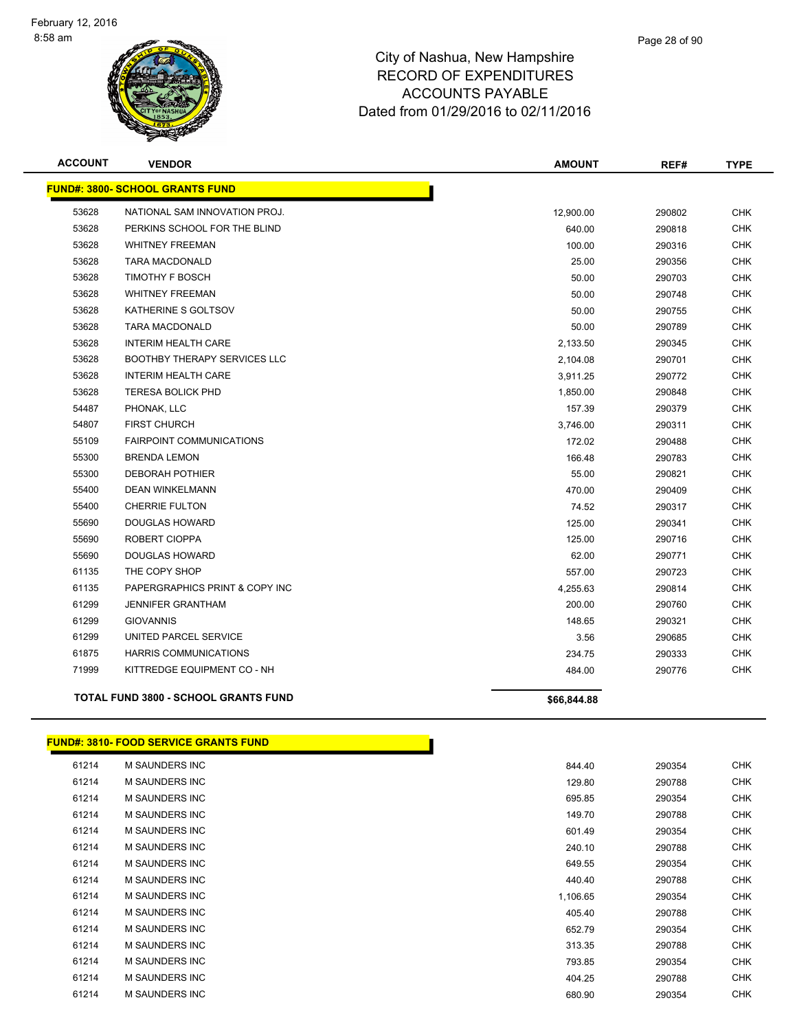City of Nashua, New Hampshire
RECORD OF EXPENDITURES
ACCOUNTS PAYABLE
Dated from 01/29/2016 to 02/11/2016

| ACCOUNT | VENDOR | AMOUNT | REF# | TYPE |
|---|---|---|---|---|
| **FUND#: 3800- SCHOOL GRANTS FUND** | | | | |
| 53628 | NATIONAL SAM INNOVATION PROJ. | 12,900.00 | 290802 | CHK |
| 53628 | PERKINS SCHOOL FOR THE BLIND | 640.00 | 290818 | CHK |
| 53628 | WHITNEY FREEMAN | 100.00 | 290316 | CHK |
| 53628 | TARA MACDONALD | 25.00 | 290356 | CHK |
| 53628 | TIMOTHY F BOSCH | 50.00 | 290703 | CHK |
| 53628 | WHITNEY FREEMAN | 50.00 | 290748 | CHK |
| 53628 | KATHERINE S GOLTSOV | 50.00 | 290755 | CHK |
| 53628 | TARA MACDONALD | 50.00 | 290789 | CHK |
| 53628 | INTERIM HEALTH CARE | 2,133.50 | 290345 | CHK |
| 53628 | BOOTHBY THERAPY SERVICES LLC | 2,104.08 | 290701 | CHK |
| 53628 | INTERIM HEALTH CARE | 3,911.25 | 290772 | CHK |
| 53628 | TERESA BOLICK PHD | 1,850.00 | 290848 | CHK |
| 54487 | PHONAK, LLC | 157.39 | 290379 | CHK |
| 54807 | FIRST CHURCH | 3,746.00 | 290311 | CHK |
| 55109 | FAIRPOINT COMMUNICATIONS | 172.02 | 290488 | CHK |
| 55300 | BRENDA LEMON | 166.48 | 290783 | CHK |
| 55300 | DEBORAH POTHIER | 55.00 | 290821 | CHK |
| 55400 | DEAN WINKELMANN | 470.00 | 290409 | CHK |
| 55400 | CHERRIE FULTON | 74.52 | 290317 | CHK |
| 55690 | DOUGLAS HOWARD | 125.00 | 290341 | CHK |
| 55690 | ROBERT CIOPPA | 125.00 | 290716 | CHK |
| 55690 | DOUGLAS HOWARD | 62.00 | 290771 | CHK |
| 61135 | THE COPY SHOP | 557.00 | 290723 | CHK |
| 61135 | PAPERGRAPHICS PRINT & COPY INC | 4,255.63 | 290814 | CHK |
| 61299 | JENNIFER GRANTHAM | 200.00 | 290760 | CHK |
| 61299 | GIOVANNIS | 148.65 | 290321 | CHK |
| 61299 | UNITED PARCEL SERVICE | 3.56 | 290685 | CHK |
| 61875 | HARRIS COMMUNICATIONS | 234.75 | 290333 | CHK |
| 71999 | KITTREDGE EQUIPMENT CO - NH | 484.00 | 290776 | CHK |
| **TOTAL FUND 3800 - SCHOOL GRANTS FUND** | | **$66,844.88** | | |

| ACCOUNT | VENDOR | AMOUNT | REF# | TYPE |
|---|---|---|---|---|
| **FUND#: 3810- FOOD SERVICE GRANTS FUND** | | | | |
| 61214 | M SAUNDERS INC | 844.40 | 290354 | CHK |
| 61214 | M SAUNDERS INC | 129.80 | 290788 | CHK |
| 61214 | M SAUNDERS INC | 695.85 | 290354 | CHK |
| 61214 | M SAUNDERS INC | 149.70 | 290788 | CHK |
| 61214 | M SAUNDERS INC | 601.49 | 290354 | CHK |
| 61214 | M SAUNDERS INC | 240.10 | 290788 | CHK |
| 61214 | M SAUNDERS INC | 649.55 | 290354 | CHK |
| 61214 | M SAUNDERS INC | 440.40 | 290788 | CHK |
| 61214 | M SAUNDERS INC | 1,106.65 | 290354 | CHK |
| 61214 | M SAUNDERS INC | 405.40 | 290788 | CHK |
| 61214 | M SAUNDERS INC | 652.79 | 290354 | CHK |
| 61214 | M SAUNDERS INC | 313.35 | 290788 | CHK |
| 61214 | M SAUNDERS INC | 793.85 | 290354 | CHK |
| 61214 | M SAUNDERS INC | 404.25 | 290788 | CHK |
| 61214 | M SAUNDERS INC | 680.90 | 290354 | CHK |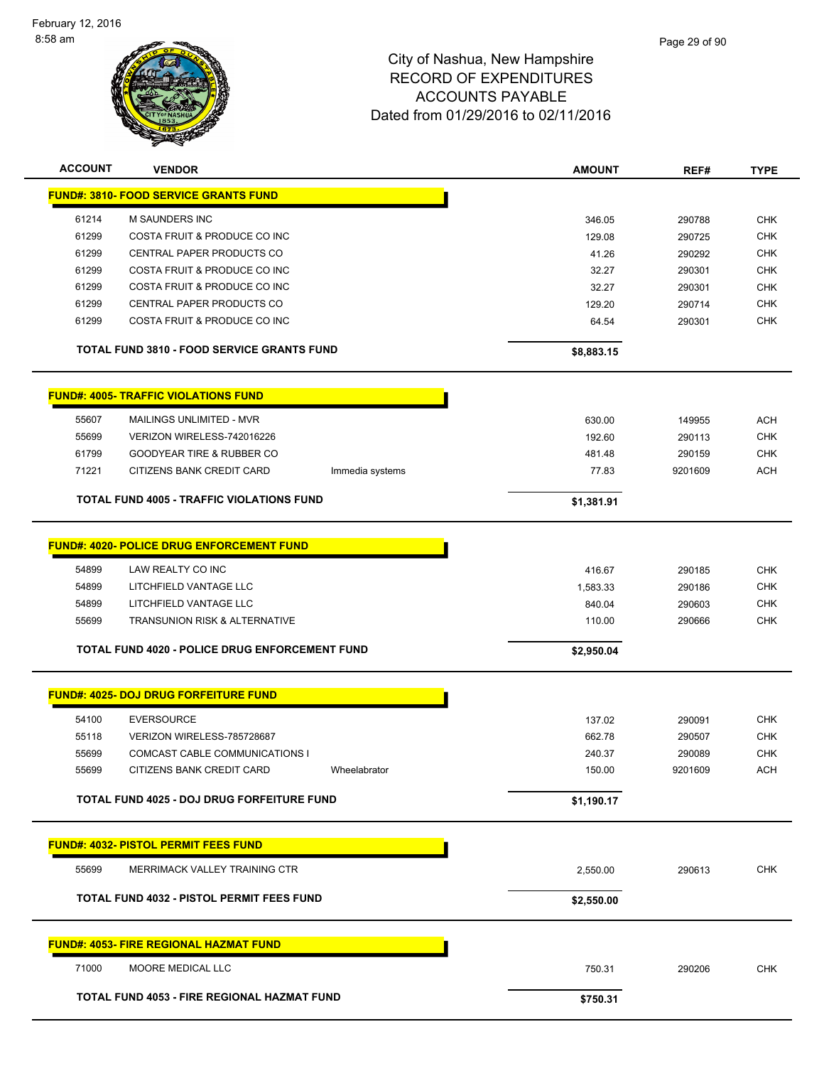City of Nashua, New Hampshire
RECORD OF EXPENDITURES
ACCOUNTS PAYABLE
Dated from 01/29/2016 to 02/11/2016

| ACCOUNT | VENDOR | | AMOUNT | REF# | TYPE |
|---|---|---|---|---|---|
| **FUND#: 3810- FOOD SERVICE GRANTS FUND** | | | | | |
| 61214 | M SAUNDERS INC | | 346.05 | 290788 | CHK |
| 61299 | COSTA FRUIT & PRODUCE CO INC | | 129.08 | 290725 | CHK |
| 61299 | CENTRAL PAPER PRODUCTS CO | | 41.26 | 290292 | CHK |
| 61299 | COSTA FRUIT & PRODUCE CO INC | | 32.27 | 290301 | CHK |
| 61299 | COSTA FRUIT & PRODUCE CO INC | | 32.27 | 290301 | CHK |
| 61299 | CENTRAL PAPER PRODUCTS CO | | 129.20 | 290714 | CHK |
| 61299 | COSTA FRUIT & PRODUCE CO INC | | 64.54 | 290301 | CHK |
| **TOTAL FUND 3810 - FOOD SERVICE GRANTS FUND** | | | **$8,883.15** | | |
| **FUND#: 4005- TRAFFIC VIOLATIONS FUND** | | | | | |
| 55607 | MAILINGS UNLIMITED - MVR | | 630.00 | 149955 | ACH |
| 55699 | VERIZON WIRELESS-742016226 | | 192.60 | 290113 | CHK |
| 61799 | GOODYEAR TIRE & RUBBER CO | | 481.48 | 290159 | CHK |
| 71221 | CITIZENS BANK CREDIT CARD | Immedia systems | 77.83 | 9201609 | ACH |
| **TOTAL FUND 4005 - TRAFFIC VIOLATIONS FUND** | | | **$1,381.91** | | |
| **FUND#: 4020- POLICE DRUG ENFORCEMENT FUND** | | | | | |
| 54899 | LAW REALTY CO INC | | 416.67 | 290185 | CHK |
| 54899 | LITCHFIELD VANTAGE LLC | | 1,583.33 | 290186 | CHK |
| 54899 | LITCHFIELD VANTAGE LLC | | 840.04 | 290603 | CHK |
| 55699 | TRANSUNION RISK & ALTERNATIVE | | 110.00 | 290666 | CHK |
| **TOTAL FUND 4020 - POLICE DRUG ENFORCEMENT FUND** | | | **$2,950.04** | | |
| **FUND#: 4025- DOJ DRUG FORFEITURE FUND** | | | | | |
| 54100 | EVERSOURCE | | 137.02 | 290091 | CHK |
| 55118 | VERIZON WIRELESS-785728687 | | 662.78 | 290507 | CHK |
| 55699 | COMCAST CABLE COMMUNICATIONS I | | 240.37 | 290089 | CHK |
| 55699 | CITIZENS BANK CREDIT CARD | Wheelabrator | 150.00 | 9201609 | ACH |
| **TOTAL FUND 4025 - DOJ DRUG FORFEITURE FUND** | | | **$1,190.17** | | |
| **FUND#: 4032- PISTOL PERMIT FEES FUND** | | | | | |
| 55699 | MERRIMACK VALLEY TRAINING CTR | | 2,550.00 | 290613 | CHK |
| **TOTAL FUND 4032 - PISTOL PERMIT FEES FUND** | | | **$2,550.00** | | |
| **FUND#: 4053- FIRE REGIONAL HAZMAT FUND** | | | | | |
| 71000 | MOORE MEDICAL LLC | | 750.31 | 290206 | CHK |
| **TOTAL FUND 4053 - FIRE REGIONAL HAZMAT FUND** | | | **$750.31** | | |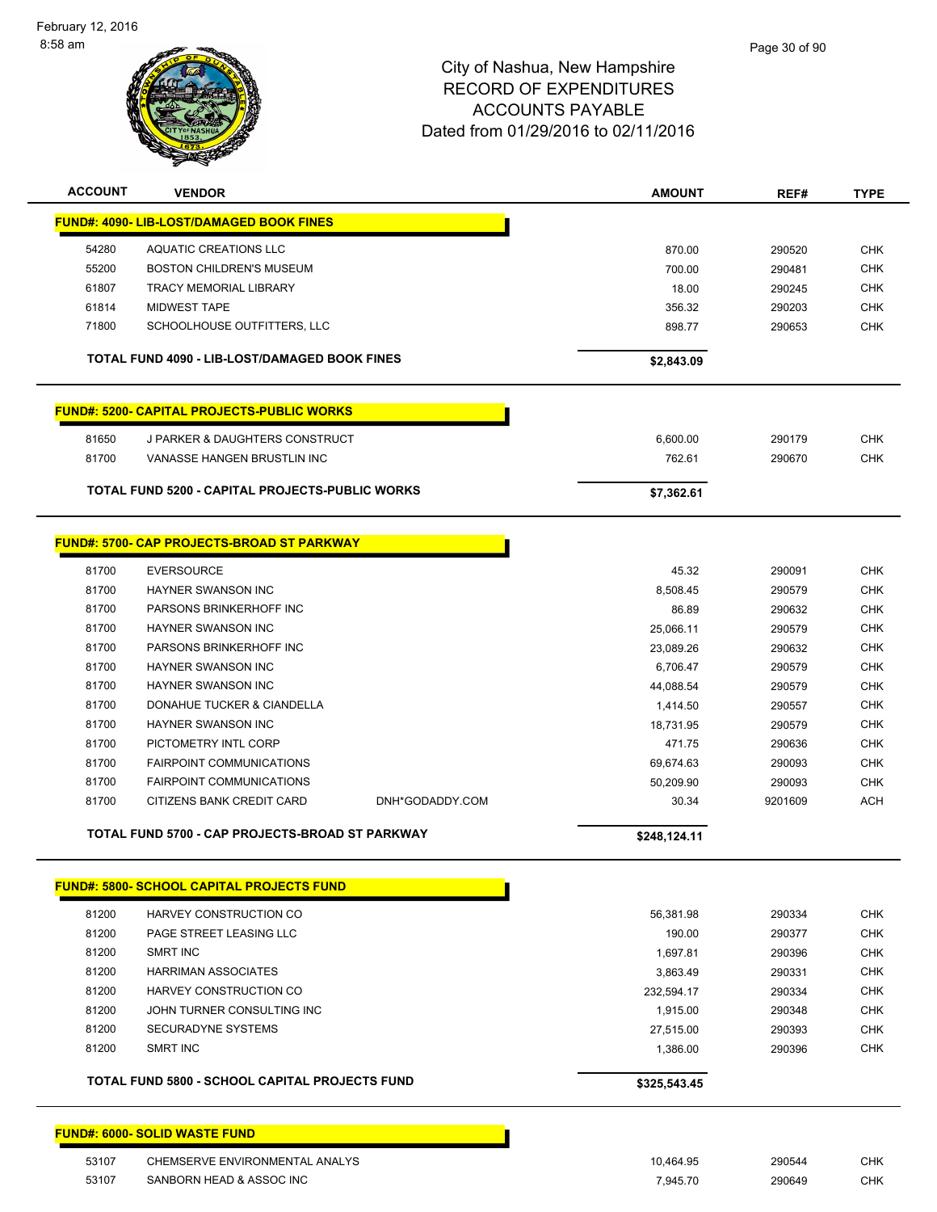City of Nashua, New Hampshire
RECORD OF EXPENDITURES
ACCOUNTS PAYABLE
Dated from 01/29/2016 to 02/11/2016

| ACCOUNT | VENDOR | | AMOUNT | REF# | TYPE |
|---|---|---|---|---|---|
| **FUND#: 4090- LIB-LOST/DAMAGED BOOK FINES** | | | | | |
| 54280 | AQUATIC CREATIONS LLC | | 870.00 | 290520 | CHK |
| 55200 | BOSTON CHILDREN'S MUSEUM | | 700.00 | 290481 | CHK |
| 61807 | TRACY MEMORIAL LIBRARY | | 18.00 | 290245 | CHK |
| 61814 | MIDWEST TAPE | | 356.32 | 290203 | CHK |
| 71800 | SCHOOLHOUSE OUTFITTERS, LLC | | 898.77 | 290653 | CHK |
| **TOTAL FUND 4090 - LIB-LOST/DAMAGED BOOK FINES** | | | **$2,843.09** | | |
| **FUND#: 5200- CAPITAL PROJECTS-PUBLIC WORKS** | | | | | |
| 81650 | J PARKER & DAUGHTERS CONSTRUCT | | 6,600.00 | 290179 | CHK |
| 81700 | VANASSE HANGEN BRUSTLIN INC | | 762.61 | 290670 | CHK |
| **TOTAL FUND 5200 - CAPITAL PROJECTS-PUBLIC WORKS** | | | **$7,362.61** | | |
| **FUND#: 5700- CAP PROJECTS-BROAD ST PARKWAY** | | | | | |
| 81700 | EVERSOURCE | | 45.32 | 290091 | CHK |
| 81700 | HAYNER SWANSON INC | | 8,508.45 | 290579 | CHK |
| 81700 | PARSONS BRINKERHOFF INC | | 86.89 | 290632 | CHK |
| 81700 | HAYNER SWANSON INC | | 25,066.11 | 290579 | CHK |
| 81700 | PARSONS BRINKERHOFF INC | | 23,089.26 | 290632 | CHK |
| 81700 | HAYNER SWANSON INC | | 6,706.47 | 290579 | CHK |
| 81700 | HAYNER SWANSON INC | | 44,088.54 | 290579 | CHK |
| 81700 | DONAHUE TUCKER & CIANDELLA | | 1,414.50 | 290557 | CHK |
| 81700 | HAYNER SWANSON INC | | 18,731.95 | 290579 | CHK |
| 81700 | PICTOMETRY INTL CORP | | 471.75 | 290636 | CHK |
| 81700 | FAIRPOINT COMMUNICATIONS | | 69,674.63 | 290093 | CHK |
| 81700 | FAIRPOINT COMMUNICATIONS | | 50,209.90 | 290093 | CHK |
| 81700 | CITIZENS BANK CREDIT CARD | DNH*GODADDY.COM | 30.34 | 9201609 | ACH |
| **TOTAL FUND 5700 - CAP PROJECTS-BROAD ST PARKWAY** | | | **$248,124.11** | | |
| **FUND#: 5800- SCHOOL CAPITAL PROJECTS FUND** | | | | | |
| 81200 | HARVEY CONSTRUCTION CO | | 56,381.98 | 290334 | CHK |
| 81200 | PAGE STREET LEASING LLC | | 190.00 | 290377 | CHK |
| 81200 | SMRT INC | | 1,697.81 | 290396 | CHK |
| 81200 | HARRIMAN ASSOCIATES | | 3,863.49 | 290331 | CHK |
| 81200 | HARVEY CONSTRUCTION CO | | 232,594.17 | 290334 | CHK |
| 81200 | JOHN TURNER CONSULTING INC | | 1,915.00 | 290348 | CHK |
| 81200 | SECURADYNE SYSTEMS | | 27,515.00 | 290393 | CHK |
| 81200 | SMRT INC | | 1,386.00 | 290396 | CHK |
| **TOTAL FUND 5800 - SCHOOL CAPITAL PROJECTS FUND** | | | **$325,543.45** | | |
| **FUND#: 6000- SOLID WASTE FUND** | | | | | |
| 53107 | CHEMSERVE ENVIRONMENTAL ANALYS | | 10,464.95 | 290544 | CHK |
| 53107 | SANBORN HEAD & ASSOC INC | | 7,945.70 | 290649 | CHK |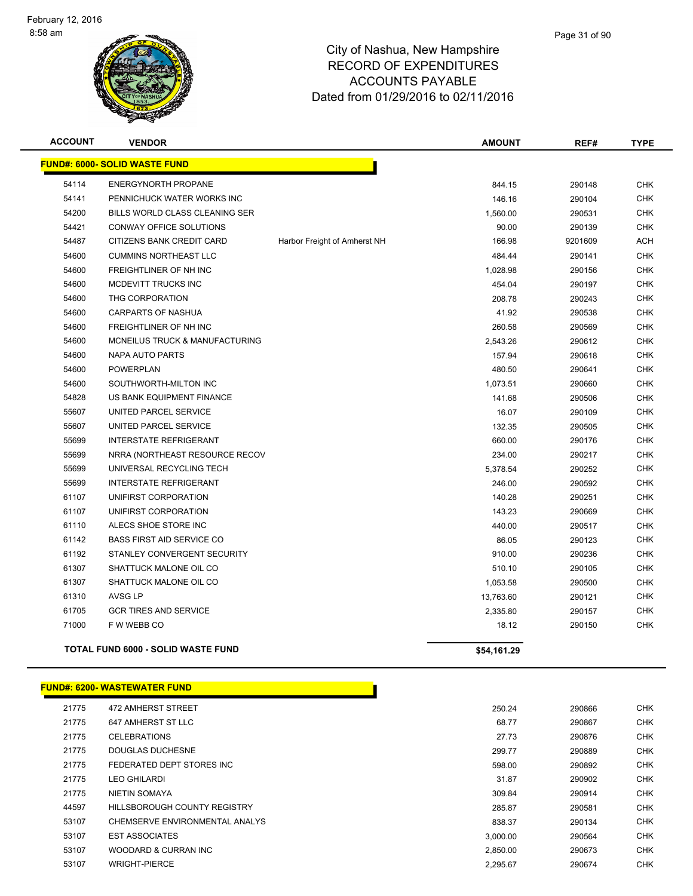# City of Nashua, New Hampshire
# RECORD OF EXPENDITURES
# ACCOUNTS PAYABLE
# Dated from 01/29/2016 to 02/11/2016

| ACCOUNT | VENDOR | | AMOUNT | REF# | TYPE |
|---|---|---|---|---|---|
| **FUND#: 6000- SOLID WASTE FUND** | | | | | |
| 54114 | ENERGYNORTH PROPANE | | 844.15 | 290148 | CHK |
| 54141 | PENNICHUCK WATER WORKS INC | | 146.16 | 290104 | CHK |
| 54200 | BILLS WORLD CLASS CLEANING SER | | 1,560.00 | 290531 | CHK |
| 54421 | CONWAY OFFICE SOLUTIONS | | 90.00 | 290139 | CHK |
| 54487 | CITIZENS BANK CREDIT CARD | Harbor Freight of Amherst NH | 166.98 | 9201609 | ACH |
| 54600 | CUMMINS NORTHEAST LLC | | 484.44 | 290141 | CHK |
| 54600 | FREIGHTLINER OF NH INC | | 1,028.98 | 290156 | CHK |
| 54600 | MCDEVITT TRUCKS INC | | 454.04 | 290197 | CHK |
| 54600 | THG CORPORATION | | 208.78 | 290243 | CHK |
| 54600 | CARPARTS OF NASHUA | | 41.92 | 290538 | CHK |
| 54600 | FREIGHTLINER OF NH INC | | 260.58 | 290569 | CHK |
| 54600 | MCNEILUS TRUCK & MANUFACTURING | | 2,543.26 | 290612 | CHK |
| 54600 | NAPA AUTO PARTS | | 157.94 | 290618 | CHK |
| 54600 | POWERPLAN | | 480.50 | 290641 | CHK |
| 54600 | SOUTHWORTH-MILTON INC | | 1,073.51 | 290660 | CHK |
| 54828 | US BANK EQUIPMENT FINANCE | | 141.68 | 290506 | CHK |
| 55607 | UNITED PARCEL SERVICE | | 16.07 | 290109 | CHK |
| 55607 | UNITED PARCEL SERVICE | | 132.35 | 290505 | CHK |
| 55699 | INTERSTATE REFRIGERANT | | 660.00 | 290176 | CHK |
| 55699 | NRRA (NORTHEAST RESOURCE RECOV | | 234.00 | 290217 | CHK |
| 55699 | UNIVERSAL RECYCLING TECH | | 5,378.54 | 290252 | CHK |
| 55699 | INTERSTATE REFRIGERANT | | 246.00 | 290592 | CHK |
| 61107 | UNIFIRST CORPORATION | | 140.28 | 290251 | CHK |
| 61107 | UNIFIRST CORPORATION | | 143.23 | 290669 | CHK |
| 61110 | ALECS SHOE STORE INC | | 440.00 | 290517 | CHK |
| 61142 | BASS FIRST AID SERVICE CO | | 86.05 | 290123 | CHK |
| 61192 | STANLEY CONVERGENT SECURITY | | 910.00 | 290236 | CHK |
| 61307 | SHATTUCK MALONE OIL CO | | 510.10 | 290105 | CHK |
| 61307 | SHATTUCK MALONE OIL CO | | 1,053.58 | 290500 | CHK |
| 61310 | AVSG LP | | 13,763.60 | 290121 | CHK |
| 61705 | GCR TIRES AND SERVICE | | 2,335.80 | 290157 | CHK |
| 71000 | F W WEBB CO | | 18.12 | 290150 | CHK |
| **TOTAL FUND 6000 - SOLID WASTE FUND** | | | **$54,161.29** | | |
| **FUND#: 6200- WASTEWATER FUND** | | | | | |
| 21775 | 472 AMHERST STREET | | 250.24 | 290866 | CHK |
| 21775 | 647 AMHERST ST LLC | | 68.77 | 290867 | CHK |
| 21775 | CELEBRATIONS | | 27.73 | 290876 | CHK |
| 21775 | DOUGLAS DUCHESNE | | 299.77 | 290889 | CHK |
| 21775 | FEDERATED DEPT STORES INC | | 598.00 | 290892 | CHK |
| 21775 | LEO GHILARDI | | 31.87 | 290902 | CHK |
| 21775 | NIETIN SOMAYA | | 309.84 | 290914 | CHK |
| 44597 | HILLSBOROUGH COUNTY REGISTRY | | 285.87 | 290581 | CHK |
| 53107 | CHEMSERVE ENVIRONMENTAL ANALYS | | 838.37 | 290134 | CHK |
| 53107 | EST ASSOCIATES | | 3,000.00 | 290564 | CHK |
| 53107 | WOODARD & CURRAN INC | | 2,850.00 | 290673 | CHK |
| 53107 | WRIGHT-PIERCE | | 2,295.67 | 290674 | CHK |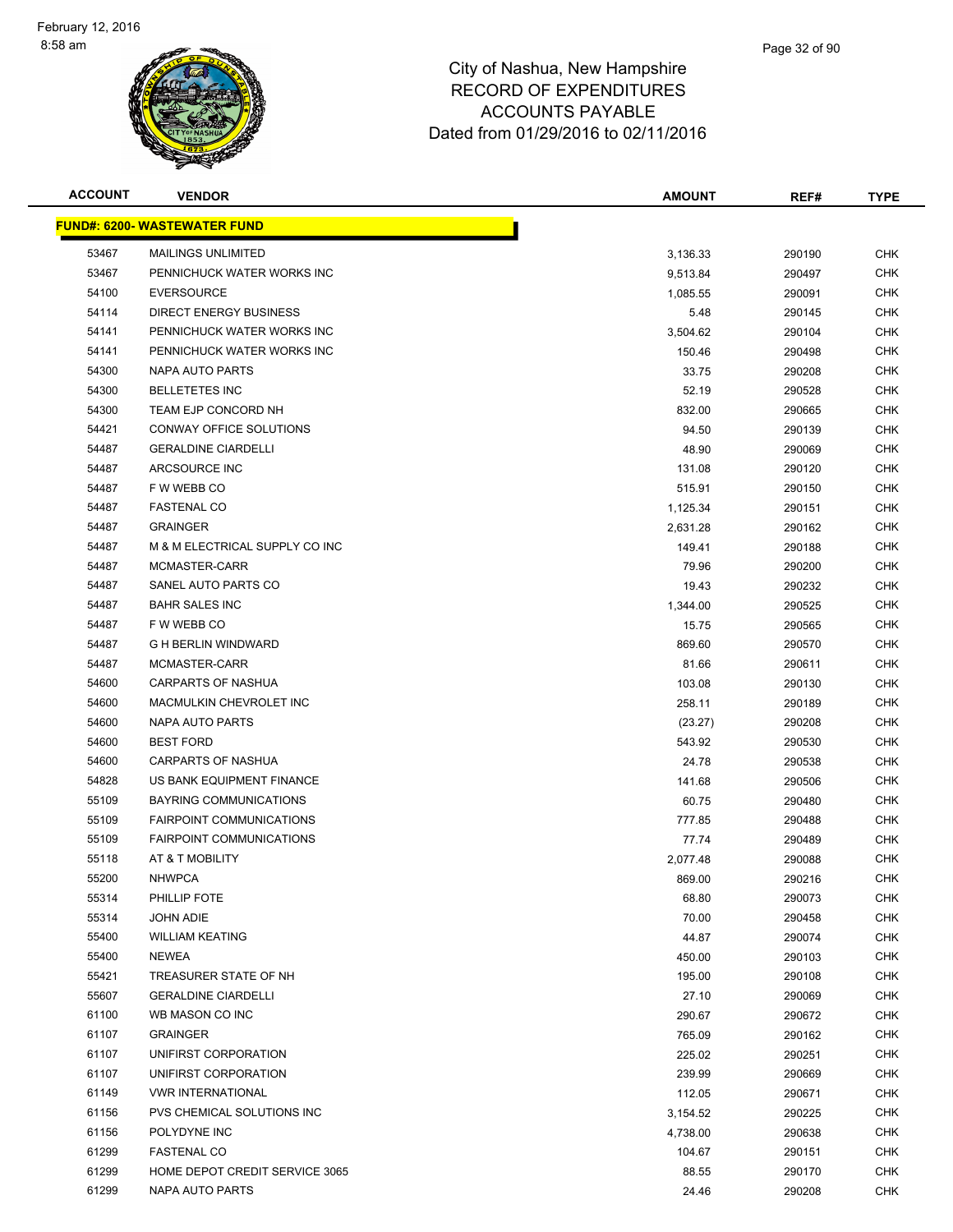# City of Nashua, New Hampshire
## RECORD OF EXPENDITURES
## ACCOUNTS PAYABLE
## Dated from 01/29/2016 to 02/11/2016

February 12, 2016
8:58 am

| ACCOUNT | VENDOR | AMOUNT | REF# | TYPE |
|---|---|---|---|---|
| **FUND#: 6200- WASTEWATER FUND** | | | | |
| 53467 | MAILINGS UNLIMITED | 3,136.33 | 290190 | CHK |
| 53467 | PENNICHUCK WATER WORKS INC | 9,513.84 | 290497 | CHK |
| 54100 | EVERSOURCE | 1,085.55 | 290091 | CHK |
| 54114 | DIRECT ENERGY BUSINESS | 5.48 | 290145 | CHK |
| 54141 | PENNICHUCK WATER WORKS INC | 3,504.62 | 290104 | CHK |
| 54141 | PENNICHUCK WATER WORKS INC | 150.46 | 290498 | CHK |
| 54300 | NAPA AUTO PARTS | 33.75 | 290208 | CHK |
| 54300 | BELLETETES INC | 52.19 | 290528 | CHK |
| 54300 | TEAM EJP CONCORD NH | 832.00 | 290665 | CHK |
| 54421 | CONWAY OFFICE SOLUTIONS | 94.50 | 290139 | CHK |
| 54487 | GERALDINE CIARDELLI | 48.90 | 290069 | CHK |
| 54487 | ARCSOURCE INC | 131.08 | 290120 | CHK |
| 54487 | F W WEBB CO | 515.91 | 290150 | CHK |
| 54487 | FASTENAL CO | 1,125.34 | 290151 | CHK |
| 54487 | GRAINGER | 2,631.28 | 290162 | CHK |
| 54487 | M & M ELECTRICAL SUPPLY CO INC | 149.41 | 290188 | CHK |
| 54487 | MCMASTER-CARR | 79.96 | 290200 | CHK |
| 54487 | SANEL AUTO PARTS CO | 19.43 | 290232 | CHK |
| 54487 | BAHR SALES INC | 1,344.00 | 290525 | CHK |
| 54487 | F W WEBB CO | 15.75 | 290565 | CHK |
| 54487 | G H BERLIN WINDWARD | 869.60 | 290570 | CHK |
| 54487 | MCMASTER-CARR | 81.66 | 290611 | CHK |
| 54600 | CARPARTS OF NASHUA | 103.08 | 290130 | CHK |
| 54600 | MACMULKIN CHEVROLET INC | 258.11 | 290189 | CHK |
| 54600 | NAPA AUTO PARTS | (23.27) | 290208 | CHK |
| 54600 | BEST FORD | 543.92 | 290530 | CHK |
| 54600 | CARPARTS OF NASHUA | 24.78 | 290538 | CHK |
| 54828 | US BANK EQUIPMENT FINANCE | 141.68 | 290506 | CHK |
| 55109 | BAYRING COMMUNICATIONS | 60.75 | 290480 | CHK |
| 55109 | FAIRPOINT COMMUNICATIONS | 777.85 | 290488 | CHK |
| 55109 | FAIRPOINT COMMUNICATIONS | 77.74 | 290489 | CHK |
| 55118 | AT & T MOBILITY | 2,077.48 | 290088 | CHK |
| 55200 | NHWPCA | 869.00 | 290216 | CHK |
| 55314 | PHILLIP FOTE | 68.80 | 290073 | CHK |
| 55314 | JOHN ADIE | 70.00 | 290458 | CHK |
| 55400 | WILLIAM KEATING | 44.87 | 290074 | CHK |
| 55400 | NEWEA | 450.00 | 290103 | CHK |
| 55421 | TREASURER STATE OF NH | 195.00 | 290108 | CHK |
| 55607 | GERALDINE CIARDELLI | 27.10 | 290069 | CHK |
| 61100 | WB MASON CO INC | 290.67 | 290672 | CHK |
| 61107 | GRAINGER | 765.09 | 290162 | CHK |
| 61107 | UNIFIRST CORPORATION | 225.02 | 290251 | CHK |
| 61107 | UNIFIRST CORPORATION | 239.99 | 290669 | CHK |
| 61149 | VWR INTERNATIONAL | 112.05 | 290671 | CHK |
| 61156 | PVS CHEMICAL SOLUTIONS INC | 3,154.52 | 290225 | CHK |
| 61156 | POLYDYNE INC | 4,738.00 | 290638 | CHK |
| 61299 | FASTENAL CO | 104.67 | 290151 | CHK |
| 61299 | HOME DEPOT CREDIT SERVICE 3065 | 88.55 | 290170 | CHK |
| 61299 | NAPA AUTO PARTS | 24.46 | 290208 | CHK |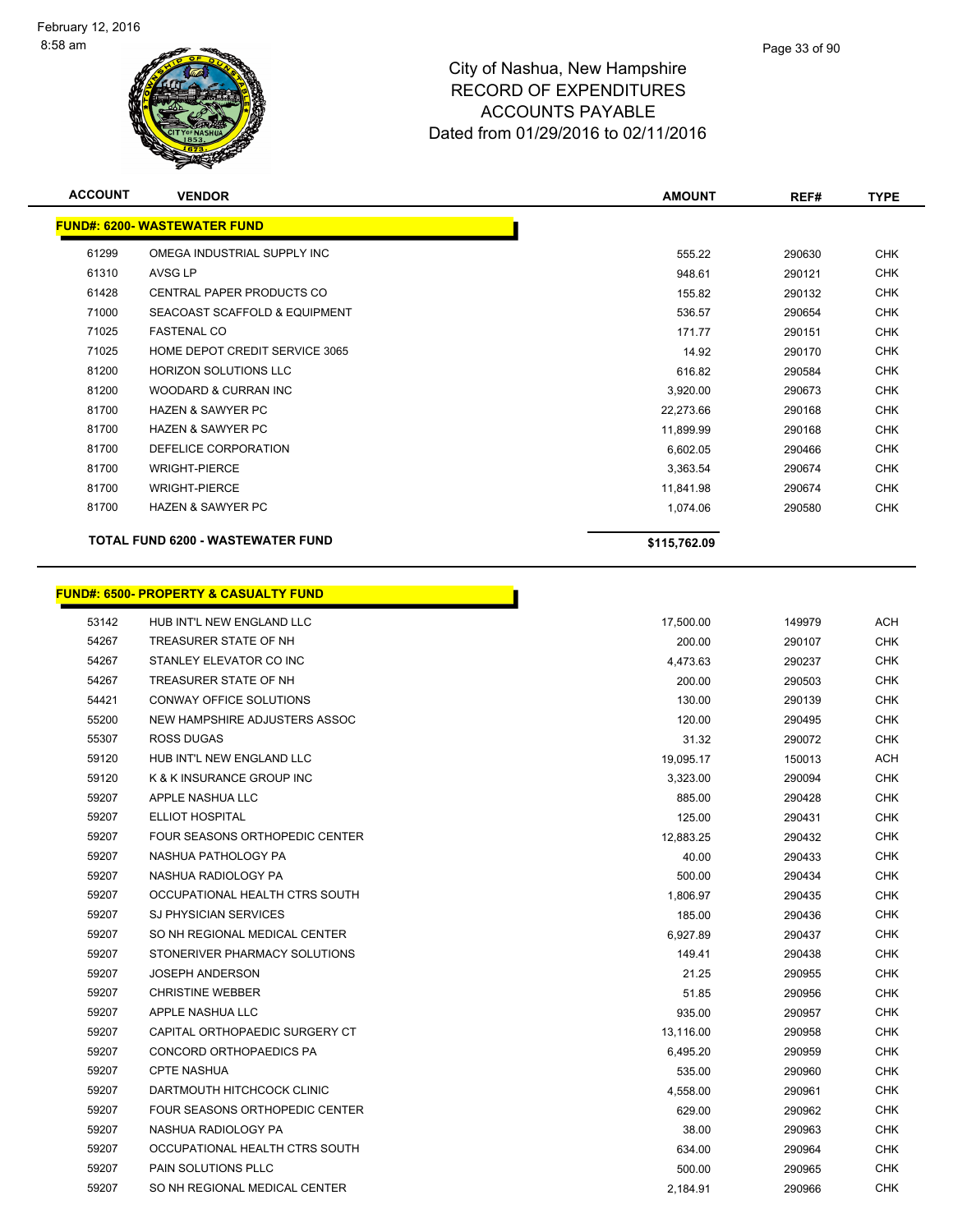City of Nashua, New Hampshire
RECORD OF EXPENDITURES
ACCOUNTS PAYABLE
Dated from 01/29/2016 to 02/11/2016

| ACCOUNT | VENDOR | AMOUNT | REF# | TYPE |
|---|---|---|---|---|
| **FUND#: 6200- WASTEWATER FUND** | | | | |
| 61299 | OMEGA INDUSTRIAL SUPPLY INC | 555.22 | 290630 | CHK |
| 61310 | AVSG LP | 948.61 | 290121 | CHK |
| 61428 | CENTRAL PAPER PRODUCTS CO | 155.82 | 290132 | CHK |
| 71000 | SEACOAST SCAFFOLD & EQUIPMENT | 536.57 | 290654 | CHK |
| 71025 | FASTENAL CO | 171.77 | 290151 | CHK |
| 71025 | HOME DEPOT CREDIT SERVICE 3065 | 14.92 | 290170 | CHK |
| 81200 | HORIZON SOLUTIONS LLC | 616.82 | 290584 | CHK |
| 81200 | WOODARD & CURRAN INC | 3,920.00 | 290673 | CHK |
| 81700 | HAZEN & SAWYER PC | 22,273.66 | 290168 | CHK |
| 81700 | HAZEN & SAWYER PC | 11,899.99 | 290168 | CHK |
| 81700 | DEFELICE CORPORATION | 6,602.05 | 290466 | CHK |
| 81700 | WRIGHT-PIERCE | 3,363.54 | 290674 | CHK |
| 81700 | WRIGHT-PIERCE | 11,841.98 | 290674 | CHK |
| 81700 | HAZEN & SAWYER PC | 1,074.06 | 290580 | CHK |
| **TOTAL FUND 6200 - WASTEWATER FUND** | | **$115,762.09** | | |

| ACCOUNT | VENDOR | AMOUNT | REF# | TYPE |
|---|---|---|---|---|
| **FUND#: 6500- PROPERTY & CASUALTY FUND** | | | | |
| 53142 | HUB INT'L NEW ENGLAND LLC | 17,500.00 | 149979 | ACH |
| 54267 | TREASURER STATE OF NH | 200.00 | 290107 | CHK |
| 54267 | STANLEY ELEVATOR CO INC | 4,473.63 | 290237 | CHK |
| 54267 | TREASURER STATE OF NH | 200.00 | 290503 | CHK |
| 54421 | CONWAY OFFICE SOLUTIONS | 130.00 | 290139 | CHK |
| 55200 | NEW HAMPSHIRE ADJUSTERS ASSOC | 120.00 | 290495 | CHK |
| 55307 | ROSS DUGAS | 31.32 | 290072 | CHK |
| 59120 | HUB INT'L NEW ENGLAND LLC | 19,095.17 | 150013 | ACH |
| 59120 | K & K INSURANCE GROUP INC | 3,323.00 | 290094 | CHK |
| 59207 | APPLE NASHUA LLC | 885.00 | 290428 | CHK |
| 59207 | ELLIOT HOSPITAL | 125.00 | 290431 | CHK |
| 59207 | FOUR SEASONS ORTHOPEDIC CENTER | 12,883.25 | 290432 | CHK |
| 59207 | NASHUA PATHOLOGY PA | 40.00 | 290433 | CHK |
| 59207 | NASHUA RADIOLOGY PA | 500.00 | 290434 | CHK |
| 59207 | OCCUPATIONAL HEALTH CTRS SOUTH | 1,806.97 | 290435 | CHK |
| 59207 | SJ PHYSICIAN SERVICES | 185.00 | 290436 | CHK |
| 59207 | SO NH REGIONAL MEDICAL CENTER | 6,927.89 | 290437 | CHK |
| 59207 | STONERIVER PHARMACY SOLUTIONS | 149.41 | 290438 | CHK |
| 59207 | JOSEPH ANDERSON | 21.25 | 290955 | CHK |
| 59207 | CHRISTINE WEBBER | 51.85 | 290956 | CHK |
| 59207 | APPLE NASHUA LLC | 935.00 | 290957 | CHK |
| 59207 | CAPITAL ORTHOPAEDIC SURGERY CT | 13,116.00 | 290958 | CHK |
| 59207 | CONCORD ORTHOPAEDICS PA | 6,495.20 | 290959 | CHK |
| 59207 | CPTE NASHUA | 535.00 | 290960 | CHK |
| 59207 | DARTMOUTH HITCHCOCK CLINIC | 4,558.00 | 290961 | CHK |
| 59207 | FOUR SEASONS ORTHOPEDIC CENTER | 629.00 | 290962 | CHK |
| 59207 | NASHUA RADIOLOGY PA | 38.00 | 290963 | CHK |
| 59207 | OCCUPATIONAL HEALTH CTRS SOUTH | 634.00 | 290964 | CHK |
| 59207 | PAIN SOLUTIONS PLLC | 500.00 | 290965 | CHK |
| 59207 | SO NH REGIONAL MEDICAL CENTER | 2,184.91 | 290966 | CHK |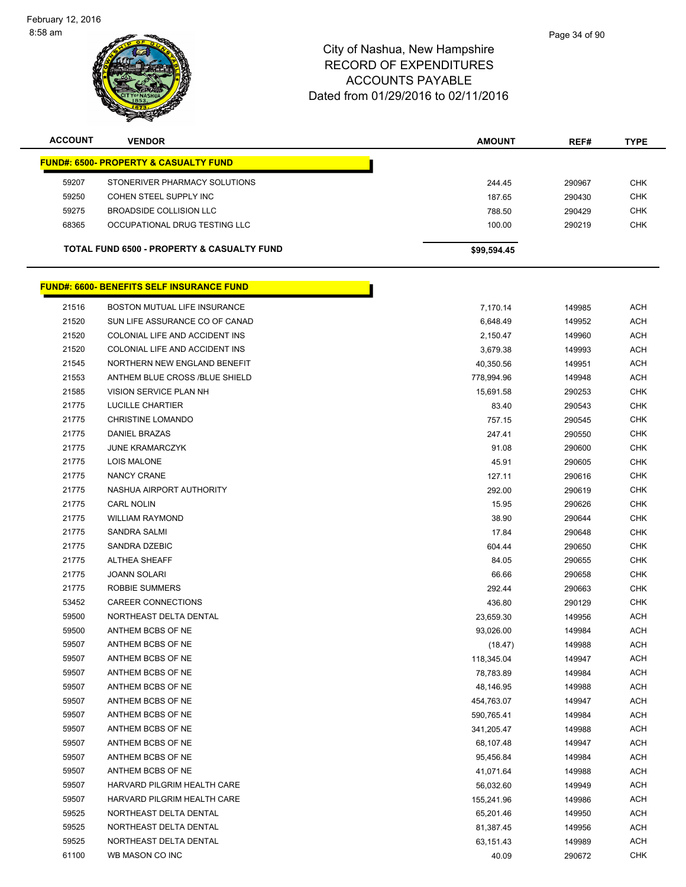# City of Nashua, New Hampshire
## RECORD OF EXPENDITURES
## ACCOUNTS PAYABLE
## Dated from 01/29/2016 to 02/11/2016

| ACCOUNT | VENDOR | AMOUNT | REF# | TYPE |
|---|---|---|---|---|
| **FUND#: 6500- PROPERTY & CASUALTY FUND** | | | | |
| 59207 | STONERIVER PHARMACY SOLUTIONS | 244.45 | 290967 | CHK |
| 59250 | COHEN STEEL SUPPLY INC | 187.65 | 290430 | CHK |
| 59275 | BROADSIDE COLLISION LLC | 788.50 | 290429 | CHK |
| 68365 | OCCUPATIONAL DRUG TESTING LLC | 100.00 | 290219 | CHK |
| **TOTAL FUND 6500 - PROPERTY & CASUALTY FUND** | | **$99,594.45** | | |
| **FUND#: 6600- BENEFITS SELF INSURANCE FUND** | | | | |
| 21516 | BOSTON MUTUAL LIFE INSURANCE | 7,170.14 | 149985 | ACH |
| 21520 | SUN LIFE ASSURANCE CO OF CANAD | 6,648.49 | 149952 | ACH |
| 21520 | COLONIAL LIFE AND ACCIDENT INS | 2,150.47 | 149960 | ACH |
| 21520 | COLONIAL LIFE AND ACCIDENT INS | 3,679.38 | 149993 | ACH |
| 21545 | NORTHERN NEW ENGLAND BENEFIT | 40,350.56 | 149951 | ACH |
| 21553 | ANTHEM BLUE CROSS /BLUE SHIELD | 778,994.96 | 149948 | ACH |
| 21585 | VISION SERVICE PLAN NH | 15,691.58 | 290253 | CHK |
| 21775 | LUCILLE CHARTIER | 83.40 | 290543 | CHK |
| 21775 | CHRISTINE LOMANDO | 757.15 | 290545 | CHK |
| 21775 | DANIEL BRAZAS | 247.41 | 290550 | CHK |
| 21775 | JUNE KRAMARCZYK | 91.08 | 290600 | CHK |
| 21775 | LOIS MALONE | 45.91 | 290605 | CHK |
| 21775 | NANCY CRANE | 127.11 | 290616 | CHK |
| 21775 | NASHUA AIRPORT AUTHORITY | 292.00 | 290619 | CHK |
| 21775 | CARL NOLIN | 15.95 | 290626 | CHK |
| 21775 | WILLIAM RAYMOND | 38.90 | 290644 | CHK |
| 21775 | SANDRA SALMI | 17.84 | 290648 | CHK |
| 21775 | SANDRA DZEBIC | 604.44 | 290650 | CHK |
| 21775 | ALTHEA SHEAFF | 84.05 | 290655 | CHK |
| 21775 | JOANN SOLARI | 66.66 | 290658 | CHK |
| 21775 | ROBBIE SUMMERS | 292.44 | 290663 | CHK |
| 53452 | CAREER CONNECTIONS | 436.80 | 290129 | CHK |
| 59500 | NORTHEAST DELTA DENTAL | 23,659.30 | 149956 | ACH |
| 59500 | ANTHEM BCBS OF NE | 93,026.00 | 149984 | ACH |
| 59507 | ANTHEM BCBS OF NE | (18.47) | 149988 | ACH |
| 59507 | ANTHEM BCBS OF NE | 118,345.04 | 149947 | ACH |
| 59507 | ANTHEM BCBS OF NE | 78,783.89 | 149984 | ACH |
| 59507 | ANTHEM BCBS OF NE | 48,146.95 | 149988 | ACH |
| 59507 | ANTHEM BCBS OF NE | 454,763.07 | 149947 | ACH |
| 59507 | ANTHEM BCBS OF NE | 590,765.41 | 149984 | ACH |
| 59507 | ANTHEM BCBS OF NE | 341,205.47 | 149988 | ACH |
| 59507 | ANTHEM BCBS OF NE | 68,107.48 | 149947 | ACH |
| 59507 | ANTHEM BCBS OF NE | 95,456.84 | 149984 | ACH |
| 59507 | ANTHEM BCBS OF NE | 41,071.64 | 149988 | ACH |
| 59507 | HARVARD PILGRIM HEALTH CARE | 56,032.60 | 149949 | ACH |
| 59507 | HARVARD PILGRIM HEALTH CARE | 155,241.96 | 149986 | ACH |
| 59525 | NORTHEAST DELTA DENTAL | 65,201.46 | 149950 | ACH |
| 59525 | NORTHEAST DELTA DENTAL | 81,387.45 | 149956 | ACH |
| 59525 | NORTHEAST DELTA DENTAL | 63,151.43 | 149989 | ACH |
| 61100 | WB MASON CO INC | 40.09 | 290672 | CHK |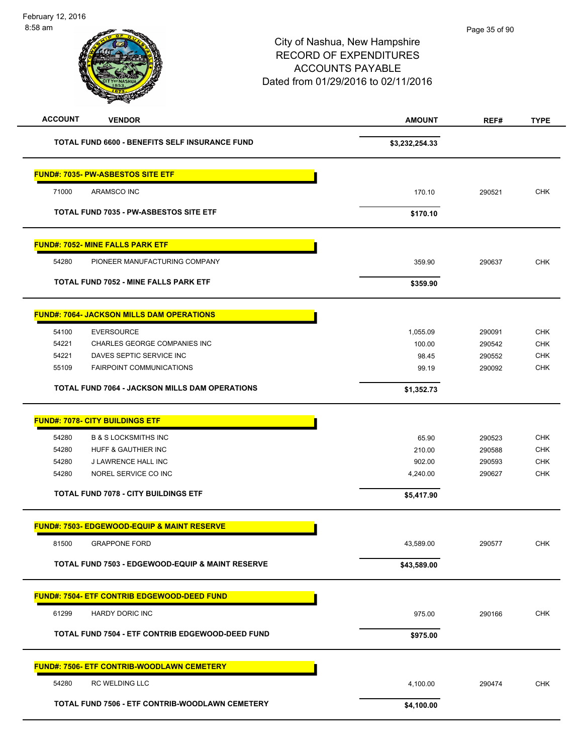City of Nashua, New Hampshire
RECORD OF EXPENDITURES
ACCOUNTS PAYABLE
Dated from 01/29/2016 to 02/11/2016

| ACCOUNT | VENDOR | AMOUNT | REF# | TYPE |
|---|---|---|---|---|
| | **TOTAL FUND 6600 - BENEFITS SELF INSURANCE FUND** | **$3,232,254.33** | | |
| | **FUND#: 7035- PW-ASBESTOS SITE ETF** | | | |
| 71000 | ARAMSCO INC | 170.10 | 290521 | CHK |
| | **TOTAL FUND 7035 - PW-ASBESTOS SITE ETF** | **$170.10** | | |
| | **FUND#: 7052- MINE FALLS PARK ETF** | | | |
| 54280 | PIONEER MANUFACTURING COMPANY | 359.90 | 290637 | CHK |
| | **TOTAL FUND 7052 - MINE FALLS PARK ETF** | **$359.90** | | |
| | **FUND#: 7064- JACKSON MILLS DAM OPERATIONS** | | | |
| 54100 | EVERSOURCE | 1,055.09 | 290091 | CHK |
| 54221 | CHARLES GEORGE COMPANIES INC | 100.00 | 290542 | CHK |
| 54221 | DAVES SEPTIC SERVICE INC | 98.45 | 290552 | CHK |
| 55109 | FAIRPOINT COMMUNICATIONS | 99.19 | 290092 | CHK |
| | **TOTAL FUND 7064 - JACKSON MILLS DAM OPERATIONS** | **$1,352.73** | | |
| | **FUND#: 7078- CITY BUILDINGS ETF** | | | |
| 54280 | B & S LOCKSMITHS INC | 65.90 | 290523 | CHK |
| 54280 | HUFF & GAUTHIER INC | 210.00 | 290588 | CHK |
| 54280 | J LAWRENCE HALL INC | 902.00 | 290593 | CHK |
| 54280 | NOREL SERVICE CO INC | 4,240.00 | 290627 | CHK |
| | **TOTAL FUND 7078 - CITY BUILDINGS ETF** | **$5,417.90** | | |
| | **FUND#: 7503- EDGEWOOD-EQUIP & MAINT RESERVE** | | | |
| 81500 | GRAPPONE FORD | 43,589.00 | 290577 | CHK |
| | **TOTAL FUND 7503 - EDGEWOOD-EQUIP & MAINT RESERVE** | **$43,589.00** | | |
| | **FUND#: 7504- ETF CONTRIB EDGEWOOD-DEED FUND** | | | |
| 61299 | HARDY DORIC INC | 975.00 | 290166 | CHK |
| | **TOTAL FUND 7504 - ETF CONTRIB EDGEWOOD-DEED FUND** | **$975.00** | | |
| | **FUND#: 7506- ETF CONTRIB-WOODLAWN CEMETERY** | | | |
| 54280 | RC WELDING LLC | 4,100.00 | 290474 | CHK |
| | **TOTAL FUND 7506 - ETF CONTRIB-WOODLAWN CEMETERY** | **$4,100.00** | | |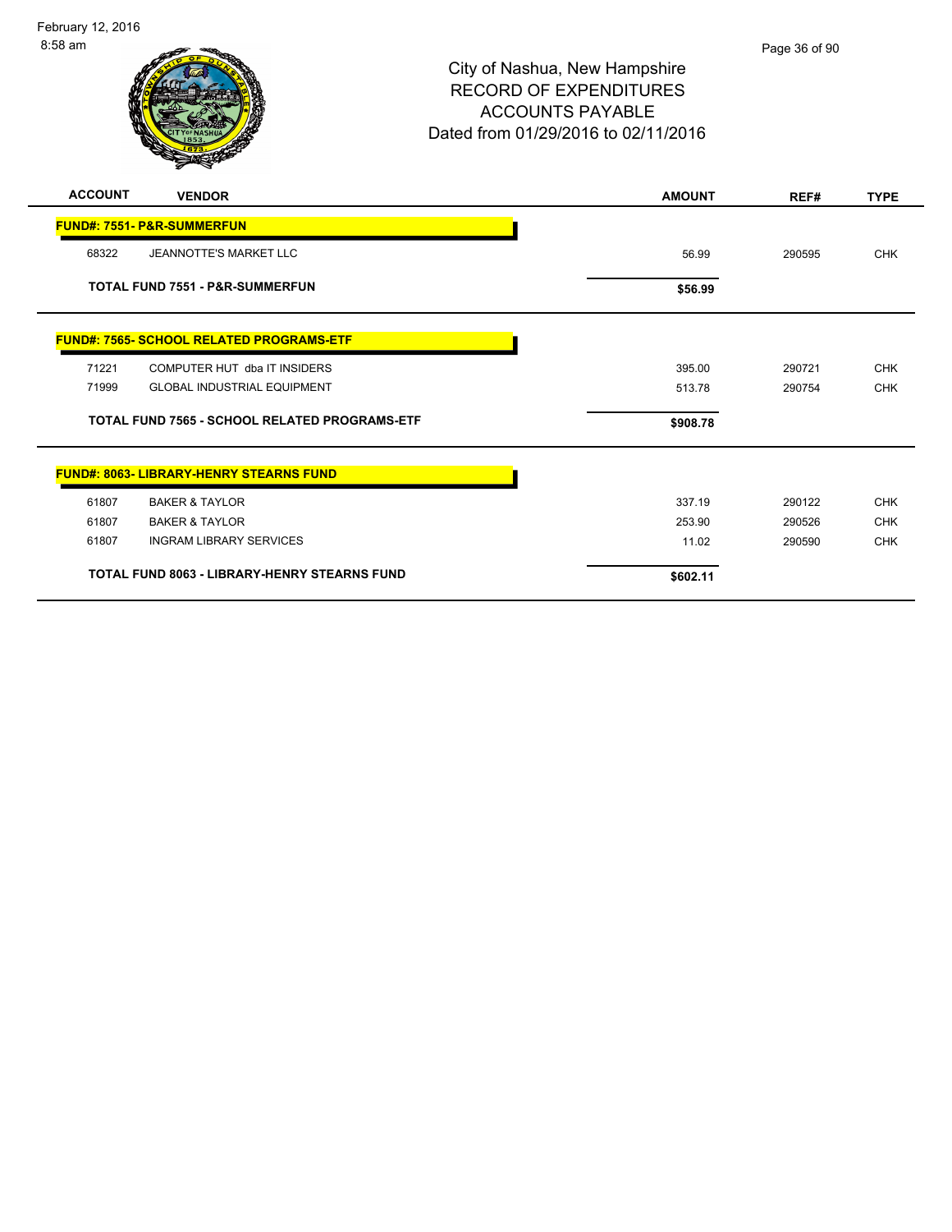City of Nashua, New Hampshire
RECORD OF EXPENDITURES
ACCOUNTS PAYABLE
Dated from 01/29/2016 to 02/11/2016

| ACCOUNT | VENDOR | AMOUNT | REF# | TYPE |
|---|---|---|---|---|
| **FUND#: 7551- P&R-SUMMERFUN** | | | | |
| 68322 | JEANNOTTE'S MARKET LLC | 56.99 | 290595 | CHK |
| | **TOTAL FUND 7551 - P&R-SUMMERFUN** | **$56.99** | | |
| **FUND#: 7565- SCHOOL RELATED PROGRAMS-ETF** | | | | |
| 71221 | COMPUTER HUT dba IT INSIDERS | 395.00 | 290721 | CHK |
| 71999 | GLOBAL INDUSTRIAL EQUIPMENT | 513.78 | 290754 | CHK |
| | **TOTAL FUND 7565 - SCHOOL RELATED PROGRAMS-ETF** | **$908.78** | | |
| **FUND#: 8063- LIBRARY-HENRY STEARNS FUND** | | | | |
| 61807 | BAKER & TAYLOR | 337.19 | 290122 | CHK |
| 61807 | BAKER & TAYLOR | 253.90 | 290526 | CHK |
| 61807 | INGRAM LIBRARY SERVICES | 11.02 | 290590 | CHK |
| | **TOTAL FUND 8063 - LIBRARY-HENRY STEARNS FUND** | **$602.11** | | |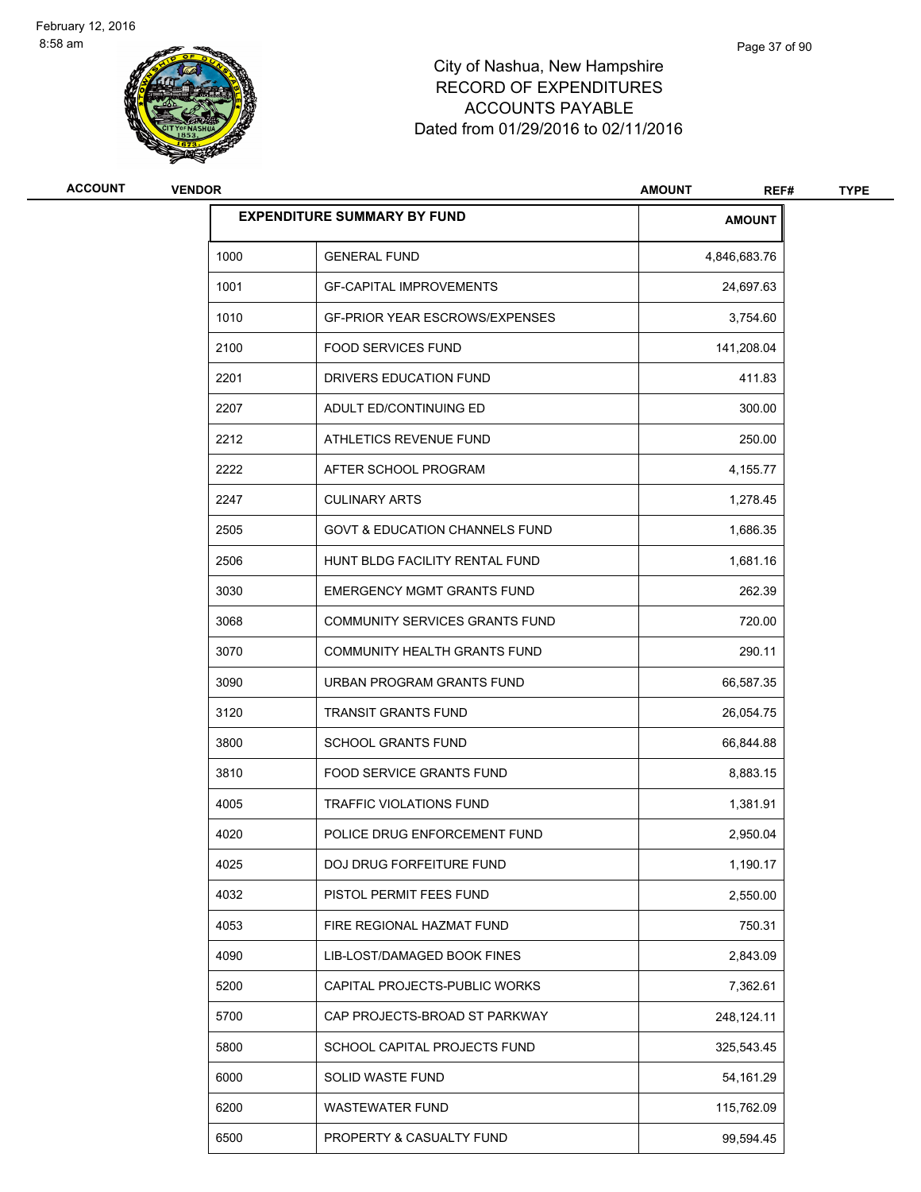# City of Nashua, New Hampshire
## RECORD OF EXPENDITURES
## ACCOUNTS PAYABLE
## Dated from 01/29/2016 to 02/11/2016

| ACCOUNT | VENDOR | AMOUNT | REF# | TYPE |
|---|---|---|---|---|

| EXPENDITURE SUMMARY BY FUND | | AMOUNT |
|---|---|---|
| 1000 | GENERAL FUND | 4,846,683.76 |
| 1001 | GF-CAPITAL IMPROVEMENTS | 24,697.63 |
| 1010 | GF-PRIOR YEAR ESCROWS/EXPENSES | 3,754.60 |
| 2100 | FOOD SERVICES FUND | 141,208.04 |
| 2201 | DRIVERS EDUCATION FUND | 411.83 |
| 2207 | ADULT ED/CONTINUING ED | 300.00 |
| 2212 | ATHLETICS REVENUE FUND | 250.00 |
| 2222 | AFTER SCHOOL PROGRAM | 4,155.77 |
| 2247 | CULINARY ARTS | 1,278.45 |
| 2505 | GOVT & EDUCATION CHANNELS FUND | 1,686.35 |
| 2506 | HUNT BLDG FACILITY RENTAL FUND | 1,681.16 |
| 3030 | EMERGENCY MGMT GRANTS FUND | 262.39 |
| 3068 | COMMUNITY SERVICES GRANTS FUND | 720.00 |
| 3070 | COMMUNITY HEALTH GRANTS FUND | 290.11 |
| 3090 | URBAN PROGRAM GRANTS FUND | 66,587.35 |
| 3120 | TRANSIT GRANTS FUND | 26,054.75 |
| 3800 | SCHOOL GRANTS FUND | 66,844.88 |
| 3810 | FOOD SERVICE GRANTS FUND | 8,883.15 |
| 4005 | TRAFFIC VIOLATIONS FUND | 1,381.91 |
| 4020 | POLICE DRUG ENFORCEMENT FUND | 2,950.04 |
| 4025 | DOJ DRUG FORFEITURE FUND | 1,190.17 |
| 4032 | PISTOL PERMIT FEES FUND | 2,550.00 |
| 4053 | FIRE REGIONAL HAZMAT FUND | 750.31 |
| 4090 | LIB-LOST/DAMAGED BOOK FINES | 2,843.09 |
| 5200 | CAPITAL PROJECTS-PUBLIC WORKS | 7,362.61 |
| 5700 | CAP PROJECTS-BROAD ST PARKWAY | 248,124.11 |
| 5800 | SCHOOL CAPITAL PROJECTS FUND | 325,543.45 |
| 6000 | SOLID WASTE FUND | 54,161.29 |
| 6200 | WASTEWATER FUND | 115,762.09 |
| 6500 | PROPERTY & CASUALTY FUND | 99,594.45 |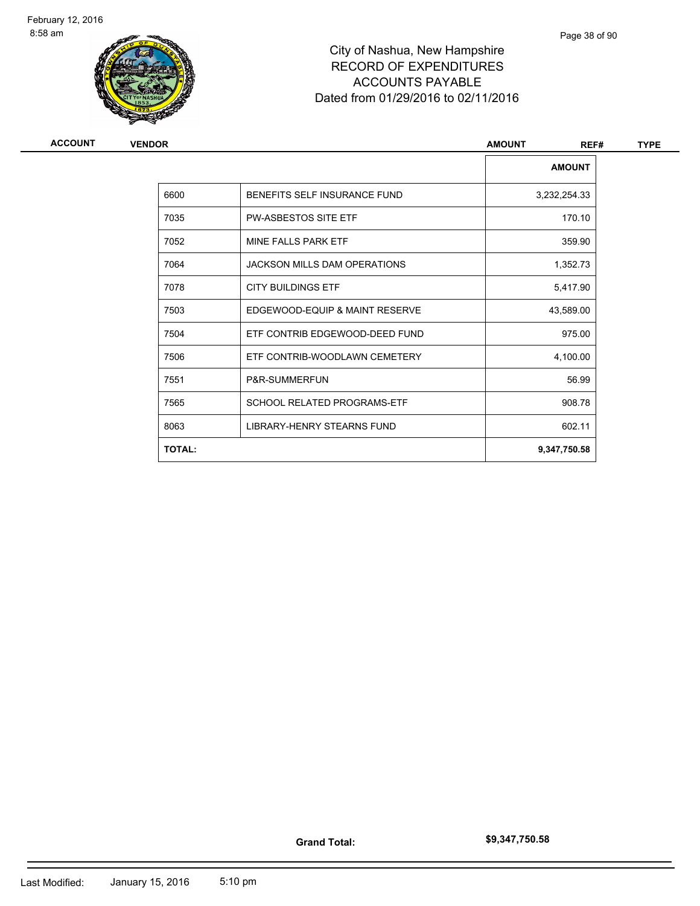City of Nashua, New Hampshire
RECORD OF EXPENDITURES
ACCOUNTS PAYABLE
Dated from 01/29/2016 to 02/11/2016

| ACCOUNT | VENDOR | AMOUNT | REF# | TYPE |
|---|---|---|---|---|

| | | AMOUNT |
|---|---|---|
| 6600 | BENEFITS SELF INSURANCE FUND | 3,232,254.33 |
| 7035 | PW-ASBESTOS SITE ETF | 170.10 |
| 7052 | MINE FALLS PARK ETF | 359.90 |
| 7064 | JACKSON MILLS DAM OPERATIONS | 1,352.73 |
| 7078 | CITY BUILDINGS ETF | 5,417.90 |
| 7503 | EDGEWOOD-EQUIP & MAINT RESERVE | 43,589.00 |
| 7504 | ETF CONTRIB EDGEWOOD-DEED FUND | 975.00 |
| 7506 | ETF CONTRIB-WOODLAWN CEMETERY | 4,100.00 |
| 7551 | P&R-SUMMERFUN | 56.99 |
| 7565 | SCHOOL RELATED PROGRAMS-ETF | 908.78 |
| 8063 | LIBRARY-HENRY STEARNS FUND | 602.11 |
| **TOTAL:** | | **9,347,750.58** |

**Grand Total:** **$9,347,750.58**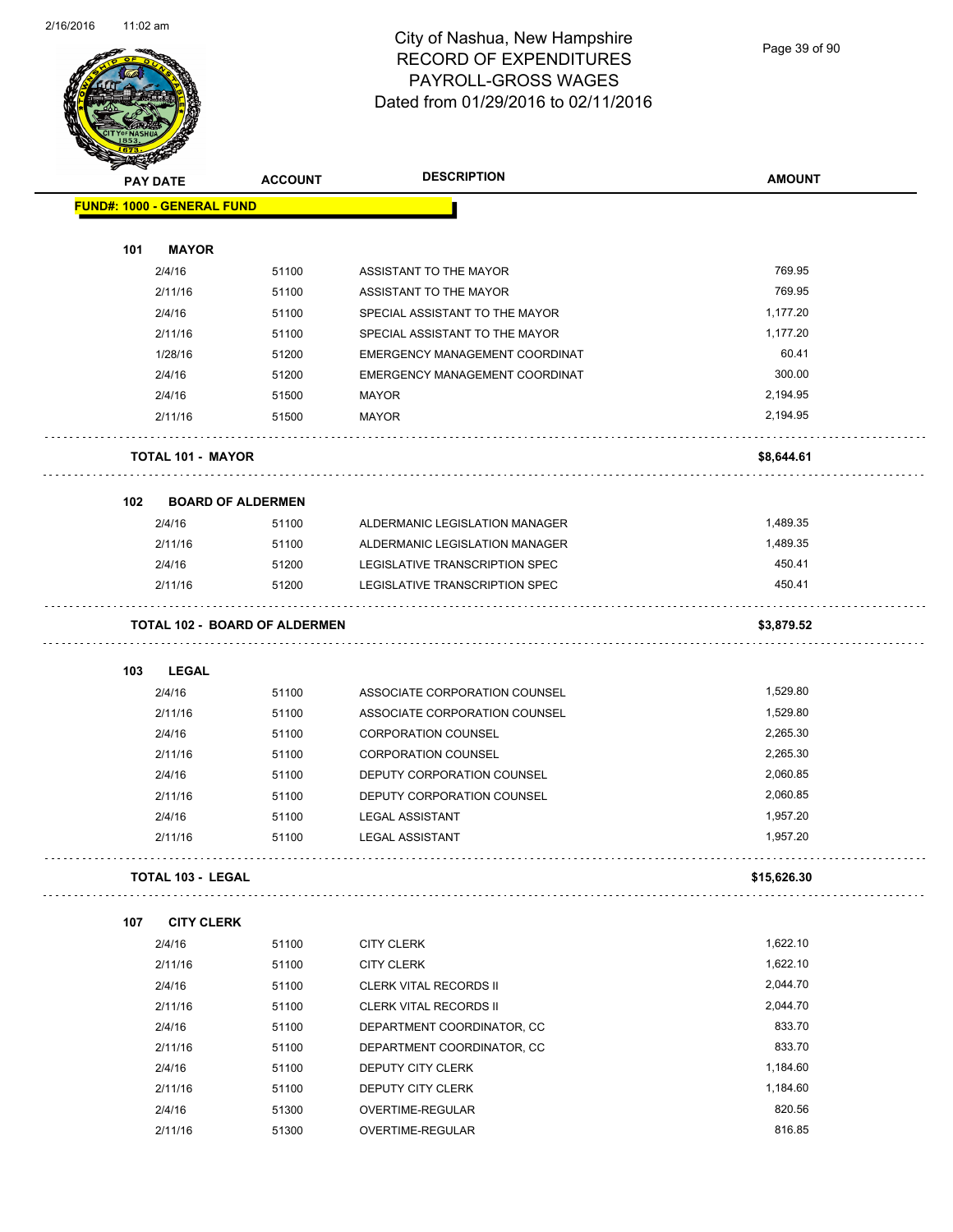# City of Nashua, New Hampshire
# RECORD OF EXPENDITURES
# PAYROLL-GROSS WAGES
# Dated from 01/29/2016 to 02/11/2016

2/16/2016 11:02 am

| PAY DATE | ACCOUNT | DESCRIPTION | AMOUNT |
|---|---|---|---|
| **FUND#: 1000 - GENERAL FUND** | | | |
| **101 MAYOR** | | | |
| 2/4/16 | 51100 | ASSISTANT TO THE MAYOR | 769.95 |
| 2/11/16 | 51100 | ASSISTANT TO THE MAYOR | 769.95 |
| 2/4/16 | 51100 | SPECIAL ASSISTANT TO THE MAYOR | 1,177.20 |
| 2/11/16 | 51100 | SPECIAL ASSISTANT TO THE MAYOR | 1,177.20 |
| 1/28/16 | 51200 | EMERGENCY MANAGEMENT COORDINAT | 60.41 |
| 2/4/16 | 51200 | EMERGENCY MANAGEMENT COORDINAT | 300.00 |
| 2/4/16 | 51500 | MAYOR | 2,194.95 |
| 2/11/16 | 51500 | MAYOR | 2,194.95 |
| **TOTAL 101 - MAYOR** | | | **$8,644.61** |
| **102 BOARD OF ALDERMEN** | | | |
| 2/4/16 | 51100 | ALDERMANIC LEGISLATION MANAGER | 1,489.35 |
| 2/11/16 | 51100 | ALDERMANIC LEGISLATION MANAGER | 1,489.35 |
| 2/4/16 | 51200 | LEGISLATIVE TRANSCRIPTION SPEC | 450.41 |
| 2/11/16 | 51200 | LEGISLATIVE TRANSCRIPTION SPEC | 450.41 |
| **TOTAL 102 - BOARD OF ALDERMEN** | | | **$3,879.52** |
| **103 LEGAL** | | | |
| 2/4/16 | 51100 | ASSOCIATE CORPORATION COUNSEL | 1,529.80 |
| 2/11/16 | 51100 | ASSOCIATE CORPORATION COUNSEL | 1,529.80 |
| 2/4/16 | 51100 | CORPORATION COUNSEL | 2,265.30 |
| 2/11/16 | 51100 | CORPORATION COUNSEL | 2,265.30 |
| 2/4/16 | 51100 | DEPUTY CORPORATION COUNSEL | 2,060.85 |
| 2/11/16 | 51100 | DEPUTY CORPORATION COUNSEL | 2,060.85 |
| 2/4/16 | 51100 | LEGAL ASSISTANT | 1,957.20 |
| 2/11/16 | 51100 | LEGAL ASSISTANT | 1,957.20 |
| **TOTAL 103 - LEGAL** | | | **$15,626.30** |
| **107 CITY CLERK** | | | |
| 2/4/16 | 51100 | CITY CLERK | 1,622.10 |
| 2/11/16 | 51100 | CITY CLERK | 1,622.10 |
| 2/4/16 | 51100 | CLERK VITAL RECORDS II | 2,044.70 |
| 2/11/16 | 51100 | CLERK VITAL RECORDS II | 2,044.70 |
| 2/4/16 | 51100 | DEPARTMENT COORDINATOR, CC | 833.70 |
| 2/11/16 | 51100 | DEPARTMENT COORDINATOR, CC | 833.70 |
| 2/4/16 | 51100 | DEPUTY CITY CLERK | 1,184.60 |
| 2/11/16 | 51100 | DEPUTY CITY CLERK | 1,184.60 |
| 2/4/16 | 51300 | OVERTIME-REGULAR | 820.56 |
| 2/11/16 | 51300 | OVERTIME-REGULAR | 816.85 |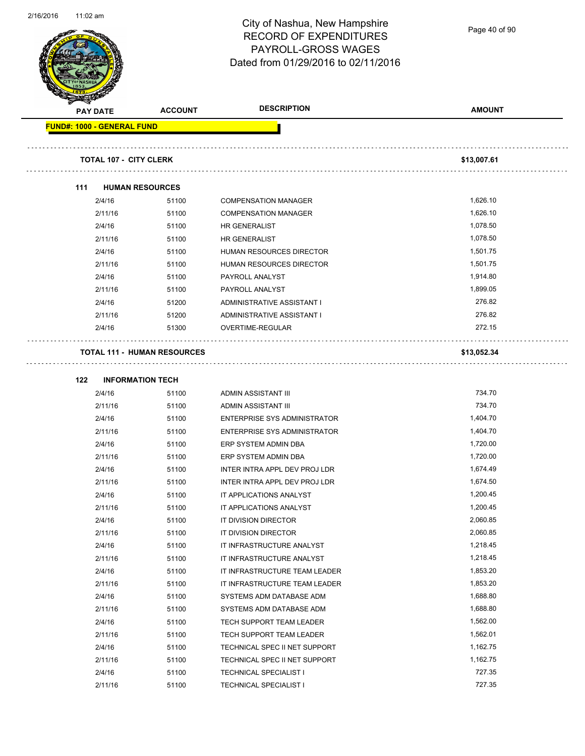# City of Nashua, New Hampshire
## RECORD OF EXPENDITURES
## PAYROLL-GROSS WAGES
## Dated from 01/29/2016 to 02/11/2016

| PAY DATE | ACCOUNT | DESCRIPTION | AMOUNT |
|---|---|---|---|
| **FUND#: 1000 - GENERAL FUND** | | | |
| **TOTAL 107 - CITY CLERK** | | | **$13,007.61** |
| **111 HUMAN RESOURCES** | | | |
| 2/4/16 | 51100 | COMPENSATION MANAGER | 1,626.10 |
| 2/11/16 | 51100 | COMPENSATION MANAGER | 1,626.10 |
| 2/4/16 | 51100 | HR GENERALIST | 1,078.50 |
| 2/11/16 | 51100 | HR GENERALIST | 1,078.50 |
| 2/4/16 | 51100 | HUMAN RESOURCES DIRECTOR | 1,501.75 |
| 2/11/16 | 51100 | HUMAN RESOURCES DIRECTOR | 1,501.75 |
| 2/4/16 | 51100 | PAYROLL ANALYST | 1,914.80 |
| 2/11/16 | 51100 | PAYROLL ANALYST | 1,899.05 |
| 2/4/16 | 51200 | ADMINISTRATIVE ASSISTANT I | 276.82 |
| 2/11/16 | 51200 | ADMINISTRATIVE ASSISTANT I | 276.82 |
| 2/4/16 | 51300 | OVERTIME-REGULAR | 272.15 |
| **TOTAL 111 - HUMAN RESOURCES** | | | **$13,052.34** |
| **122 INFORMATION TECH** | | | |
| 2/4/16 | 51100 | ADMIN ASSISTANT III | 734.70 |
| 2/11/16 | 51100 | ADMIN ASSISTANT III | 734.70 |
| 2/4/16 | 51100 | ENTERPRISE SYS ADMINISTRATOR | 1,404.70 |
| 2/11/16 | 51100 | ENTERPRISE SYS ADMINISTRATOR | 1,404.70 |
| 2/4/16 | 51100 | ERP SYSTEM ADMIN DBA | 1,720.00 |
| 2/11/16 | 51100 | ERP SYSTEM ADMIN DBA | 1,720.00 |
| 2/4/16 | 51100 | INTER INTRA APPL DEV PROJ LDR | 1,674.49 |
| 2/11/16 | 51100 | INTER INTRA APPL DEV PROJ LDR | 1,674.50 |
| 2/4/16 | 51100 | IT APPLICATIONS ANALYST | 1,200.45 |
| 2/11/16 | 51100 | IT APPLICATIONS ANALYST | 1,200.45 |
| 2/4/16 | 51100 | IT DIVISION DIRECTOR | 2,060.85 |
| 2/11/16 | 51100 | IT DIVISION DIRECTOR | 2,060.85 |
| 2/4/16 | 51100 | IT INFRASTRUCTURE ANALYST | 1,218.45 |
| 2/11/16 | 51100 | IT INFRASTRUCTURE ANALYST | 1,218.45 |
| 2/4/16 | 51100 | IT INFRASTRUCTURE TEAM LEADER | 1,853.20 |
| 2/11/16 | 51100 | IT INFRASTRUCTURE TEAM LEADER | 1,853.20 |
| 2/4/16 | 51100 | SYSTEMS ADM DATABASE ADM | 1,688.80 |
| 2/11/16 | 51100 | SYSTEMS ADM DATABASE ADM | 1,688.80 |
| 2/4/16 | 51100 | TECH SUPPORT TEAM LEADER | 1,562.00 |
| 2/11/16 | 51100 | TECH SUPPORT TEAM LEADER | 1,562.01 |
| 2/4/16 | 51100 | TECHNICAL SPEC II NET SUPPORT | 1,162.75 |
| 2/11/16 | 51100 | TECHNICAL SPEC II NET SUPPORT | 1,162.75 |
| 2/4/16 | 51100 | TECHNICAL SPECIALIST I | 727.35 |
| 2/11/16 | 51100 | TECHNICAL SPECIALIST I | 727.35 |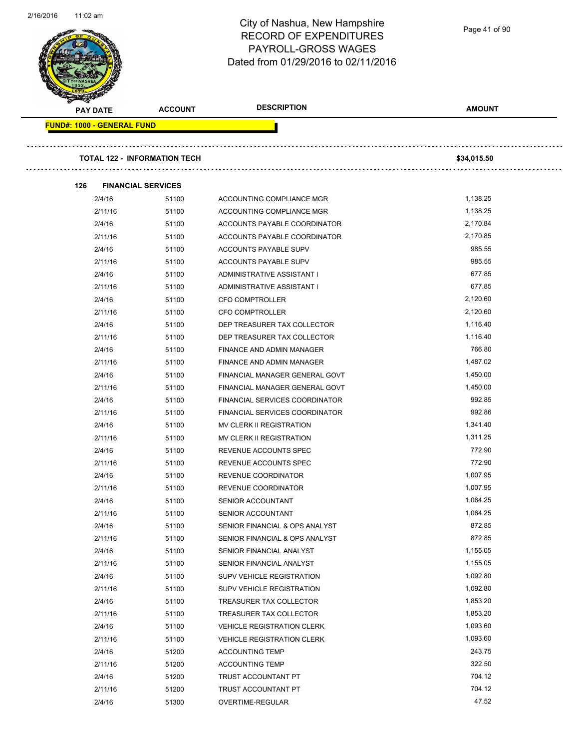# City of Nashua, New Hampshire
## RECORD OF EXPENDITURES
## PAYROLL-GROSS WAGES
## Dated from 01/29/2016 to 02/11/2016

| PAY DATE | ACCOUNT | DESCRIPTION | AMOUNT |
|---|---|---|---|
| **FUND#: 1000 - GENERAL FUND** | | | |
| **TOTAL 122 - INFORMATION TECH** | | | **$34,015.50** |
| **126 FINANCIAL SERVICES** | | | |
| 2/4/16 | 51100 | ACCOUNTING COMPLIANCE MGR | 1,138.25 |
| 2/11/16 | 51100 | ACCOUNTING COMPLIANCE MGR | 1,138.25 |
| 2/4/16 | 51100 | ACCOUNTS PAYABLE COORDINATOR | 2,170.84 |
| 2/11/16 | 51100 | ACCOUNTS PAYABLE COORDINATOR | 2,170.85 |
| 2/4/16 | 51100 | ACCOUNTS PAYABLE SUPV | 985.55 |
| 2/11/16 | 51100 | ACCOUNTS PAYABLE SUPV | 985.55 |
| 2/4/16 | 51100 | ADMINISTRATIVE ASSISTANT I | 677.85 |
| 2/11/16 | 51100 | ADMINISTRATIVE ASSISTANT I | 677.85 |
| 2/4/16 | 51100 | CFO COMPTROLLER | 2,120.60 |
| 2/11/16 | 51100 | CFO COMPTROLLER | 2,120.60 |
| 2/4/16 | 51100 | DEP TREASURER TAX COLLECTOR | 1,116.40 |
| 2/11/16 | 51100 | DEP TREASURER TAX COLLECTOR | 1,116.40 |
| 2/4/16 | 51100 | FINANCE AND ADMIN MANAGER | 766.80 |
| 2/11/16 | 51100 | FINANCE AND ADMIN MANAGER | 1,487.02 |
| 2/4/16 | 51100 | FINANCIAL MANAGER GENERAL GOVT | 1,450.00 |
| 2/11/16 | 51100 | FINANCIAL MANAGER GENERAL GOVT | 1,450.00 |
| 2/4/16 | 51100 | FINANCIAL SERVICES COORDINATOR | 992.85 |
| 2/11/16 | 51100 | FINANCIAL SERVICES COORDINATOR | 992.86 |
| 2/4/16 | 51100 | MV CLERK II REGISTRATION | 1,341.40 |
| 2/11/16 | 51100 | MV CLERK II REGISTRATION | 1,311.25 |
| 2/4/16 | 51100 | REVENUE ACCOUNTS SPEC | 772.90 |
| 2/11/16 | 51100 | REVENUE ACCOUNTS SPEC | 772.90 |
| 2/4/16 | 51100 | REVENUE COORDINATOR | 1,007.95 |
| 2/11/16 | 51100 | REVENUE COORDINATOR | 1,007.95 |
| 2/4/16 | 51100 | SENIOR ACCOUNTANT | 1,064.25 |
| 2/11/16 | 51100 | SENIOR ACCOUNTANT | 1,064.25 |
| 2/4/16 | 51100 | SENIOR FINANCIAL & OPS ANALYST | 872.85 |
| 2/11/16 | 51100 | SENIOR FINANCIAL & OPS ANALYST | 872.85 |
| 2/4/16 | 51100 | SENIOR FINANCIAL ANALYST | 1,155.05 |
| 2/11/16 | 51100 | SENIOR FINANCIAL ANALYST | 1,155.05 |
| 2/4/16 | 51100 | SUPV VEHICLE REGISTRATION | 1,092.80 |
| 2/11/16 | 51100 | SUPV VEHICLE REGISTRATION | 1,092.80 |
| 2/4/16 | 51100 | TREASURER TAX COLLECTOR | 1,853.20 |
| 2/11/16 | 51100 | TREASURER TAX COLLECTOR | 1,853.20 |
| 2/4/16 | 51100 | VEHICLE REGISTRATION CLERK | 1,093.60 |
| 2/11/16 | 51100 | VEHICLE REGISTRATION CLERK | 1,093.60 |
| 2/4/16 | 51200 | ACCOUNTING TEMP | 243.75 |
| 2/11/16 | 51200 | ACCOUNTING TEMP | 322.50 |
| 2/4/16 | 51200 | TRUST ACCOUNTANT PT | 704.12 |
| 2/11/16 | 51200 | TRUST ACCOUNTANT PT | 704.12 |
| 2/4/16 | 51300 | OVERTIME-REGULAR | 47.52 |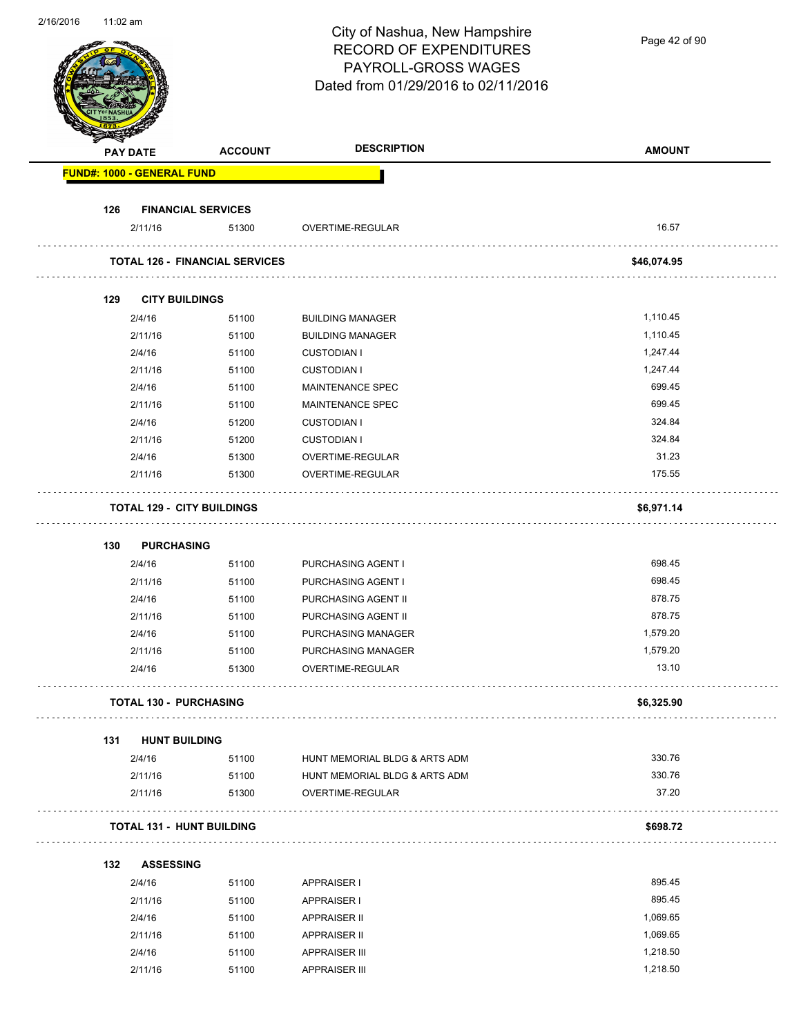City of Nashua, New Hampshire
RECORD OF EXPENDITURES
PAYROLL-GROSS WAGES
Dated from 01/29/2016 to 02/11/2016

| PAY DATE | ACCOUNT | DESCRIPTION | AMOUNT |
|---|---|---|---|
| **FUND#: 1000 - GENERAL FUND** | | | |
| **126 FINANCIAL SERVICES** | | | |
| 2/11/16 | 51300 | OVERTIME-REGULAR | 16.57 |
| **TOTAL 126 - FINANCIAL SERVICES** | | | **$46,074.95** |
| **129 CITY BUILDINGS** | | | |
| 2/4/16 | 51100 | BUILDING MANAGER | 1,110.45 |
| 2/11/16 | 51100 | BUILDING MANAGER | 1,110.45 |
| 2/4/16 | 51100 | CUSTODIAN I | 1,247.44 |
| 2/11/16 | 51100 | CUSTODIAN I | 1,247.44 |
| 2/4/16 | 51100 | MAINTENANCE SPEC | 699.45 |
| 2/11/16 | 51100 | MAINTENANCE SPEC | 699.45 |
| 2/4/16 | 51200 | CUSTODIAN I | 324.84 |
| 2/11/16 | 51200 | CUSTODIAN I | 324.84 |
| 2/4/16 | 51300 | OVERTIME-REGULAR | 31.23 |
| 2/11/16 | 51300 | OVERTIME-REGULAR | 175.55 |
| **TOTAL 129 - CITY BUILDINGS** | | | **$6,971.14** |
| **130 PURCHASING** | | | |
| 2/4/16 | 51100 | PURCHASING AGENT I | 698.45 |
| 2/11/16 | 51100 | PURCHASING AGENT I | 698.45 |
| 2/4/16 | 51100 | PURCHASING AGENT II | 878.75 |
| 2/11/16 | 51100 | PURCHASING AGENT II | 878.75 |
| 2/4/16 | 51100 | PURCHASING MANAGER | 1,579.20 |
| 2/11/16 | 51100 | PURCHASING MANAGER | 1,579.20 |
| 2/4/16 | 51300 | OVERTIME-REGULAR | 13.10 |
| **TOTAL 130 - PURCHASING** | | | **$6,325.90** |
| **131 HUNT BUILDING** | | | |
| 2/4/16 | 51100 | HUNT MEMORIAL BLDG & ARTS ADM | 330.76 |
| 2/11/16 | 51100 | HUNT MEMORIAL BLDG & ARTS ADM | 330.76 |
| 2/11/16 | 51300 | OVERTIME-REGULAR | 37.20 |
| **TOTAL 131 - HUNT BUILDING** | | | **$698.72** |
| **132 ASSESSING** | | | |
| 2/4/16 | 51100 | APPRAISER I | 895.45 |
| 2/11/16 | 51100 | APPRAISER I | 895.45 |
| 2/4/16 | 51100 | APPRAISER II | 1,069.65 |
| 2/11/16 | 51100 | APPRAISER II | 1,069.65 |
| 2/4/16 | 51100 | APPRAISER III | 1,218.50 |
| 2/11/16 | 51100 | APPRAISER III | 1,218.50 |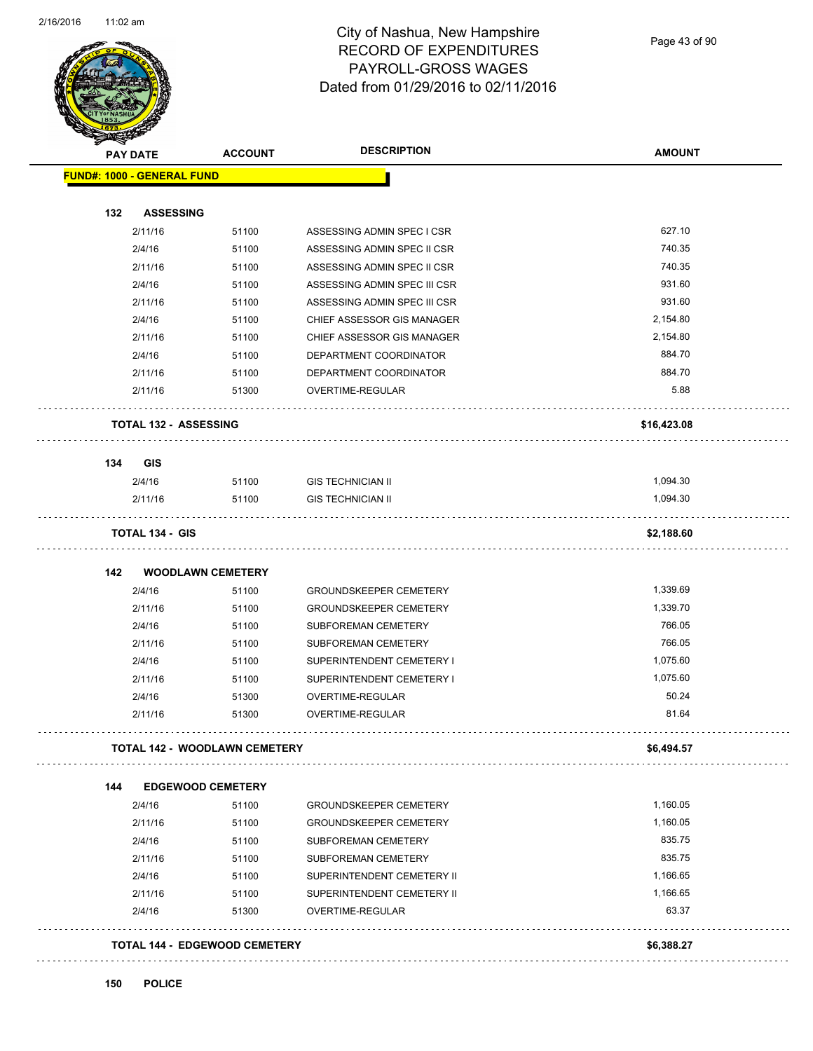# City of Nashua, New Hampshire
## RECORD OF EXPENDITURES
## PAYROLL-GROSS WAGES
## Dated from 01/29/2016 to 02/11/2016

| PAY DATE | ACCOUNT | DESCRIPTION | AMOUNT |
|---|---|---|---|
| **FUND#: 1000 - GENERAL FUND** | | | |
| **132 ASSESSING** | | | |
| 2/11/16 | 51100 | ASSESSING ADMIN SPEC I CSR | 627.10 |
| 2/4/16 | 51100 | ASSESSING ADMIN SPEC II CSR | 740.35 |
| 2/11/16 | 51100 | ASSESSING ADMIN SPEC II CSR | 740.35 |
| 2/4/16 | 51100 | ASSESSING ADMIN SPEC III CSR | 931.60 |
| 2/11/16 | 51100 | ASSESSING ADMIN SPEC III CSR | 931.60 |
| 2/4/16 | 51100 | CHIEF ASSESSOR GIS MANAGER | 2,154.80 |
| 2/11/16 | 51100 | CHIEF ASSESSOR GIS MANAGER | 2,154.80 |
| 2/4/16 | 51100 | DEPARTMENT COORDINATOR | 884.70 |
| 2/11/16 | 51100 | DEPARTMENT COORDINATOR | 884.70 |
| 2/11/16 | 51300 | OVERTIME-REGULAR | 5.88 |
| **TOTAL 132 - ASSESSING** | | | **$16,423.08** |
| **134 GIS** | | | |
| 2/4/16 | 51100 | GIS TECHNICIAN II | 1,094.30 |
| 2/11/16 | 51100 | GIS TECHNICIAN II | 1,094.30 |
| **TOTAL 134 - GIS** | | | **$2,188.60** |
| **142 WOODLAWN CEMETERY** | | | |
| 2/4/16 | 51100 | GROUNDSKEEPER CEMETERY | 1,339.69 |
| 2/11/16 | 51100 | GROUNDSKEEPER CEMETERY | 1,339.70 |
| 2/4/16 | 51100 | SUBFOREMAN CEMETERY | 766.05 |
| 2/11/16 | 51100 | SUBFOREMAN CEMETERY | 766.05 |
| 2/4/16 | 51100 | SUPERINTENDENT CEMETERY I | 1,075.60 |
| 2/11/16 | 51100 | SUPERINTENDENT CEMETERY I | 1,075.60 |
| 2/4/16 | 51300 | OVERTIME-REGULAR | 50.24 |
| 2/11/16 | 51300 | OVERTIME-REGULAR | 81.64 |
| **TOTAL 142 - WOODLAWN CEMETERY** | | | **$6,494.57** |
| **144 EDGEWOOD CEMETERY** | | | |
| 2/4/16 | 51100 | GROUNDSKEEPER CEMETERY | 1,160.05 |
| 2/11/16 | 51100 | GROUNDSKEEPER CEMETERY | 1,160.05 |
| 2/4/16 | 51100 | SUBFOREMAN CEMETERY | 835.75 |
| 2/11/16 | 51100 | SUBFOREMAN CEMETERY | 835.75 |
| 2/4/16 | 51100 | SUPERINTENDENT CEMETERY II | 1,166.65 |
| 2/11/16 | 51100 | SUPERINTENDENT CEMETERY II | 1,166.65 |
| 2/4/16 | 51300 | OVERTIME-REGULAR | 63.37 |
| **TOTAL 144 - EDGEWOOD CEMETERY** | | | **$6,388.27** |
| **150 POLICE** | | | |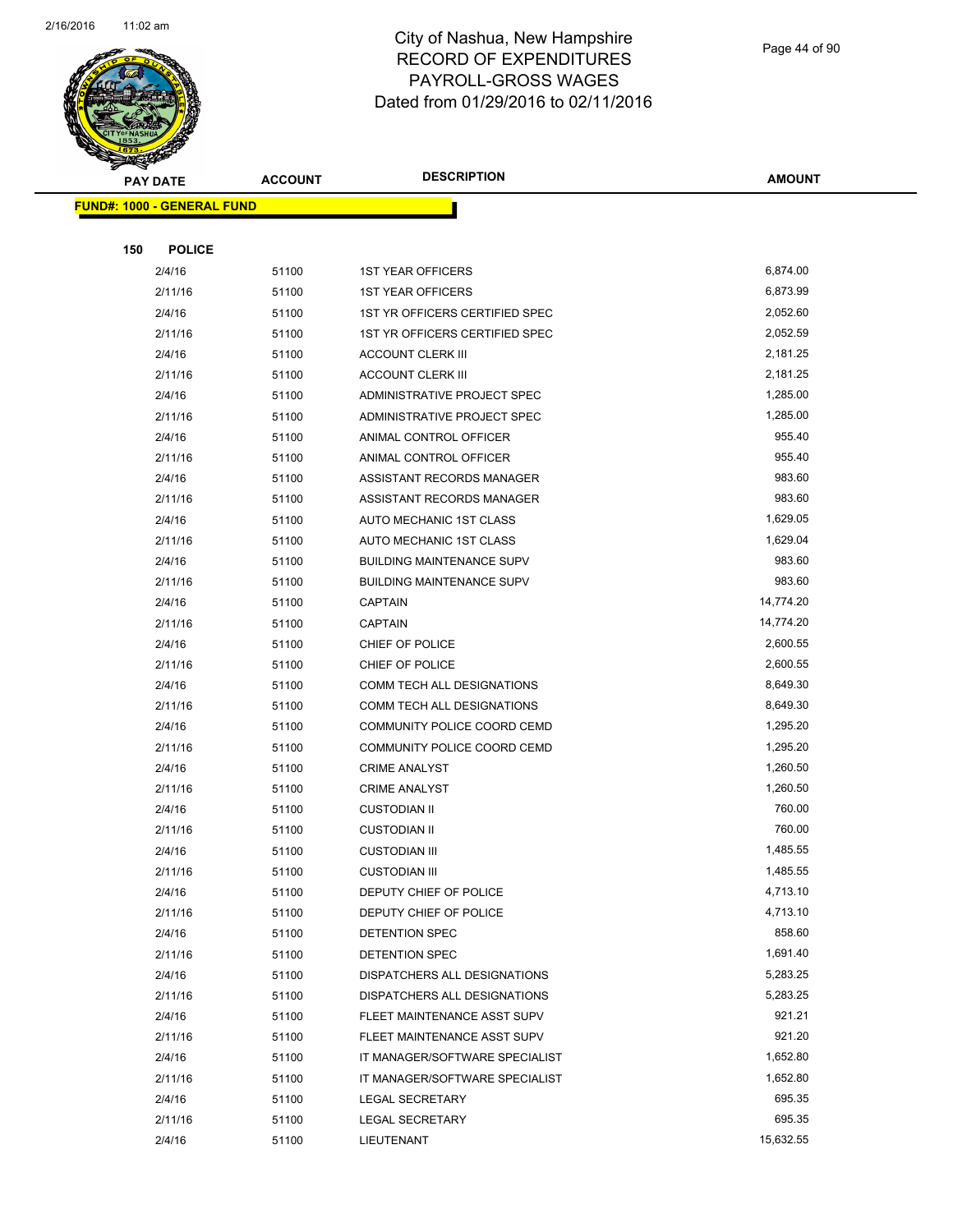# City of Nashua, New Hampshire
# RECORD OF EXPENDITURES
# PAYROLL-GROSS WAGES
# Dated from 01/29/2016 to 02/11/2016

| PAY DATE | ACCOUNT | DESCRIPTION | AMOUNT |
|---|---|---|---|

**FUND#: 1000 - GENERAL FUND**

**150 POLICE**

| PAY DATE | ACCOUNT | DESCRIPTION | AMOUNT |
|---|---|---|---|
| 2/4/16 | 51100 | 1ST YEAR OFFICERS | 6,874.00 |
| 2/11/16 | 51100 | 1ST YEAR OFFICERS | 6,873.99 |
| 2/4/16 | 51100 | 1ST YR OFFICERS CERTIFIED SPEC | 2,052.60 |
| 2/11/16 | 51100 | 1ST YR OFFICERS CERTIFIED SPEC | 2,052.59 |
| 2/4/16 | 51100 | ACCOUNT CLERK III | 2,181.25 |
| 2/11/16 | 51100 | ACCOUNT CLERK III | 2,181.25 |
| 2/4/16 | 51100 | ADMINISTRATIVE PROJECT SPEC | 1,285.00 |
| 2/11/16 | 51100 | ADMINISTRATIVE PROJECT SPEC | 1,285.00 |
| 2/4/16 | 51100 | ANIMAL CONTROL OFFICER | 955.40 |
| 2/11/16 | 51100 | ANIMAL CONTROL OFFICER | 955.40 |
| 2/4/16 | 51100 | ASSISTANT RECORDS MANAGER | 983.60 |
| 2/11/16 | 51100 | ASSISTANT RECORDS MANAGER | 983.60 |
| 2/4/16 | 51100 | AUTO MECHANIC 1ST CLASS | 1,629.05 |
| 2/11/16 | 51100 | AUTO MECHANIC 1ST CLASS | 1,629.04 |
| 2/4/16 | 51100 | BUILDING MAINTENANCE SUPV | 983.60 |
| 2/11/16 | 51100 | BUILDING MAINTENANCE SUPV | 983.60 |
| 2/4/16 | 51100 | CAPTAIN | 14,774.20 |
| 2/11/16 | 51100 | CAPTAIN | 14,774.20 |
| 2/4/16 | 51100 | CHIEF OF POLICE | 2,600.55 |
| 2/11/16 | 51100 | CHIEF OF POLICE | 2,600.55 |
| 2/4/16 | 51100 | COMM TECH ALL DESIGNATIONS | 8,649.30 |
| 2/11/16 | 51100 | COMM TECH ALL DESIGNATIONS | 8,649.30 |
| 2/4/16 | 51100 | COMMUNITY POLICE COORD CEMD | 1,295.20 |
| 2/11/16 | 51100 | COMMUNITY POLICE COORD CEMD | 1,295.20 |
| 2/4/16 | 51100 | CRIME ANALYST | 1,260.50 |
| 2/11/16 | 51100 | CRIME ANALYST | 1,260.50 |
| 2/4/16 | 51100 | CUSTODIAN II | 760.00 |
| 2/11/16 | 51100 | CUSTODIAN II | 760.00 |
| 2/4/16 | 51100 | CUSTODIAN III | 1,485.55 |
| 2/11/16 | 51100 | CUSTODIAN III | 1,485.55 |
| 2/4/16 | 51100 | DEPUTY CHIEF OF POLICE | 4,713.10 |
| 2/11/16 | 51100 | DEPUTY CHIEF OF POLICE | 4,713.10 |
| 2/4/16 | 51100 | DETENTION SPEC | 858.60 |
| 2/11/16 | 51100 | DETENTION SPEC | 1,691.40 |
| 2/4/16 | 51100 | DISPATCHERS ALL DESIGNATIONS | 5,283.25 |
| 2/11/16 | 51100 | DISPATCHERS ALL DESIGNATIONS | 5,283.25 |
| 2/4/16 | 51100 | FLEET MAINTENANCE ASST SUPV | 921.21 |
| 2/11/16 | 51100 | FLEET MAINTENANCE ASST SUPV | 921.20 |
| 2/4/16 | 51100 | IT MANAGER/SOFTWARE SPECIALIST | 1,652.80 |
| 2/11/16 | 51100 | IT MANAGER/SOFTWARE SPECIALIST | 1,652.80 |
| 2/4/16 | 51100 | LEGAL SECRETARY | 695.35 |
| 2/11/16 | 51100 | LEGAL SECRETARY | 695.35 |
| 2/4/16 | 51100 | LIEUTENANT | 15,632.55 |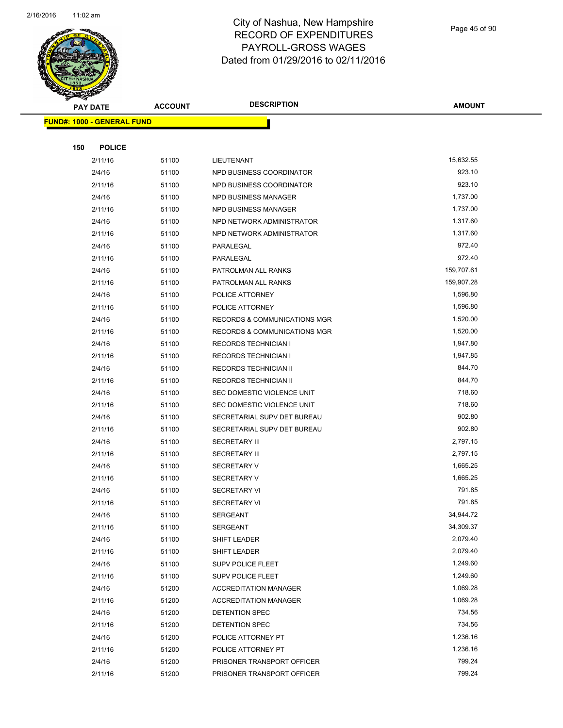# City of Nashua, New Hampshire
# RECORD OF EXPENDITURES
# PAYROLL-GROSS WAGES
# Dated from 01/29/2016 to 02/11/2016

| PAY DATE | ACCOUNT | DESCRIPTION | AMOUNT |
|---|---|---|---|
| **FUND#: 1000 - GENERAL FUND** | | | |
| **150 POLICE** | | | |
| 2/11/16 | 51100 | LIEUTENANT | 15,632.55 |
| 2/4/16 | 51100 | NPD BUSINESS COORDINATOR | 923.10 |
| 2/11/16 | 51100 | NPD BUSINESS COORDINATOR | 923.10 |
| 2/4/16 | 51100 | NPD BUSINESS MANAGER | 1,737.00 |
| 2/11/16 | 51100 | NPD BUSINESS MANAGER | 1,737.00 |
| 2/4/16 | 51100 | NPD NETWORK ADMINISTRATOR | 1,317.60 |
| 2/11/16 | 51100 | NPD NETWORK ADMINISTRATOR | 1,317.60 |
| 2/4/16 | 51100 | PARALEGAL | 972.40 |
| 2/11/16 | 51100 | PARALEGAL | 972.40 |
| 2/4/16 | 51100 | PATROLMAN ALL RANKS | 159,707.61 |
| 2/11/16 | 51100 | PATROLMAN ALL RANKS | 159,907.28 |
| 2/4/16 | 51100 | POLICE ATTORNEY | 1,596.80 |
| 2/11/16 | 51100 | POLICE ATTORNEY | 1,596.80 |
| 2/4/16 | 51100 | RECORDS & COMMUNICATIONS MGR | 1,520.00 |
| 2/11/16 | 51100 | RECORDS & COMMUNICATIONS MGR | 1,520.00 |
| 2/4/16 | 51100 | RECORDS TECHNICIAN I | 1,947.80 |
| 2/11/16 | 51100 | RECORDS TECHNICIAN I | 1,947.85 |
| 2/4/16 | 51100 | RECORDS TECHNICIAN II | 844.70 |
| 2/11/16 | 51100 | RECORDS TECHNICIAN II | 844.70 |
| 2/4/16 | 51100 | SEC DOMESTIC VIOLENCE UNIT | 718.60 |
| 2/11/16 | 51100 | SEC DOMESTIC VIOLENCE UNIT | 718.60 |
| 2/4/16 | 51100 | SECRETARIAL SUPV DET BUREAU | 902.80 |
| 2/11/16 | 51100 | SECRETARIAL SUPV DET BUREAU | 902.80 |
| 2/4/16 | 51100 | SECRETARY III | 2,797.15 |
| 2/11/16 | 51100 | SECRETARY III | 2,797.15 |
| 2/4/16 | 51100 | SECRETARY V | 1,665.25 |
| 2/11/16 | 51100 | SECRETARY V | 1,665.25 |
| 2/4/16 | 51100 | SECRETARY VI | 791.85 |
| 2/11/16 | 51100 | SECRETARY VI | 791.85 |
| 2/4/16 | 51100 | SERGEANT | 34,944.72 |
| 2/11/16 | 51100 | SERGEANT | 34,309.37 |
| 2/4/16 | 51100 | SHIFT LEADER | 2,079.40 |
| 2/11/16 | 51100 | SHIFT LEADER | 2,079.40 |
| 2/4/16 | 51100 | SUPV POLICE FLEET | 1,249.60 |
| 2/11/16 | 51100 | SUPV POLICE FLEET | 1,249.60 |
| 2/4/16 | 51200 | ACCREDITATION MANAGER | 1,069.28 |
| 2/11/16 | 51200 | ACCREDITATION MANAGER | 1,069.28 |
| 2/4/16 | 51200 | DETENTION SPEC | 734.56 |
| 2/11/16 | 51200 | DETENTION SPEC | 734.56 |
| 2/4/16 | 51200 | POLICE ATTORNEY PT | 1,236.16 |
| 2/11/16 | 51200 | POLICE ATTORNEY PT | 1,236.16 |
| 2/4/16 | 51200 | PRISONER TRANSPORT OFFICER | 799.24 |
| 2/11/16 | 51200 | PRISONER TRANSPORT OFFICER | 799.24 |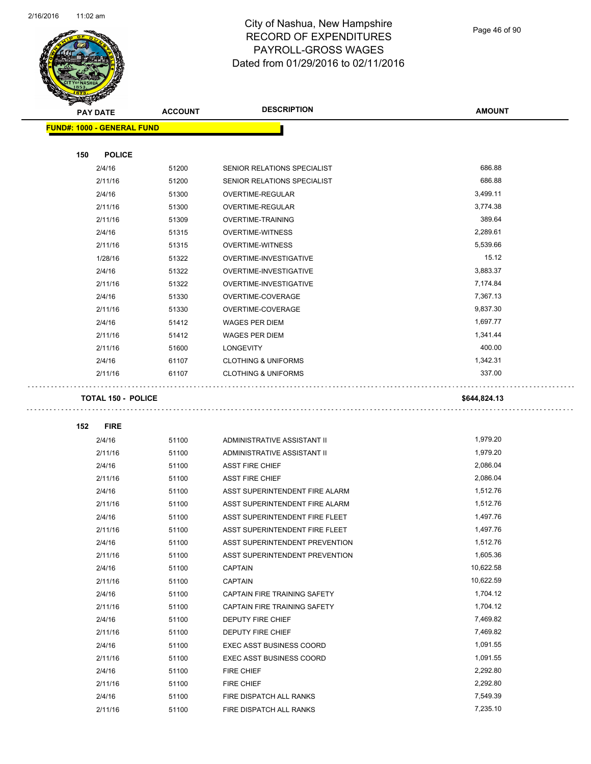# City of Nashua, New Hampshire
# RECORD OF EXPENDITURES
# PAYROLL-GROSS WAGES
# Dated from 01/29/2016 to 02/11/2016

| PAY DATE | ACCOUNT | DESCRIPTION | AMOUNT |
|---|---|---|---|
| **FUND#: 1000 - GENERAL FUND** | | | |
| **150 POLICE** | | | |
| 2/4/16 | 51200 | SENIOR RELATIONS SPECIALIST | 686.88 |
| 2/11/16 | 51200 | SENIOR RELATIONS SPECIALIST | 686.88 |
| 2/4/16 | 51300 | OVERTIME-REGULAR | 3,499.11 |
| 2/11/16 | 51300 | OVERTIME-REGULAR | 3,774.38 |
| 2/11/16 | 51309 | OVERTIME-TRAINING | 389.64 |
| 2/4/16 | 51315 | OVERTIME-WITNESS | 2,289.61 |
| 2/11/16 | 51315 | OVERTIME-WITNESS | 5,539.66 |
| 1/28/16 | 51322 | OVERTIME-INVESTIGATIVE | 15.12 |
| 2/4/16 | 51322 | OVERTIME-INVESTIGATIVE | 3,883.37 |
| 2/11/16 | 51322 | OVERTIME-INVESTIGATIVE | 7,174.84 |
| 2/4/16 | 51330 | OVERTIME-COVERAGE | 7,367.13 |
| 2/11/16 | 51330 | OVERTIME-COVERAGE | 9,837.30 |
| 2/4/16 | 51412 | WAGES PER DIEM | 1,697.77 |
| 2/11/16 | 51412 | WAGES PER DIEM | 1,341.44 |
| 2/11/16 | 51600 | LONGEVITY | 400.00 |
| 2/4/16 | 61107 | CLOTHING & UNIFORMS | 1,342.31 |
| 2/11/16 | 61107 | CLOTHING & UNIFORMS | 337.00 |
| **TOTAL 150 - POLICE** | | | **$644,824.13** |
| **152 FIRE** | | | |
| 2/4/16 | 51100 | ADMINISTRATIVE ASSISTANT II | 1,979.20 |
| 2/11/16 | 51100 | ADMINISTRATIVE ASSISTANT II | 1,979.20 |
| 2/4/16 | 51100 | ASST FIRE CHIEF | 2,086.04 |
| 2/11/16 | 51100 | ASST FIRE CHIEF | 2,086.04 |
| 2/4/16 | 51100 | ASST SUPERINTENDENT FIRE ALARM | 1,512.76 |
| 2/11/16 | 51100 | ASST SUPERINTENDENT FIRE ALARM | 1,512.76 |
| 2/4/16 | 51100 | ASST SUPERINTENDENT FIRE FLEET | 1,497.76 |
| 2/11/16 | 51100 | ASST SUPERINTENDENT FIRE FLEET | 1,497.76 |
| 2/4/16 | 51100 | ASST SUPERINTENDENT PREVENTION | 1,512.76 |
| 2/11/16 | 51100 | ASST SUPERINTENDENT PREVENTION | 1,605.36 |
| 2/4/16 | 51100 | CAPTAIN | 10,622.58 |
| 2/11/16 | 51100 | CAPTAIN | 10,622.59 |
| 2/4/16 | 51100 | CAPTAIN FIRE TRAINING SAFETY | 1,704.12 |
| 2/11/16 | 51100 | CAPTAIN FIRE TRAINING SAFETY | 1,704.12 |
| 2/4/16 | 51100 | DEPUTY FIRE CHIEF | 7,469.82 |
| 2/11/16 | 51100 | DEPUTY FIRE CHIEF | 7,469.82 |
| 2/4/16 | 51100 | EXEC ASST BUSINESS COORD | 1,091.55 |
| 2/11/16 | 51100 | EXEC ASST BUSINESS COORD | 1,091.55 |
| 2/4/16 | 51100 | FIRE CHIEF | 2,292.80 |
| 2/11/16 | 51100 | FIRE CHIEF | 2,292.80 |
| 2/4/16 | 51100 | FIRE DISPATCH ALL RANKS | 7,549.39 |
| 2/11/16 | 51100 | FIRE DISPATCH ALL RANKS | 7,235.10 |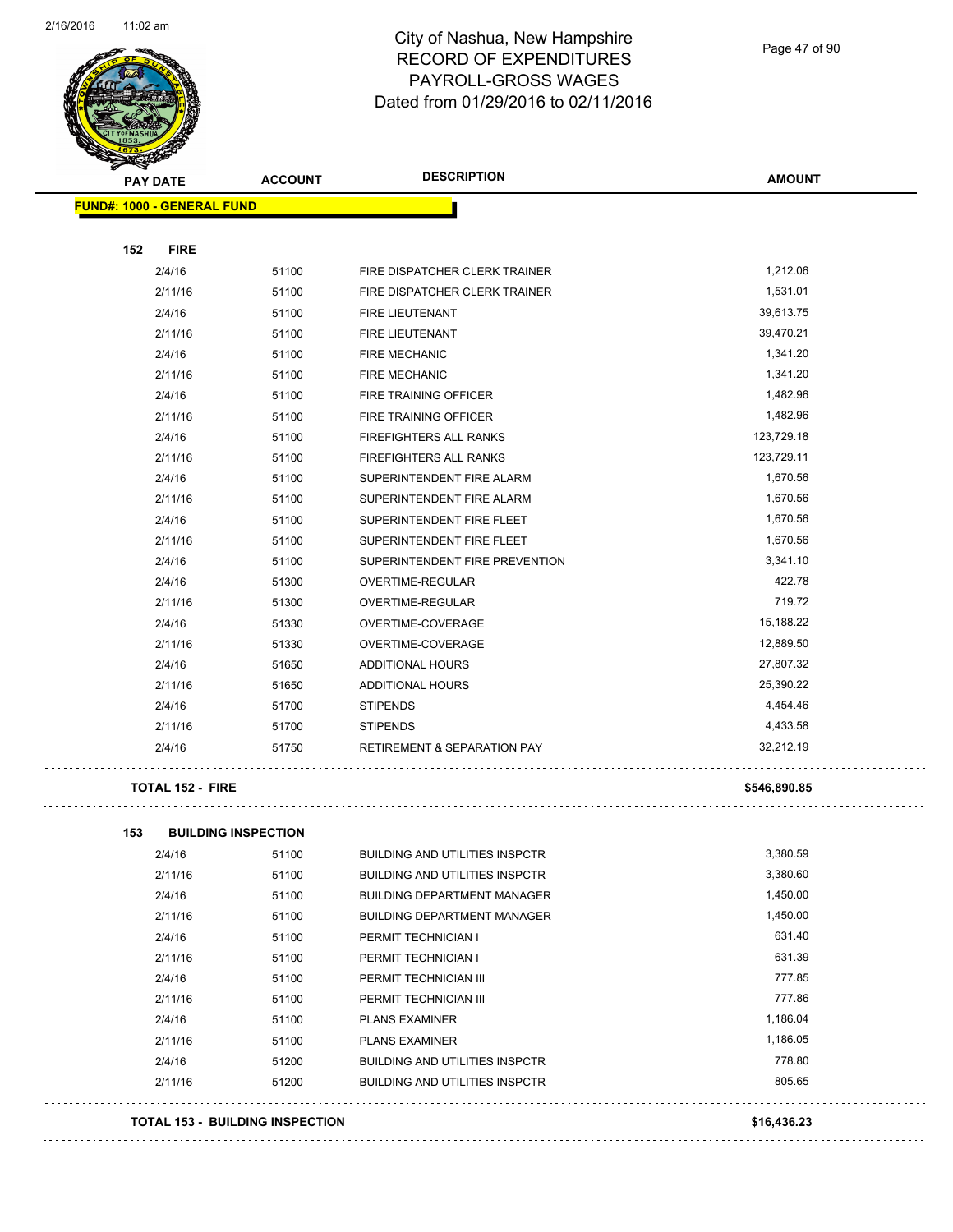# City of Nashua, New Hampshire
# RECORD OF EXPENDITURES
# PAYROLL-GROSS WAGES
# Dated from 01/29/2016 to 02/11/2016

| PAY DATE | ACCOUNT | DESCRIPTION | AMOUNT |
|---|---|---|---|
| **FUND#: 1000 - GENERAL FUND** | | | |
| **152 FIRE** | | | |
| 2/4/16 | 51100 | FIRE DISPATCHER CLERK TRAINER | 1,212.06 |
| 2/11/16 | 51100 | FIRE DISPATCHER CLERK TRAINER | 1,531.01 |
| 2/4/16 | 51100 | FIRE LIEUTENANT | 39,613.75 |
| 2/11/16 | 51100 | FIRE LIEUTENANT | 39,470.21 |
| 2/4/16 | 51100 | FIRE MECHANIC | 1,341.20 |
| 2/11/16 | 51100 | FIRE MECHANIC | 1,341.20 |
| 2/4/16 | 51100 | FIRE TRAINING OFFICER | 1,482.96 |
| 2/11/16 | 51100 | FIRE TRAINING OFFICER | 1,482.96 |
| 2/4/16 | 51100 | FIREFIGHTERS ALL RANKS | 123,729.18 |
| 2/11/16 | 51100 | FIREFIGHTERS ALL RANKS | 123,729.11 |
| 2/4/16 | 51100 | SUPERINTENDENT FIRE ALARM | 1,670.56 |
| 2/11/16 | 51100 | SUPERINTENDENT FIRE ALARM | 1,670.56 |
| 2/4/16 | 51100 | SUPERINTENDENT FIRE FLEET | 1,670.56 |
| 2/11/16 | 51100 | SUPERINTENDENT FIRE FLEET | 1,670.56 |
| 2/4/16 | 51100 | SUPERINTENDENT FIRE PREVENTION | 3,341.10 |
| 2/4/16 | 51300 | OVERTIME-REGULAR | 422.78 |
| 2/11/16 | 51300 | OVERTIME-REGULAR | 719.72 |
| 2/4/16 | 51330 | OVERTIME-COVERAGE | 15,188.22 |
| 2/11/16 | 51330 | OVERTIME-COVERAGE | 12,889.50 |
| 2/4/16 | 51650 | ADDITIONAL HOURS | 27,807.32 |
| 2/11/16 | 51650 | ADDITIONAL HOURS | 25,390.22 |
| 2/4/16 | 51700 | STIPENDS | 4,454.46 |
| 2/11/16 | 51700 | STIPENDS | 4,433.58 |
| 2/4/16 | 51750 | RETIREMENT & SEPARATION PAY | 32,212.19 |
| **TOTAL 152 - FIRE** | | | **$546,890.85** |
| **153 BUILDING INSPECTION** | | | |
| 2/4/16 | 51100 | BUILDING AND UTILITIES INSPCTR | 3,380.59 |
| 2/11/16 | 51100 | BUILDING AND UTILITIES INSPCTR | 3,380.60 |
| 2/4/16 | 51100 | BUILDING DEPARTMENT MANAGER | 1,450.00 |
| 2/11/16 | 51100 | BUILDING DEPARTMENT MANAGER | 1,450.00 |
| 2/4/16 | 51100 | PERMIT TECHNICIAN I | 631.40 |
| 2/11/16 | 51100 | PERMIT TECHNICIAN I | 631.39 |
| 2/4/16 | 51100 | PERMIT TECHNICIAN III | 777.85 |
| 2/11/16 | 51100 | PERMIT TECHNICIAN III | 777.86 |
| 2/4/16 | 51100 | PLANS EXAMINER | 1,186.04 |
| 2/11/16 | 51100 | PLANS EXAMINER | 1,186.05 |
| 2/4/16 | 51200 | BUILDING AND UTILITIES INSPCTR | 778.80 |
| 2/11/16 | 51200 | BUILDING AND UTILITIES INSPCTR | 805.65 |
| **TOTAL 153 - BUILDING INSPECTION** | | | **$16,436.23** |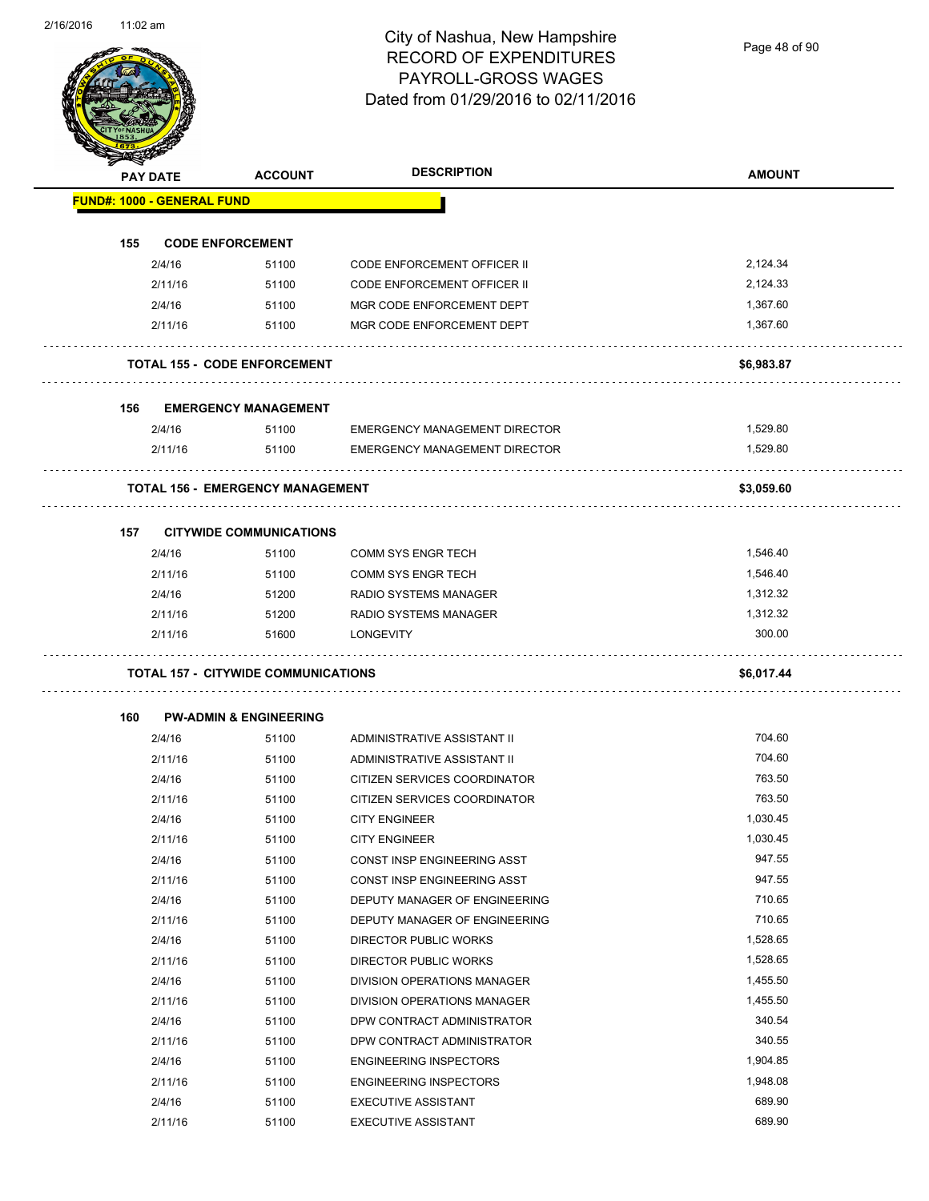# City of Nashua, New Hampshire
## RECORD OF EXPENDITURES
## PAYROLL-GROSS WAGES
## Dated from 01/29/2016 to 02/11/2016

| PAY DATE | ACCOUNT | DESCRIPTION | AMOUNT |
|---|---|---|---|
| **FUND#: 1000 - GENERAL FUND** | | | |
| **155 CODE ENFORCEMENT** | | | |
| 2/4/16 | 51100 | CODE ENFORCEMENT OFFICER II | 2,124.34 |
| 2/11/16 | 51100 | CODE ENFORCEMENT OFFICER II | 2,124.33 |
| 2/4/16 | 51100 | MGR CODE ENFORCEMENT DEPT | 1,367.60 |
| 2/11/16 | 51100 | MGR CODE ENFORCEMENT DEPT | 1,367.60 |
| **TOTAL 155 - CODE ENFORCEMENT** | | | **$6,983.87** |
| **156 EMERGENCY MANAGEMENT** | | | |
| 2/4/16 | 51100 | EMERGENCY MANAGEMENT DIRECTOR | 1,529.80 |
| 2/11/16 | 51100 | EMERGENCY MANAGEMENT DIRECTOR | 1,529.80 |
| **TOTAL 156 - EMERGENCY MANAGEMENT** | | | **$3,059.60** |
| **157 CITYWIDE COMMUNICATIONS** | | | |
| 2/4/16 | 51100 | COMM SYS ENGR TECH | 1,546.40 |
| 2/11/16 | 51100 | COMM SYS ENGR TECH | 1,546.40 |
| 2/4/16 | 51200 | RADIO SYSTEMS MANAGER | 1,312.32 |
| 2/11/16 | 51200 | RADIO SYSTEMS MANAGER | 1,312.32 |
| 2/11/16 | 51600 | LONGEVITY | 300.00 |
| **TOTAL 157 - CITYWIDE COMMUNICATIONS** | | | **$6,017.44** |
| **160 PW-ADMIN & ENGINEERING** | | | |
| 2/4/16 | 51100 | ADMINISTRATIVE ASSISTANT II | 704.60 |
| 2/11/16 | 51100 | ADMINISTRATIVE ASSISTANT II | 704.60 |
| 2/4/16 | 51100 | CITIZEN SERVICES COORDINATOR | 763.50 |
| 2/11/16 | 51100 | CITIZEN SERVICES COORDINATOR | 763.50 |
| 2/4/16 | 51100 | CITY ENGINEER | 1,030.45 |
| 2/11/16 | 51100 | CITY ENGINEER | 1,030.45 |
| 2/4/16 | 51100 | CONST INSP ENGINEERING ASST | 947.55 |
| 2/11/16 | 51100 | CONST INSP ENGINEERING ASST | 947.55 |
| 2/4/16 | 51100 | DEPUTY MANAGER OF ENGINEERING | 710.65 |
| 2/11/16 | 51100 | DEPUTY MANAGER OF ENGINEERING | 710.65 |
| 2/4/16 | 51100 | DIRECTOR PUBLIC WORKS | 1,528.65 |
| 2/11/16 | 51100 | DIRECTOR PUBLIC WORKS | 1,528.65 |
| 2/4/16 | 51100 | DIVISION OPERATIONS MANAGER | 1,455.50 |
| 2/11/16 | 51100 | DIVISION OPERATIONS MANAGER | 1,455.50 |
| 2/4/16 | 51100 | DPW CONTRACT ADMINISTRATOR | 340.54 |
| 2/11/16 | 51100 | DPW CONTRACT ADMINISTRATOR | 340.55 |
| 2/4/16 | 51100 | ENGINEERING INSPECTORS | 1,904.85 |
| 2/11/16 | 51100 | ENGINEERING INSPECTORS | 1,948.08 |
| 2/4/16 | 51100 | EXECUTIVE ASSISTANT | 689.90 |
| 2/11/16 | 51100 | EXECUTIVE ASSISTANT | 689.90 |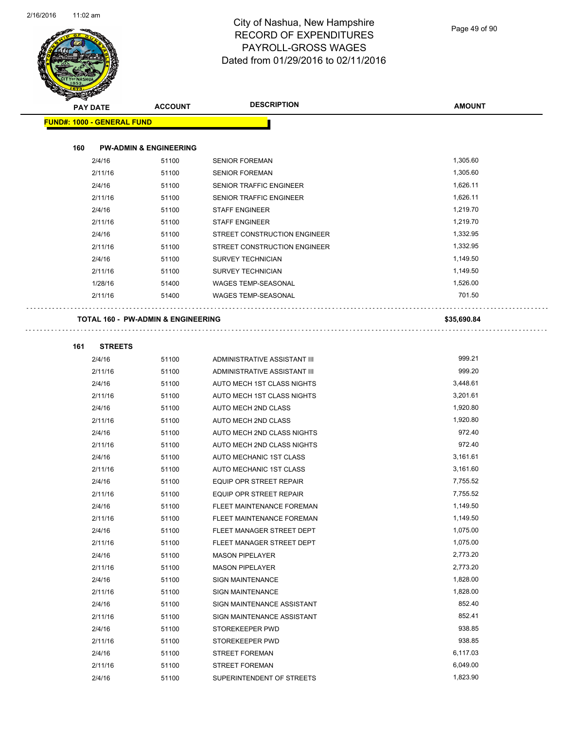# City of Nashua, New Hampshire
# RECORD OF EXPENDITURES
# PAYROLL-GROSS WAGES
# Dated from 01/29/2016 to 02/11/2016

| PAY DATE | ACCOUNT | DESCRIPTION | AMOUNT |
|---|---|---|---|
| **FUND#: 1000 - GENERAL FUND** | | | |
| **160 PW-ADMIN & ENGINEERING** | | | |
| 2/4/16 | 51100 | SENIOR FOREMAN | 1,305.60 |
| 2/11/16 | 51100 | SENIOR FOREMAN | 1,305.60 |
| 2/4/16 | 51100 | SENIOR TRAFFIC ENGINEER | 1,626.11 |
| 2/11/16 | 51100 | SENIOR TRAFFIC ENGINEER | 1,626.11 |
| 2/4/16 | 51100 | STAFF ENGINEER | 1,219.70 |
| 2/11/16 | 51100 | STAFF ENGINEER | 1,219.70 |
| 2/4/16 | 51100 | STREET CONSTRUCTION ENGINEER | 1,332.95 |
| 2/11/16 | 51100 | STREET CONSTRUCTION ENGINEER | 1,332.95 |
| 2/4/16 | 51100 | SURVEY TECHNICIAN | 1,149.50 |
| 2/11/16 | 51100 | SURVEY TECHNICIAN | 1,149.50 |
| 1/28/16 | 51400 | WAGES TEMP-SEASONAL | 1,526.00 |
| 2/11/16 | 51400 | WAGES TEMP-SEASONAL | 701.50 |
| **TOTAL 160 - PW-ADMIN & ENGINEERING** | | | **$35,690.84** |
| **161 STREETS** | | | |
| 2/4/16 | 51100 | ADMINISTRATIVE ASSISTANT III | 999.21 |
| 2/11/16 | 51100 | ADMINISTRATIVE ASSISTANT III | 999.20 |
| 2/4/16 | 51100 | AUTO MECH 1ST CLASS NIGHTS | 3,448.61 |
| 2/11/16 | 51100 | AUTO MECH 1ST CLASS NIGHTS | 3,201.61 |
| 2/4/16 | 51100 | AUTO MECH 2ND CLASS | 1,920.80 |
| 2/11/16 | 51100 | AUTO MECH 2ND CLASS | 1,920.80 |
| 2/4/16 | 51100 | AUTO MECH 2ND CLASS NIGHTS | 972.40 |
| 2/11/16 | 51100 | AUTO MECH 2ND CLASS NIGHTS | 972.40 |
| 2/4/16 | 51100 | AUTO MECHANIC 1ST CLASS | 3,161.61 |
| 2/11/16 | 51100 | AUTO MECHANIC 1ST CLASS | 3,161.60 |
| 2/4/16 | 51100 | EQUIP OPR STREET REPAIR | 7,755.52 |
| 2/11/16 | 51100 | EQUIP OPR STREET REPAIR | 7,755.52 |
| 2/4/16 | 51100 | FLEET MAINTENANCE FOREMAN | 1,149.50 |
| 2/11/16 | 51100 | FLEET MAINTENANCE FOREMAN | 1,149.50 |
| 2/4/16 | 51100 | FLEET MANAGER STREET DEPT | 1,075.00 |
| 2/11/16 | 51100 | FLEET MANAGER STREET DEPT | 1,075.00 |
| 2/4/16 | 51100 | MASON PIPELAYER | 2,773.20 |
| 2/11/16 | 51100 | MASON PIPELAYER | 2,773.20 |
| 2/4/16 | 51100 | SIGN MAINTENANCE | 1,828.00 |
| 2/11/16 | 51100 | SIGN MAINTENANCE | 1,828.00 |
| 2/4/16 | 51100 | SIGN MAINTENANCE ASSISTANT | 852.40 |
| 2/11/16 | 51100 | SIGN MAINTENANCE ASSISTANT | 852.41 |
| 2/4/16 | 51100 | STOREKEEPER PWD | 938.85 |
| 2/11/16 | 51100 | STOREKEEPER PWD | 938.85 |
| 2/4/16 | 51100 | STREET FOREMAN | 6,117.03 |
| 2/11/16 | 51100 | STREET FOREMAN | 6,049.00 |
| 2/4/16 | 51100 | SUPERINTENDENT OF STREETS | 1,823.90 |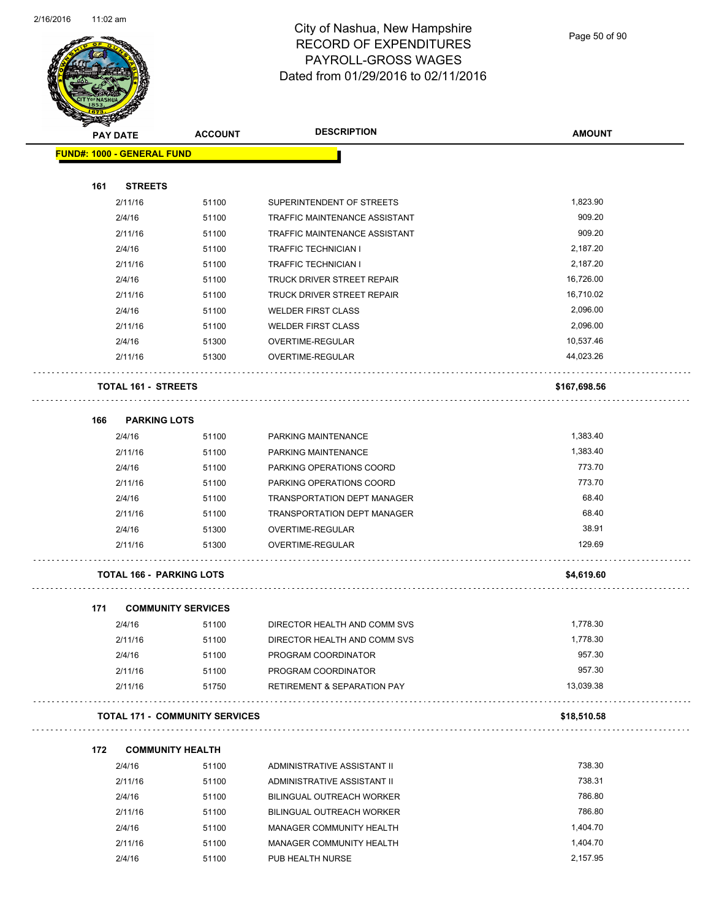# City of Nashua, New Hampshire
## RECORD OF EXPENDITURES
## PAYROLL-GROSS WAGES
## Dated from 01/29/2016 to 02/11/2016

| PAY DATE | ACCOUNT | DESCRIPTION | AMOUNT |
|---|---|---|---|
| **FUND#: 1000 - GENERAL FUND** | | | |
| **161 STREETS** | | | |
| 2/11/16 | 51100 | SUPERINTENDENT OF STREETS | 1,823.90 |
| 2/4/16 | 51100 | TRAFFIC MAINTENANCE ASSISTANT | 909.20 |
| 2/11/16 | 51100 | TRAFFIC MAINTENANCE ASSISTANT | 909.20 |
| 2/4/16 | 51100 | TRAFFIC TECHNICIAN I | 2,187.20 |
| 2/11/16 | 51100 | TRAFFIC TECHNICIAN I | 2,187.20 |
| 2/4/16 | 51100 | TRUCK DRIVER STREET REPAIR | 16,726.00 |
| 2/11/16 | 51100 | TRUCK DRIVER STREET REPAIR | 16,710.02 |
| 2/4/16 | 51100 | WELDER FIRST CLASS | 2,096.00 |
| 2/11/16 | 51100 | WELDER FIRST CLASS | 2,096.00 |
| 2/4/16 | 51300 | OVERTIME-REGULAR | 10,537.46 |
| 2/11/16 | 51300 | OVERTIME-REGULAR | 44,023.26 |
| **TOTAL 161 - STREETS** | | | **$167,698.56** |
| **166 PARKING LOTS** | | | |
| 2/4/16 | 51100 | PARKING MAINTENANCE | 1,383.40 |
| 2/11/16 | 51100 | PARKING MAINTENANCE | 1,383.40 |
| 2/4/16 | 51100 | PARKING OPERATIONS COORD | 773.70 |
| 2/11/16 | 51100 | PARKING OPERATIONS COORD | 773.70 |
| 2/4/16 | 51100 | TRANSPORTATION DEPT MANAGER | 68.40 |
| 2/11/16 | 51100 | TRANSPORTATION DEPT MANAGER | 68.40 |
| 2/4/16 | 51300 | OVERTIME-REGULAR | 38.91 |
| 2/11/16 | 51300 | OVERTIME-REGULAR | 129.69 |
| **TOTAL 166 - PARKING LOTS** | | | **$4,619.60** |
| **171 COMMUNITY SERVICES** | | | |
| 2/4/16 | 51100 | DIRECTOR HEALTH AND COMM SVS | 1,778.30 |
| 2/11/16 | 51100 | DIRECTOR HEALTH AND COMM SVS | 1,778.30 |
| 2/4/16 | 51100 | PROGRAM COORDINATOR | 957.30 |
| 2/11/16 | 51100 | PROGRAM COORDINATOR | 957.30 |
| 2/11/16 | 51750 | RETIREMENT & SEPARATION PAY | 13,039.38 |
| **TOTAL 171 - COMMUNITY SERVICES** | | | **$18,510.58** |
| **172 COMMUNITY HEALTH** | | | |
| 2/4/16 | 51100 | ADMINISTRATIVE ASSISTANT II | 738.30 |
| 2/11/16 | 51100 | ADMINISTRATIVE ASSISTANT II | 738.31 |
| 2/4/16 | 51100 | BILINGUAL OUTREACH WORKER | 786.80 |
| 2/11/16 | 51100 | BILINGUAL OUTREACH WORKER | 786.80 |
| 2/4/16 | 51100 | MANAGER COMMUNITY HEALTH | 1,404.70 |
| 2/11/16 | 51100 | MANAGER COMMUNITY HEALTH | 1,404.70 |
| 2/4/16 | 51100 | PUB HEALTH NURSE | 2,157.95 |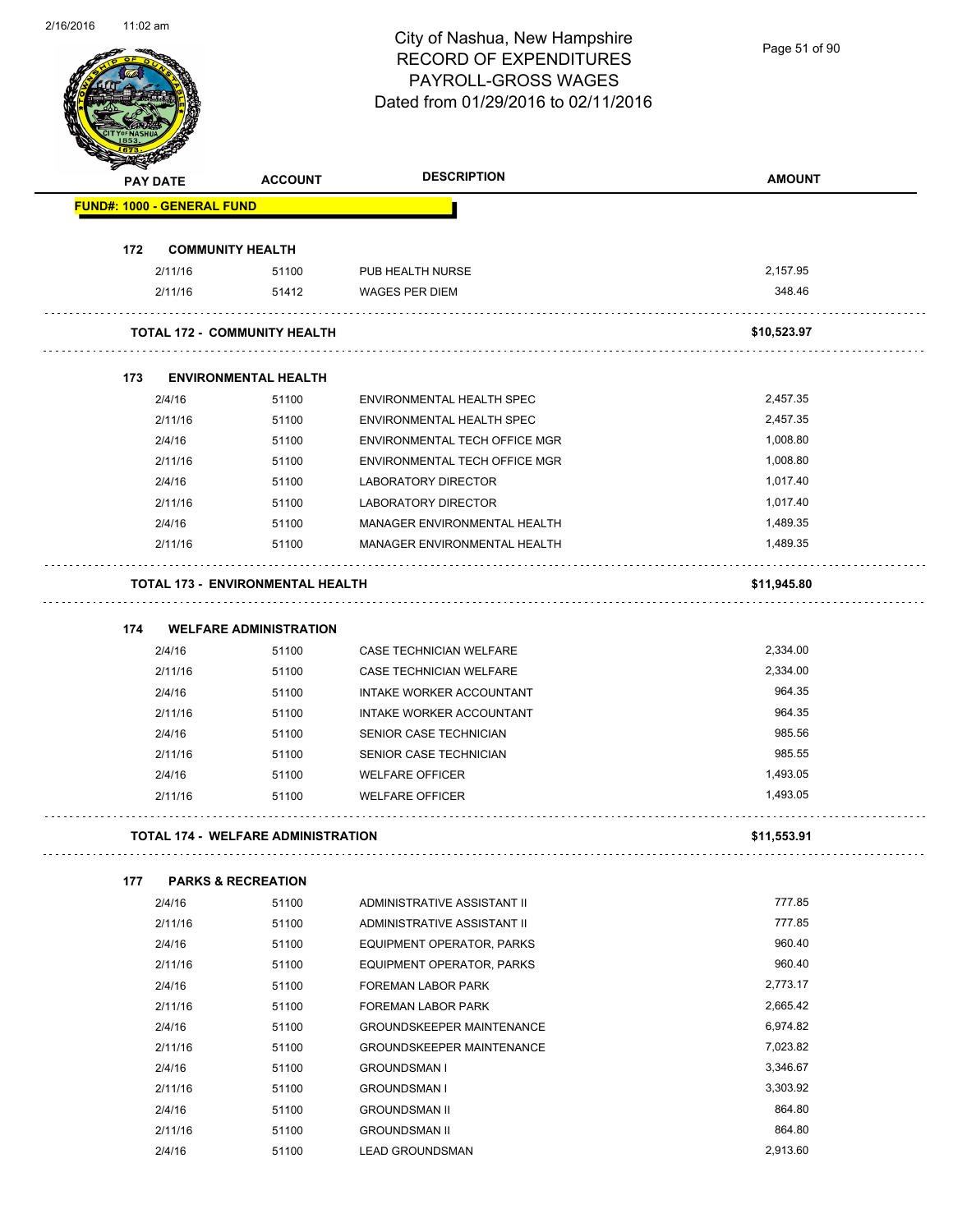# City of Nashua, New Hampshire
## RECORD OF EXPENDITURES
## PAYROLL-GROSS WAGES
## Dated from 01/29/2016 to 02/11/2016

| PAY DATE | ACCOUNT | DESCRIPTION | AMOUNT |
|---|---|---|---|
| **FUND#: 1000 - GENERAL FUND** | | | |
| **172 COMMUNITY HEALTH** | | | |
| 2/11/16 | 51100 | PUB HEALTH NURSE | 2,157.95 |
| 2/11/16 | 51412 | WAGES PER DIEM | 348.46 |
| **TOTAL 172 - COMMUNITY HEALTH** | | | **$10,523.97** |
| **173 ENVIRONMENTAL HEALTH** | | | |
| 2/4/16 | 51100 | ENVIRONMENTAL HEALTH SPEC | 2,457.35 |
| 2/11/16 | 51100 | ENVIRONMENTAL HEALTH SPEC | 2,457.35 |
| 2/4/16 | 51100 | ENVIRONMENTAL TECH OFFICE MGR | 1,008.80 |
| 2/11/16 | 51100 | ENVIRONMENTAL TECH OFFICE MGR | 1,008.80 |
| 2/4/16 | 51100 | LABORATORY DIRECTOR | 1,017.40 |
| 2/11/16 | 51100 | LABORATORY DIRECTOR | 1,017.40 |
| 2/4/16 | 51100 | MANAGER ENVIRONMENTAL HEALTH | 1,489.35 |
| 2/11/16 | 51100 | MANAGER ENVIRONMENTAL HEALTH | 1,489.35 |
| **TOTAL 173 - ENVIRONMENTAL HEALTH** | | | **$11,945.80** |
| **174 WELFARE ADMINISTRATION** | | | |
| 2/4/16 | 51100 | CASE TECHNICIAN WELFARE | 2,334.00 |
| 2/11/16 | 51100 | CASE TECHNICIAN WELFARE | 2,334.00 |
| 2/4/16 | 51100 | INTAKE WORKER ACCOUNTANT | 964.35 |
| 2/11/16 | 51100 | INTAKE WORKER ACCOUNTANT | 964.35 |
| 2/4/16 | 51100 | SENIOR CASE TECHNICIAN | 985.56 |
| 2/11/16 | 51100 | SENIOR CASE TECHNICIAN | 985.55 |
| 2/4/16 | 51100 | WELFARE OFFICER | 1,493.05 |
| 2/11/16 | 51100 | WELFARE OFFICER | 1,493.05 |
| **TOTAL 174 - WELFARE ADMINISTRATION** | | | **$11,553.91** |
| **177 PARKS & RECREATION** | | | |
| 2/4/16 | 51100 | ADMINISTRATIVE ASSISTANT II | 777.85 |
| 2/11/16 | 51100 | ADMINISTRATIVE ASSISTANT II | 777.85 |
| 2/4/16 | 51100 | EQUIPMENT OPERATOR, PARKS | 960.40 |
| 2/11/16 | 51100 | EQUIPMENT OPERATOR, PARKS | 960.40 |
| 2/4/16 | 51100 | FOREMAN LABOR PARK | 2,773.17 |
| 2/11/16 | 51100 | FOREMAN LABOR PARK | 2,665.42 |
| 2/4/16 | 51100 | GROUNDSKEEPER MAINTENANCE | 6,974.82 |
| 2/11/16 | 51100 | GROUNDSKEEPER MAINTENANCE | 7,023.82 |
| 2/4/16 | 51100 | GROUNDSMAN I | 3,346.67 |
| 2/11/16 | 51100 | GROUNDSMAN I | 3,303.92 |
| 2/4/16 | 51100 | GROUNDSMAN II | 864.80 |
| 2/11/16 | 51100 | GROUNDSMAN II | 864.80 |
| 2/4/16 | 51100 | LEAD GROUNDSMAN | 2,913.60 |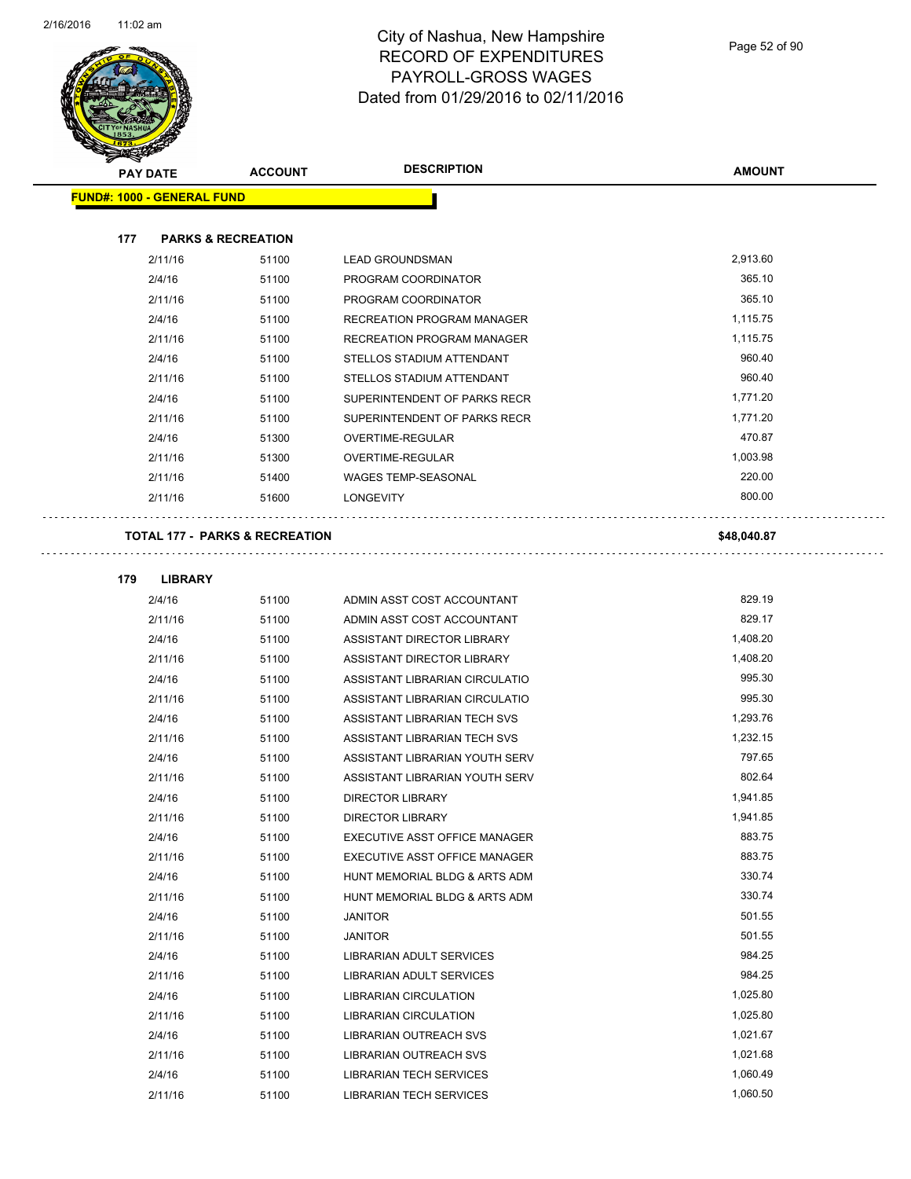# City of Nashua, New Hampshire
## RECORD OF EXPENDITURES
## PAYROLL-GROSS WAGES
## Dated from 01/29/2016 to 02/11/2016

| PAY DATE | ACCOUNT | DESCRIPTION | AMOUNT |
|---|---|---|---|
| **FUND#: 1000 - GENERAL FUND** | | | |
| **177 PARKS & RECREATION** | | | |
| 2/11/16 | 51100 | LEAD GROUNDSMAN | 2,913.60 |
| 2/4/16 | 51100 | PROGRAM COORDINATOR | 365.10 |
| 2/11/16 | 51100 | PROGRAM COORDINATOR | 365.10 |
| 2/4/16 | 51100 | RECREATION PROGRAM MANAGER | 1,115.75 |
| 2/11/16 | 51100 | RECREATION PROGRAM MANAGER | 1,115.75 |
| 2/4/16 | 51100 | STELLOS STADIUM ATTENDANT | 960.40 |
| 2/11/16 | 51100 | STELLOS STADIUM ATTENDANT | 960.40 |
| 2/4/16 | 51100 | SUPERINTENDENT OF PARKS RECR | 1,771.20 |
| 2/11/16 | 51100 | SUPERINTENDENT OF PARKS RECR | 1,771.20 |
| 2/4/16 | 51300 | OVERTIME-REGULAR | 470.87 |
| 2/11/16 | 51300 | OVERTIME-REGULAR | 1,003.98 |
| 2/11/16 | 51400 | WAGES TEMP-SEASONAL | 220.00 |
| 2/11/16 | 51600 | LONGEVITY | 800.00 |
| **TOTAL 177 - PARKS & RECREATION** | | | **$48,040.87** |
| **179 LIBRARY** | | | |
| 2/4/16 | 51100 | ADMIN ASST COST ACCOUNTANT | 829.19 |
| 2/11/16 | 51100 | ADMIN ASST COST ACCOUNTANT | 829.17 |
| 2/4/16 | 51100 | ASSISTANT DIRECTOR LIBRARY | 1,408.20 |
| 2/11/16 | 51100 | ASSISTANT DIRECTOR LIBRARY | 1,408.20 |
| 2/4/16 | 51100 | ASSISTANT LIBRARIAN CIRCULATIO | 995.30 |
| 2/11/16 | 51100 | ASSISTANT LIBRARIAN CIRCULATIO | 995.30 |
| 2/4/16 | 51100 | ASSISTANT LIBRARIAN TECH SVS | 1,293.76 |
| 2/11/16 | 51100 | ASSISTANT LIBRARIAN TECH SVS | 1,232.15 |
| 2/4/16 | 51100 | ASSISTANT LIBRARIAN YOUTH SERV | 797.65 |
| 2/11/16 | 51100 | ASSISTANT LIBRARIAN YOUTH SERV | 802.64 |
| 2/4/16 | 51100 | DIRECTOR LIBRARY | 1,941.85 |
| 2/11/16 | 51100 | DIRECTOR LIBRARY | 1,941.85 |
| 2/4/16 | 51100 | EXECUTIVE ASST OFFICE MANAGER | 883.75 |
| 2/11/16 | 51100 | EXECUTIVE ASST OFFICE MANAGER | 883.75 |
| 2/4/16 | 51100 | HUNT MEMORIAL BLDG & ARTS ADM | 330.74 |
| 2/11/16 | 51100 | HUNT MEMORIAL BLDG & ARTS ADM | 330.74 |
| 2/4/16 | 51100 | JANITOR | 501.55 |
| 2/11/16 | 51100 | JANITOR | 501.55 |
| 2/4/16 | 51100 | LIBRARIAN ADULT SERVICES | 984.25 |
| 2/11/16 | 51100 | LIBRARIAN ADULT SERVICES | 984.25 |
| 2/4/16 | 51100 | LIBRARIAN CIRCULATION | 1,025.80 |
| 2/11/16 | 51100 | LIBRARIAN CIRCULATION | 1,025.80 |
| 2/4/16 | 51100 | LIBRARIAN OUTREACH SVS | 1,021.67 |
| 2/11/16 | 51100 | LIBRARIAN OUTREACH SVS | 1,021.68 |
| 2/4/16 | 51100 | LIBRARIAN TECH SERVICES | 1,060.49 |
| 2/11/16 | 51100 | LIBRARIAN TECH SERVICES | 1,060.50 |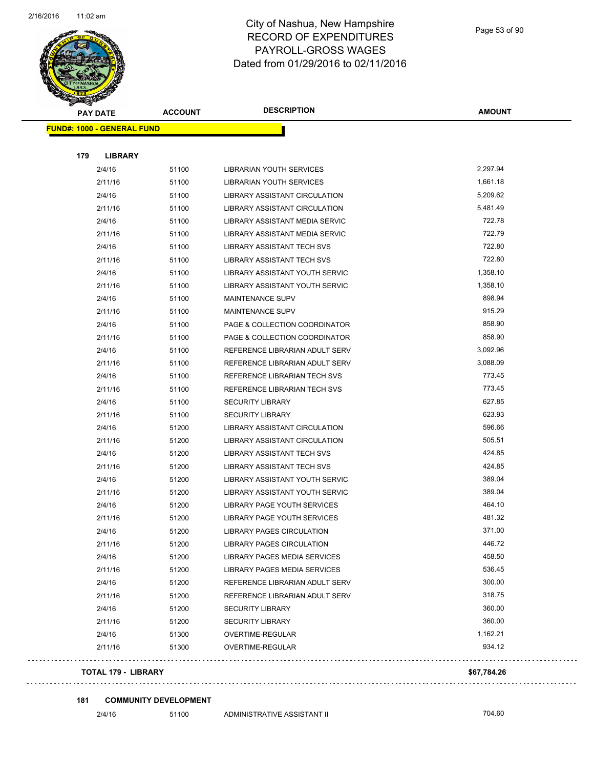# City of Nashua, New Hampshire
## RECORD OF EXPENDITURES
## PAYROLL-GROSS WAGES
## Dated from 01/29/2016 to 02/11/2016

| PAY DATE | ACCOUNT | DESCRIPTION | AMOUNT |
|---|---|---|---|
| **FUND#: 1000 - GENERAL FUND** | | | |
| **179 LIBRARY** | | | |
| 2/4/16 | 51100 | LIBRARIAN YOUTH SERVICES | 2,297.94 |
| 2/11/16 | 51100 | LIBRARIAN YOUTH SERVICES | 1,661.18 |
| 2/4/16 | 51100 | LIBRARY ASSISTANT CIRCULATION | 5,209.62 |
| 2/11/16 | 51100 | LIBRARY ASSISTANT CIRCULATION | 5,481.49 |
| 2/4/16 | 51100 | LIBRARY ASSISTANT MEDIA SERVIC | 722.78 |
| 2/11/16 | 51100 | LIBRARY ASSISTANT MEDIA SERVIC | 722.79 |
| 2/4/16 | 51100 | LIBRARY ASSISTANT TECH SVS | 722.80 |
| 2/11/16 | 51100 | LIBRARY ASSISTANT TECH SVS | 722.80 |
| 2/4/16 | 51100 | LIBRARY ASSISTANT YOUTH SERVIC | 1,358.10 |
| 2/11/16 | 51100 | LIBRARY ASSISTANT YOUTH SERVIC | 1,358.10 |
| 2/4/16 | 51100 | MAINTENANCE SUPV | 898.94 |
| 2/11/16 | 51100 | MAINTENANCE SUPV | 915.29 |
| 2/4/16 | 51100 | PAGE & COLLECTION COORDINATOR | 858.90 |
| 2/11/16 | 51100 | PAGE & COLLECTION COORDINATOR | 858.90 |
| 2/4/16 | 51100 | REFERENCE LIBRARIAN ADULT SERV | 3,092.96 |
| 2/11/16 | 51100 | REFERENCE LIBRARIAN ADULT SERV | 3,088.09 |
| 2/4/16 | 51100 | REFERENCE LIBRARIAN TECH SVS | 773.45 |
| 2/11/16 | 51100 | REFERENCE LIBRARIAN TECH SVS | 773.45 |
| 2/4/16 | 51100 | SECURITY LIBRARY | 627.85 |
| 2/11/16 | 51100 | SECURITY LIBRARY | 623.93 |
| 2/4/16 | 51200 | LIBRARY ASSISTANT CIRCULATION | 596.66 |
| 2/11/16 | 51200 | LIBRARY ASSISTANT CIRCULATION | 505.51 |
| 2/4/16 | 51200 | LIBRARY ASSISTANT TECH SVS | 424.85 |
| 2/11/16 | 51200 | LIBRARY ASSISTANT TECH SVS | 424.85 |
| 2/4/16 | 51200 | LIBRARY ASSISTANT YOUTH SERVIC | 389.04 |
| 2/11/16 | 51200 | LIBRARY ASSISTANT YOUTH SERVIC | 389.04 |
| 2/4/16 | 51200 | LIBRARY PAGE YOUTH SERVICES | 464.10 |
| 2/11/16 | 51200 | LIBRARY PAGE YOUTH SERVICES | 481.32 |
| 2/4/16 | 51200 | LIBRARY PAGES CIRCULATION | 371.00 |
| 2/11/16 | 51200 | LIBRARY PAGES CIRCULATION | 446.72 |
| 2/4/16 | 51200 | LIBRARY PAGES MEDIA SERVICES | 458.50 |
| 2/11/16 | 51200 | LIBRARY PAGES MEDIA SERVICES | 536.45 |
| 2/4/16 | 51200 | REFERENCE LIBRARIAN ADULT SERV | 300.00 |
| 2/11/16 | 51200 | REFERENCE LIBRARIAN ADULT SERV | 318.75 |
| 2/4/16 | 51200 | SECURITY LIBRARY | 360.00 |
| 2/11/16 | 51200 | SECURITY LIBRARY | 360.00 |
| 2/4/16 | 51300 | OVERTIME-REGULAR | 1,162.21 |
| 2/11/16 | 51300 | OVERTIME-REGULAR | 934.12 |
| **TOTAL 179 - LIBRARY** | | | **$67,784.26** |
| **181 COMMUNITY DEVELOPMENT** | | | |
| 2/4/16 | 51100 | ADMINISTRATIVE ASSISTANT II | 704.60 |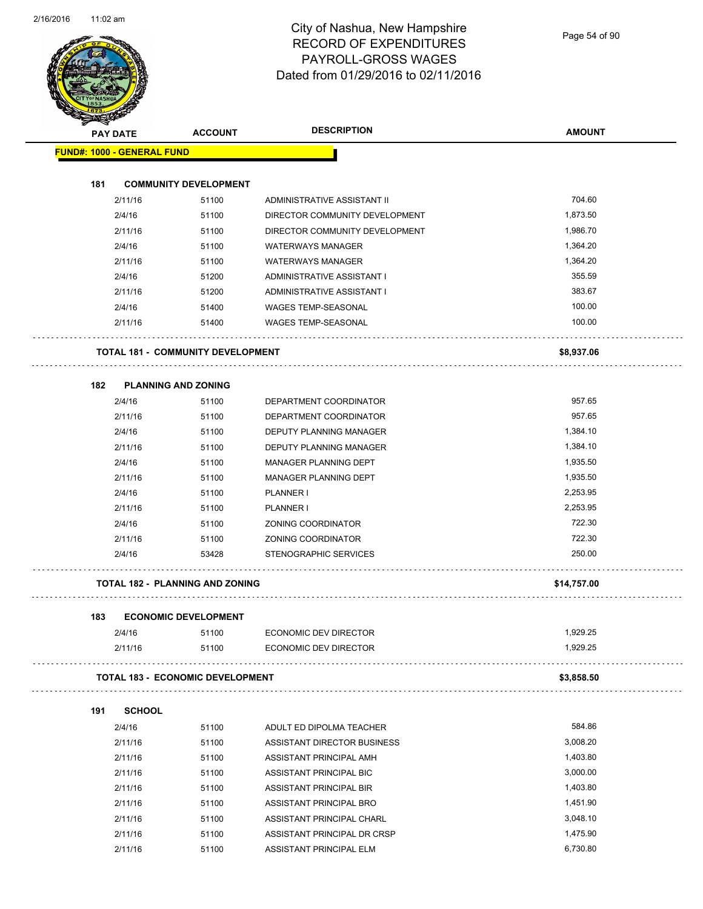# City of Nashua, New Hampshire
## RECORD OF EXPENDITURES
## PAYROLL-GROSS WAGES
## Dated from 01/29/2016 to 02/11/2016

| PAY DATE | ACCOUNT | DESCRIPTION | AMOUNT |
|---|---|---|---|
| **FUND#: 1000 - GENERAL FUND** | | | |
| **181 COMMUNITY DEVELOPMENT** | | | |
| 2/11/16 | 51100 | ADMINISTRATIVE ASSISTANT II | 704.60 |
| 2/4/16 | 51100 | DIRECTOR COMMUNITY DEVELOPMENT | 1,873.50 |
| 2/11/16 | 51100 | DIRECTOR COMMUNITY DEVELOPMENT | 1,986.70 |
| 2/4/16 | 51100 | WATERWAYS MANAGER | 1,364.20 |
| 2/11/16 | 51100 | WATERWAYS MANAGER | 1,364.20 |
| 2/4/16 | 51200 | ADMINISTRATIVE ASSISTANT I | 355.59 |
| 2/11/16 | 51200 | ADMINISTRATIVE ASSISTANT I | 383.67 |
| 2/4/16 | 51400 | WAGES TEMP-SEASONAL | 100.00 |
| 2/11/16 | 51400 | WAGES TEMP-SEASONAL | 100.00 |
| **TOTAL 181 - COMMUNITY DEVELOPMENT** | | | **$8,937.06** |
| **182 PLANNING AND ZONING** | | | |
| 2/4/16 | 51100 | DEPARTMENT COORDINATOR | 957.65 |
| 2/11/16 | 51100 | DEPARTMENT COORDINATOR | 957.65 |
| 2/4/16 | 51100 | DEPUTY PLANNING MANAGER | 1,384.10 |
| 2/11/16 | 51100 | DEPUTY PLANNING MANAGER | 1,384.10 |
| 2/4/16 | 51100 | MANAGER PLANNING DEPT | 1,935.50 |
| 2/11/16 | 51100 | MANAGER PLANNING DEPT | 1,935.50 |
| 2/4/16 | 51100 | PLANNER I | 2,253.95 |
| 2/11/16 | 51100 | PLANNER I | 2,253.95 |
| 2/4/16 | 51100 | ZONING COORDINATOR | 722.30 |
| 2/11/16 | 51100 | ZONING COORDINATOR | 722.30 |
| 2/4/16 | 53428 | STENOGRAPHIC SERVICES | 250.00 |
| **TOTAL 182 - PLANNING AND ZONING** | | | **$14,757.00** |
| **183 ECONOMIC DEVELOPMENT** | | | |
| 2/4/16 | 51100 | ECONOMIC DEV DIRECTOR | 1,929.25 |
| 2/11/16 | 51100 | ECONOMIC DEV DIRECTOR | 1,929.25 |
| **TOTAL 183 - ECONOMIC DEVELOPMENT** | | | **$3,858.50** |
| **191 SCHOOL** | | | |
| 2/4/16 | 51100 | ADULT ED DIPOLMA TEACHER | 584.86 |
| 2/11/16 | 51100 | ASSISTANT DIRECTOR BUSINESS | 3,008.20 |
| 2/11/16 | 51100 | ASSISTANT PRINCIPAL AMH | 1,403.80 |
| 2/11/16 | 51100 | ASSISTANT PRINCIPAL BIC | 3,000.00 |
| 2/11/16 | 51100 | ASSISTANT PRINCIPAL BIR | 1,403.80 |
| 2/11/16 | 51100 | ASSISTANT PRINCIPAL BRO | 1,451.90 |
| 2/11/16 | 51100 | ASSISTANT PRINCIPAL CHARL | 3,048.10 |
| 2/11/16 | 51100 | ASSISTANT PRINCIPAL DR CRSP | 1,475.90 |
| 2/11/16 | 51100 | ASSISTANT PRINCIPAL ELM | 6,730.80 |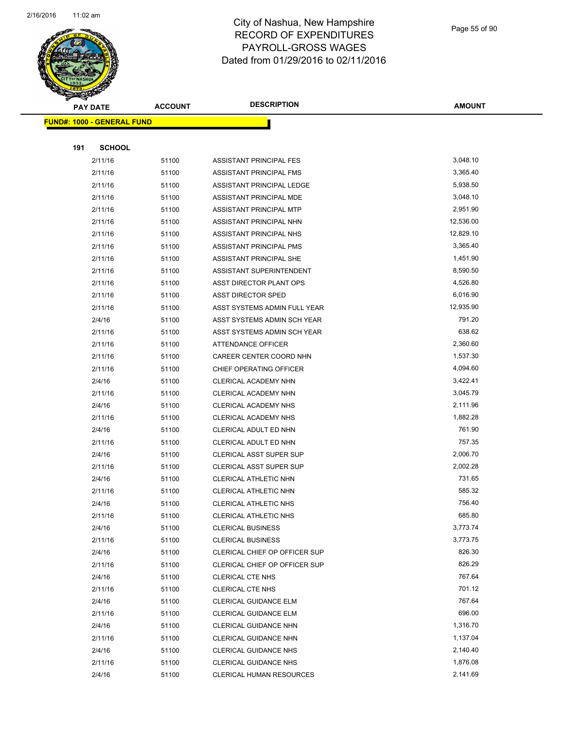# City of Nashua, New Hampshire
# RECORD OF EXPENDITURES
# PAYROLL-GROSS WAGES
# Dated from 01/29/2016 to 02/11/2016

| PAY DATE | ACCOUNT | DESCRIPTION | AMOUNT |
|---|---|---|---|

**FUND#: 1000 - GENERAL FUND**

**191 SCHOOL**

| | | | |
|---|---|---|---|
| 2/11/16 | 51100 | ASSISTANT PRINCIPAL FES | 3,048.10 |
| 2/11/16 | 51100 | ASSISTANT PRINCIPAL FMS | 3,365.40 |
| 2/11/16 | 51100 | ASSISTANT PRINCIPAL LEDGE | 5,938.50 |
| 2/11/16 | 51100 | ASSISTANT PRINCIPAL MDE | 3,048.10 |
| 2/11/16 | 51100 | ASSISTANT PRINCIPAL MTP | 2,951.90 |
| 2/11/16 | 51100 | ASSISTANT PRINCIPAL NHN | 12,536.00 |
| 2/11/16 | 51100 | ASSISTANT PRINCIPAL NHS | 12,829.10 |
| 2/11/16 | 51100 | ASSISTANT PRINCIPAL PMS | 3,365.40 |
| 2/11/16 | 51100 | ASSISTANT PRINCIPAL SHE | 1,451.90 |
| 2/11/16 | 51100 | ASSISTANT SUPERINTENDENT | 8,590.50 |
| 2/11/16 | 51100 | ASST DIRECTOR PLANT OPS | 4,526.80 |
| 2/11/16 | 51100 | ASST DIRECTOR SPED | 6,016.90 |
| 2/11/16 | 51100 | ASST SYSTEMS ADMIN FULL YEAR | 12,935.90 |
| 2/4/16 | 51100 | ASST SYSTEMS ADMIN SCH YEAR | 791.20 |
| 2/11/16 | 51100 | ASST SYSTEMS ADMIN SCH YEAR | 638.62 |
| 2/11/16 | 51100 | ATTENDANCE OFFICER | 2,360.60 |
| 2/11/16 | 51100 | CAREER CENTER COORD NHN | 1,537.30 |
| 2/11/16 | 51100 | CHIEF OPERATING OFFICER | 4,094.60 |
| 2/4/16 | 51100 | CLERICAL ACADEMY NHN | 3,422.41 |
| 2/11/16 | 51100 | CLERICAL ACADEMY NHN | 3,045.79 |
| 2/4/16 | 51100 | CLERICAL ACADEMY NHS | 2,111.96 |
| 2/11/16 | 51100 | CLERICAL ACADEMY NHS | 1,882.28 |
| 2/4/16 | 51100 | CLERICAL ADULT ED NHN | 761.90 |
| 2/11/16 | 51100 | CLERICAL ADULT ED NHN | 757.35 |
| 2/4/16 | 51100 | CLERICAL ASST SUPER SUP | 2,006.70 |
| 2/11/16 | 51100 | CLERICAL ASST SUPER SUP | 2,002.28 |
| 2/4/16 | 51100 | CLERICAL ATHLETIC NHN | 731.65 |
| 2/11/16 | 51100 | CLERICAL ATHLETIC NHN | 585.32 |
| 2/4/16 | 51100 | CLERICAL ATHLETIC NHS | 756.40 |
| 2/11/16 | 51100 | CLERICAL ATHLETIC NHS | 685.80 |
| 2/4/16 | 51100 | CLERICAL BUSINESS | 3,773.74 |
| 2/11/16 | 51100 | CLERICAL BUSINESS | 3,773.75 |
| 2/4/16 | 51100 | CLERICAL CHIEF OP OFFICER SUP | 826.30 |
| 2/11/16 | 51100 | CLERICAL CHIEF OP OFFICER SUP | 826.29 |
| 2/4/16 | 51100 | CLERICAL CTE NHS | 767.64 |
| 2/11/16 | 51100 | CLERICAL CTE NHS | 701.12 |
| 2/4/16 | 51100 | CLERICAL GUIDANCE ELM | 767.64 |
| 2/11/16 | 51100 | CLERICAL GUIDANCE ELM | 696.00 |
| 2/4/16 | 51100 | CLERICAL GUIDANCE NHN | 1,316.70 |
| 2/11/16 | 51100 | CLERICAL GUIDANCE NHN | 1,137.04 |
| 2/4/16 | 51100 | CLERICAL GUIDANCE NHS | 2,140.40 |
| 2/11/16 | 51100 | CLERICAL GUIDANCE NHS | 1,876.08 |
| 2/4/16 | 51100 | CLERICAL HUMAN RESOURCES | 2,141.69 |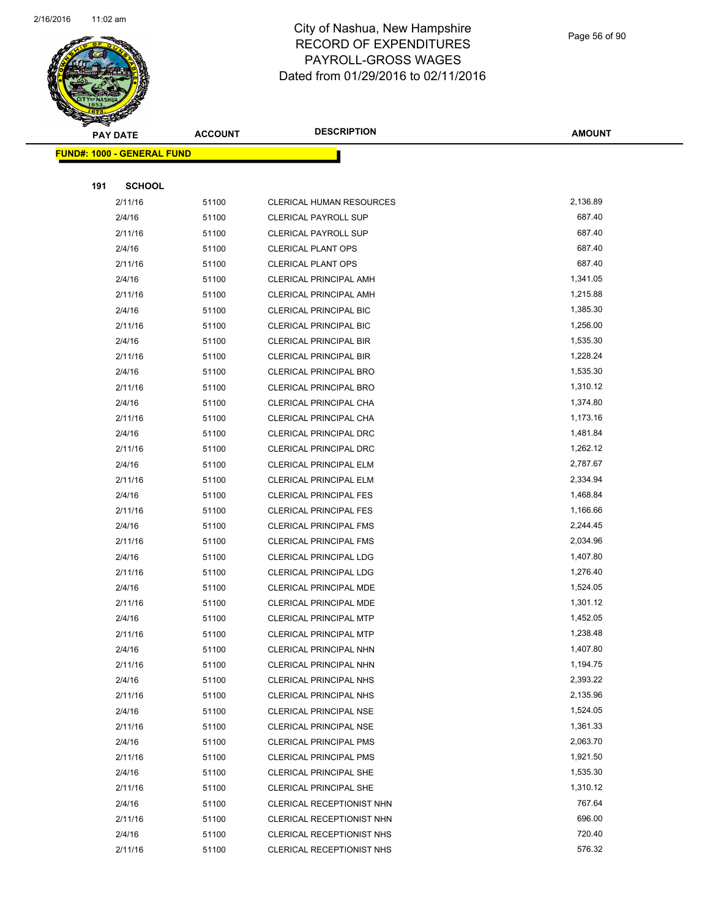# City of Nashua, New Hampshire
# RECORD OF EXPENDITURES
# PAYROLL-GROSS WAGES
# Dated from 01/29/2016 to 02/11/2016

| PAY DATE | ACCOUNT | DESCRIPTION | AMOUNT |
|---|---|---|---|

**FUND#: 1000 - GENERAL FUND**

**191 SCHOOL**

| PAY DATE | ACCOUNT | DESCRIPTION | AMOUNT |
|---|---|---|---|
| 2/11/16 | 51100 | CLERICAL HUMAN RESOURCES | 2,136.89 |
| 2/4/16 | 51100 | CLERICAL PAYROLL SUP | 687.40 |
| 2/11/16 | 51100 | CLERICAL PAYROLL SUP | 687.40 |
| 2/4/16 | 51100 | CLERICAL PLANT OPS | 687.40 |
| 2/11/16 | 51100 | CLERICAL PLANT OPS | 687.40 |
| 2/4/16 | 51100 | CLERICAL PRINCIPAL AMH | 1,341.05 |
| 2/11/16 | 51100 | CLERICAL PRINCIPAL AMH | 1,215.88 |
| 2/4/16 | 51100 | CLERICAL PRINCIPAL BIC | 1,385.30 |
| 2/11/16 | 51100 | CLERICAL PRINCIPAL BIC | 1,256.00 |
| 2/4/16 | 51100 | CLERICAL PRINCIPAL BIR | 1,535.30 |
| 2/11/16 | 51100 | CLERICAL PRINCIPAL BIR | 1,228.24 |
| 2/4/16 | 51100 | CLERICAL PRINCIPAL BRO | 1,535.30 |
| 2/11/16 | 51100 | CLERICAL PRINCIPAL BRO | 1,310.12 |
| 2/4/16 | 51100 | CLERICAL PRINCIPAL CHA | 1,374.80 |
| 2/11/16 | 51100 | CLERICAL PRINCIPAL CHA | 1,173.16 |
| 2/4/16 | 51100 | CLERICAL PRINCIPAL DRC | 1,481.84 |
| 2/11/16 | 51100 | CLERICAL PRINCIPAL DRC | 1,262.12 |
| 2/4/16 | 51100 | CLERICAL PRINCIPAL ELM | 2,787.67 |
| 2/11/16 | 51100 | CLERICAL PRINCIPAL ELM | 2,334.94 |
| 2/4/16 | 51100 | CLERICAL PRINCIPAL FES | 1,468.84 |
| 2/11/16 | 51100 | CLERICAL PRINCIPAL FES | 1,166.66 |
| 2/4/16 | 51100 | CLERICAL PRINCIPAL FMS | 2,244.45 |
| 2/11/16 | 51100 | CLERICAL PRINCIPAL FMS | 2,034.96 |
| 2/4/16 | 51100 | CLERICAL PRINCIPAL LDG | 1,407.80 |
| 2/11/16 | 51100 | CLERICAL PRINCIPAL LDG | 1,276.40 |
| 2/4/16 | 51100 | CLERICAL PRINCIPAL MDE | 1,524.05 |
| 2/11/16 | 51100 | CLERICAL PRINCIPAL MDE | 1,301.12 |
| 2/4/16 | 51100 | CLERICAL PRINCIPAL MTP | 1,452.05 |
| 2/11/16 | 51100 | CLERICAL PRINCIPAL MTP | 1,238.48 |
| 2/4/16 | 51100 | CLERICAL PRINCIPAL NHN | 1,407.80 |
| 2/11/16 | 51100 | CLERICAL PRINCIPAL NHN | 1,194.75 |
| 2/4/16 | 51100 | CLERICAL PRINCIPAL NHS | 2,393.22 |
| 2/11/16 | 51100 | CLERICAL PRINCIPAL NHS | 2,135.96 |
| 2/4/16 | 51100 | CLERICAL PRINCIPAL NSE | 1,524.05 |
| 2/11/16 | 51100 | CLERICAL PRINCIPAL NSE | 1,361.33 |
| 2/4/16 | 51100 | CLERICAL PRINCIPAL PMS | 2,063.70 |
| 2/11/16 | 51100 | CLERICAL PRINCIPAL PMS | 1,921.50 |
| 2/4/16 | 51100 | CLERICAL PRINCIPAL SHE | 1,535.30 |
| 2/11/16 | 51100 | CLERICAL PRINCIPAL SHE | 1,310.12 |
| 2/4/16 | 51100 | CLERICAL RECEPTIONIST NHN | 767.64 |
| 2/11/16 | 51100 | CLERICAL RECEPTIONIST NHN | 696.00 |
| 2/4/16 | 51100 | CLERICAL RECEPTIONIST NHS | 720.40 |
| 2/11/16 | 51100 | CLERICAL RECEPTIONIST NHS | 576.32 |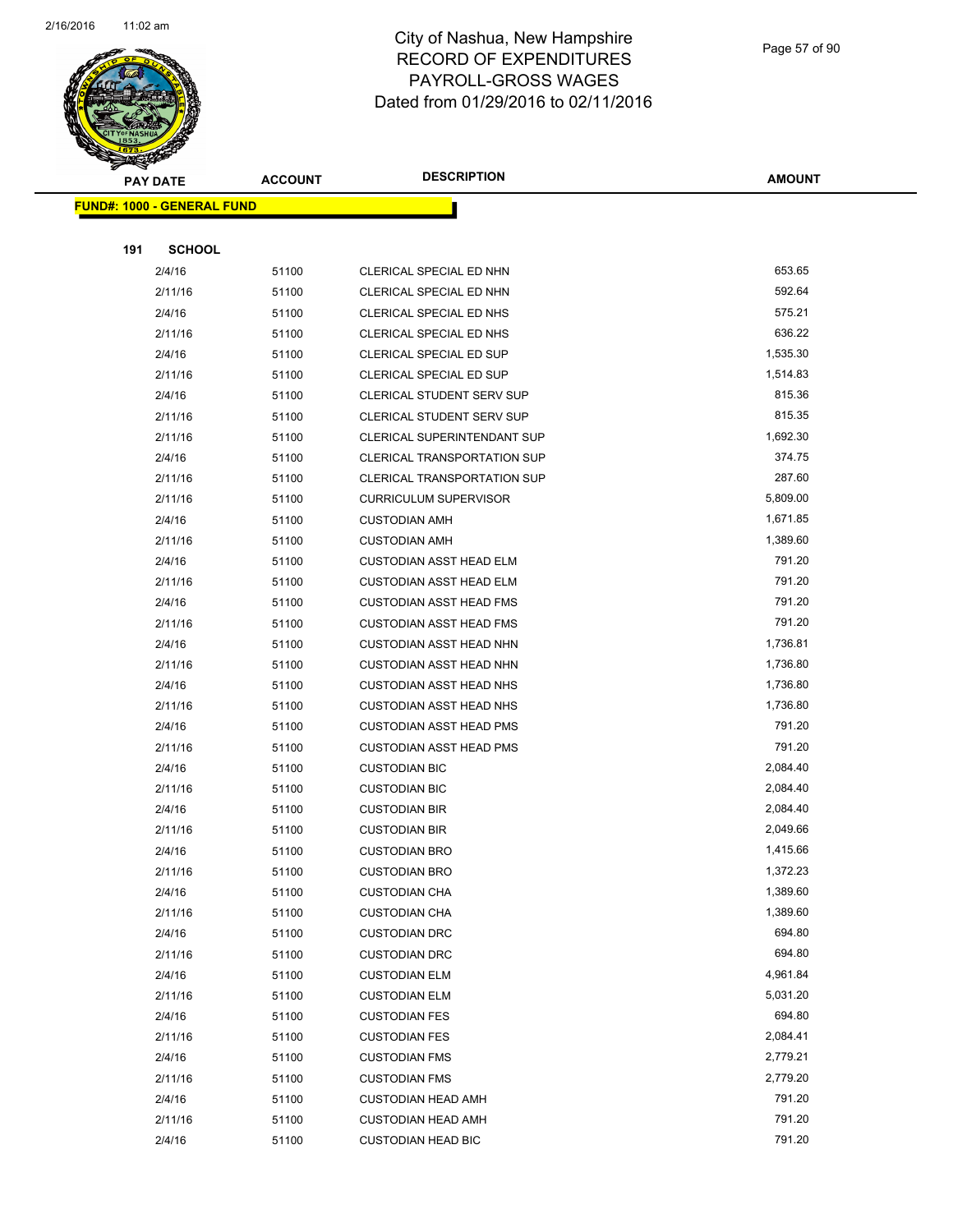# City of Nashua, New Hampshire
## RECORD OF EXPENDITURES
## PAYROLL-GROSS WAGES
## Dated from 01/29/2016 to 02/11/2016

**FUND#: 1000 - GENERAL FUND**

**191 SCHOOL**

| PAY DATE | ACCOUNT | DESCRIPTION | AMOUNT |
|---|---|---|---|
| 2/4/16 | 51100 | CLERICAL SPECIAL ED NHN | 653.65 |
| 2/11/16 | 51100 | CLERICAL SPECIAL ED NHN | 592.64 |
| 2/4/16 | 51100 | CLERICAL SPECIAL ED NHS | 575.21 |
| 2/11/16 | 51100 | CLERICAL SPECIAL ED NHS | 636.22 |
| 2/4/16 | 51100 | CLERICAL SPECIAL ED SUP | 1,535.30 |
| 2/11/16 | 51100 | CLERICAL SPECIAL ED SUP | 1,514.83 |
| 2/4/16 | 51100 | CLERICAL STUDENT SERV SUP | 815.36 |
| 2/11/16 | 51100 | CLERICAL STUDENT SERV SUP | 815.35 |
| 2/11/16 | 51100 | CLERICAL SUPERINTENDANT SUP | 1,692.30 |
| 2/4/16 | 51100 | CLERICAL TRANSPORTATION SUP | 374.75 |
| 2/11/16 | 51100 | CLERICAL TRANSPORTATION SUP | 287.60 |
| 2/11/16 | 51100 | CURRICULUM SUPERVISOR | 5,809.00 |
| 2/4/16 | 51100 | CUSTODIAN AMH | 1,671.85 |
| 2/11/16 | 51100 | CUSTODIAN AMH | 1,389.60 |
| 2/4/16 | 51100 | CUSTODIAN ASST HEAD ELM | 791.20 |
| 2/11/16 | 51100 | CUSTODIAN ASST HEAD ELM | 791.20 |
| 2/4/16 | 51100 | CUSTODIAN ASST HEAD FMS | 791.20 |
| 2/11/16 | 51100 | CUSTODIAN ASST HEAD FMS | 791.20 |
| 2/4/16 | 51100 | CUSTODIAN ASST HEAD NHN | 1,736.81 |
| 2/11/16 | 51100 | CUSTODIAN ASST HEAD NHN | 1,736.80 |
| 2/4/16 | 51100 | CUSTODIAN ASST HEAD NHS | 1,736.80 |
| 2/11/16 | 51100 | CUSTODIAN ASST HEAD NHS | 1,736.80 |
| 2/4/16 | 51100 | CUSTODIAN ASST HEAD PMS | 791.20 |
| 2/11/16 | 51100 | CUSTODIAN ASST HEAD PMS | 791.20 |
| 2/4/16 | 51100 | CUSTODIAN BIC | 2,084.40 |
| 2/11/16 | 51100 | CUSTODIAN BIC | 2,084.40 |
| 2/4/16 | 51100 | CUSTODIAN BIR | 2,084.40 |
| 2/11/16 | 51100 | CUSTODIAN BIR | 2,049.66 |
| 2/4/16 | 51100 | CUSTODIAN BRO | 1,415.66 |
| 2/11/16 | 51100 | CUSTODIAN BRO | 1,372.23 |
| 2/4/16 | 51100 | CUSTODIAN CHA | 1,389.60 |
| 2/11/16 | 51100 | CUSTODIAN CHA | 1,389.60 |
| 2/4/16 | 51100 | CUSTODIAN DRC | 694.80 |
| 2/11/16 | 51100 | CUSTODIAN DRC | 694.80 |
| 2/4/16 | 51100 | CUSTODIAN ELM | 4,961.84 |
| 2/11/16 | 51100 | CUSTODIAN ELM | 5,031.20 |
| 2/4/16 | 51100 | CUSTODIAN FES | 694.80 |
| 2/11/16 | 51100 | CUSTODIAN FES | 2,084.41 |
| 2/4/16 | 51100 | CUSTODIAN FMS | 2,779.21 |
| 2/11/16 | 51100 | CUSTODIAN FMS | 2,779.20 |
| 2/4/16 | 51100 | CUSTODIAN HEAD AMH | 791.20 |
| 2/11/16 | 51100 | CUSTODIAN HEAD AMH | 791.20 |
| 2/4/16 | 51100 | CUSTODIAN HEAD BIC | 791.20 |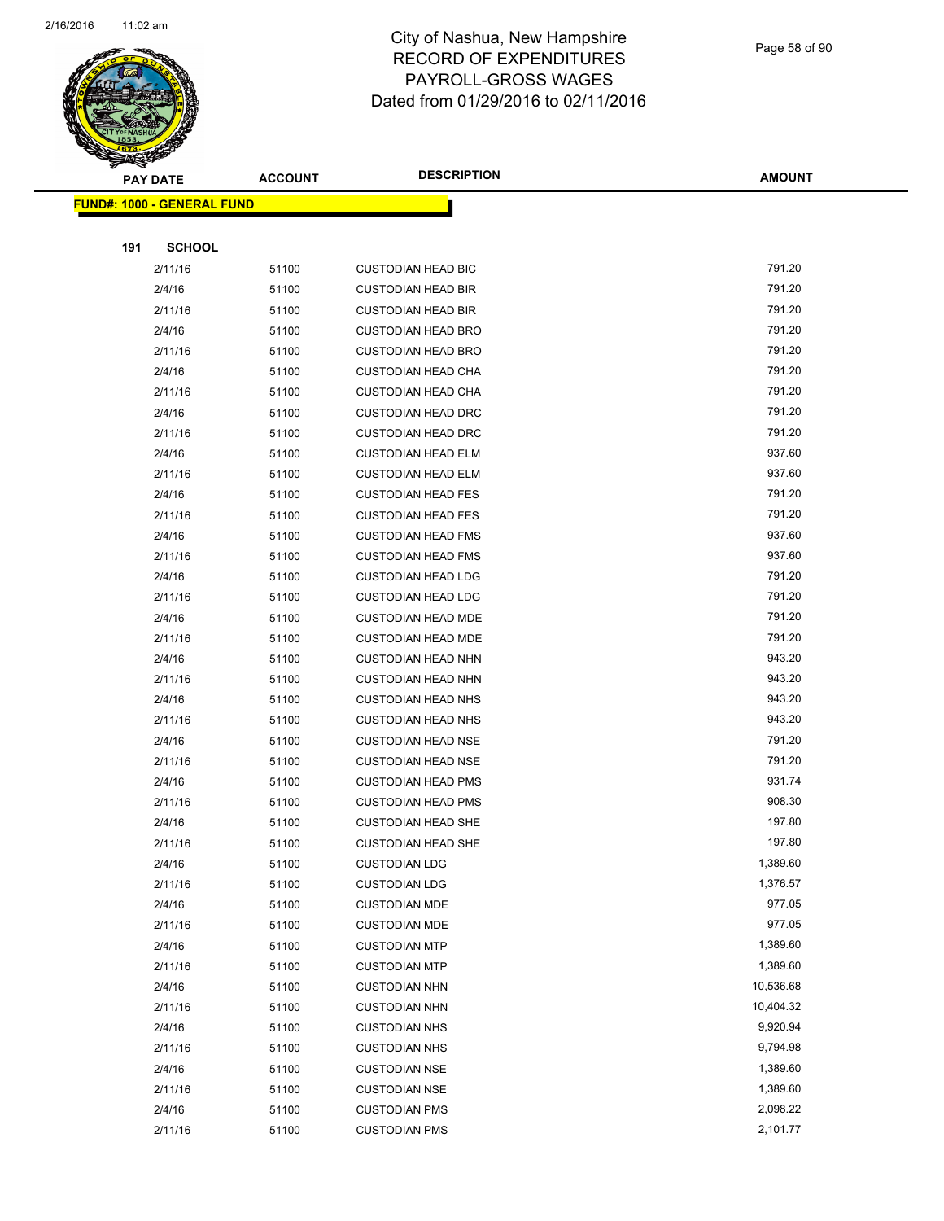# City of Nashua, New Hampshire
# RECORD OF EXPENDITURES
# PAYROLL-GROSS WAGES
# Dated from 01/29/2016 to 02/11/2016

| PAY DATE | ACCOUNT | DESCRIPTION | AMOUNT |
|---|---|---|---|
| **FUND#: 1000 - GENERAL FUND** | | | |
| **191 SCHOOL** | | | |
| 2/11/16 | 51100 | CUSTODIAN HEAD BIC | 791.20 |
| 2/4/16 | 51100 | CUSTODIAN HEAD BIR | 791.20 |
| 2/11/16 | 51100 | CUSTODIAN HEAD BIR | 791.20 |
| 2/4/16 | 51100 | CUSTODIAN HEAD BRO | 791.20 |
| 2/11/16 | 51100 | CUSTODIAN HEAD BRO | 791.20 |
| 2/4/16 | 51100 | CUSTODIAN HEAD CHA | 791.20 |
| 2/11/16 | 51100 | CUSTODIAN HEAD CHA | 791.20 |
| 2/4/16 | 51100 | CUSTODIAN HEAD DRC | 791.20 |
| 2/11/16 | 51100 | CUSTODIAN HEAD DRC | 791.20 |
| 2/4/16 | 51100 | CUSTODIAN HEAD ELM | 937.60 |
| 2/11/16 | 51100 | CUSTODIAN HEAD ELM | 937.60 |
| 2/4/16 | 51100 | CUSTODIAN HEAD FES | 791.20 |
| 2/11/16 | 51100 | CUSTODIAN HEAD FES | 791.20 |
| 2/4/16 | 51100 | CUSTODIAN HEAD FMS | 937.60 |
| 2/11/16 | 51100 | CUSTODIAN HEAD FMS | 937.60 |
| 2/4/16 | 51100 | CUSTODIAN HEAD LDG | 791.20 |
| 2/11/16 | 51100 | CUSTODIAN HEAD LDG | 791.20 |
| 2/4/16 | 51100 | CUSTODIAN HEAD MDE | 791.20 |
| 2/11/16 | 51100 | CUSTODIAN HEAD MDE | 791.20 |
| 2/4/16 | 51100 | CUSTODIAN HEAD NHN | 943.20 |
| 2/11/16 | 51100 | CUSTODIAN HEAD NHN | 943.20 |
| 2/4/16 | 51100 | CUSTODIAN HEAD NHS | 943.20 |
| 2/11/16 | 51100 | CUSTODIAN HEAD NHS | 943.20 |
| 2/4/16 | 51100 | CUSTODIAN HEAD NSE | 791.20 |
| 2/11/16 | 51100 | CUSTODIAN HEAD NSE | 791.20 |
| 2/4/16 | 51100 | CUSTODIAN HEAD PMS | 931.74 |
| 2/11/16 | 51100 | CUSTODIAN HEAD PMS | 908.30 |
| 2/4/16 | 51100 | CUSTODIAN HEAD SHE | 197.80 |
| 2/11/16 | 51100 | CUSTODIAN HEAD SHE | 197.80 |
| 2/4/16 | 51100 | CUSTODIAN LDG | 1,389.60 |
| 2/11/16 | 51100 | CUSTODIAN LDG | 1,376.57 |
| 2/4/16 | 51100 | CUSTODIAN MDE | 977.05 |
| 2/11/16 | 51100 | CUSTODIAN MDE | 977.05 |
| 2/4/16 | 51100 | CUSTODIAN MTP | 1,389.60 |
| 2/11/16 | 51100 | CUSTODIAN MTP | 1,389.60 |
| 2/4/16 | 51100 | CUSTODIAN NHN | 10,536.68 |
| 2/11/16 | 51100 | CUSTODIAN NHN | 10,404.32 |
| 2/4/16 | 51100 | CUSTODIAN NHS | 9,920.94 |
| 2/11/16 | 51100 | CUSTODIAN NHS | 9,794.98 |
| 2/4/16 | 51100 | CUSTODIAN NSE | 1,389.60 |
| 2/11/16 | 51100 | CUSTODIAN NSE | 1,389.60 |
| 2/4/16 | 51100 | CUSTODIAN PMS | 2,098.22 |
| 2/11/16 | 51100 | CUSTODIAN PMS | 2,101.77 |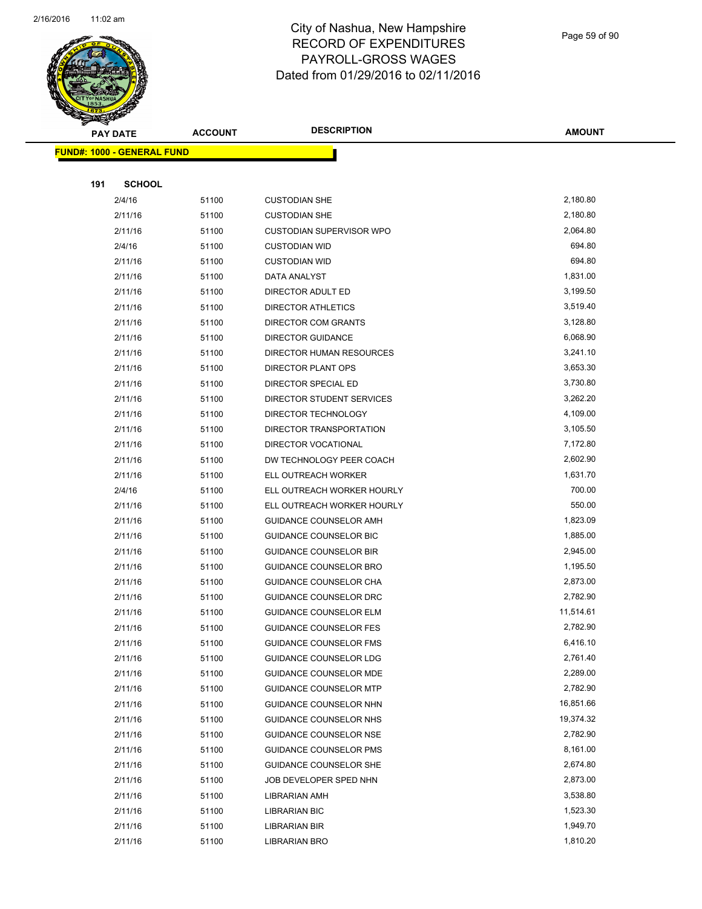# City of Nashua, New Hampshire
## RECORD OF EXPENDITURES
## PAYROLL-GROSS WAGES
## Dated from 01/29/2016 to 02/11/2016

| PAY DATE | ACCOUNT | DESCRIPTION | AMOUNT |
|---|---|---|---|

**FUND#: 1000 - GENERAL FUND**

**191 SCHOOL**

| | | | |
|---|---|---|---|
| 2/4/16 | 51100 | CUSTODIAN SHE | 2,180.80 |
| 2/11/16 | 51100 | CUSTODIAN SHE | 2,180.80 |
| 2/11/16 | 51100 | CUSTODIAN SUPERVISOR WPO | 2,064.80 |
| 2/4/16 | 51100 | CUSTODIAN WID | 694.80 |
| 2/11/16 | 51100 | CUSTODIAN WID | 694.80 |
| 2/11/16 | 51100 | DATA ANALYST | 1,831.00 |
| 2/11/16 | 51100 | DIRECTOR ADULT ED | 3,199.50 |
| 2/11/16 | 51100 | DIRECTOR ATHLETICS | 3,519.40 |
| 2/11/16 | 51100 | DIRECTOR COM GRANTS | 3,128.80 |
| 2/11/16 | 51100 | DIRECTOR GUIDANCE | 6,068.90 |
| 2/11/16 | 51100 | DIRECTOR HUMAN RESOURCES | 3,241.10 |
| 2/11/16 | 51100 | DIRECTOR PLANT OPS | 3,653.30 |
| 2/11/16 | 51100 | DIRECTOR SPECIAL ED | 3,730.80 |
| 2/11/16 | 51100 | DIRECTOR STUDENT SERVICES | 3,262.20 |
| 2/11/16 | 51100 | DIRECTOR TECHNOLOGY | 4,109.00 |
| 2/11/16 | 51100 | DIRECTOR TRANSPORTATION | 3,105.50 |
| 2/11/16 | 51100 | DIRECTOR VOCATIONAL | 7,172.80 |
| 2/11/16 | 51100 | DW TECHNOLOGY PEER COACH | 2,602.90 |
| 2/11/16 | 51100 | ELL OUTREACH WORKER | 1,631.70 |
| 2/4/16 | 51100 | ELL OUTREACH WORKER HOURLY | 700.00 |
| 2/11/16 | 51100 | ELL OUTREACH WORKER HOURLY | 550.00 |
| 2/11/16 | 51100 | GUIDANCE COUNSELOR AMH | 1,823.09 |
| 2/11/16 | 51100 | GUIDANCE COUNSELOR BIC | 1,885.00 |
| 2/11/16 | 51100 | GUIDANCE COUNSELOR BIR | 2,945.00 |
| 2/11/16 | 51100 | GUIDANCE COUNSELOR BRO | 1,195.50 |
| 2/11/16 | 51100 | GUIDANCE COUNSELOR CHA | 2,873.00 |
| 2/11/16 | 51100 | GUIDANCE COUNSELOR DRC | 2,782.90 |
| 2/11/16 | 51100 | GUIDANCE COUNSELOR ELM | 11,514.61 |
| 2/11/16 | 51100 | GUIDANCE COUNSELOR FES | 2,782.90 |
| 2/11/16 | 51100 | GUIDANCE COUNSELOR FMS | 6,416.10 |
| 2/11/16 | 51100 | GUIDANCE COUNSELOR LDG | 2,761.40 |
| 2/11/16 | 51100 | GUIDANCE COUNSELOR MDE | 2,289.00 |
| 2/11/16 | 51100 | GUIDANCE COUNSELOR MTP | 2,782.90 |
| 2/11/16 | 51100 | GUIDANCE COUNSELOR NHN | 16,851.66 |
| 2/11/16 | 51100 | GUIDANCE COUNSELOR NHS | 19,374.32 |
| 2/11/16 | 51100 | GUIDANCE COUNSELOR NSE | 2,782.90 |
| 2/11/16 | 51100 | GUIDANCE COUNSELOR PMS | 8,161.00 |
| 2/11/16 | 51100 | GUIDANCE COUNSELOR SHE | 2,674.80 |
| 2/11/16 | 51100 | JOB DEVELOPER SPED NHN | 2,873.00 |
| 2/11/16 | 51100 | LIBRARIAN AMH | 3,538.80 |
| 2/11/16 | 51100 | LIBRARIAN BIC | 1,523.30 |
| 2/11/16 | 51100 | LIBRARIAN BIR | 1,949.70 |
| 2/11/16 | 51100 | LIBRARIAN BRO | 1,810.20 |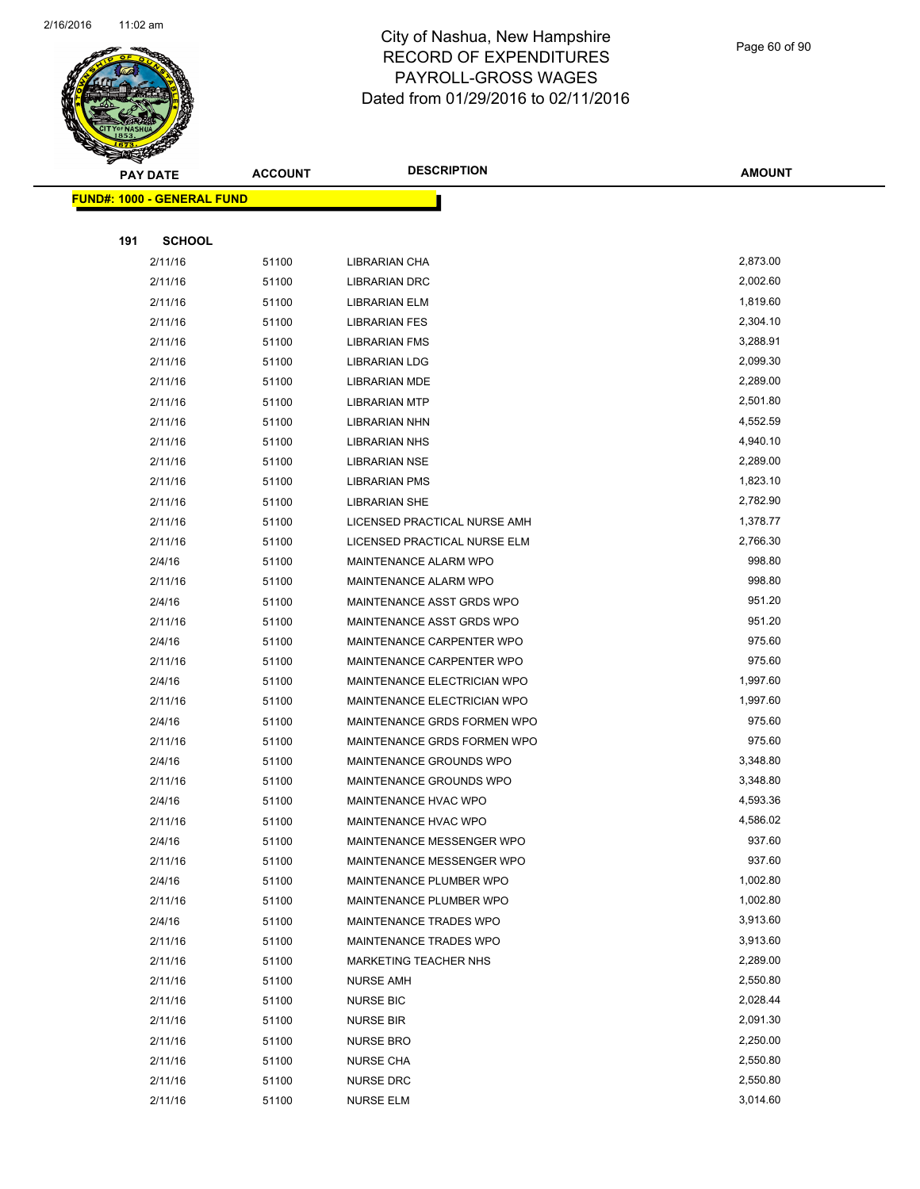# City of Nashua, New Hampshire
## RECORD OF EXPENDITURES
## PAYROLL-GROSS WAGES
## Dated from 01/29/2016 to 02/11/2016

| PAY DATE | ACCOUNT | DESCRIPTION | AMOUNT |
|---|---|---|---|

**FUND#: 1000 - GENERAL FUND**

**191 SCHOOL**

| PAY DATE | ACCOUNT | DESCRIPTION | AMOUNT |
|---|---|---|---|
| 2/11/16 | 51100 | LIBRARIAN CHA | 2,873.00 |
| 2/11/16 | 51100 | LIBRARIAN DRC | 2,002.60 |
| 2/11/16 | 51100 | LIBRARIAN ELM | 1,819.60 |
| 2/11/16 | 51100 | LIBRARIAN FES | 2,304.10 |
| 2/11/16 | 51100 | LIBRARIAN FMS | 3,288.91 |
| 2/11/16 | 51100 | LIBRARIAN LDG | 2,099.30 |
| 2/11/16 | 51100 | LIBRARIAN MDE | 2,289.00 |
| 2/11/16 | 51100 | LIBRARIAN MTP | 2,501.80 |
| 2/11/16 | 51100 | LIBRARIAN NHN | 4,552.59 |
| 2/11/16 | 51100 | LIBRARIAN NHS | 4,940.10 |
| 2/11/16 | 51100 | LIBRARIAN NSE | 2,289.00 |
| 2/11/16 | 51100 | LIBRARIAN PMS | 1,823.10 |
| 2/11/16 | 51100 | LIBRARIAN SHE | 2,782.90 |
| 2/11/16 | 51100 | LICENSED PRACTICAL NURSE AMH | 1,378.77 |
| 2/11/16 | 51100 | LICENSED PRACTICAL NURSE ELM | 2,766.30 |
| 2/4/16 | 51100 | MAINTENANCE ALARM WPO | 998.80 |
| 2/11/16 | 51100 | MAINTENANCE ALARM WPO | 998.80 |
| 2/4/16 | 51100 | MAINTENANCE ASST GRDS WPO | 951.20 |
| 2/11/16 | 51100 | MAINTENANCE ASST GRDS WPO | 951.20 |
| 2/4/16 | 51100 | MAINTENANCE CARPENTER WPO | 975.60 |
| 2/11/16 | 51100 | MAINTENANCE CARPENTER WPO | 975.60 |
| 2/4/16 | 51100 | MAINTENANCE ELECTRICIAN WPO | 1,997.60 |
| 2/11/16 | 51100 | MAINTENANCE ELECTRICIAN WPO | 1,997.60 |
| 2/4/16 | 51100 | MAINTENANCE GRDS FORMEN WPO | 975.60 |
| 2/11/16 | 51100 | MAINTENANCE GRDS FORMEN WPO | 975.60 |
| 2/4/16 | 51100 | MAINTENANCE GROUNDS WPO | 3,348.80 |
| 2/11/16 | 51100 | MAINTENANCE GROUNDS WPO | 3,348.80 |
| 2/4/16 | 51100 | MAINTENANCE HVAC WPO | 4,593.36 |
| 2/11/16 | 51100 | MAINTENANCE HVAC WPO | 4,586.02 |
| 2/4/16 | 51100 | MAINTENANCE MESSENGER WPO | 937.60 |
| 2/11/16 | 51100 | MAINTENANCE MESSENGER WPO | 937.60 |
| 2/4/16 | 51100 | MAINTENANCE PLUMBER WPO | 1,002.80 |
| 2/11/16 | 51100 | MAINTENANCE PLUMBER WPO | 1,002.80 |
| 2/4/16 | 51100 | MAINTENANCE TRADES WPO | 3,913.60 |
| 2/11/16 | 51100 | MAINTENANCE TRADES WPO | 3,913.60 |
| 2/11/16 | 51100 | MARKETING TEACHER NHS | 2,289.00 |
| 2/11/16 | 51100 | NURSE AMH | 2,550.80 |
| 2/11/16 | 51100 | NURSE BIC | 2,028.44 |
| 2/11/16 | 51100 | NURSE BIR | 2,091.30 |
| 2/11/16 | 51100 | NURSE BRO | 2,250.00 |
| 2/11/16 | 51100 | NURSE CHA | 2,550.80 |
| 2/11/16 | 51100 | NURSE DRC | 2,550.80 |
| 2/11/16 | 51100 | NURSE ELM | 3,014.60 |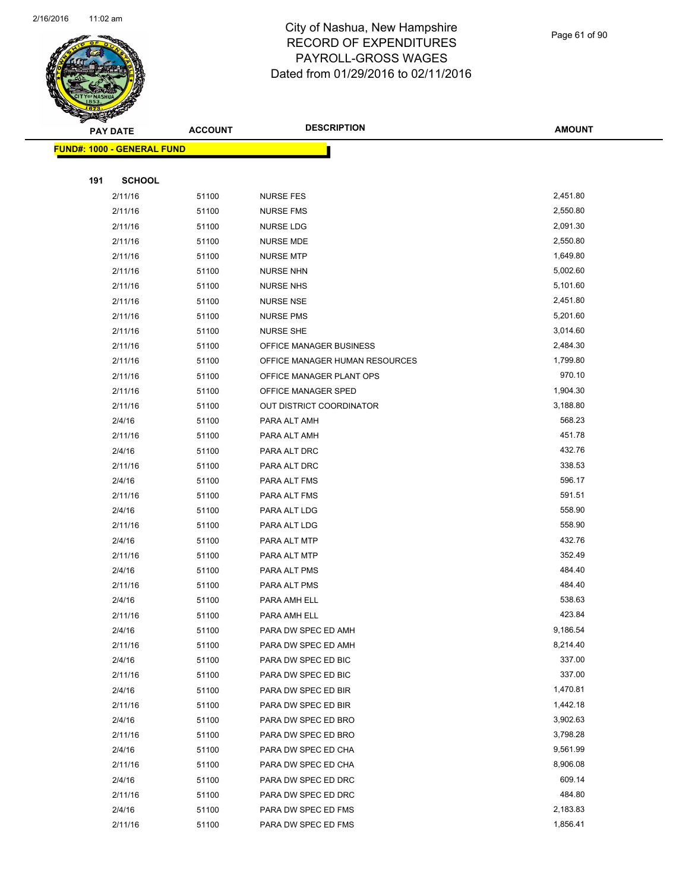# City of Nashua, New Hampshire
# RECORD OF EXPENDITURES
# PAYROLL-GROSS WAGES
# Dated from 01/29/2016 to 02/11/2016

**FUND#: 1000 - GENERAL FUND**

**191 SCHOOL**

| PAY DATE | ACCOUNT | DESCRIPTION | AMOUNT |
|---|---|---|---|
| 2/11/16 | 51100 | NURSE FES | 2,451.80 |
| 2/11/16 | 51100 | NURSE FMS | 2,550.80 |
| 2/11/16 | 51100 | NURSE LDG | 2,091.30 |
| 2/11/16 | 51100 | NURSE MDE | 2,550.80 |
| 2/11/16 | 51100 | NURSE MTP | 1,649.80 |
| 2/11/16 | 51100 | NURSE NHN | 5,002.60 |
| 2/11/16 | 51100 | NURSE NHS | 5,101.60 |
| 2/11/16 | 51100 | NURSE NSE | 2,451.80 |
| 2/11/16 | 51100 | NURSE PMS | 5,201.60 |
| 2/11/16 | 51100 | NURSE SHE | 3,014.60 |
| 2/11/16 | 51100 | OFFICE MANAGER BUSINESS | 2,484.30 |
| 2/11/16 | 51100 | OFFICE MANAGER HUMAN RESOURCES | 1,799.80 |
| 2/11/16 | 51100 | OFFICE MANAGER PLANT OPS | 970.10 |
| 2/11/16 | 51100 | OFFICE MANAGER SPED | 1,904.30 |
| 2/11/16 | 51100 | OUT DISTRICT COORDINATOR | 3,188.80 |
| 2/4/16 | 51100 | PARA ALT AMH | 568.23 |
| 2/11/16 | 51100 | PARA ALT AMH | 451.78 |
| 2/4/16 | 51100 | PARA ALT DRC | 432.76 |
| 2/11/16 | 51100 | PARA ALT DRC | 338.53 |
| 2/4/16 | 51100 | PARA ALT FMS | 596.17 |
| 2/11/16 | 51100 | PARA ALT FMS | 591.51 |
| 2/4/16 | 51100 | PARA ALT LDG | 558.90 |
| 2/11/16 | 51100 | PARA ALT LDG | 558.90 |
| 2/4/16 | 51100 | PARA ALT MTP | 432.76 |
| 2/11/16 | 51100 | PARA ALT MTP | 352.49 |
| 2/4/16 | 51100 | PARA ALT PMS | 484.40 |
| 2/11/16 | 51100 | PARA ALT PMS | 484.40 |
| 2/4/16 | 51100 | PARA AMH ELL | 538.63 |
| 2/11/16 | 51100 | PARA AMH ELL | 423.84 |
| 2/4/16 | 51100 | PARA DW SPEC ED AMH | 9,186.54 |
| 2/11/16 | 51100 | PARA DW SPEC ED AMH | 8,214.40 |
| 2/4/16 | 51100 | PARA DW SPEC ED BIC | 337.00 |
| 2/11/16 | 51100 | PARA DW SPEC ED BIC | 337.00 |
| 2/4/16 | 51100 | PARA DW SPEC ED BIR | 1,470.81 |
| 2/11/16 | 51100 | PARA DW SPEC ED BIR | 1,442.18 |
| 2/4/16 | 51100 | PARA DW SPEC ED BRO | 3,902.63 |
| 2/11/16 | 51100 | PARA DW SPEC ED BRO | 3,798.28 |
| 2/4/16 | 51100 | PARA DW SPEC ED CHA | 9,561.99 |
| 2/11/16 | 51100 | PARA DW SPEC ED CHA | 8,906.08 |
| 2/4/16 | 51100 | PARA DW SPEC ED DRC | 609.14 |
| 2/11/16 | 51100 | PARA DW SPEC ED DRC | 484.80 |
| 2/4/16 | 51100 | PARA DW SPEC ED FMS | 2,183.83 |
| 2/11/16 | 51100 | PARA DW SPEC ED FMS | 1,856.41 |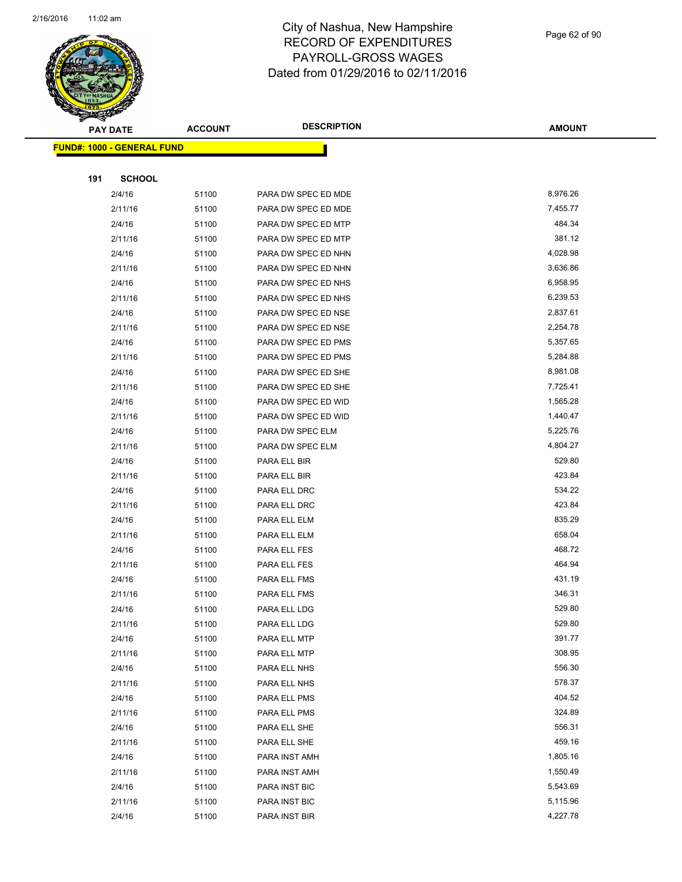City of Nashua, New Hampshire
RECORD OF EXPENDITURES
PAYROLL-GROSS WAGES
Dated from 01/29/2016 to 02/11/2016

| PAY DATE | ACCOUNT | DESCRIPTION | AMOUNT |
|---|---|---|---|

**FUND#: 1000 - GENERAL FUND**

**191 SCHOOL**

| PAY DATE | ACCOUNT | DESCRIPTION | AMOUNT |
|---|---|---|---|
| 2/4/16 | 51100 | PARA DW SPEC ED MDE | 8,976.26 |
| 2/11/16 | 51100 | PARA DW SPEC ED MDE | 7,455.77 |
| 2/4/16 | 51100 | PARA DW SPEC ED MTP | 484.34 |
| 2/11/16 | 51100 | PARA DW SPEC ED MTP | 381.12 |
| 2/4/16 | 51100 | PARA DW SPEC ED NHN | 4,028.98 |
| 2/11/16 | 51100 | PARA DW SPEC ED NHN | 3,636.86 |
| 2/4/16 | 51100 | PARA DW SPEC ED NHS | 6,958.95 |
| 2/11/16 | 51100 | PARA DW SPEC ED NHS | 6,239.53 |
| 2/4/16 | 51100 | PARA DW SPEC ED NSE | 2,837.61 |
| 2/11/16 | 51100 | PARA DW SPEC ED NSE | 2,254.78 |
| 2/4/16 | 51100 | PARA DW SPEC ED PMS | 5,357.65 |
| 2/11/16 | 51100 | PARA DW SPEC ED PMS | 5,284.88 |
| 2/4/16 | 51100 | PARA DW SPEC ED SHE | 8,981.08 |
| 2/11/16 | 51100 | PARA DW SPEC ED SHE | 7,725.41 |
| 2/4/16 | 51100 | PARA DW SPEC ED WID | 1,565.28 |
| 2/11/16 | 51100 | PARA DW SPEC ED WID | 1,440.47 |
| 2/4/16 | 51100 | PARA DW SPEC ELM | 5,225.76 |
| 2/11/16 | 51100 | PARA DW SPEC ELM | 4,804.27 |
| 2/4/16 | 51100 | PARA ELL BIR | 529.80 |
| 2/11/16 | 51100 | PARA ELL BIR | 423.84 |
| 2/4/16 | 51100 | PARA ELL DRC | 534.22 |
| 2/11/16 | 51100 | PARA ELL DRC | 423.84 |
| 2/4/16 | 51100 | PARA ELL ELM | 835.29 |
| 2/11/16 | 51100 | PARA ELL ELM | 658.04 |
| 2/4/16 | 51100 | PARA ELL FES | 468.72 |
| 2/11/16 | 51100 | PARA ELL FES | 464.94 |
| 2/4/16 | 51100 | PARA ELL FMS | 431.19 |
| 2/11/16 | 51100 | PARA ELL FMS | 346.31 |
| 2/4/16 | 51100 | PARA ELL LDG | 529.80 |
| 2/11/16 | 51100 | PARA ELL LDG | 529.80 |
| 2/4/16 | 51100 | PARA ELL MTP | 391.77 |
| 2/11/16 | 51100 | PARA ELL MTP | 308.95 |
| 2/4/16 | 51100 | PARA ELL NHS | 556.30 |
| 2/11/16 | 51100 | PARA ELL NHS | 578.37 |
| 2/4/16 | 51100 | PARA ELL PMS | 404.52 |
| 2/11/16 | 51100 | PARA ELL PMS | 324.89 |
| 2/4/16 | 51100 | PARA ELL SHE | 556.31 |
| 2/11/16 | 51100 | PARA ELL SHE | 459.16 |
| 2/4/16 | 51100 | PARA INST AMH | 1,805.16 |
| 2/11/16 | 51100 | PARA INST AMH | 1,550.49 |
| 2/4/16 | 51100 | PARA INST BIC | 5,543.69 |
| 2/11/16 | 51100 | PARA INST BIC | 5,115.96 |
| 2/4/16 | 51100 | PARA INST BIR | 4,227.78 |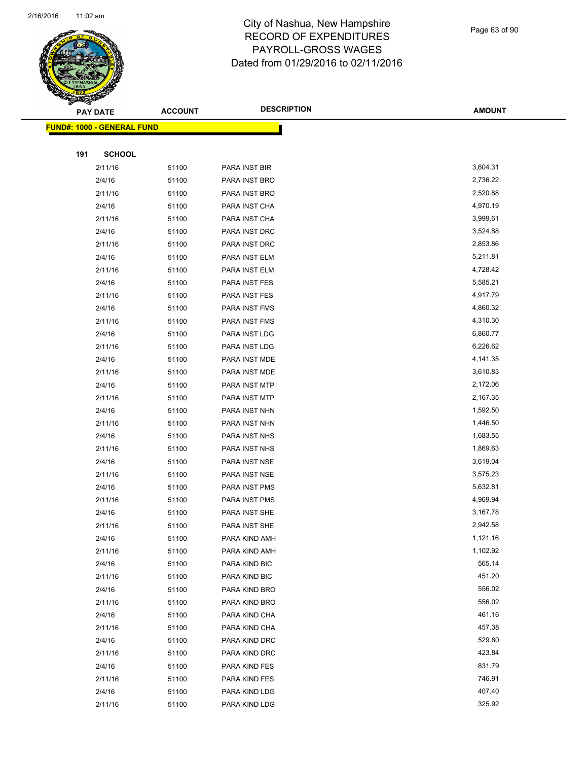# City of Nashua, New Hampshire
## RECORD OF EXPENDITURES
## PAYROLL-GROSS WAGES
## Dated from 01/29/2016 to 02/11/2016

**FUND#: 1000 - GENERAL FUND**

**191 SCHOOL**

| PAY DATE | ACCOUNT | DESCRIPTION | AMOUNT |
|---|---|---|---|
| 2/11/16 | 51100 | PARA INST BIR | 3,604.31 |
| 2/4/16 | 51100 | PARA INST BRO | 2,736.22 |
| 2/11/16 | 51100 | PARA INST BRO | 2,520.88 |
| 2/4/16 | 51100 | PARA INST CHA | 4,970.19 |
| 2/11/16 | 51100 | PARA INST CHA | 3,999.61 |
| 2/4/16 | 51100 | PARA INST DRC | 3,524.88 |
| 2/11/16 | 51100 | PARA INST DRC | 2,853.86 |
| 2/4/16 | 51100 | PARA INST ELM | 5,211.81 |
| 2/11/16 | 51100 | PARA INST ELM | 4,728.42 |
| 2/4/16 | 51100 | PARA INST FES | 5,585.21 |
| 2/11/16 | 51100 | PARA INST FES | 4,917.79 |
| 2/4/16 | 51100 | PARA INST FMS | 4,860.32 |
| 2/11/16 | 51100 | PARA INST FMS | 4,310.30 |
| 2/4/16 | 51100 | PARA INST LDG | 6,860.77 |
| 2/11/16 | 51100 | PARA INST LDG | 6,226.62 |
| 2/4/16 | 51100 | PARA INST MDE | 4,141.35 |
| 2/11/16 | 51100 | PARA INST MDE | 3,610.83 |
| 2/4/16 | 51100 | PARA INST MTP | 2,172.06 |
| 2/11/16 | 51100 | PARA INST MTP | 2,167.35 |
| 2/4/16 | 51100 | PARA INST NHN | 1,592.50 |
| 2/11/16 | 51100 | PARA INST NHN | 1,446.50 |
| 2/4/16 | 51100 | PARA INST NHS | 1,683.55 |
| 2/11/16 | 51100 | PARA INST NHS | 1,869.63 |
| 2/4/16 | 51100 | PARA INST NSE | 3,619.04 |
| 2/11/16 | 51100 | PARA INST NSE | 3,575.23 |
| 2/4/16 | 51100 | PARA INST PMS | 5,632.81 |
| 2/11/16 | 51100 | PARA INST PMS | 4,969.94 |
| 2/4/16 | 51100 | PARA INST SHE | 3,167.78 |
| 2/11/16 | 51100 | PARA INST SHE | 2,942.58 |
| 2/4/16 | 51100 | PARA KIND AMH | 1,121.16 |
| 2/11/16 | 51100 | PARA KIND AMH | 1,102.92 |
| 2/4/16 | 51100 | PARA KIND BIC | 565.14 |
| 2/11/16 | 51100 | PARA KIND BIC | 451.20 |
| 2/4/16 | 51100 | PARA KIND BRO | 556.02 |
| 2/11/16 | 51100 | PARA KIND BRO | 556.02 |
| 2/4/16 | 51100 | PARA KIND CHA | 461.16 |
| 2/11/16 | 51100 | PARA KIND CHA | 457.38 |
| 2/4/16 | 51100 | PARA KIND DRC | 529.80 |
| 2/11/16 | 51100 | PARA KIND DRC | 423.84 |
| 2/4/16 | 51100 | PARA KIND FES | 831.79 |
| 2/11/16 | 51100 | PARA KIND FES | 746.91 |
| 2/4/16 | 51100 | PARA KIND LDG | 407.40 |
| 2/11/16 | 51100 | PARA KIND LDG | 325.92 |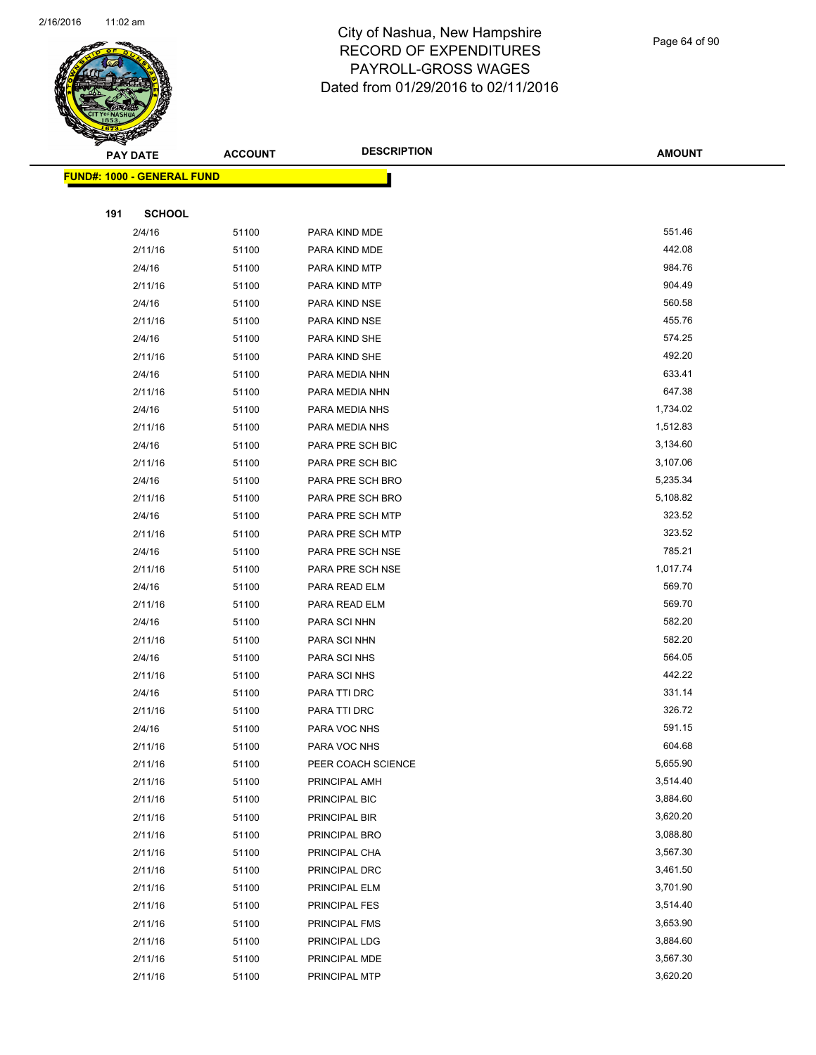# City of Nashua, New Hampshire
## RECORD OF EXPENDITURES
## PAYROLL-GROSS WAGES
## Dated from 01/29/2016 to 02/11/2016

| PAY DATE | ACCOUNT | DESCRIPTION | AMOUNT |
|---|---|---|---|
| **FUND#: 1000 - GENERAL FUND** | | | |
| **191 SCHOOL** | | | |
| 2/4/16 | 51100 | PARA KIND MDE | 551.46 |
| 2/11/16 | 51100 | PARA KIND MDE | 442.08 |
| 2/4/16 | 51100 | PARA KIND MTP | 984.76 |
| 2/11/16 | 51100 | PARA KIND MTP | 904.49 |
| 2/4/16 | 51100 | PARA KIND NSE | 560.58 |
| 2/11/16 | 51100 | PARA KIND NSE | 455.76 |
| 2/4/16 | 51100 | PARA KIND SHE | 574.25 |
| 2/11/16 | 51100 | PARA KIND SHE | 492.20 |
| 2/4/16 | 51100 | PARA MEDIA NHN | 633.41 |
| 2/11/16 | 51100 | PARA MEDIA NHN | 647.38 |
| 2/4/16 | 51100 | PARA MEDIA NHS | 1,734.02 |
| 2/11/16 | 51100 | PARA MEDIA NHS | 1,512.83 |
| 2/4/16 | 51100 | PARA PRE SCH BIC | 3,134.60 |
| 2/11/16 | 51100 | PARA PRE SCH BIC | 3,107.06 |
| 2/4/16 | 51100 | PARA PRE SCH BRO | 5,235.34 |
| 2/11/16 | 51100 | PARA PRE SCH BRO | 5,108.82 |
| 2/4/16 | 51100 | PARA PRE SCH MTP | 323.52 |
| 2/11/16 | 51100 | PARA PRE SCH MTP | 323.52 |
| 2/4/16 | 51100 | PARA PRE SCH NSE | 785.21 |
| 2/11/16 | 51100 | PARA PRE SCH NSE | 1,017.74 |
| 2/4/16 | 51100 | PARA READ ELM | 569.70 |
| 2/11/16 | 51100 | PARA READ ELM | 569.70 |
| 2/4/16 | 51100 | PARA SCI NHN | 582.20 |
| 2/11/16 | 51100 | PARA SCI NHN | 582.20 |
| 2/4/16 | 51100 | PARA SCI NHS | 564.05 |
| 2/11/16 | 51100 | PARA SCI NHS | 442.22 |
| 2/4/16 | 51100 | PARA TTI DRC | 331.14 |
| 2/11/16 | 51100 | PARA TTI DRC | 326.72 |
| 2/4/16 | 51100 | PARA VOC NHS | 591.15 |
| 2/11/16 | 51100 | PARA VOC NHS | 604.68 |
| 2/11/16 | 51100 | PEER COACH SCIENCE | 5,655.90 |
| 2/11/16 | 51100 | PRINCIPAL AMH | 3,514.40 |
| 2/11/16 | 51100 | PRINCIPAL BIC | 3,884.60 |
| 2/11/16 | 51100 | PRINCIPAL BIR | 3,620.20 |
| 2/11/16 | 51100 | PRINCIPAL BRO | 3,088.80 |
| 2/11/16 | 51100 | PRINCIPAL CHA | 3,567.30 |
| 2/11/16 | 51100 | PRINCIPAL DRC | 3,461.50 |
| 2/11/16 | 51100 | PRINCIPAL ELM | 3,701.90 |
| 2/11/16 | 51100 | PRINCIPAL FES | 3,514.40 |
| 2/11/16 | 51100 | PRINCIPAL FMS | 3,653.90 |
| 2/11/16 | 51100 | PRINCIPAL LDG | 3,884.60 |
| 2/11/16 | 51100 | PRINCIPAL MDE | 3,567.30 |
| 2/11/16 | 51100 | PRINCIPAL MTP | 3,620.20 |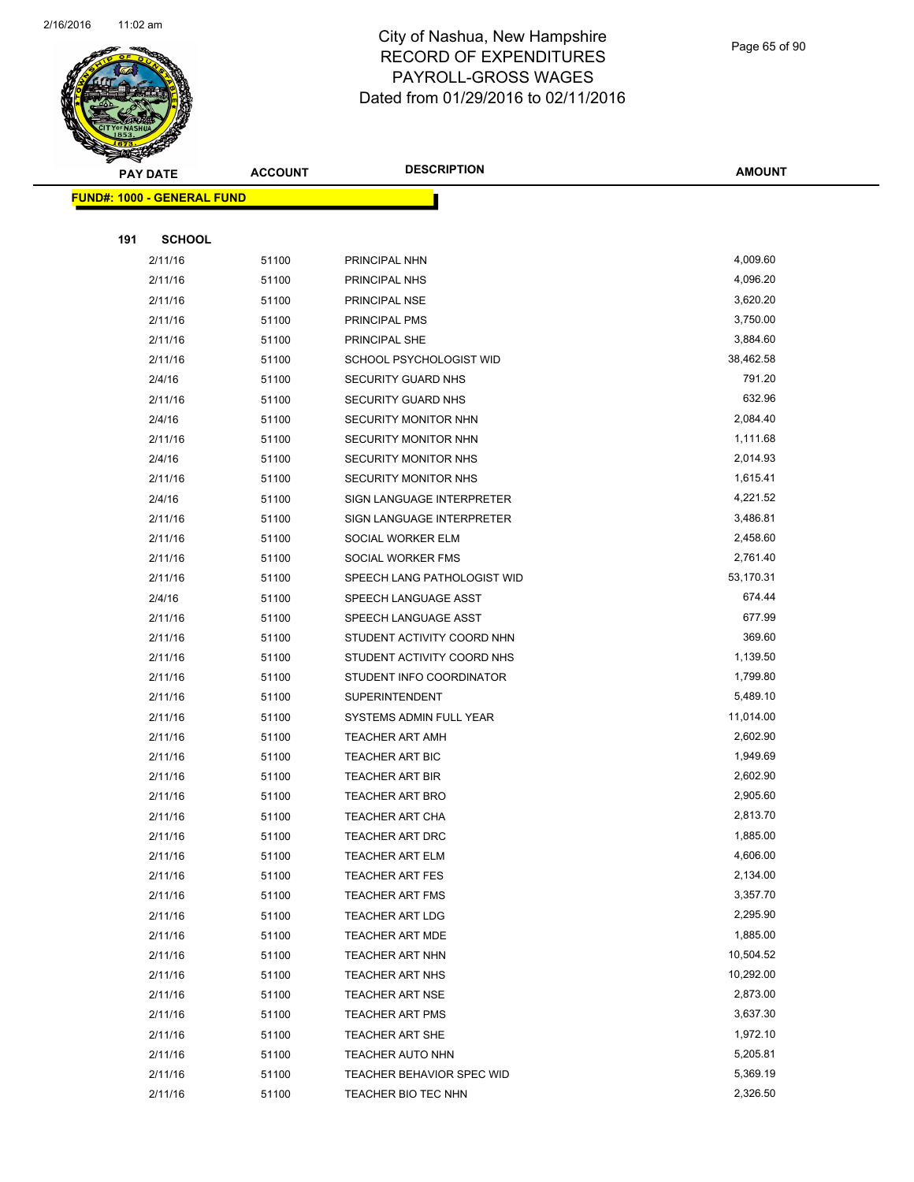# City of Nashua, New Hampshire
## RECORD OF EXPENDITURES
## PAYROLL-GROSS WAGES
## Dated from 01/29/2016 to 02/11/2016

| PAY DATE | ACCOUNT | DESCRIPTION | AMOUNT |
|---|---|---|---|

**FUND#: 1000 - GENERAL FUND**

**191 SCHOOL**

| PAY DATE | ACCOUNT | DESCRIPTION | AMOUNT |
|---|---|---|---|
| 2/11/16 | 51100 | PRINCIPAL NHN | 4,009.60 |
| 2/11/16 | 51100 | PRINCIPAL NHS | 4,096.20 |
| 2/11/16 | 51100 | PRINCIPAL NSE | 3,620.20 |
| 2/11/16 | 51100 | PRINCIPAL PMS | 3,750.00 |
| 2/11/16 | 51100 | PRINCIPAL SHE | 3,884.60 |
| 2/11/16 | 51100 | SCHOOL PSYCHOLOGIST WID | 38,462.58 |
| 2/4/16 | 51100 | SECURITY GUARD NHS | 791.20 |
| 2/11/16 | 51100 | SECURITY GUARD NHS | 632.96 |
| 2/4/16 | 51100 | SECURITY MONITOR NHN | 2,084.40 |
| 2/11/16 | 51100 | SECURITY MONITOR NHN | 1,111.68 |
| 2/4/16 | 51100 | SECURITY MONITOR NHS | 2,014.93 |
| 2/11/16 | 51100 | SECURITY MONITOR NHS | 1,615.41 |
| 2/4/16 | 51100 | SIGN LANGUAGE INTERPRETER | 4,221.52 |
| 2/11/16 | 51100 | SIGN LANGUAGE INTERPRETER | 3,486.81 |
| 2/11/16 | 51100 | SOCIAL WORKER ELM | 2,458.60 |
| 2/11/16 | 51100 | SOCIAL WORKER FMS | 2,761.40 |
| 2/11/16 | 51100 | SPEECH LANG PATHOLOGIST WID | 53,170.31 |
| 2/4/16 | 51100 | SPEECH LANGUAGE ASST | 674.44 |
| 2/11/16 | 51100 | SPEECH LANGUAGE ASST | 677.99 |
| 2/11/16 | 51100 | STUDENT ACTIVITY COORD NHN | 369.60 |
| 2/11/16 | 51100 | STUDENT ACTIVITY COORD NHS | 1,139.50 |
| 2/11/16 | 51100 | STUDENT INFO COORDINATOR | 1,799.80 |
| 2/11/16 | 51100 | SUPERINTENDENT | 5,489.10 |
| 2/11/16 | 51100 | SYSTEMS ADMIN FULL YEAR | 11,014.00 |
| 2/11/16 | 51100 | TEACHER ART AMH | 2,602.90 |
| 2/11/16 | 51100 | TEACHER ART BIC | 1,949.69 |
| 2/11/16 | 51100 | TEACHER ART BIR | 2,602.90 |
| 2/11/16 | 51100 | TEACHER ART BRO | 2,905.60 |
| 2/11/16 | 51100 | TEACHER ART CHA | 2,813.70 |
| 2/11/16 | 51100 | TEACHER ART DRC | 1,885.00 |
| 2/11/16 | 51100 | TEACHER ART ELM | 4,606.00 |
| 2/11/16 | 51100 | TEACHER ART FES | 2,134.00 |
| 2/11/16 | 51100 | TEACHER ART FMS | 3,357.70 |
| 2/11/16 | 51100 | TEACHER ART LDG | 2,295.90 |
| 2/11/16 | 51100 | TEACHER ART MDE | 1,885.00 |
| 2/11/16 | 51100 | TEACHER ART NHN | 10,504.52 |
| 2/11/16 | 51100 | TEACHER ART NHS | 10,292.00 |
| 2/11/16 | 51100 | TEACHER ART NSE | 2,873.00 |
| 2/11/16 | 51100 | TEACHER ART PMS | 3,637.30 |
| 2/11/16 | 51100 | TEACHER ART SHE | 1,972.10 |
| 2/11/16 | 51100 | TEACHER AUTO NHN | 5,205.81 |
| 2/11/16 | 51100 | TEACHER BEHAVIOR SPEC WID | 5,369.19 |
| 2/11/16 | 51100 | TEACHER BIO TEC NHN | 2,326.50 |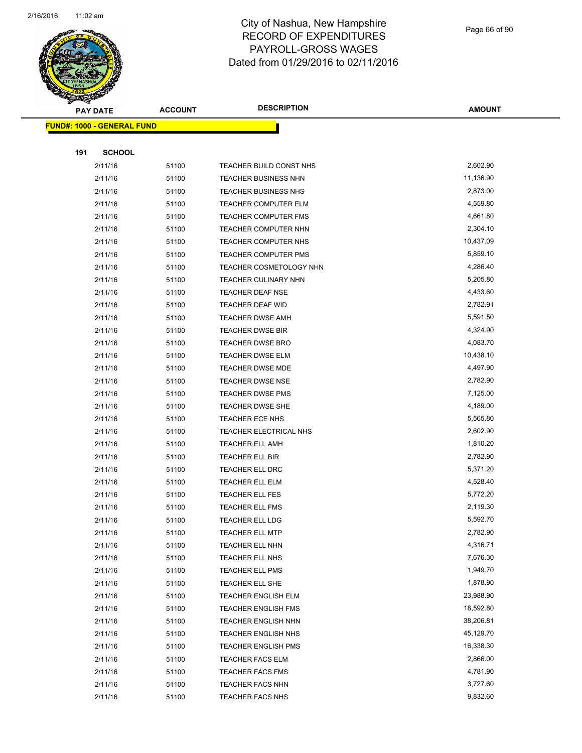# City of Nashua, New Hampshire
## RECORD OF EXPENDITURES
## PAYROLL-GROSS WAGES
## Dated from 01/29/2016 to 02/11/2016

| PAY DATE | ACCOUNT | DESCRIPTION | AMOUNT |
|---|---|---|---|

**FUND#: 1000 - GENERAL FUND**

**191 SCHOOL**

| PAY DATE | ACCOUNT | DESCRIPTION | AMOUNT |
|---|---|---|---|
| 2/11/16 | 51100 | TEACHER BUILD CONST NHS | 2,602.90 |
| 2/11/16 | 51100 | TEACHER BUSINESS NHN | 11,136.90 |
| 2/11/16 | 51100 | TEACHER BUSINESS NHS | 2,873.00 |
| 2/11/16 | 51100 | TEACHER COMPUTER ELM | 4,559.80 |
| 2/11/16 | 51100 | TEACHER COMPUTER FMS | 4,661.80 |
| 2/11/16 | 51100 | TEACHER COMPUTER NHN | 2,304.10 |
| 2/11/16 | 51100 | TEACHER COMPUTER NHS | 10,437.09 |
| 2/11/16 | 51100 | TEACHER COMPUTER PMS | 5,859.10 |
| 2/11/16 | 51100 | TEACHER COSMETOLOGY NHN | 4,286.40 |
| 2/11/16 | 51100 | TEACHER CULINARY NHN | 5,205.80 |
| 2/11/16 | 51100 | TEACHER DEAF NSE | 4,433.60 |
| 2/11/16 | 51100 | TEACHER DEAF WID | 2,782.91 |
| 2/11/16 | 51100 | TEACHER DWSE AMH | 5,591.50 |
| 2/11/16 | 51100 | TEACHER DWSE BIR | 4,324.90 |
| 2/11/16 | 51100 | TEACHER DWSE BRO | 4,083.70 |
| 2/11/16 | 51100 | TEACHER DWSE ELM | 10,438.10 |
| 2/11/16 | 51100 | TEACHER DWSE MDE | 4,497.90 |
| 2/11/16 | 51100 | TEACHER DWSE NSE | 2,782.90 |
| 2/11/16 | 51100 | TEACHER DWSE PMS | 7,125.00 |
| 2/11/16 | 51100 | TEACHER DWSE SHE | 4,189.00 |
| 2/11/16 | 51100 | TEACHER ECE NHS | 5,565.80 |
| 2/11/16 | 51100 | TEACHER ELECTRICAL NHS | 2,602.90 |
| 2/11/16 | 51100 | TEACHER ELL AMH | 1,810.20 |
| 2/11/16 | 51100 | TEACHER ELL BIR | 2,782.90 |
| 2/11/16 | 51100 | TEACHER ELL DRC | 5,371.20 |
| 2/11/16 | 51100 | TEACHER ELL ELM | 4,528.40 |
| 2/11/16 | 51100 | TEACHER ELL FES | 5,772.20 |
| 2/11/16 | 51100 | TEACHER ELL FMS | 2,119.30 |
| 2/11/16 | 51100 | TEACHER ELL LDG | 5,592.70 |
| 2/11/16 | 51100 | TEACHER ELL MTP | 2,782.90 |
| 2/11/16 | 51100 | TEACHER ELL NHN | 4,316.71 |
| 2/11/16 | 51100 | TEACHER ELL NHS | 7,676.30 |
| 2/11/16 | 51100 | TEACHER ELL PMS | 1,949.70 |
| 2/11/16 | 51100 | TEACHER ELL SHE | 1,878.90 |
| 2/11/16 | 51100 | TEACHER ENGLISH ELM | 23,988.90 |
| 2/11/16 | 51100 | TEACHER ENGLISH FMS | 18,592.80 |
| 2/11/16 | 51100 | TEACHER ENGLISH NHN | 38,206.81 |
| 2/11/16 | 51100 | TEACHER ENGLISH NHS | 45,129.70 |
| 2/11/16 | 51100 | TEACHER ENGLISH PMS | 16,338.30 |
| 2/11/16 | 51100 | TEACHER FACS ELM | 2,866.00 |
| 2/11/16 | 51100 | TEACHER FACS FMS | 4,781.90 |
| 2/11/16 | 51100 | TEACHER FACS NHN | 3,727.60 |
| 2/11/16 | 51100 | TEACHER FACS NHS | 9,832.60 |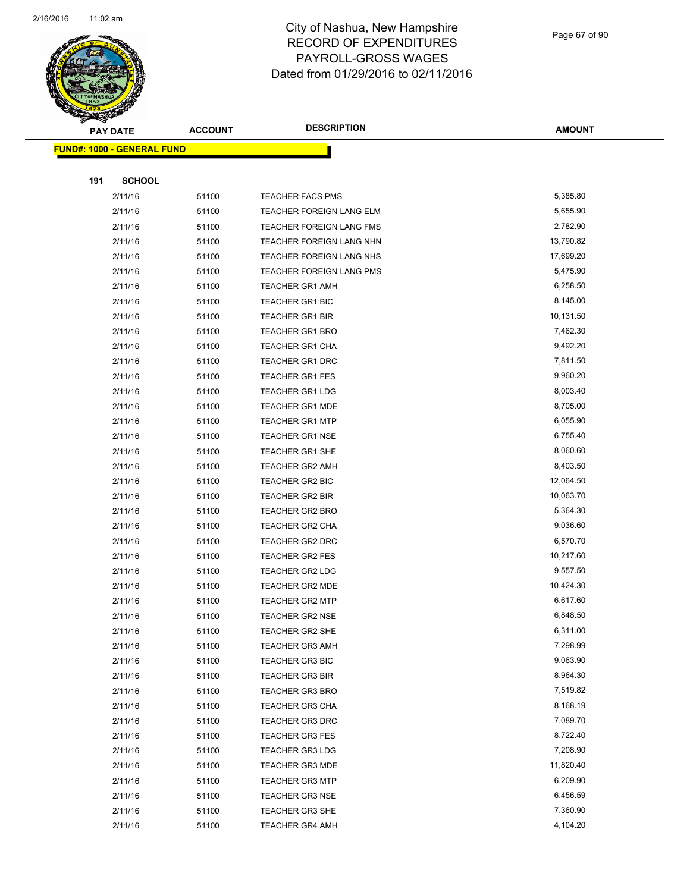# City of Nashua, New Hampshire
## RECORD OF EXPENDITURES
## PAYROLL-GROSS WAGES
## Dated from 01/29/2016 to 02/11/2016

| PAY DATE | ACCOUNT | DESCRIPTION | AMOUNT |
|---|---|---|---|
| **FUND#: 1000 - GENERAL FUND** | | | |
| **191 SCHOOL** | | | |
| 2/11/16 | 51100 | TEACHER FACS PMS | 5,385.80 |
| 2/11/16 | 51100 | TEACHER FOREIGN LANG ELM | 5,655.90 |
| 2/11/16 | 51100 | TEACHER FOREIGN LANG FMS | 2,782.90 |
| 2/11/16 | 51100 | TEACHER FOREIGN LANG NHN | 13,790.82 |
| 2/11/16 | 51100 | TEACHER FOREIGN LANG NHS | 17,699.20 |
| 2/11/16 | 51100 | TEACHER FOREIGN LANG PMS | 5,475.90 |
| 2/11/16 | 51100 | TEACHER GR1 AMH | 6,258.50 |
| 2/11/16 | 51100 | TEACHER GR1 BIC | 8,145.00 |
| 2/11/16 | 51100 | TEACHER GR1 BIR | 10,131.50 |
| 2/11/16 | 51100 | TEACHER GR1 BRO | 7,462.30 |
| 2/11/16 | 51100 | TEACHER GR1 CHA | 9,492.20 |
| 2/11/16 | 51100 | TEACHER GR1 DRC | 7,811.50 |
| 2/11/16 | 51100 | TEACHER GR1 FES | 9,960.20 |
| 2/11/16 | 51100 | TEACHER GR1 LDG | 8,003.40 |
| 2/11/16 | 51100 | TEACHER GR1 MDE | 8,705.00 |
| 2/11/16 | 51100 | TEACHER GR1 MTP | 6,055.90 |
| 2/11/16 | 51100 | TEACHER GR1 NSE | 6,755.40 |
| 2/11/16 | 51100 | TEACHER GR1 SHE | 8,060.60 |
| 2/11/16 | 51100 | TEACHER GR2 AMH | 8,403.50 |
| 2/11/16 | 51100 | TEACHER GR2 BIC | 12,064.50 |
| 2/11/16 | 51100 | TEACHER GR2 BIR | 10,063.70 |
| 2/11/16 | 51100 | TEACHER GR2 BRO | 5,364.30 |
| 2/11/16 | 51100 | TEACHER GR2 CHA | 9,036.60 |
| 2/11/16 | 51100 | TEACHER GR2 DRC | 6,570.70 |
| 2/11/16 | 51100 | TEACHER GR2 FES | 10,217.60 |
| 2/11/16 | 51100 | TEACHER GR2 LDG | 9,557.50 |
| 2/11/16 | 51100 | TEACHER GR2 MDE | 10,424.30 |
| 2/11/16 | 51100 | TEACHER GR2 MTP | 6,617.60 |
| 2/11/16 | 51100 | TEACHER GR2 NSE | 6,848.50 |
| 2/11/16 | 51100 | TEACHER GR2 SHE | 6,311.00 |
| 2/11/16 | 51100 | TEACHER GR3 AMH | 7,298.99 |
| 2/11/16 | 51100 | TEACHER GR3 BIC | 9,063.90 |
| 2/11/16 | 51100 | TEACHER GR3 BIR | 8,964.30 |
| 2/11/16 | 51100 | TEACHER GR3 BRO | 7,519.82 |
| 2/11/16 | 51100 | TEACHER GR3 CHA | 8,168.19 |
| 2/11/16 | 51100 | TEACHER GR3 DRC | 7,089.70 |
| 2/11/16 | 51100 | TEACHER GR3 FES | 8,722.40 |
| 2/11/16 | 51100 | TEACHER GR3 LDG | 7,208.90 |
| 2/11/16 | 51100 | TEACHER GR3 MDE | 11,820.40 |
| 2/11/16 | 51100 | TEACHER GR3 MTP | 6,209.90 |
| 2/11/16 | 51100 | TEACHER GR3 NSE | 6,456.59 |
| 2/11/16 | 51100 | TEACHER GR3 SHE | 7,360.90 |
| 2/11/16 | 51100 | TEACHER GR4 AMH | 4,104.20 |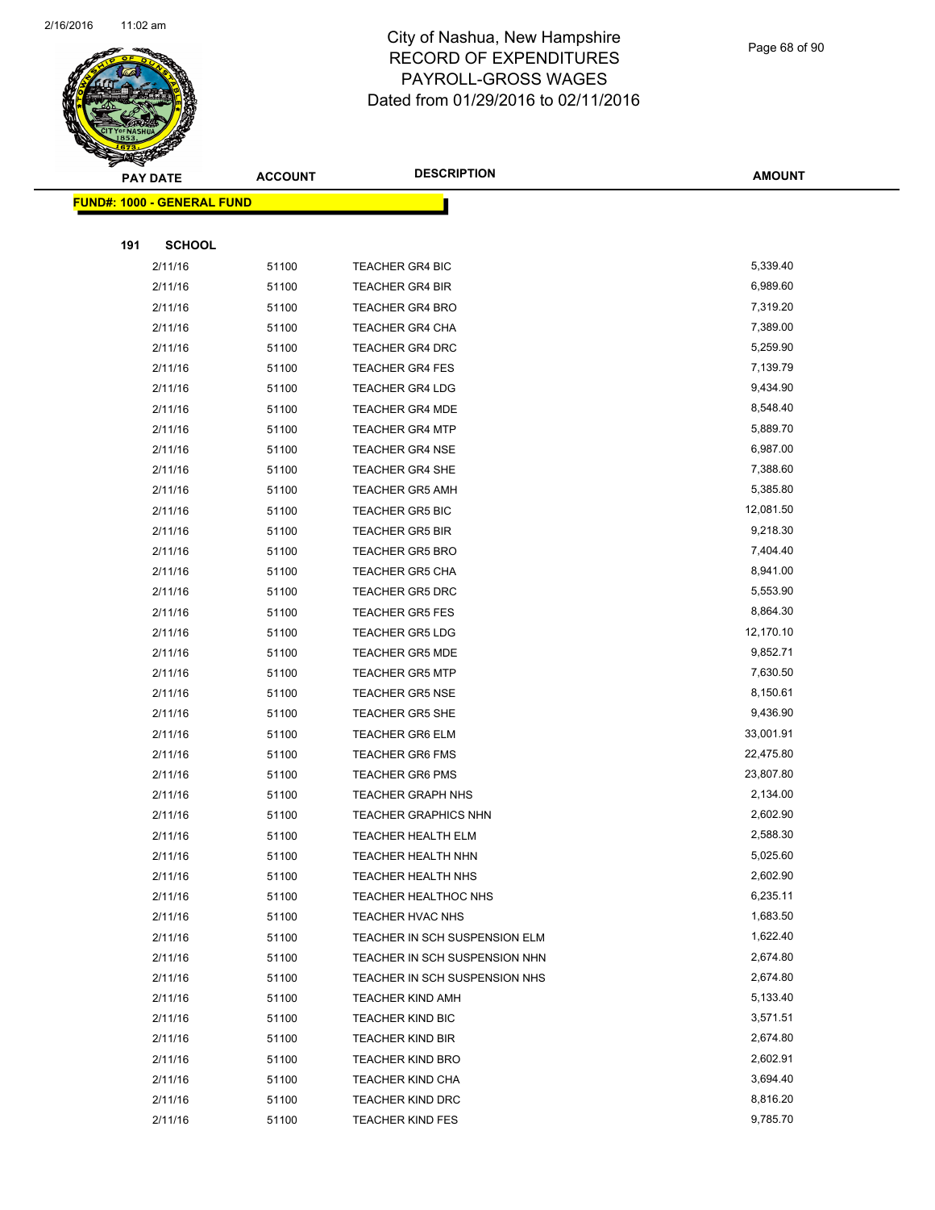# City of Nashua, New Hampshire
## RECORD OF EXPENDITURES
## PAYROLL-GROSS WAGES
## Dated from 01/29/2016 to 02/11/2016

| PAY DATE | ACCOUNT | DESCRIPTION | AMOUNT |
|---|---|---|---|

**FUND#: 1000 - GENERAL FUND**

**191 SCHOOL**

| | | | |
|---|---|---|---|
| 2/11/16 | 51100 | TEACHER GR4 BIC | 5,339.40 |
| 2/11/16 | 51100 | TEACHER GR4 BIR | 6,989.60 |
| 2/11/16 | 51100 | TEACHER GR4 BRO | 7,319.20 |
| 2/11/16 | 51100 | TEACHER GR4 CHA | 7,389.00 |
| 2/11/16 | 51100 | TEACHER GR4 DRC | 5,259.90 |
| 2/11/16 | 51100 | TEACHER GR4 FES | 7,139.79 |
| 2/11/16 | 51100 | TEACHER GR4 LDG | 9,434.90 |
| 2/11/16 | 51100 | TEACHER GR4 MDE | 8,548.40 |
| 2/11/16 | 51100 | TEACHER GR4 MTP | 5,889.70 |
| 2/11/16 | 51100 | TEACHER GR4 NSE | 6,987.00 |
| 2/11/16 | 51100 | TEACHER GR4 SHE | 7,388.60 |
| 2/11/16 | 51100 | TEACHER GR5 AMH | 5,385.80 |
| 2/11/16 | 51100 | TEACHER GR5 BIC | 12,081.50 |
| 2/11/16 | 51100 | TEACHER GR5 BIR | 9,218.30 |
| 2/11/16 | 51100 | TEACHER GR5 BRO | 7,404.40 |
| 2/11/16 | 51100 | TEACHER GR5 CHA | 8,941.00 |
| 2/11/16 | 51100 | TEACHER GR5 DRC | 5,553.90 |
| 2/11/16 | 51100 | TEACHER GR5 FES | 8,864.30 |
| 2/11/16 | 51100 | TEACHER GR5 LDG | 12,170.10 |
| 2/11/16 | 51100 | TEACHER GR5 MDE | 9,852.71 |
| 2/11/16 | 51100 | TEACHER GR5 MTP | 7,630.50 |
| 2/11/16 | 51100 | TEACHER GR5 NSE | 8,150.61 |
| 2/11/16 | 51100 | TEACHER GR5 SHE | 9,436.90 |
| 2/11/16 | 51100 | TEACHER GR6 ELM | 33,001.91 |
| 2/11/16 | 51100 | TEACHER GR6 FMS | 22,475.80 |
| 2/11/16 | 51100 | TEACHER GR6 PMS | 23,807.80 |
| 2/11/16 | 51100 | TEACHER GRAPH NHS | 2,134.00 |
| 2/11/16 | 51100 | TEACHER GRAPHICS NHN | 2,602.90 |
| 2/11/16 | 51100 | TEACHER HEALTH ELM | 2,588.30 |
| 2/11/16 | 51100 | TEACHER HEALTH NHN | 5,025.60 |
| 2/11/16 | 51100 | TEACHER HEALTH NHS | 2,602.90 |
| 2/11/16 | 51100 | TEACHER HEALTHOC NHS | 6,235.11 |
| 2/11/16 | 51100 | TEACHER HVAC NHS | 1,683.50 |
| 2/11/16 | 51100 | TEACHER IN SCH SUSPENSION ELM | 1,622.40 |
| 2/11/16 | 51100 | TEACHER IN SCH SUSPENSION NHN | 2,674.80 |
| 2/11/16 | 51100 | TEACHER IN SCH SUSPENSION NHS | 2,674.80 |
| 2/11/16 | 51100 | TEACHER KIND AMH | 5,133.40 |
| 2/11/16 | 51100 | TEACHER KIND BIC | 3,571.51 |
| 2/11/16 | 51100 | TEACHER KIND BIR | 2,674.80 |
| 2/11/16 | 51100 | TEACHER KIND BRO | 2,602.91 |
| 2/11/16 | 51100 | TEACHER KIND CHA | 3,694.40 |
| 2/11/16 | 51100 | TEACHER KIND DRC | 8,816.20 |
| 2/11/16 | 51100 | TEACHER KIND FES | 9,785.70 |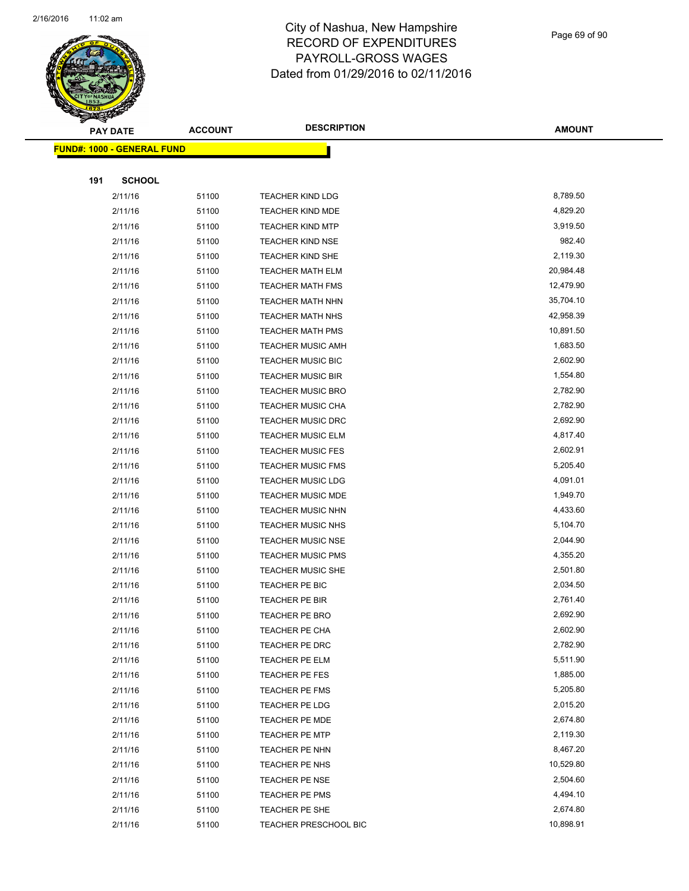# City of Nashua, New Hampshire
# RECORD OF EXPENDITURES
# PAYROLL-GROSS WAGES
# Dated from 01/29/2016 to 02/11/2016

| PAY DATE | ACCOUNT | DESCRIPTION | AMOUNT |
|---|---|---|---|

**FUND#: 1000 - GENERAL FUND**

**191 SCHOOL**

| PAY DATE | ACCOUNT | DESCRIPTION | AMOUNT |
|---|---|---|---|
| 2/11/16 | 51100 | TEACHER KIND LDG | 8,789.50 |
| 2/11/16 | 51100 | TEACHER KIND MDE | 4,829.20 |
| 2/11/16 | 51100 | TEACHER KIND MTP | 3,919.50 |
| 2/11/16 | 51100 | TEACHER KIND NSE | 982.40 |
| 2/11/16 | 51100 | TEACHER KIND SHE | 2,119.30 |
| 2/11/16 | 51100 | TEACHER MATH ELM | 20,984.48 |
| 2/11/16 | 51100 | TEACHER MATH FMS | 12,479.90 |
| 2/11/16 | 51100 | TEACHER MATH NHN | 35,704.10 |
| 2/11/16 | 51100 | TEACHER MATH NHS | 42,958.39 |
| 2/11/16 | 51100 | TEACHER MATH PMS | 10,891.50 |
| 2/11/16 | 51100 | TEACHER MUSIC AMH | 1,683.50 |
| 2/11/16 | 51100 | TEACHER MUSIC BIC | 2,602.90 |
| 2/11/16 | 51100 | TEACHER MUSIC BIR | 1,554.80 |
| 2/11/16 | 51100 | TEACHER MUSIC BRO | 2,782.90 |
| 2/11/16 | 51100 | TEACHER MUSIC CHA | 2,782.90 |
| 2/11/16 | 51100 | TEACHER MUSIC DRC | 2,692.90 |
| 2/11/16 | 51100 | TEACHER MUSIC ELM | 4,817.40 |
| 2/11/16 | 51100 | TEACHER MUSIC FES | 2,602.91 |
| 2/11/16 | 51100 | TEACHER MUSIC FMS | 5,205.40 |
| 2/11/16 | 51100 | TEACHER MUSIC LDG | 4,091.01 |
| 2/11/16 | 51100 | TEACHER MUSIC MDE | 1,949.70 |
| 2/11/16 | 51100 | TEACHER MUSIC NHN | 4,433.60 |
| 2/11/16 | 51100 | TEACHER MUSIC NHS | 5,104.70 |
| 2/11/16 | 51100 | TEACHER MUSIC NSE | 2,044.90 |
| 2/11/16 | 51100 | TEACHER MUSIC PMS | 4,355.20 |
| 2/11/16 | 51100 | TEACHER MUSIC SHE | 2,501.80 |
| 2/11/16 | 51100 | TEACHER PE BIC | 2,034.50 |
| 2/11/16 | 51100 | TEACHER PE BIR | 2,761.40 |
| 2/11/16 | 51100 | TEACHER PE BRO | 2,692.90 |
| 2/11/16 | 51100 | TEACHER PE CHA | 2,602.90 |
| 2/11/16 | 51100 | TEACHER PE DRC | 2,782.90 |
| 2/11/16 | 51100 | TEACHER PE ELM | 5,511.90 |
| 2/11/16 | 51100 | TEACHER PE FES | 1,885.00 |
| 2/11/16 | 51100 | TEACHER PE FMS | 5,205.80 |
| 2/11/16 | 51100 | TEACHER PE LDG | 2,015.20 |
| 2/11/16 | 51100 | TEACHER PE MDE | 2,674.80 |
| 2/11/16 | 51100 | TEACHER PE MTP | 2,119.30 |
| 2/11/16 | 51100 | TEACHER PE NHN | 8,467.20 |
| 2/11/16 | 51100 | TEACHER PE NHS | 10,529.80 |
| 2/11/16 | 51100 | TEACHER PE NSE | 2,504.60 |
| 2/11/16 | 51100 | TEACHER PE PMS | 4,494.10 |
| 2/11/16 | 51100 | TEACHER PE SHE | 2,674.80 |
| 2/11/16 | 51100 | TEACHER PRESCHOOL BIC | 10,898.91 |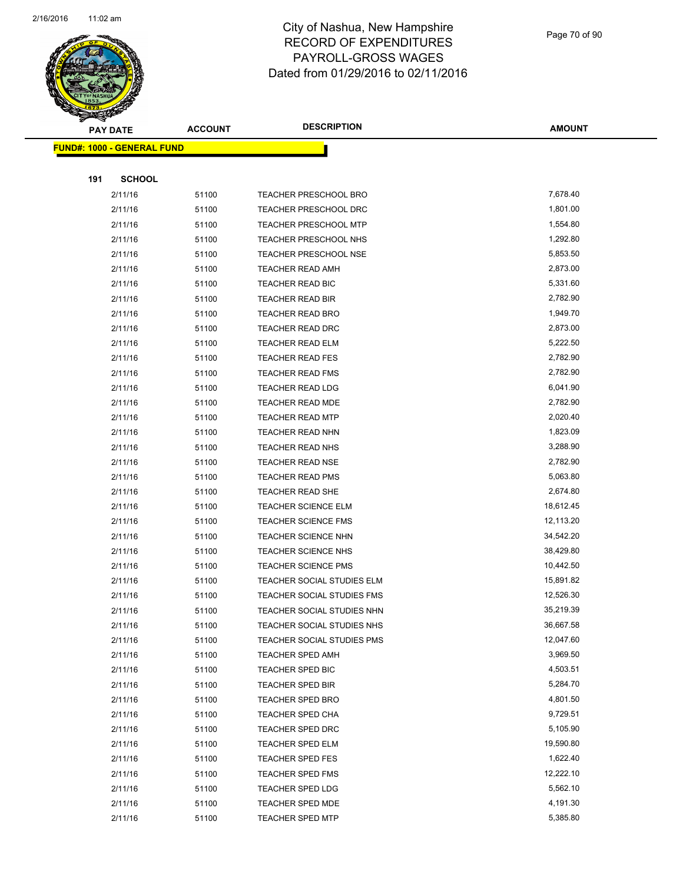# City of Nashua, New Hampshire
# RECORD OF EXPENDITURES
# PAYROLL-GROSS WAGES
# Dated from 01/29/2016 to 02/11/2016

| PAY DATE | ACCOUNT | DESCRIPTION | AMOUNT |
|---|---|---|---|
| **FUND#: 1000 - GENERAL FUND** | | | |
| **191 SCHOOL** | | | |
| 2/11/16 | 51100 | TEACHER PRESCHOOL BRO | 7,678.40 |
| 2/11/16 | 51100 | TEACHER PRESCHOOL DRC | 1,801.00 |
| 2/11/16 | 51100 | TEACHER PRESCHOOL MTP | 1,554.80 |
| 2/11/16 | 51100 | TEACHER PRESCHOOL NHS | 1,292.80 |
| 2/11/16 | 51100 | TEACHER PRESCHOOL NSE | 5,853.50 |
| 2/11/16 | 51100 | TEACHER READ AMH | 2,873.00 |
| 2/11/16 | 51100 | TEACHER READ BIC | 5,331.60 |
| 2/11/16 | 51100 | TEACHER READ BIR | 2,782.90 |
| 2/11/16 | 51100 | TEACHER READ BRO | 1,949.70 |
| 2/11/16 | 51100 | TEACHER READ DRC | 2,873.00 |
| 2/11/16 | 51100 | TEACHER READ ELM | 5,222.50 |
| 2/11/16 | 51100 | TEACHER READ FES | 2,782.90 |
| 2/11/16 | 51100 | TEACHER READ FMS | 2,782.90 |
| 2/11/16 | 51100 | TEACHER READ LDG | 6,041.90 |
| 2/11/16 | 51100 | TEACHER READ MDE | 2,782.90 |
| 2/11/16 | 51100 | TEACHER READ MTP | 2,020.40 |
| 2/11/16 | 51100 | TEACHER READ NHN | 1,823.09 |
| 2/11/16 | 51100 | TEACHER READ NHS | 3,288.90 |
| 2/11/16 | 51100 | TEACHER READ NSE | 2,782.90 |
| 2/11/16 | 51100 | TEACHER READ PMS | 5,063.80 |
| 2/11/16 | 51100 | TEACHER READ SHE | 2,674.80 |
| 2/11/16 | 51100 | TEACHER SCIENCE ELM | 18,612.45 |
| 2/11/16 | 51100 | TEACHER SCIENCE FMS | 12,113.20 |
| 2/11/16 | 51100 | TEACHER SCIENCE NHN | 34,542.20 |
| 2/11/16 | 51100 | TEACHER SCIENCE NHS | 38,429.80 |
| 2/11/16 | 51100 | TEACHER SCIENCE PMS | 10,442.50 |
| 2/11/16 | 51100 | TEACHER SOCIAL STUDIES ELM | 15,891.82 |
| 2/11/16 | 51100 | TEACHER SOCIAL STUDIES FMS | 12,526.30 |
| 2/11/16 | 51100 | TEACHER SOCIAL STUDIES NHN | 35,219.39 |
| 2/11/16 | 51100 | TEACHER SOCIAL STUDIES NHS | 36,667.58 |
| 2/11/16 | 51100 | TEACHER SOCIAL STUDIES PMS | 12,047.60 |
| 2/11/16 | 51100 | TEACHER SPED AMH | 3,969.50 |
| 2/11/16 | 51100 | TEACHER SPED BIC | 4,503.51 |
| 2/11/16 | 51100 | TEACHER SPED BIR | 5,284.70 |
| 2/11/16 | 51100 | TEACHER SPED BRO | 4,801.50 |
| 2/11/16 | 51100 | TEACHER SPED CHA | 9,729.51 |
| 2/11/16 | 51100 | TEACHER SPED DRC | 5,105.90 |
| 2/11/16 | 51100 | TEACHER SPED ELM | 19,590.80 |
| 2/11/16 | 51100 | TEACHER SPED FES | 1,622.40 |
| 2/11/16 | 51100 | TEACHER SPED FMS | 12,222.10 |
| 2/11/16 | 51100 | TEACHER SPED LDG | 5,562.10 |
| 2/11/16 | 51100 | TEACHER SPED MDE | 4,191.30 |
| 2/11/16 | 51100 | TEACHER SPED MTP | 5,385.80 |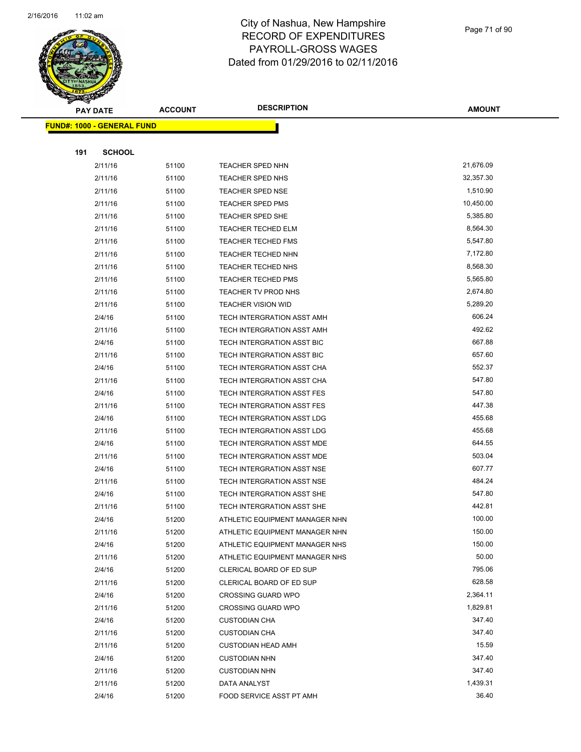# City of Nashua, New Hampshire
## RECORD OF EXPENDITURES
## PAYROLL-GROSS WAGES
## Dated from 01/29/2016 to 02/11/2016

| PAY DATE | ACCOUNT | DESCRIPTION | AMOUNT |
|---|---|---|---|
| **FUND#: 1000 - GENERAL FUND** | | | |
| **191 SCHOOL** | | | |
| 2/11/16 | 51100 | TEACHER SPED NHN | 21,676.09 |
| 2/11/16 | 51100 | TEACHER SPED NHS | 32,357.30 |
| 2/11/16 | 51100 | TEACHER SPED NSE | 1,510.90 |
| 2/11/16 | 51100 | TEACHER SPED PMS | 10,450.00 |
| 2/11/16 | 51100 | TEACHER SPED SHE | 5,385.80 |
| 2/11/16 | 51100 | TEACHER TECHED ELM | 8,564.30 |
| 2/11/16 | 51100 | TEACHER TECHED FMS | 5,547.80 |
| 2/11/16 | 51100 | TEACHER TECHED NHN | 7,172.80 |
| 2/11/16 | 51100 | TEACHER TECHED NHS | 8,568.30 |
| 2/11/16 | 51100 | TEACHER TECHED PMS | 5,565.80 |
| 2/11/16 | 51100 | TEACHER TV PROD NHS | 2,674.80 |
| 2/11/16 | 51100 | TEACHER VISION WID | 5,289.20 |
| 2/4/16 | 51100 | TECH INTERGRATION ASST AMH | 606.24 |
| 2/11/16 | 51100 | TECH INTERGRATION ASST AMH | 492.62 |
| 2/4/16 | 51100 | TECH INTERGRATION ASST BIC | 667.88 |
| 2/11/16 | 51100 | TECH INTERGRATION ASST BIC | 657.60 |
| 2/4/16 | 51100 | TECH INTERGRATION ASST CHA | 552.37 |
| 2/11/16 | 51100 | TECH INTERGRATION ASST CHA | 547.80 |
| 2/4/16 | 51100 | TECH INTERGRATION ASST FES | 547.80 |
| 2/11/16 | 51100 | TECH INTERGRATION ASST FES | 447.38 |
| 2/4/16 | 51100 | TECH INTERGRATION ASST LDG | 455.68 |
| 2/11/16 | 51100 | TECH INTERGRATION ASST LDG | 455.68 |
| 2/4/16 | 51100 | TECH INTERGRATION ASST MDE | 644.55 |
| 2/11/16 | 51100 | TECH INTERGRATION ASST MDE | 503.04 |
| 2/4/16 | 51100 | TECH INTERGRATION ASST NSE | 607.77 |
| 2/11/16 | 51100 | TECH INTERGRATION ASST NSE | 484.24 |
| 2/4/16 | 51100 | TECH INTERGRATION ASST SHE | 547.80 |
| 2/11/16 | 51100 | TECH INTERGRATION ASST SHE | 442.81 |
| 2/4/16 | 51200 | ATHLETIC EQUIPMENT MANAGER NHN | 100.00 |
| 2/11/16 | 51200 | ATHLETIC EQUIPMENT MANAGER NHN | 150.00 |
| 2/4/16 | 51200 | ATHLETIC EQUIPMENT MANAGER NHS | 150.00 |
| 2/11/16 | 51200 | ATHLETIC EQUIPMENT MANAGER NHS | 50.00 |
| 2/4/16 | 51200 | CLERICAL BOARD OF ED SUP | 795.06 |
| 2/11/16 | 51200 | CLERICAL BOARD OF ED SUP | 628.58 |
| 2/4/16 | 51200 | CROSSING GUARD WPO | 2,364.11 |
| 2/11/16 | 51200 | CROSSING GUARD WPO | 1,829.81 |
| 2/4/16 | 51200 | CUSTODIAN CHA | 347.40 |
| 2/11/16 | 51200 | CUSTODIAN CHA | 347.40 |
| 2/11/16 | 51200 | CUSTODIAN HEAD AMH | 15.59 |
| 2/4/16 | 51200 | CUSTODIAN NHN | 347.40 |
| 2/11/16 | 51200 | CUSTODIAN NHN | 347.40 |
| 2/11/16 | 51200 | DATA ANALYST | 1,439.31 |
| 2/4/16 | 51200 | FOOD SERVICE ASST PT AMH | 36.40 |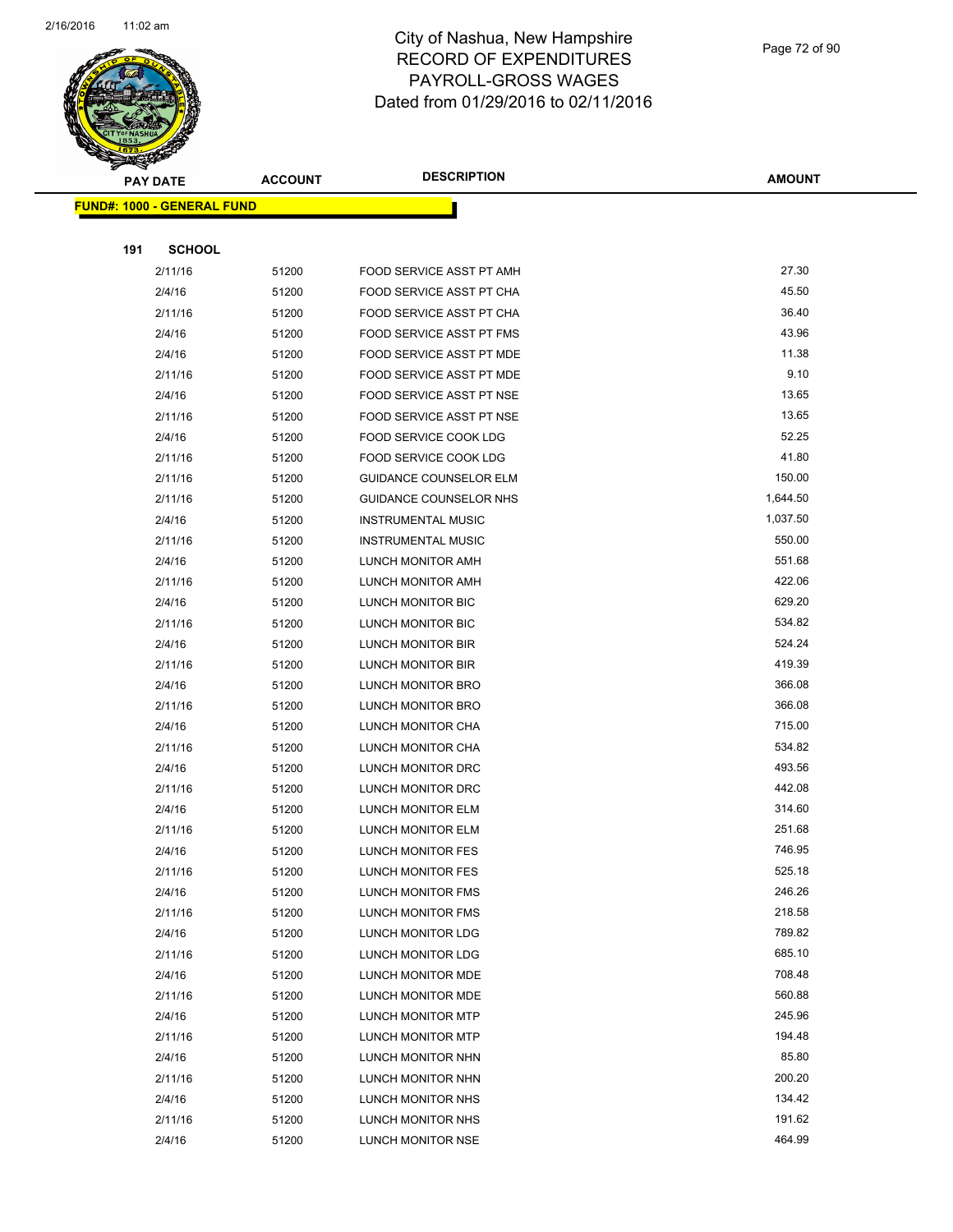# City of Nashua, New Hampshire
# RECORD OF EXPENDITURES
# PAYROLL-GROSS WAGES
# Dated from 01/29/2016 to 02/11/2016

**FUND#: 1000 - GENERAL FUND**

**191 SCHOOL**

| PAY DATE | ACCOUNT | DESCRIPTION | AMOUNT |
|---|---|---|---|
| 2/11/16 | 51200 | FOOD SERVICE ASST PT AMH | 27.30 |
| 2/4/16 | 51200 | FOOD SERVICE ASST PT CHA | 45.50 |
| 2/11/16 | 51200 | FOOD SERVICE ASST PT CHA | 36.40 |
| 2/4/16 | 51200 | FOOD SERVICE ASST PT FMS | 43.96 |
| 2/4/16 | 51200 | FOOD SERVICE ASST PT MDE | 11.38 |
| 2/11/16 | 51200 | FOOD SERVICE ASST PT MDE | 9.10 |
| 2/4/16 | 51200 | FOOD SERVICE ASST PT NSE | 13.65 |
| 2/11/16 | 51200 | FOOD SERVICE ASST PT NSE | 13.65 |
| 2/4/16 | 51200 | FOOD SERVICE COOK LDG | 52.25 |
| 2/11/16 | 51200 | FOOD SERVICE COOK LDG | 41.80 |
| 2/11/16 | 51200 | GUIDANCE COUNSELOR ELM | 150.00 |
| 2/11/16 | 51200 | GUIDANCE COUNSELOR NHS | 1,644.50 |
| 2/4/16 | 51200 | INSTRUMENTAL MUSIC | 1,037.50 |
| 2/11/16 | 51200 | INSTRUMENTAL MUSIC | 550.00 |
| 2/4/16 | 51200 | LUNCH MONITOR AMH | 551.68 |
| 2/11/16 | 51200 | LUNCH MONITOR AMH | 422.06 |
| 2/4/16 | 51200 | LUNCH MONITOR BIC | 629.20 |
| 2/11/16 | 51200 | LUNCH MONITOR BIC | 534.82 |
| 2/4/16 | 51200 | LUNCH MONITOR BIR | 524.24 |
| 2/11/16 | 51200 | LUNCH MONITOR BIR | 419.39 |
| 2/4/16 | 51200 | LUNCH MONITOR BRO | 366.08 |
| 2/11/16 | 51200 | LUNCH MONITOR BRO | 366.08 |
| 2/4/16 | 51200 | LUNCH MONITOR CHA | 715.00 |
| 2/11/16 | 51200 | LUNCH MONITOR CHA | 534.82 |
| 2/4/16 | 51200 | LUNCH MONITOR DRC | 493.56 |
| 2/11/16 | 51200 | LUNCH MONITOR DRC | 442.08 |
| 2/4/16 | 51200 | LUNCH MONITOR ELM | 314.60 |
| 2/11/16 | 51200 | LUNCH MONITOR ELM | 251.68 |
| 2/4/16 | 51200 | LUNCH MONITOR FES | 746.95 |
| 2/11/16 | 51200 | LUNCH MONITOR FES | 525.18 |
| 2/4/16 | 51200 | LUNCH MONITOR FMS | 246.26 |
| 2/11/16 | 51200 | LUNCH MONITOR FMS | 218.58 |
| 2/4/16 | 51200 | LUNCH MONITOR LDG | 789.82 |
| 2/11/16 | 51200 | LUNCH MONITOR LDG | 685.10 |
| 2/4/16 | 51200 | LUNCH MONITOR MDE | 708.48 |
| 2/11/16 | 51200 | LUNCH MONITOR MDE | 560.88 |
| 2/4/16 | 51200 | LUNCH MONITOR MTP | 245.96 |
| 2/11/16 | 51200 | LUNCH MONITOR MTP | 194.48 |
| 2/4/16 | 51200 | LUNCH MONITOR NHN | 85.80 |
| 2/11/16 | 51200 | LUNCH MONITOR NHN | 200.20 |
| 2/4/16 | 51200 | LUNCH MONITOR NHS | 134.42 |
| 2/11/16 | 51200 | LUNCH MONITOR NHS | 191.62 |
| 2/4/16 | 51200 | LUNCH MONITOR NSE | 464.99 |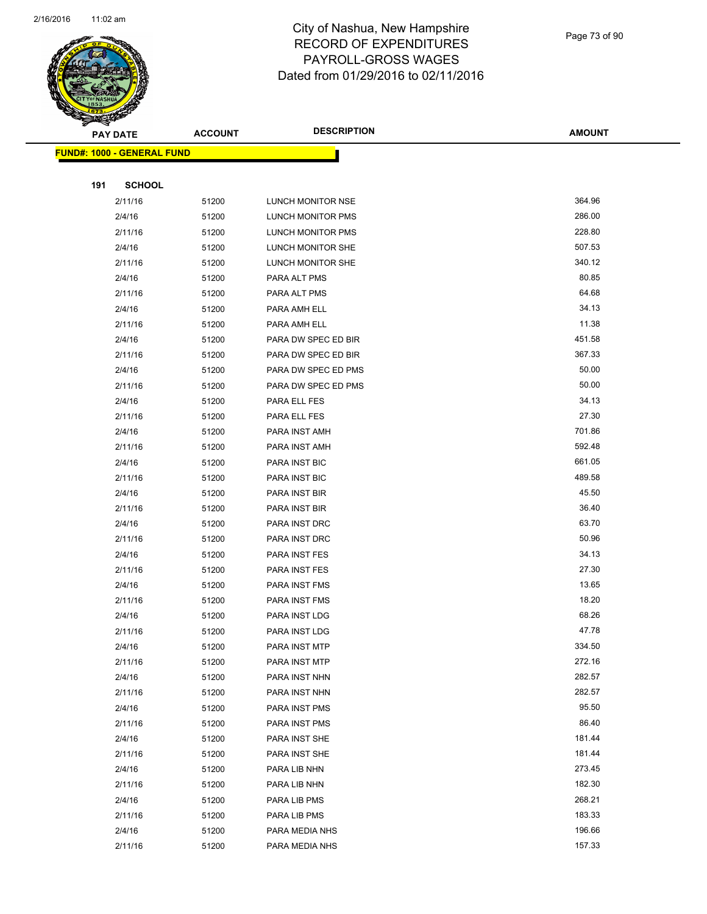# City of Nashua, New Hampshire
## RECORD OF EXPENDITURES
## PAYROLL-GROSS WAGES
## Dated from 01/29/2016 to 02/11/2016

| PAY DATE | ACCOUNT | DESCRIPTION | AMOUNT |
|---|---|---|---|

**FUND#: 1000 - GENERAL FUND**

**191 SCHOOL**

| PAY DATE | ACCOUNT | DESCRIPTION | AMOUNT |
|---|---|---|---|
| 2/11/16 | 51200 | LUNCH MONITOR NSE | 364.96 |
| 2/4/16 | 51200 | LUNCH MONITOR PMS | 286.00 |
| 2/11/16 | 51200 | LUNCH MONITOR PMS | 228.80 |
| 2/4/16 | 51200 | LUNCH MONITOR SHE | 507.53 |
| 2/11/16 | 51200 | LUNCH MONITOR SHE | 340.12 |
| 2/4/16 | 51200 | PARA ALT PMS | 80.85 |
| 2/11/16 | 51200 | PARA ALT PMS | 64.68 |
| 2/4/16 | 51200 | PARA AMH ELL | 34.13 |
| 2/11/16 | 51200 | PARA AMH ELL | 11.38 |
| 2/4/16 | 51200 | PARA DW SPEC ED BIR | 451.58 |
| 2/11/16 | 51200 | PARA DW SPEC ED BIR | 367.33 |
| 2/4/16 | 51200 | PARA DW SPEC ED PMS | 50.00 |
| 2/11/16 | 51200 | PARA DW SPEC ED PMS | 50.00 |
| 2/4/16 | 51200 | PARA ELL FES | 34.13 |
| 2/11/16 | 51200 | PARA ELL FES | 27.30 |
| 2/4/16 | 51200 | PARA INST AMH | 701.86 |
| 2/11/16 | 51200 | PARA INST AMH | 592.48 |
| 2/4/16 | 51200 | PARA INST BIC | 661.05 |
| 2/11/16 | 51200 | PARA INST BIC | 489.58 |
| 2/4/16 | 51200 | PARA INST BIR | 45.50 |
| 2/11/16 | 51200 | PARA INST BIR | 36.40 |
| 2/4/16 | 51200 | PARA INST DRC | 63.70 |
| 2/11/16 | 51200 | PARA INST DRC | 50.96 |
| 2/4/16 | 51200 | PARA INST FES | 34.13 |
| 2/11/16 | 51200 | PARA INST FES | 27.30 |
| 2/4/16 | 51200 | PARA INST FMS | 13.65 |
| 2/11/16 | 51200 | PARA INST FMS | 18.20 |
| 2/4/16 | 51200 | PARA INST LDG | 68.26 |
| 2/11/16 | 51200 | PARA INST LDG | 47.78 |
| 2/4/16 | 51200 | PARA INST MTP | 334.50 |
| 2/11/16 | 51200 | PARA INST MTP | 272.16 |
| 2/4/16 | 51200 | PARA INST NHN | 282.57 |
| 2/11/16 | 51200 | PARA INST NHN | 282.57 |
| 2/4/16 | 51200 | PARA INST PMS | 95.50 |
| 2/11/16 | 51200 | PARA INST PMS | 86.40 |
| 2/4/16 | 51200 | PARA INST SHE | 181.44 |
| 2/11/16 | 51200 | PARA INST SHE | 181.44 |
| 2/4/16 | 51200 | PARA LIB NHN | 273.45 |
| 2/11/16 | 51200 | PARA LIB NHN | 182.30 |
| 2/4/16 | 51200 | PARA LIB PMS | 268.21 |
| 2/11/16 | 51200 | PARA LIB PMS | 183.33 |
| 2/4/16 | 51200 | PARA MEDIA NHS | 196.66 |
| 2/11/16 | 51200 | PARA MEDIA NHS | 157.33 |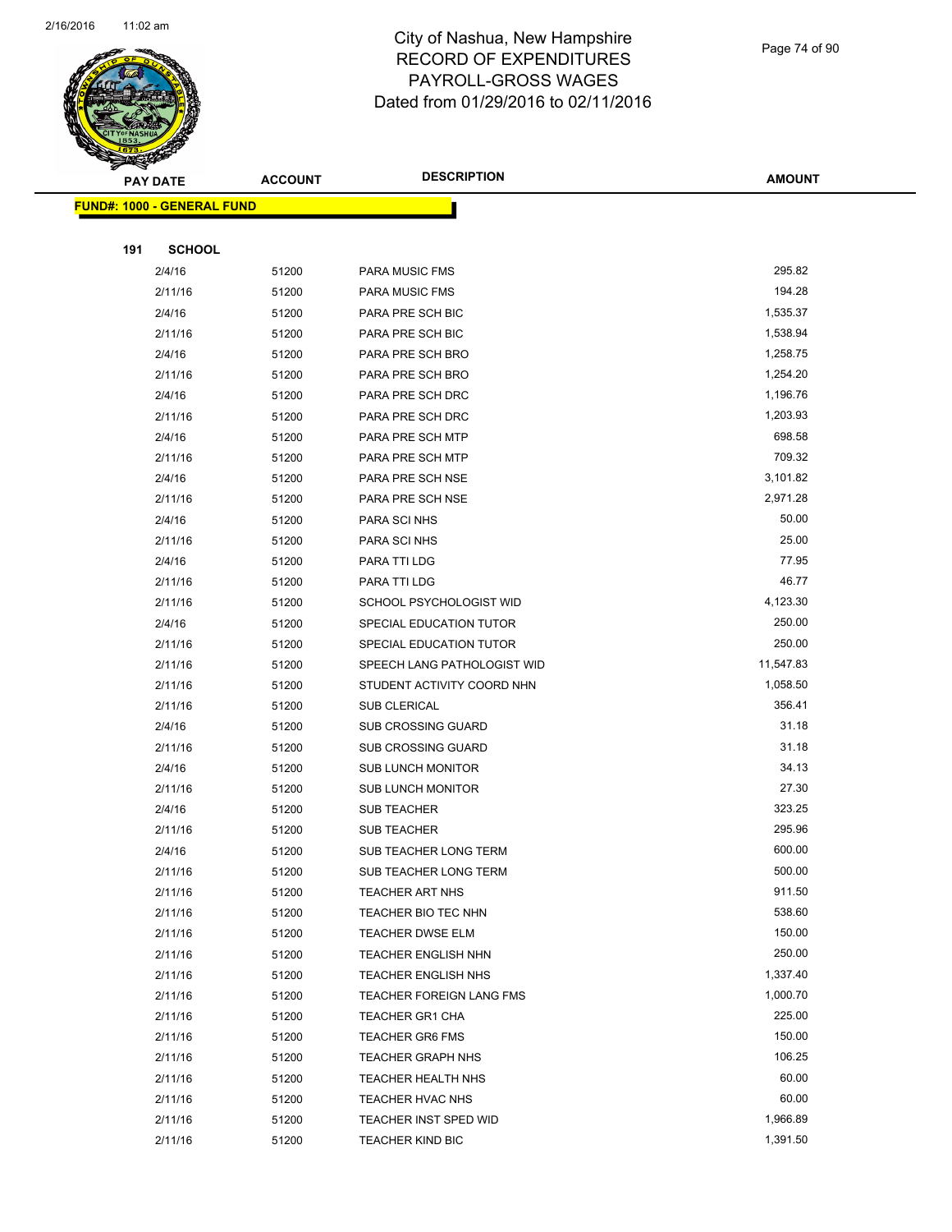# City of Nashua, New Hampshire
# RECORD OF EXPENDITURES
# PAYROLL-GROSS WAGES
# Dated from 01/29/2016 to 02/11/2016

| PAY DATE | ACCOUNT | DESCRIPTION | AMOUNT |
|---|---|---|---|
| **FUND#: 1000 - GENERAL FUND** | | | |
| **191 SCHOOL** | | | |
| 2/4/16 | 51200 | PARA MUSIC FMS | 295.82 |
| 2/11/16 | 51200 | PARA MUSIC FMS | 194.28 |
| 2/4/16 | 51200 | PARA PRE SCH BIC | 1,535.37 |
| 2/11/16 | 51200 | PARA PRE SCH BIC | 1,538.94 |
| 2/4/16 | 51200 | PARA PRE SCH BRO | 1,258.75 |
| 2/11/16 | 51200 | PARA PRE SCH BRO | 1,254.20 |
| 2/4/16 | 51200 | PARA PRE SCH DRC | 1,196.76 |
| 2/11/16 | 51200 | PARA PRE SCH DRC | 1,203.93 |
| 2/4/16 | 51200 | PARA PRE SCH MTP | 698.58 |
| 2/11/16 | 51200 | PARA PRE SCH MTP | 709.32 |
| 2/4/16 | 51200 | PARA PRE SCH NSE | 3,101.82 |
| 2/11/16 | 51200 | PARA PRE SCH NSE | 2,971.28 |
| 2/4/16 | 51200 | PARA SCI NHS | 50.00 |
| 2/11/16 | 51200 | PARA SCI NHS | 25.00 |
| 2/4/16 | 51200 | PARA TTI LDG | 77.95 |
| 2/11/16 | 51200 | PARA TTI LDG | 46.77 |
| 2/11/16 | 51200 | SCHOOL PSYCHOLOGIST WID | 4,123.30 |
| 2/4/16 | 51200 | SPECIAL EDUCATION TUTOR | 250.00 |
| 2/11/16 | 51200 | SPECIAL EDUCATION TUTOR | 250.00 |
| 2/11/16 | 51200 | SPEECH LANG PATHOLOGIST WID | 11,547.83 |
| 2/11/16 | 51200 | STUDENT ACTIVITY COORD NHN | 1,058.50 |
| 2/11/16 | 51200 | SUB CLERICAL | 356.41 |
| 2/4/16 | 51200 | SUB CROSSING GUARD | 31.18 |
| 2/11/16 | 51200 | SUB CROSSING GUARD | 31.18 |
| 2/4/16 | 51200 | SUB LUNCH MONITOR | 34.13 |
| 2/11/16 | 51200 | SUB LUNCH MONITOR | 27.30 |
| 2/4/16 | 51200 | SUB TEACHER | 323.25 |
| 2/11/16 | 51200 | SUB TEACHER | 295.96 |
| 2/4/16 | 51200 | SUB TEACHER LONG TERM | 600.00 |
| 2/11/16 | 51200 | SUB TEACHER LONG TERM | 500.00 |
| 2/11/16 | 51200 | TEACHER ART NHS | 911.50 |
| 2/11/16 | 51200 | TEACHER BIO TEC NHN | 538.60 |
| 2/11/16 | 51200 | TEACHER DWSE ELM | 150.00 |
| 2/11/16 | 51200 | TEACHER ENGLISH NHN | 250.00 |
| 2/11/16 | 51200 | TEACHER ENGLISH NHS | 1,337.40 |
| 2/11/16 | 51200 | TEACHER FOREIGN LANG FMS | 1,000.70 |
| 2/11/16 | 51200 | TEACHER GR1 CHA | 225.00 |
| 2/11/16 | 51200 | TEACHER GR6 FMS | 150.00 |
| 2/11/16 | 51200 | TEACHER GRAPH NHS | 106.25 |
| 2/11/16 | 51200 | TEACHER HEALTH NHS | 60.00 |
| 2/11/16 | 51200 | TEACHER HVAC NHS | 60.00 |
| 2/11/16 | 51200 | TEACHER INST SPED WID | 1,966.89 |
| 2/11/16 | 51200 | TEACHER KIND BIC | 1,391.50 |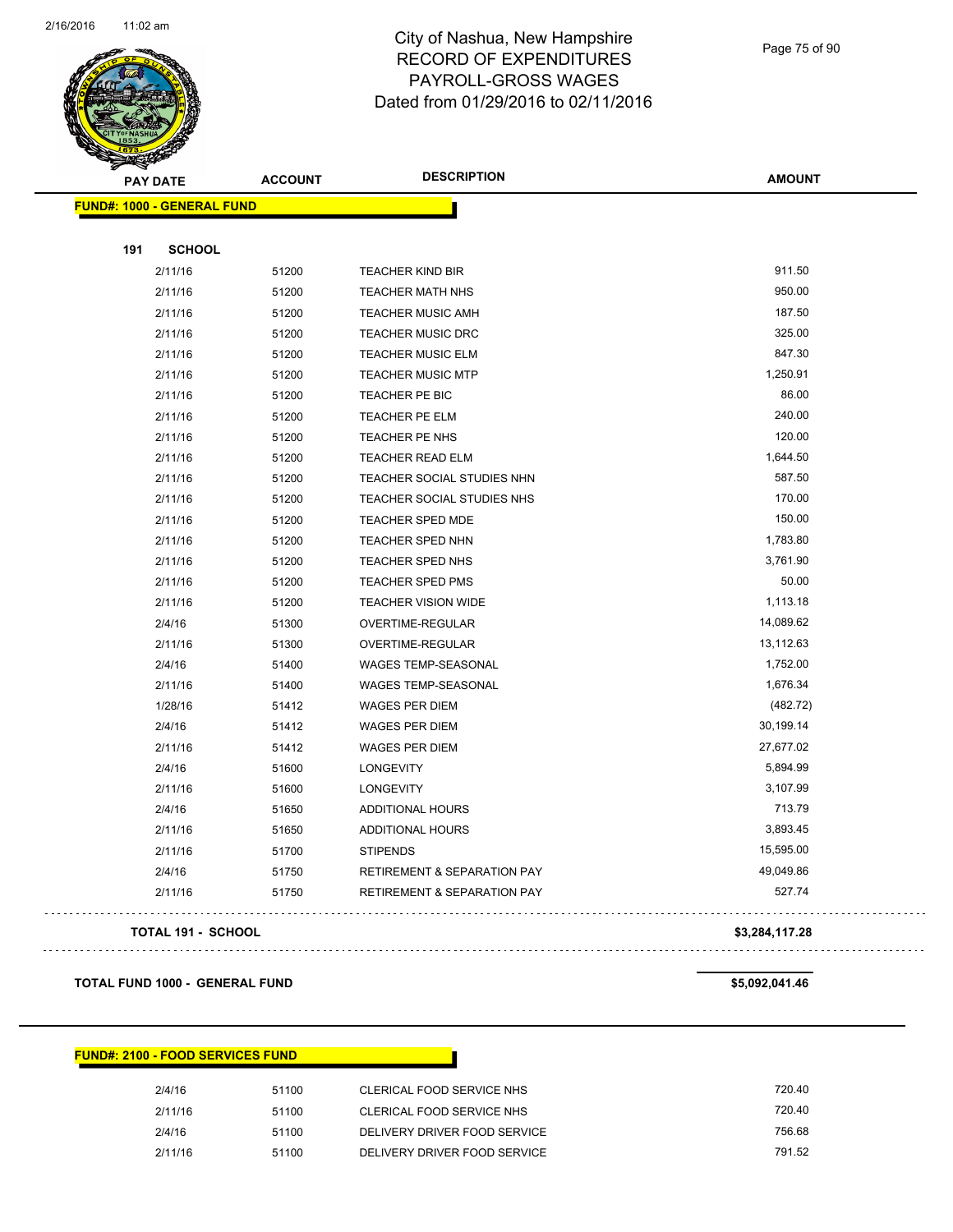# City of Nashua, New Hampshire
## RECORD OF EXPENDITURES
## PAYROLL-GROSS WAGES
## Dated from 01/29/2016 to 02/11/2016

| PAY DATE | ACCOUNT | DESCRIPTION | AMOUNT |
|---|---|---|---|

**FUND#: 1000 - GENERAL FUND**

**191 SCHOOL**

| PAY DATE | ACCOUNT | DESCRIPTION | AMOUNT |
|---|---|---|---|
| 2/11/16 | 51200 | TEACHER KIND BIR | 911.50 |
| 2/11/16 | 51200 | TEACHER MATH NHS | 950.00 |
| 2/11/16 | 51200 | TEACHER MUSIC AMH | 187.50 |
| 2/11/16 | 51200 | TEACHER MUSIC DRC | 325.00 |
| 2/11/16 | 51200 | TEACHER MUSIC ELM | 847.30 |
| 2/11/16 | 51200 | TEACHER MUSIC MTP | 1,250.91 |
| 2/11/16 | 51200 | TEACHER PE BIC | 86.00 |
| 2/11/16 | 51200 | TEACHER PE ELM | 240.00 |
| 2/11/16 | 51200 | TEACHER PE NHS | 120.00 |
| 2/11/16 | 51200 | TEACHER READ ELM | 1,644.50 |
| 2/11/16 | 51200 | TEACHER SOCIAL STUDIES NHN | 587.50 |
| 2/11/16 | 51200 | TEACHER SOCIAL STUDIES NHS | 170.00 |
| 2/11/16 | 51200 | TEACHER SPED MDE | 150.00 |
| 2/11/16 | 51200 | TEACHER SPED NHN | 1,783.80 |
| 2/11/16 | 51200 | TEACHER SPED NHS | 3,761.90 |
| 2/11/16 | 51200 | TEACHER SPED PMS | 50.00 |
| 2/11/16 | 51200 | TEACHER VISION WIDE | 1,113.18 |
| 2/4/16 | 51300 | OVERTIME-REGULAR | 14,089.62 |
| 2/11/16 | 51300 | OVERTIME-REGULAR | 13,112.63 |
| 2/4/16 | 51400 | WAGES TEMP-SEASONAL | 1,752.00 |
| 2/11/16 | 51400 | WAGES TEMP-SEASONAL | 1,676.34 |
| 1/28/16 | 51412 | WAGES PER DIEM | (482.72) |
| 2/4/16 | 51412 | WAGES PER DIEM | 30,199.14 |
| 2/11/16 | 51412 | WAGES PER DIEM | 27,677.02 |
| 2/4/16 | 51600 | LONGEVITY | 5,894.99 |
| 2/11/16 | 51600 | LONGEVITY | 3,107.99 |
| 2/4/16 | 51650 | ADDITIONAL HOURS | 713.79 |
| 2/11/16 | 51650 | ADDITIONAL HOURS | 3,893.45 |
| 2/11/16 | 51700 | STIPENDS | 15,595.00 |
| 2/4/16 | 51750 | RETIREMENT & SEPARATION PAY | 49,049.86 |
| 2/11/16 | 51750 | RETIREMENT & SEPARATION PAY | 527.74 |

**TOTAL 191 - SCHOOL** **$3,284,117.28**

**TOTAL FUND 1000 - GENERAL FUND** **$5,092,041.46**

**FUND#: 2100 - FOOD SERVICES FUND**

| PAY DATE | ACCOUNT | DESCRIPTION | AMOUNT |
|---|---|---|---|
| 2/4/16 | 51100 | CLERICAL FOOD SERVICE NHS | 720.40 |
| 2/11/16 | 51100 | CLERICAL FOOD SERVICE NHS | 720.40 |
| 2/4/16 | 51100 | DELIVERY DRIVER FOOD SERVICE | 756.68 |
| 2/11/16 | 51100 | DELIVERY DRIVER FOOD SERVICE | 791.52 |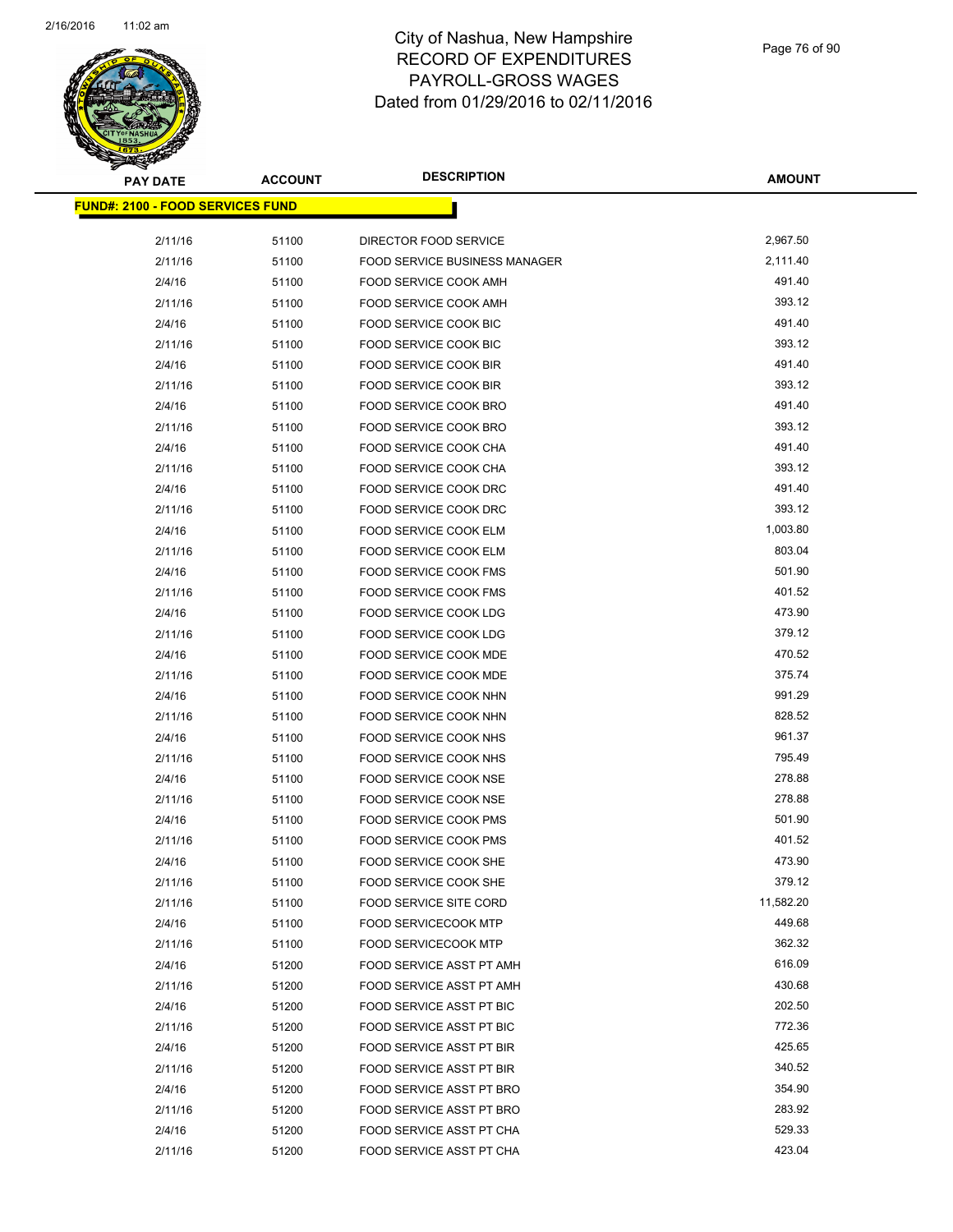# City of Nashua, New Hampshire
# RECORD OF EXPENDITURES
# PAYROLL-GROSS WAGES
# Dated from 01/29/2016 to 02/11/2016

**FUND#: 2100 - FOOD SERVICES FUND**

| PAY DATE | ACCOUNT | DESCRIPTION | AMOUNT |
|---|---|---|---|
| 2/11/16 | 51100 | DIRECTOR FOOD SERVICE | 2,967.50 |
| 2/11/16 | 51100 | FOOD SERVICE BUSINESS MANAGER | 2,111.40 |
| 2/4/16 | 51100 | FOOD SERVICE COOK AMH | 491.40 |
| 2/11/16 | 51100 | FOOD SERVICE COOK AMH | 393.12 |
| 2/4/16 | 51100 | FOOD SERVICE COOK BIC | 491.40 |
| 2/11/16 | 51100 | FOOD SERVICE COOK BIC | 393.12 |
| 2/4/16 | 51100 | FOOD SERVICE COOK BIR | 491.40 |
| 2/11/16 | 51100 | FOOD SERVICE COOK BIR | 393.12 |
| 2/4/16 | 51100 | FOOD SERVICE COOK BRO | 491.40 |
| 2/11/16 | 51100 | FOOD SERVICE COOK BRO | 393.12 |
| 2/4/16 | 51100 | FOOD SERVICE COOK CHA | 491.40 |
| 2/11/16 | 51100 | FOOD SERVICE COOK CHA | 393.12 |
| 2/4/16 | 51100 | FOOD SERVICE COOK DRC | 491.40 |
| 2/11/16 | 51100 | FOOD SERVICE COOK DRC | 393.12 |
| 2/4/16 | 51100 | FOOD SERVICE COOK ELM | 1,003.80 |
| 2/11/16 | 51100 | FOOD SERVICE COOK ELM | 803.04 |
| 2/4/16 | 51100 | FOOD SERVICE COOK FMS | 501.90 |
| 2/11/16 | 51100 | FOOD SERVICE COOK FMS | 401.52 |
| 2/4/16 | 51100 | FOOD SERVICE COOK LDG | 473.90 |
| 2/11/16 | 51100 | FOOD SERVICE COOK LDG | 379.12 |
| 2/4/16 | 51100 | FOOD SERVICE COOK MDE | 470.52 |
| 2/11/16 | 51100 | FOOD SERVICE COOK MDE | 375.74 |
| 2/4/16 | 51100 | FOOD SERVICE COOK NHN | 991.29 |
| 2/11/16 | 51100 | FOOD SERVICE COOK NHN | 828.52 |
| 2/4/16 | 51100 | FOOD SERVICE COOK NHS | 961.37 |
| 2/11/16 | 51100 | FOOD SERVICE COOK NHS | 795.49 |
| 2/4/16 | 51100 | FOOD SERVICE COOK NSE | 278.88 |
| 2/11/16 | 51100 | FOOD SERVICE COOK NSE | 278.88 |
| 2/4/16 | 51100 | FOOD SERVICE COOK PMS | 501.90 |
| 2/11/16 | 51100 | FOOD SERVICE COOK PMS | 401.52 |
| 2/4/16 | 51100 | FOOD SERVICE COOK SHE | 473.90 |
| 2/11/16 | 51100 | FOOD SERVICE COOK SHE | 379.12 |
| 2/11/16 | 51100 | FOOD SERVICE SITE CORD | 11,582.20 |
| 2/4/16 | 51100 | FOOD SERVICECOOK MTP | 449.68 |
| 2/11/16 | 51100 | FOOD SERVICECOOK MTP | 362.32 |
| 2/4/16 | 51200 | FOOD SERVICE ASST PT AMH | 616.09 |
| 2/11/16 | 51200 | FOOD SERVICE ASST PT AMH | 430.68 |
| 2/4/16 | 51200 | FOOD SERVICE ASST PT BIC | 202.50 |
| 2/11/16 | 51200 | FOOD SERVICE ASST PT BIC | 772.36 |
| 2/4/16 | 51200 | FOOD SERVICE ASST PT BIR | 425.65 |
| 2/11/16 | 51200 | FOOD SERVICE ASST PT BIR | 340.52 |
| 2/4/16 | 51200 | FOOD SERVICE ASST PT BRO | 354.90 |
| 2/11/16 | 51200 | FOOD SERVICE ASST PT BRO | 283.92 |
| 2/4/16 | 51200 | FOOD SERVICE ASST PT CHA | 529.33 |
| 2/11/16 | 51200 | FOOD SERVICE ASST PT CHA | 423.04 |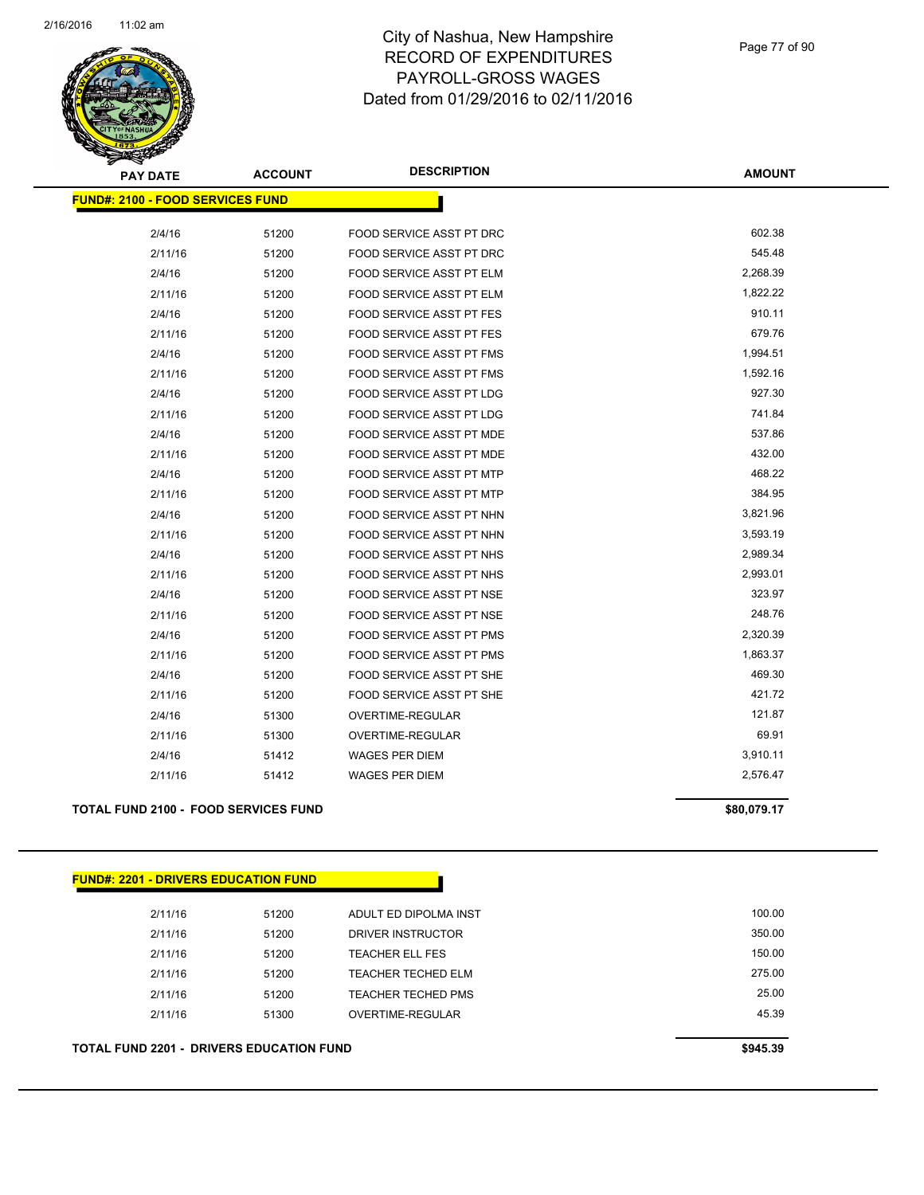# City of Nashua, New Hampshire
## RECORD OF EXPENDITURES
## PAYROLL-GROSS WAGES
## Dated from 01/29/2016 to 02/11/2016

**FUND#: 2100 - FOOD SERVICES FUND**

| PAY DATE | ACCOUNT | DESCRIPTION | AMOUNT |
|---|---|---|---|
| 2/4/16 | 51200 | FOOD SERVICE ASST PT DRC | 602.38 |
| 2/11/16 | 51200 | FOOD SERVICE ASST PT DRC | 545.48 |
| 2/4/16 | 51200 | FOOD SERVICE ASST PT ELM | 2,268.39 |
| 2/11/16 | 51200 | FOOD SERVICE ASST PT ELM | 1,822.22 |
| 2/4/16 | 51200 | FOOD SERVICE ASST PT FES | 910.11 |
| 2/11/16 | 51200 | FOOD SERVICE ASST PT FES | 679.76 |
| 2/4/16 | 51200 | FOOD SERVICE ASST PT FMS | 1,994.51 |
| 2/11/16 | 51200 | FOOD SERVICE ASST PT FMS | 1,592.16 |
| 2/4/16 | 51200 | FOOD SERVICE ASST PT LDG | 927.30 |
| 2/11/16 | 51200 | FOOD SERVICE ASST PT LDG | 741.84 |
| 2/4/16 | 51200 | FOOD SERVICE ASST PT MDE | 537.86 |
| 2/11/16 | 51200 | FOOD SERVICE ASST PT MDE | 432.00 |
| 2/4/16 | 51200 | FOOD SERVICE ASST PT MTP | 468.22 |
| 2/11/16 | 51200 | FOOD SERVICE ASST PT MTP | 384.95 |
| 2/4/16 | 51200 | FOOD SERVICE ASST PT NHN | 3,821.96 |
| 2/11/16 | 51200 | FOOD SERVICE ASST PT NHN | 3,593.19 |
| 2/4/16 | 51200 | FOOD SERVICE ASST PT NHS | 2,989.34 |
| 2/11/16 | 51200 | FOOD SERVICE ASST PT NHS | 2,993.01 |
| 2/4/16 | 51200 | FOOD SERVICE ASST PT NSE | 323.97 |
| 2/11/16 | 51200 | FOOD SERVICE ASST PT NSE | 248.76 |
| 2/4/16 | 51200 | FOOD SERVICE ASST PT PMS | 2,320.39 |
| 2/11/16 | 51200 | FOOD SERVICE ASST PT PMS | 1,863.37 |
| 2/4/16 | 51200 | FOOD SERVICE ASST PT SHE | 469.30 |
| 2/11/16 | 51200 | FOOD SERVICE ASST PT SHE | 421.72 |
| 2/4/16 | 51300 | OVERTIME-REGULAR | 121.87 |
| 2/11/16 | 51300 | OVERTIME-REGULAR | 69.91 |
| 2/4/16 | 51412 | WAGES PER DIEM | 3,910.11 |
| 2/11/16 | 51412 | WAGES PER DIEM | 2,576.47 |

**TOTAL FUND 2100 - FOOD SERVICES FUND** **$80,079.17**

**FUND#: 2201 - DRIVERS EDUCATION FUND**

| PAY DATE | ACCOUNT | DESCRIPTION | AMOUNT |
|---|---|---|---|
| 2/11/16 | 51200 | ADULT ED DIPOLMA INST | 100.00 |
| 2/11/16 | 51200 | DRIVER INSTRUCTOR | 350.00 |
| 2/11/16 | 51200 | TEACHER ELL FES | 150.00 |
| 2/11/16 | 51200 | TEACHER TECHED ELM | 275.00 |
| 2/11/16 | 51200 | TEACHER TECHED PMS | 25.00 |
| 2/11/16 | 51300 | OVERTIME-REGULAR | 45.39 |

**TOTAL FUND 2201 - DRIVERS EDUCATION FUND** **$945.39**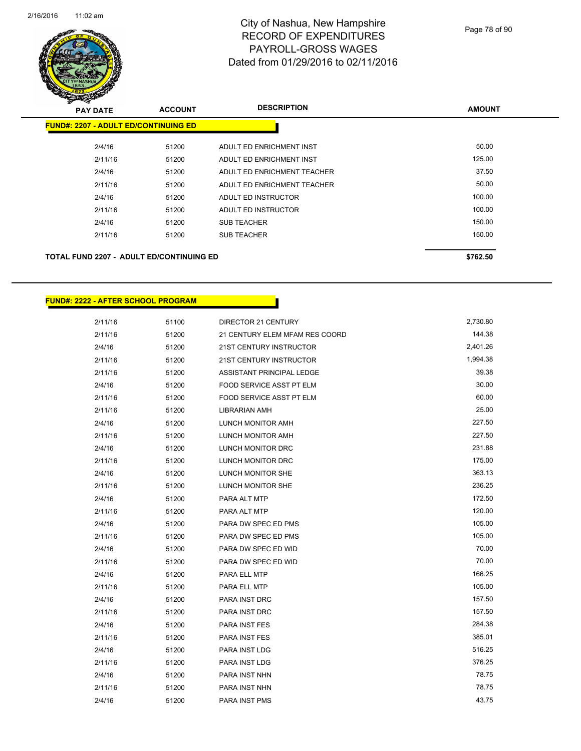# City of Nashua, New Hampshire
# RECORD OF EXPENDITURES
# PAYROLL-GROSS WAGES
# Dated from 01/29/2016 to 02/11/2016

## FUND#: 2207 - ADULT ED/CONTINUING ED

| PAY DATE | ACCOUNT | DESCRIPTION | AMOUNT |
|---|---|---|---|
| 2/4/16 | 51200 | ADULT ED ENRICHMENT INST | 50.00 |
| 2/11/16 | 51200 | ADULT ED ENRICHMENT INST | 125.00 |
| 2/4/16 | 51200 | ADULT ED ENRICHMENT TEACHER | 37.50 |
| 2/11/16 | 51200 | ADULT ED ENRICHMENT TEACHER | 50.00 |
| 2/4/16 | 51200 | ADULT ED INSTRUCTOR | 100.00 |
| 2/11/16 | 51200 | ADULT ED INSTRUCTOR | 100.00 |
| 2/4/16 | 51200 | SUB TEACHER | 150.00 |
| 2/11/16 | 51200 | SUB TEACHER | 150.00 |

**TOTAL FUND 2207 - ADULT ED/CONTINUING ED** **$762.50**

## FUND#: 2222 - AFTER SCHOOL PROGRAM

| PAY DATE | ACCOUNT | DESCRIPTION | AMOUNT |
|---|---|---|---|
| 2/11/16 | 51100 | DIRECTOR 21 CENTURY | 2,730.80 |
| 2/11/16 | 51200 | 21 CENTURY ELEM MFAM RES COORD | 144.38 |
| 2/4/16 | 51200 | 21ST CENTURY INSTRUCTOR | 2,401.26 |
| 2/11/16 | 51200 | 21ST CENTURY INSTRUCTOR | 1,994.38 |
| 2/11/16 | 51200 | ASSISTANT PRINCIPAL LEDGE | 39.38 |
| 2/4/16 | 51200 | FOOD SERVICE ASST PT ELM | 30.00 |
| 2/11/16 | 51200 | FOOD SERVICE ASST PT ELM | 60.00 |
| 2/11/16 | 51200 | LIBRARIAN AMH | 25.00 |
| 2/4/16 | 51200 | LUNCH MONITOR AMH | 227.50 |
| 2/11/16 | 51200 | LUNCH MONITOR AMH | 227.50 |
| 2/4/16 | 51200 | LUNCH MONITOR DRC | 231.88 |
| 2/11/16 | 51200 | LUNCH MONITOR DRC | 175.00 |
| 2/4/16 | 51200 | LUNCH MONITOR SHE | 363.13 |
| 2/11/16 | 51200 | LUNCH MONITOR SHE | 236.25 |
| 2/4/16 | 51200 | PARA ALT MTP | 172.50 |
| 2/11/16 | 51200 | PARA ALT MTP | 120.00 |
| 2/4/16 | 51200 | PARA DW SPEC ED PMS | 105.00 |
| 2/11/16 | 51200 | PARA DW SPEC ED PMS | 105.00 |
| 2/4/16 | 51200 | PARA DW SPEC ED WID | 70.00 |
| 2/11/16 | 51200 | PARA DW SPEC ED WID | 70.00 |
| 2/4/16 | 51200 | PARA ELL MTP | 166.25 |
| 2/11/16 | 51200 | PARA ELL MTP | 105.00 |
| 2/4/16 | 51200 | PARA INST DRC | 157.50 |
| 2/11/16 | 51200 | PARA INST DRC | 157.50 |
| 2/4/16 | 51200 | PARA INST FES | 284.38 |
| 2/11/16 | 51200 | PARA INST FES | 385.01 |
| 2/4/16 | 51200 | PARA INST LDG | 516.25 |
| 2/11/16 | 51200 | PARA INST LDG | 376.25 |
| 2/4/16 | 51200 | PARA INST NHN | 78.75 |
| 2/11/16 | 51200 | PARA INST NHN | 78.75 |
| 2/4/16 | 51200 | PARA INST PMS | 43.75 |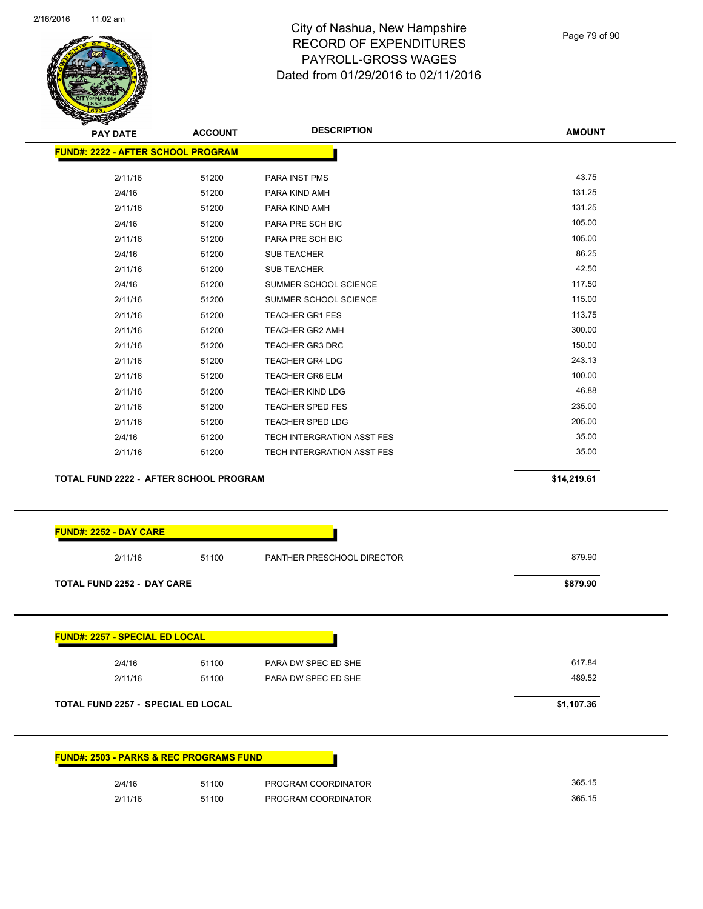# City of Nashua, New Hampshire
## RECORD OF EXPENDITURES
## PAYROLL-GROSS WAGES
## Dated from 01/29/2016 to 02/11/2016

| PAY DATE | ACCOUNT | DESCRIPTION | AMOUNT |
|---|---|---|---|
| **FUND#: 2222 - AFTER SCHOOL PROGRAM** | | | |
| 2/11/16 | 51200 | PARA INST PMS | 43.75 |
| 2/4/16 | 51200 | PARA KIND AMH | 131.25 |
| 2/11/16 | 51200 | PARA KIND AMH | 131.25 |
| 2/4/16 | 51200 | PARA PRE SCH BIC | 105.00 |
| 2/11/16 | 51200 | PARA PRE SCH BIC | 105.00 |
| 2/4/16 | 51200 | SUB TEACHER | 86.25 |
| 2/11/16 | 51200 | SUB TEACHER | 42.50 |
| 2/4/16 | 51200 | SUMMER SCHOOL SCIENCE | 117.50 |
| 2/11/16 | 51200 | SUMMER SCHOOL SCIENCE | 115.00 |
| 2/11/16 | 51200 | TEACHER GR1 FES | 113.75 |
| 2/11/16 | 51200 | TEACHER GR2 AMH | 300.00 |
| 2/11/16 | 51200 | TEACHER GR3 DRC | 150.00 |
| 2/11/16 | 51200 | TEACHER GR4 LDG | 243.13 |
| 2/11/16 | 51200 | TEACHER GR6 ELM | 100.00 |
| 2/11/16 | 51200 | TEACHER KIND LDG | 46.88 |
| 2/11/16 | 51200 | TEACHER SPED FES | 235.00 |
| 2/11/16 | 51200 | TEACHER SPED LDG | 205.00 |
| 2/4/16 | 51200 | TECH INTERGRATION ASST FES | 35.00 |
| 2/11/16 | 51200 | TECH INTERGRATION ASST FES | 35.00 |
| **TOTAL FUND 2222 - AFTER SCHOOL PROGRAM** | | | **$14,219.61** |
| **FUND#: 2252 - DAY CARE** | | | |
| 2/11/16 | 51100 | PANTHER PRESCHOOL DIRECTOR | 879.90 |
| **TOTAL FUND 2252 - DAY CARE** | | | **$879.90** |
| **FUND#: 2257 - SPECIAL ED LOCAL** | | | |
| 2/4/16 | 51100 | PARA DW SPEC ED SHE | 617.84 |
| 2/11/16 | 51100 | PARA DW SPEC ED SHE | 489.52 |
| **TOTAL FUND 2257 - SPECIAL ED LOCAL** | | | **$1,107.36** |
| **FUND#: 2503 - PARKS & REC PROGRAMS FUND** | | | |
| 2/4/16 | 51100 | PROGRAM COORDINATOR | 365.15 |
| 2/11/16 | 51100 | PROGRAM COORDINATOR | 365.15 |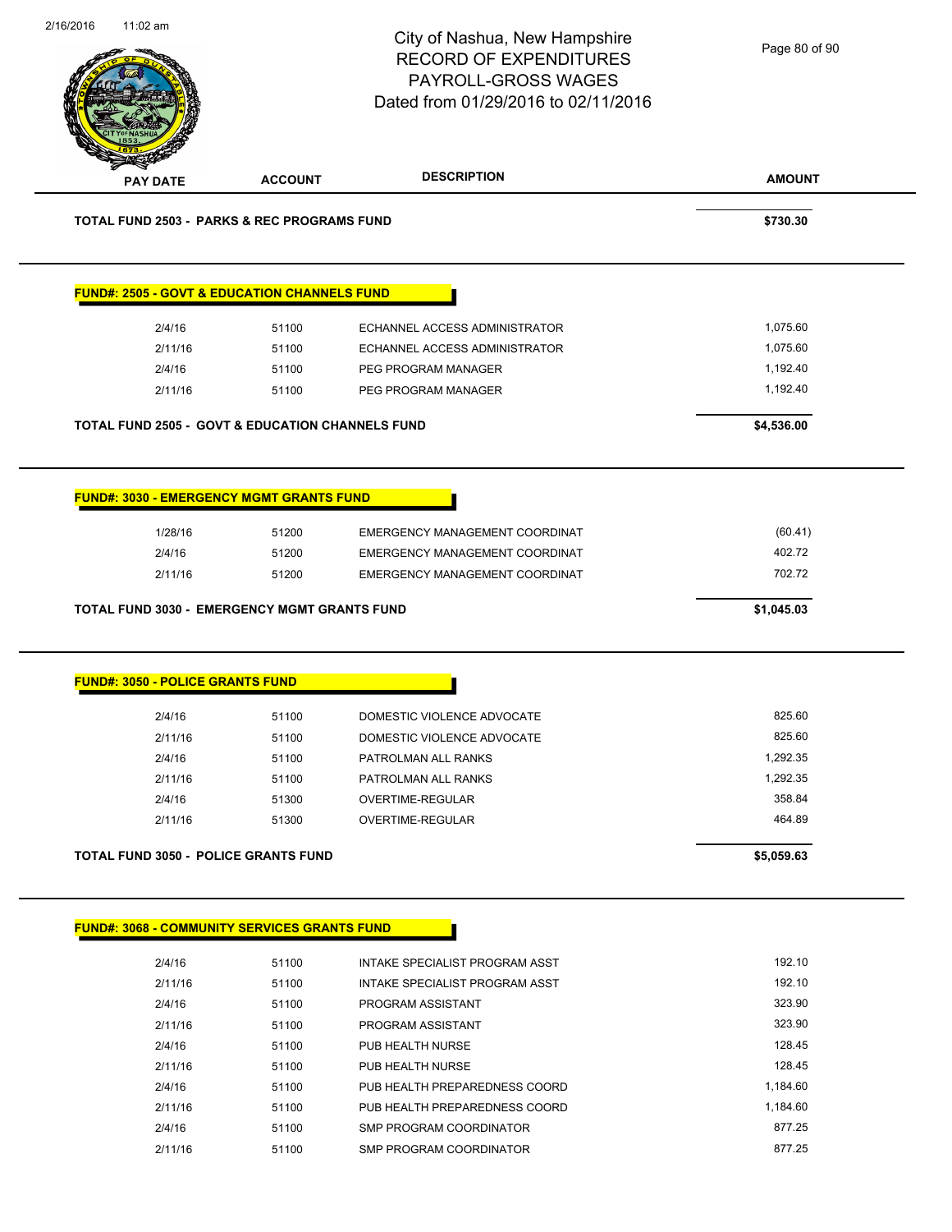# City of Nashua, New Hampshire
# RECORD OF EXPENDITURES
# PAYROLL-GROSS WAGES
# Dated from 01/29/2016 to 02/11/2016

| PAY DATE | ACCOUNT | DESCRIPTION | AMOUNT |
|---|---|---|---|
| **TOTAL FUND 2503 - PARKS & REC PROGRAMS FUND** | | | **$730.30** |

**FUND#: 2505 - GOVT & EDUCATION CHANNELS FUND**

| PAY DATE | ACCOUNT | DESCRIPTION | AMOUNT |
|---|---|---|---|
| 2/4/16 | 51100 | ECHANNEL ACCESS ADMINISTRATOR | 1,075.60 |
| 2/11/16 | 51100 | ECHANNEL ACCESS ADMINISTRATOR | 1,075.60 |
| 2/4/16 | 51100 | PEG PROGRAM MANAGER | 1,192.40 |
| 2/11/16 | 51100 | PEG PROGRAM MANAGER | 1,192.40 |
| **TOTAL FUND 2505 - GOVT & EDUCATION CHANNELS FUND** | | | **$4,536.00** |

**FUND#: 3030 - EMERGENCY MGMT GRANTS FUND**

| PAY DATE | ACCOUNT | DESCRIPTION | AMOUNT |
|---|---|---|---|
| 1/28/16 | 51200 | EMERGENCY MANAGEMENT COORDINAT | (60.41) |
| 2/4/16 | 51200 | EMERGENCY MANAGEMENT COORDINAT | 402.72 |
| 2/11/16 | 51200 | EMERGENCY MANAGEMENT COORDINAT | 702.72 |
| **TOTAL FUND 3030 - EMERGENCY MGMT GRANTS FUND** | | | **$1,045.03** |

**FUND#: 3050 - POLICE GRANTS FUND**

| PAY DATE | ACCOUNT | DESCRIPTION | AMOUNT |
|---|---|---|---|
| 2/4/16 | 51100 | DOMESTIC VIOLENCE ADVOCATE | 825.60 |
| 2/11/16 | 51100 | DOMESTIC VIOLENCE ADVOCATE | 825.60 |
| 2/4/16 | 51100 | PATROLMAN ALL RANKS | 1,292.35 |
| 2/11/16 | 51100 | PATROLMAN ALL RANKS | 1,292.35 |
| 2/4/16 | 51300 | OVERTIME-REGULAR | 358.84 |
| 2/11/16 | 51300 | OVERTIME-REGULAR | 464.89 |
| **TOTAL FUND 3050 - POLICE GRANTS FUND** | | | **$5,059.63** |

**FUND#: 3068 - COMMUNITY SERVICES GRANTS FUND**

| PAY DATE | ACCOUNT | DESCRIPTION | AMOUNT |
|---|---|---|---|
| 2/4/16 | 51100 | INTAKE SPECIALIST PROGRAM ASST | 192.10 |
| 2/11/16 | 51100 | INTAKE SPECIALIST PROGRAM ASST | 192.10 |
| 2/4/16 | 51100 | PROGRAM ASSISTANT | 323.90 |
| 2/11/16 | 51100 | PROGRAM ASSISTANT | 323.90 |
| 2/4/16 | 51100 | PUB HEALTH NURSE | 128.45 |
| 2/11/16 | 51100 | PUB HEALTH NURSE | 128.45 |
| 2/4/16 | 51100 | PUB HEALTH PREPAREDNESS COORD | 1,184.60 |
| 2/11/16 | 51100 | PUB HEALTH PREPAREDNESS COORD | 1,184.60 |
| 2/4/16 | 51100 | SMP PROGRAM COORDINATOR | 877.25 |
| 2/11/16 | 51100 | SMP PROGRAM COORDINATOR | 877.25 |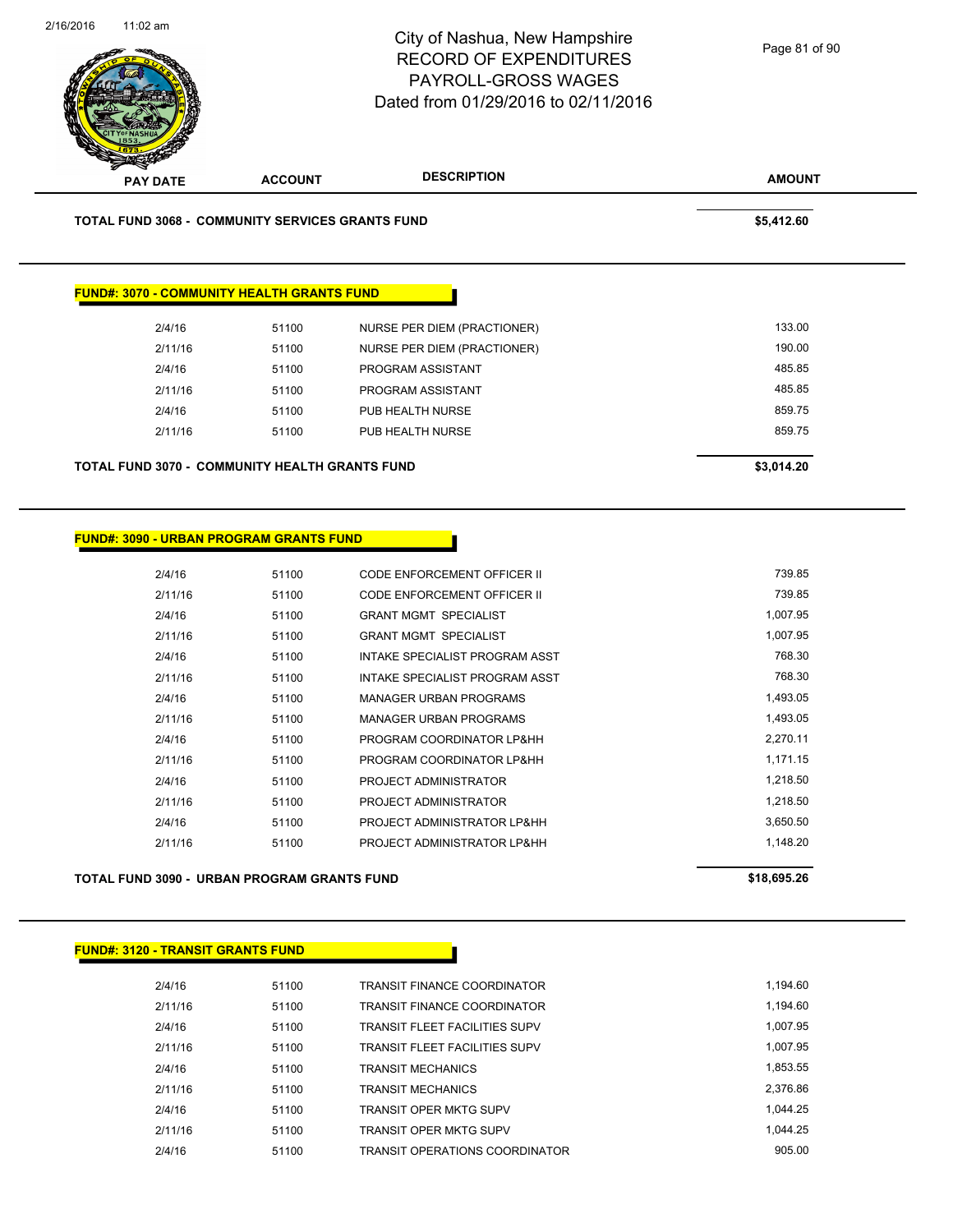| PAY DATE | ACCOUNT | DESCRIPTION | AMOUNT |
|---|---|---|---|

**TOTAL FUND 3068 - COMMUNITY SERVICES GRANTS FUND** **$5,412.60**

**FUND#: 3070 - COMMUNITY HEALTH GRANTS FUND**

| PAY DATE | ACCOUNT | DESCRIPTION | AMOUNT |
|---|---|---|---|
| 2/4/16 | 51100 | NURSE PER DIEM (PRACTIONER) | 133.00 |
| 2/11/16 | 51100 | NURSE PER DIEM (PRACTIONER) | 190.00 |
| 2/4/16 | 51100 | PROGRAM ASSISTANT | 485.85 |
| 2/11/16 | 51100 | PROGRAM ASSISTANT | 485.85 |
| 2/4/16 | 51100 | PUB HEALTH NURSE | 859.75 |
| 2/11/16 | 51100 | PUB HEALTH NURSE | 859.75 |

**TOTAL FUND 3070 - COMMUNITY HEALTH GRANTS FUND** **$3,014.20**

**FUND#: 3090 - URBAN PROGRAM GRANTS FUND**

| PAY DATE | ACCOUNT | DESCRIPTION | AMOUNT |
|---|---|---|---|
| 2/4/16 | 51100 | CODE ENFORCEMENT OFFICER II | 739.85 |
| 2/11/16 | 51100 | CODE ENFORCEMENT OFFICER II | 739.85 |
| 2/4/16 | 51100 | GRANT MGMT SPECIALIST | 1,007.95 |
| 2/11/16 | 51100 | GRANT MGMT SPECIALIST | 1,007.95 |
| 2/4/16 | 51100 | INTAKE SPECIALIST PROGRAM ASST | 768.30 |
| 2/11/16 | 51100 | INTAKE SPECIALIST PROGRAM ASST | 768.30 |
| 2/4/16 | 51100 | MANAGER URBAN PROGRAMS | 1,493.05 |
| 2/11/16 | 51100 | MANAGER URBAN PROGRAMS | 1,493.05 |
| 2/4/16 | 51100 | PROGRAM COORDINATOR LP&HH | 2,270.11 |
| 2/11/16 | 51100 | PROGRAM COORDINATOR LP&HH | 1,171.15 |
| 2/4/16 | 51100 | PROJECT ADMINISTRATOR | 1,218.50 |
| 2/11/16 | 51100 | PROJECT ADMINISTRATOR | 1,218.50 |
| 2/4/16 | 51100 | PROJECT ADMINISTRATOR LP&HH | 3,650.50 |
| 2/11/16 | 51100 | PROJECT ADMINISTRATOR LP&HH | 1,148.20 |

**TOTAL FUND 3090 - URBAN PROGRAM GRANTS FUND** **$18,695.26**

**FUND#: 3120 - TRANSIT GRANTS FUND**

| PAY DATE | ACCOUNT | DESCRIPTION | AMOUNT |
|---|---|---|---|
| 2/4/16 | 51100 | TRANSIT FINANCE COORDINATOR | 1,194.60 |
| 2/11/16 | 51100 | TRANSIT FINANCE COORDINATOR | 1,194.60 |
| 2/4/16 | 51100 | TRANSIT FLEET FACILITIES SUPV | 1,007.95 |
| 2/11/16 | 51100 | TRANSIT FLEET FACILITIES SUPV | 1,007.95 |
| 2/4/16 | 51100 | TRANSIT MECHANICS | 1,853.55 |
| 2/11/16 | 51100 | TRANSIT MECHANICS | 2,376.86 |
| 2/4/16 | 51100 | TRANSIT OPER MKTG SUPV | 1,044.25 |
| 2/11/16 | 51100 | TRANSIT OPER MKTG SUPV | 1,044.25 |
| 2/4/16 | 51100 | TRANSIT OPERATIONS COORDINATOR | 905.00 |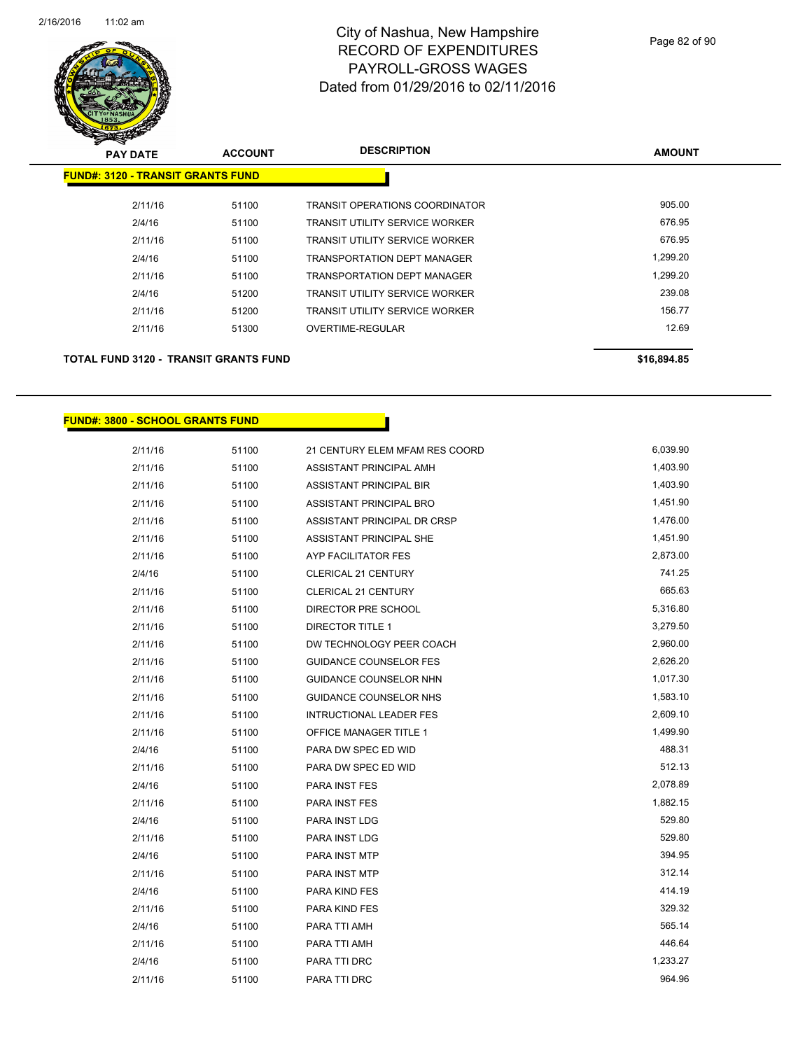# City of Nashua, New Hampshire
## RECORD OF EXPENDITURES
## PAYROLL-GROSS WAGES
## Dated from 01/29/2016 to 02/11/2016

**FUND#: 3120 - TRANSIT GRANTS FUND**

| PAY DATE | ACCOUNT | DESCRIPTION | AMOUNT |
|---|---|---|---|
| 2/11/16 | 51100 | TRANSIT OPERATIONS COORDINATOR | 905.00 |
| 2/4/16 | 51100 | TRANSIT UTILITY SERVICE WORKER | 676.95 |
| 2/11/16 | 51100 | TRANSIT UTILITY SERVICE WORKER | 676.95 |
| 2/4/16 | 51100 | TRANSPORTATION DEPT MANAGER | 1,299.20 |
| 2/11/16 | 51100 | TRANSPORTATION DEPT MANAGER | 1,299.20 |
| 2/4/16 | 51200 | TRANSIT UTILITY SERVICE WORKER | 239.08 |
| 2/11/16 | 51200 | TRANSIT UTILITY SERVICE WORKER | 156.77 |
| 2/11/16 | 51300 | OVERTIME-REGULAR | 12.69 |

**TOTAL FUND 3120 - TRANSIT GRANTS FUND** **$16,894.85**

**FUND#: 3800 - SCHOOL GRANTS FUND**

| PAY DATE | ACCOUNT | DESCRIPTION | AMOUNT |
|---|---|---|---|
| 2/11/16 | 51100 | 21 CENTURY ELEM MFAM RES COORD | 6,039.90 |
| 2/11/16 | 51100 | ASSISTANT PRINCIPAL AMH | 1,403.90 |
| 2/11/16 | 51100 | ASSISTANT PRINCIPAL BIR | 1,403.90 |
| 2/11/16 | 51100 | ASSISTANT PRINCIPAL BRO | 1,451.90 |
| 2/11/16 | 51100 | ASSISTANT PRINCIPAL DR CRSP | 1,476.00 |
| 2/11/16 | 51100 | ASSISTANT PRINCIPAL SHE | 1,451.90 |
| 2/11/16 | 51100 | AYP FACILITATOR FES | 2,873.00 |
| 2/4/16 | 51100 | CLERICAL 21 CENTURY | 741.25 |
| 2/11/16 | 51100 | CLERICAL 21 CENTURY | 665.63 |
| 2/11/16 | 51100 | DIRECTOR PRE SCHOOL | 5,316.80 |
| 2/11/16 | 51100 | DIRECTOR TITLE 1 | 3,279.50 |
| 2/11/16 | 51100 | DW TECHNOLOGY PEER COACH | 2,960.00 |
| 2/11/16 | 51100 | GUIDANCE COUNSELOR FES | 2,626.20 |
| 2/11/16 | 51100 | GUIDANCE COUNSELOR NHN | 1,017.30 |
| 2/11/16 | 51100 | GUIDANCE COUNSELOR NHS | 1,583.10 |
| 2/11/16 | 51100 | INTRUCTIONAL LEADER FES | 2,609.10 |
| 2/11/16 | 51100 | OFFICE MANAGER TITLE 1 | 1,499.90 |
| 2/4/16 | 51100 | PARA DW SPEC ED WID | 488.31 |
| 2/11/16 | 51100 | PARA DW SPEC ED WID | 512.13 |
| 2/4/16 | 51100 | PARA INST FES | 2,078.89 |
| 2/11/16 | 51100 | PARA INST FES | 1,882.15 |
| 2/4/16 | 51100 | PARA INST LDG | 529.80 |
| 2/11/16 | 51100 | PARA INST LDG | 529.80 |
| 2/4/16 | 51100 | PARA INST MTP | 394.95 |
| 2/11/16 | 51100 | PARA INST MTP | 312.14 |
| 2/4/16 | 51100 | PARA KIND FES | 414.19 |
| 2/11/16 | 51100 | PARA KIND FES | 329.32 |
| 2/4/16 | 51100 | PARA TTI AMH | 565.14 |
| 2/11/16 | 51100 | PARA TTI AMH | 446.64 |
| 2/4/16 | 51100 | PARA TTI DRC | 1,233.27 |
| 2/11/16 | 51100 | PARA TTI DRC | 964.96 |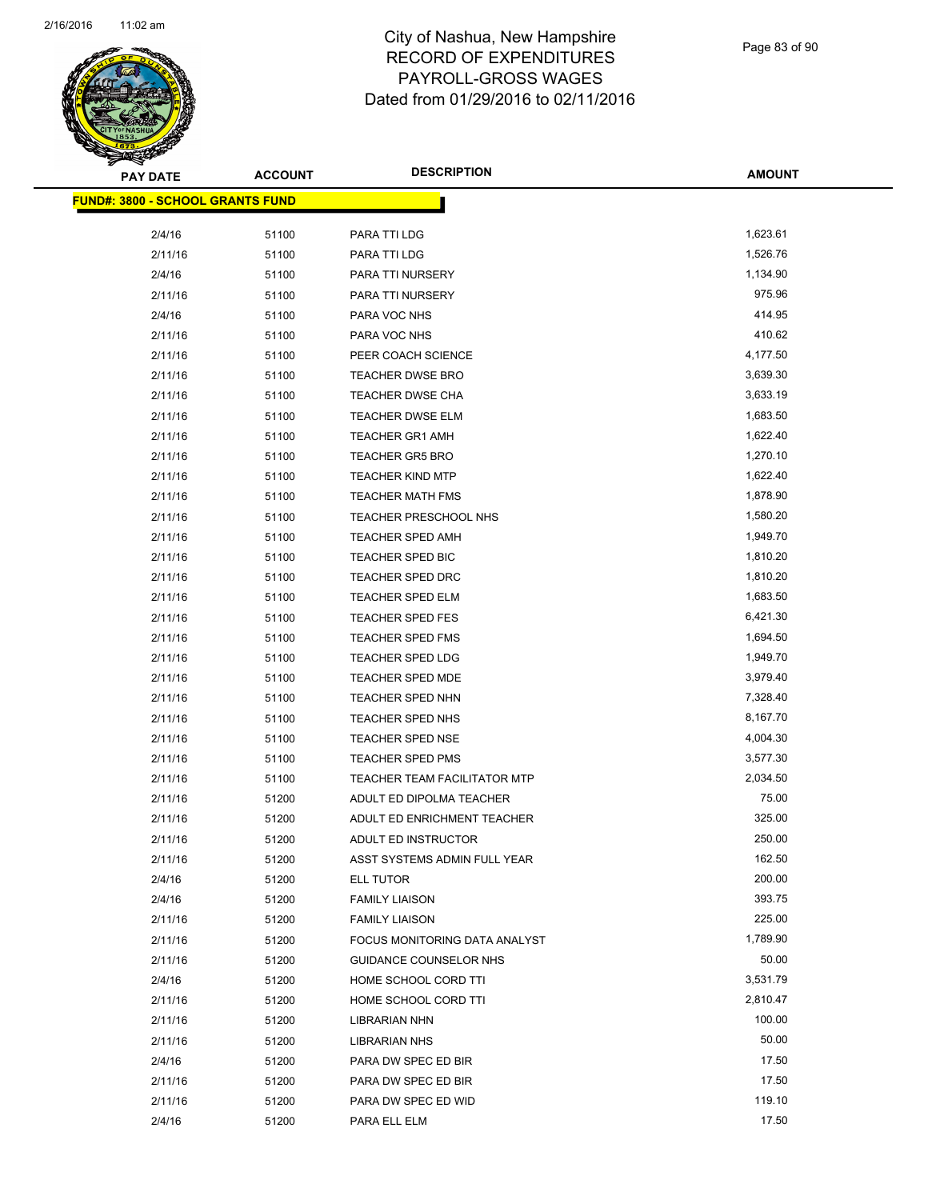# City of Nashua, New Hampshire
# RECORD OF EXPENDITURES
# PAYROLL-GROSS WAGES
# Dated from 01/29/2016 to 02/11/2016

| PAY DATE | ACCOUNT | DESCRIPTION | AMOUNT |
|---|---|---|---|
| **FUND#: 3800 - SCHOOL GRANTS FUND** | | | |
| 2/4/16 | 51100 | PARA TTI LDG | 1,623.61 |
| 2/11/16 | 51100 | PARA TTI LDG | 1,526.76 |
| 2/4/16 | 51100 | PARA TTI NURSERY | 1,134.90 |
| 2/11/16 | 51100 | PARA TTI NURSERY | 975.96 |
| 2/4/16 | 51100 | PARA VOC NHS | 414.95 |
| 2/11/16 | 51100 | PARA VOC NHS | 410.62 |
| 2/11/16 | 51100 | PEER COACH SCIENCE | 4,177.50 |
| 2/11/16 | 51100 | TEACHER DWSE BRO | 3,639.30 |
| 2/11/16 | 51100 | TEACHER DWSE CHA | 3,633.19 |
| 2/11/16 | 51100 | TEACHER DWSE ELM | 1,683.50 |
| 2/11/16 | 51100 | TEACHER GR1 AMH | 1,622.40 |
| 2/11/16 | 51100 | TEACHER GR5 BRO | 1,270.10 |
| 2/11/16 | 51100 | TEACHER KIND MTP | 1,622.40 |
| 2/11/16 | 51100 | TEACHER MATH FMS | 1,878.90 |
| 2/11/16 | 51100 | TEACHER PRESCHOOL NHS | 1,580.20 |
| 2/11/16 | 51100 | TEACHER SPED AMH | 1,949.70 |
| 2/11/16 | 51100 | TEACHER SPED BIC | 1,810.20 |
| 2/11/16 | 51100 | TEACHER SPED DRC | 1,810.20 |
| 2/11/16 | 51100 | TEACHER SPED ELM | 1,683.50 |
| 2/11/16 | 51100 | TEACHER SPED FES | 6,421.30 |
| 2/11/16 | 51100 | TEACHER SPED FMS | 1,694.50 |
| 2/11/16 | 51100 | TEACHER SPED LDG | 1,949.70 |
| 2/11/16 | 51100 | TEACHER SPED MDE | 3,979.40 |
| 2/11/16 | 51100 | TEACHER SPED NHN | 7,328.40 |
| 2/11/16 | 51100 | TEACHER SPED NHS | 8,167.70 |
| 2/11/16 | 51100 | TEACHER SPED NSE | 4,004.30 |
| 2/11/16 | 51100 | TEACHER SPED PMS | 3,577.30 |
| 2/11/16 | 51100 | TEACHER TEAM FACILITATOR MTP | 2,034.50 |
| 2/11/16 | 51200 | ADULT ED DIPOLMA TEACHER | 75.00 |
| 2/11/16 | 51200 | ADULT ED ENRICHMENT TEACHER | 325.00 |
| 2/11/16 | 51200 | ADULT ED INSTRUCTOR | 250.00 |
| 2/11/16 | 51200 | ASST SYSTEMS ADMIN FULL YEAR | 162.50 |
| 2/4/16 | 51200 | ELL TUTOR | 200.00 |
| 2/4/16 | 51200 | FAMILY LIAISON | 393.75 |
| 2/11/16 | 51200 | FAMILY LIAISON | 225.00 |
| 2/11/16 | 51200 | FOCUS MONITORING DATA ANALYST | 1,789.90 |
| 2/11/16 | 51200 | GUIDANCE COUNSELOR NHS | 50.00 |
| 2/4/16 | 51200 | HOME SCHOOL CORD TTI | 3,531.79 |
| 2/11/16 | 51200 | HOME SCHOOL CORD TTI | 2,810.47 |
| 2/11/16 | 51200 | LIBRARIAN NHN | 100.00 |
| 2/11/16 | 51200 | LIBRARIAN NHS | 50.00 |
| 2/4/16 | 51200 | PARA DW SPEC ED BIR | 17.50 |
| 2/11/16 | 51200 | PARA DW SPEC ED BIR | 17.50 |
| 2/11/16 | 51200 | PARA DW SPEC ED WID | 119.10 |
| 2/4/16 | 51200 | PARA ELL ELM | 17.50 |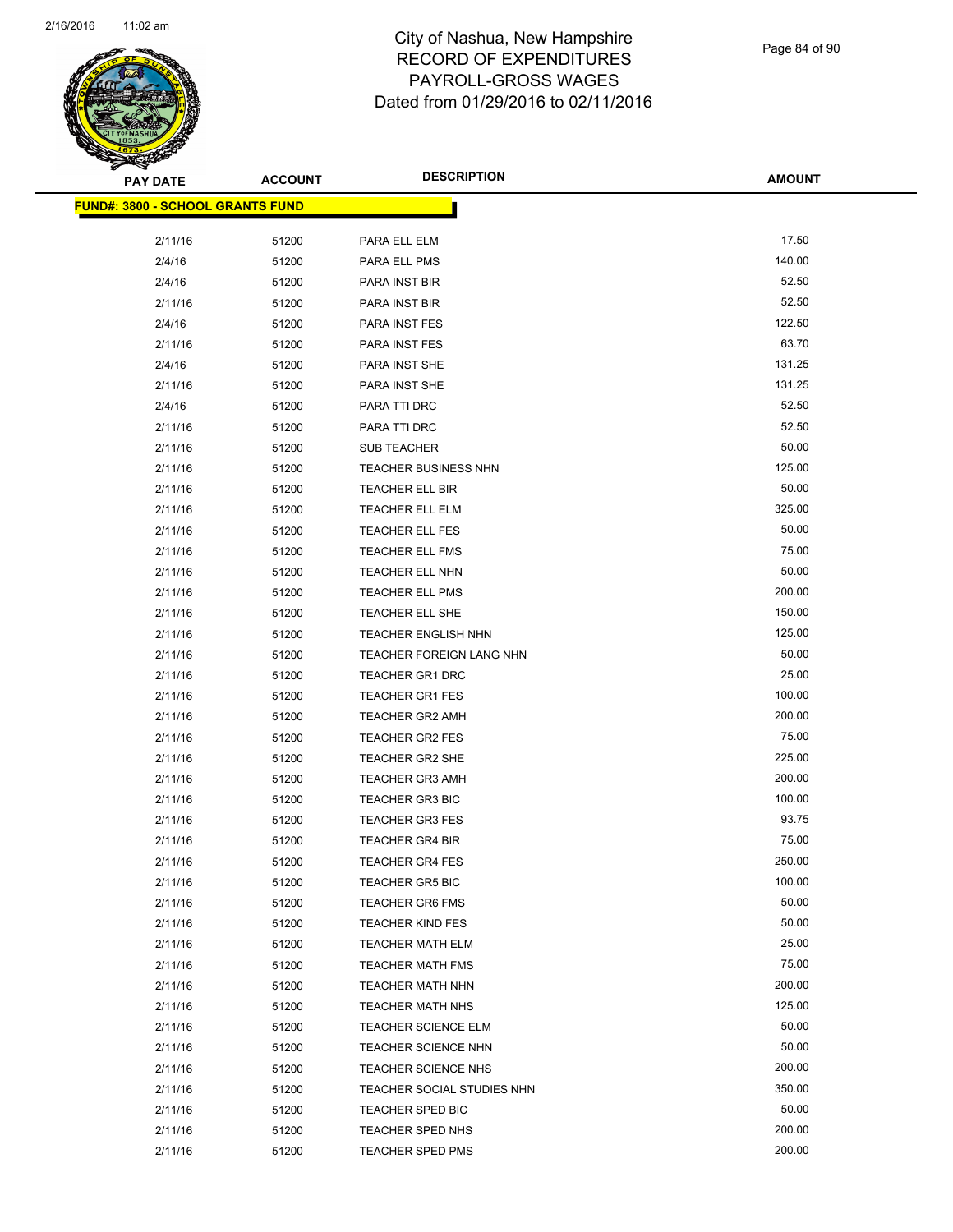# City of Nashua, New Hampshire
# RECORD OF EXPENDITURES
# PAYROLL-GROSS WAGES
# Dated from 01/29/2016 to 02/11/2016

**FUND#: 3800 - SCHOOL GRANTS FUND**

| PAY DATE | ACCOUNT | DESCRIPTION | AMOUNT |
|---|---|---|---|
| 2/11/16 | 51200 | PARA ELL ELM | 17.50 |
| 2/4/16 | 51200 | PARA ELL PMS | 140.00 |
| 2/4/16 | 51200 | PARA INST BIR | 52.50 |
| 2/11/16 | 51200 | PARA INST BIR | 52.50 |
| 2/4/16 | 51200 | PARA INST FES | 122.50 |
| 2/11/16 | 51200 | PARA INST FES | 63.70 |
| 2/4/16 | 51200 | PARA INST SHE | 131.25 |
| 2/11/16 | 51200 | PARA INST SHE | 131.25 |
| 2/4/16 | 51200 | PARA TTI DRC | 52.50 |
| 2/11/16 | 51200 | PARA TTI DRC | 52.50 |
| 2/11/16 | 51200 | SUB TEACHER | 50.00 |
| 2/11/16 | 51200 | TEACHER BUSINESS NHN | 125.00 |
| 2/11/16 | 51200 | TEACHER ELL BIR | 50.00 |
| 2/11/16 | 51200 | TEACHER ELL ELM | 325.00 |
| 2/11/16 | 51200 | TEACHER ELL FES | 50.00 |
| 2/11/16 | 51200 | TEACHER ELL FMS | 75.00 |
| 2/11/16 | 51200 | TEACHER ELL NHN | 50.00 |
| 2/11/16 | 51200 | TEACHER ELL PMS | 200.00 |
| 2/11/16 | 51200 | TEACHER ELL SHE | 150.00 |
| 2/11/16 | 51200 | TEACHER ENGLISH NHN | 125.00 |
| 2/11/16 | 51200 | TEACHER FOREIGN LANG NHN | 50.00 |
| 2/11/16 | 51200 | TEACHER GR1 DRC | 25.00 |
| 2/11/16 | 51200 | TEACHER GR1 FES | 100.00 |
| 2/11/16 | 51200 | TEACHER GR2 AMH | 200.00 |
| 2/11/16 | 51200 | TEACHER GR2 FES | 75.00 |
| 2/11/16 | 51200 | TEACHER GR2 SHE | 225.00 |
| 2/11/16 | 51200 | TEACHER GR3 AMH | 200.00 |
| 2/11/16 | 51200 | TEACHER GR3 BIC | 100.00 |
| 2/11/16 | 51200 | TEACHER GR3 FES | 93.75 |
| 2/11/16 | 51200 | TEACHER GR4 BIR | 75.00 |
| 2/11/16 | 51200 | TEACHER GR4 FES | 250.00 |
| 2/11/16 | 51200 | TEACHER GR5 BIC | 100.00 |
| 2/11/16 | 51200 | TEACHER GR6 FMS | 50.00 |
| 2/11/16 | 51200 | TEACHER KIND FES | 50.00 |
| 2/11/16 | 51200 | TEACHER MATH ELM | 25.00 |
| 2/11/16 | 51200 | TEACHER MATH FMS | 75.00 |
| 2/11/16 | 51200 | TEACHER MATH NHN | 200.00 |
| 2/11/16 | 51200 | TEACHER MATH NHS | 125.00 |
| 2/11/16 | 51200 | TEACHER SCIENCE ELM | 50.00 |
| 2/11/16 | 51200 | TEACHER SCIENCE NHN | 50.00 |
| 2/11/16 | 51200 | TEACHER SCIENCE NHS | 200.00 |
| 2/11/16 | 51200 | TEACHER SOCIAL STUDIES NHN | 350.00 |
| 2/11/16 | 51200 | TEACHER SPED BIC | 50.00 |
| 2/11/16 | 51200 | TEACHER SPED NHS | 200.00 |
| 2/11/16 | 51200 | TEACHER SPED PMS | 200.00 |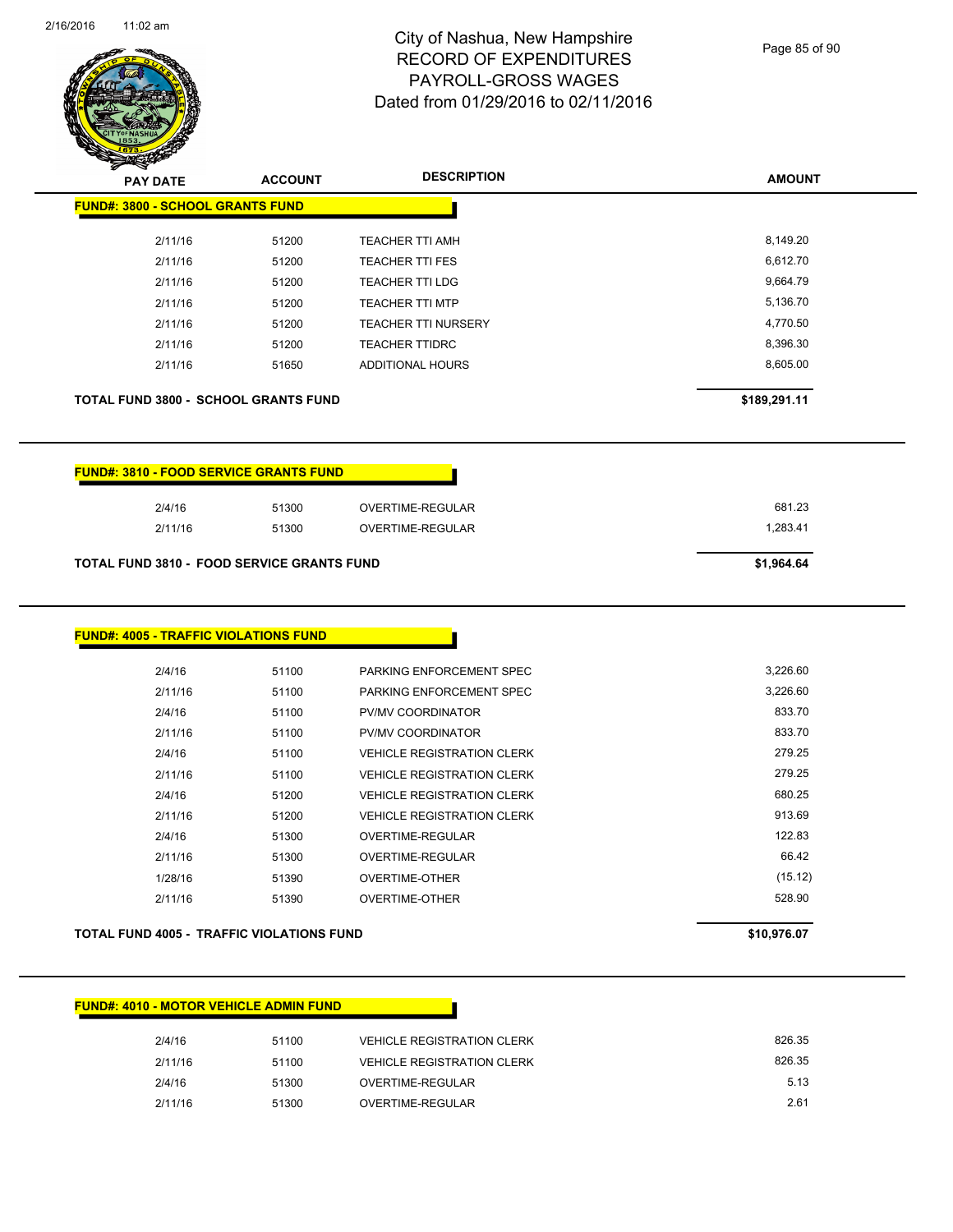# City of Nashua, New Hampshire
## RECORD OF EXPENDITURES
## PAYROLL-GROSS WAGES
## Dated from 01/29/2016 to 02/11/2016

## FUND#: 3800 - SCHOOL GRANTS FUND

| PAY DATE | ACCOUNT | DESCRIPTION | AMOUNT |
|---|---|---|---|
| 2/11/16 | 51200 | TEACHER TTI AMH | 8,149.20 |
| 2/11/16 | 51200 | TEACHER TTI FES | 6,612.70 |
| 2/11/16 | 51200 | TEACHER TTI LDG | 9,664.79 |
| 2/11/16 | 51200 | TEACHER TTI MTP | 5,136.70 |
| 2/11/16 | 51200 | TEACHER TTI NURSERY | 4,770.50 |
| 2/11/16 | 51200 | TEACHER TTIDRC | 8,396.30 |
| 2/11/16 | 51650 | ADDITIONAL HOURS | 8,605.00 |

**TOTAL FUND 3800 - SCHOOL GRANTS FUND** **$189,291.11**

## FUND#: 3810 - FOOD SERVICE GRANTS FUND

| PAY DATE | ACCOUNT | DESCRIPTION | AMOUNT |
|---|---|---|---|
| 2/4/16 | 51300 | OVERTIME-REGULAR | 681.23 |
| 2/11/16 | 51300 | OVERTIME-REGULAR | 1,283.41 |

**TOTAL FUND 3810 - FOOD SERVICE GRANTS FUND** **$1,964.64**

## FUND#: 4005 - TRAFFIC VIOLATIONS FUND

| PAY DATE | ACCOUNT | DESCRIPTION | AMOUNT |
|---|---|---|---|
| 2/4/16 | 51100 | PARKING ENFORCEMENT SPEC | 3,226.60 |
| 2/11/16 | 51100 | PARKING ENFORCEMENT SPEC | 3,226.60 |
| 2/4/16 | 51100 | PV/MV COORDINATOR | 833.70 |
| 2/11/16 | 51100 | PV/MV COORDINATOR | 833.70 |
| 2/4/16 | 51100 | VEHICLE REGISTRATION CLERK | 279.25 |
| 2/11/16 | 51100 | VEHICLE REGISTRATION CLERK | 279.25 |
| 2/4/16 | 51200 | VEHICLE REGISTRATION CLERK | 680.25 |
| 2/11/16 | 51200 | VEHICLE REGISTRATION CLERK | 913.69 |
| 2/4/16 | 51300 | OVERTIME-REGULAR | 122.83 |
| 2/11/16 | 51300 | OVERTIME-REGULAR | 66.42 |
| 1/28/16 | 51390 | OVERTIME-OTHER | (15.12) |
| 2/11/16 | 51390 | OVERTIME-OTHER | 528.90 |

**TOTAL FUND 4005 - TRAFFIC VIOLATIONS FUND** **$10,976.07**

## FUND#: 4010 - MOTOR VEHICLE ADMIN FUND

| PAY DATE | ACCOUNT | DESCRIPTION | AMOUNT |
|---|---|---|---|
| 2/4/16 | 51100 | VEHICLE REGISTRATION CLERK | 826.35 |
| 2/11/16 | 51100 | VEHICLE REGISTRATION CLERK | 826.35 |
| 2/4/16 | 51300 | OVERTIME-REGULAR | 5.13 |
| 2/11/16 | 51300 | OVERTIME-REGULAR | 2.61 |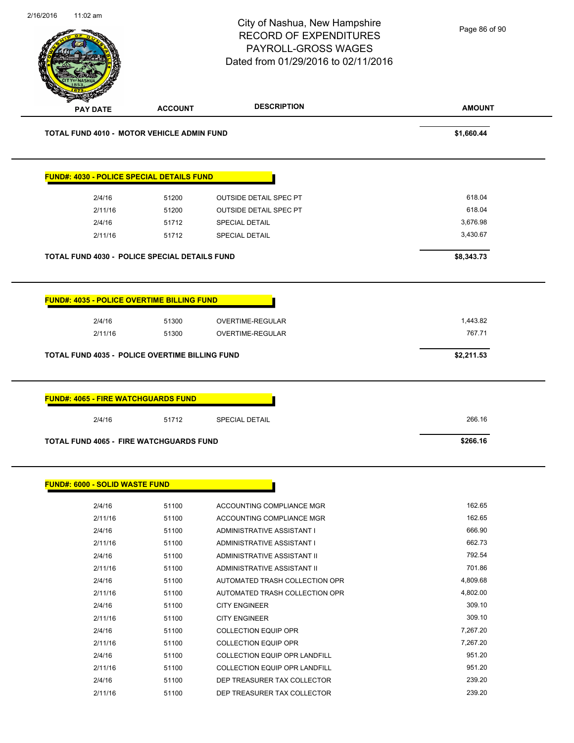City of Nashua, New Hampshire
RECORD OF EXPENDITURES
PAYROLL-GROSS WAGES
Dated from 01/29/2016 to 02/11/2016

| PAY DATE | ACCOUNT | DESCRIPTION | AMOUNT |
|---|---|---|---|
| **TOTAL FUND 4010 - MOTOR VEHICLE ADMIN FUND** | | | **$1,660.44** |

**FUND#: 4030 - POLICE SPECIAL DETAILS FUND**

| PAY DATE | ACCOUNT | DESCRIPTION | AMOUNT |
|---|---|---|---|
| 2/4/16 | 51200 | OUTSIDE DETAIL SPEC PT | 618.04 |
| 2/11/16 | 51200 | OUTSIDE DETAIL SPEC PT | 618.04 |
| 2/4/16 | 51712 | SPECIAL DETAIL | 3,676.98 |
| 2/11/16 | 51712 | SPECIAL DETAIL | 3,430.67 |
| **TOTAL FUND 4030 - POLICE SPECIAL DETAILS FUND** | | | **$8,343.73** |

**FUND#: 4035 - POLICE OVERTIME BILLING FUND**

| PAY DATE | ACCOUNT | DESCRIPTION | AMOUNT |
|---|---|---|---|
| 2/4/16 | 51300 | OVERTIME-REGULAR | 1,443.82 |
| 2/11/16 | 51300 | OVERTIME-REGULAR | 767.71 |
| **TOTAL FUND 4035 - POLICE OVERTIME BILLING FUND** | | | **$2,211.53** |

**FUND#: 4065 - FIRE WATCHGUARDS FUND**

| PAY DATE | ACCOUNT | DESCRIPTION | AMOUNT |
|---|---|---|---|
| 2/4/16 | 51712 | SPECIAL DETAIL | 266.16 |
| **TOTAL FUND 4065 - FIRE WATCHGUARDS FUND** | | | **$266.16** |

**FUND#: 6000 - SOLID WASTE FUND**

| PAY DATE | ACCOUNT | DESCRIPTION | AMOUNT |
|---|---|---|---|
| 2/4/16 | 51100 | ACCOUNTING COMPLIANCE MGR | 162.65 |
| 2/11/16 | 51100 | ACCOUNTING COMPLIANCE MGR | 162.65 |
| 2/4/16 | 51100 | ADMINISTRATIVE ASSISTANT I | 666.90 |
| 2/11/16 | 51100 | ADMINISTRATIVE ASSISTANT I | 662.73 |
| 2/4/16 | 51100 | ADMINISTRATIVE ASSISTANT II | 792.54 |
| 2/11/16 | 51100 | ADMINISTRATIVE ASSISTANT II | 701.86 |
| 2/4/16 | 51100 | AUTOMATED TRASH COLLECTION OPR | 4,809.68 |
| 2/11/16 | 51100 | AUTOMATED TRASH COLLECTION OPR | 4,802.00 |
| 2/4/16 | 51100 | CITY ENGINEER | 309.10 |
| 2/11/16 | 51100 | CITY ENGINEER | 309.10 |
| 2/4/16 | 51100 | COLLECTION EQUIP OPR | 7,267.20 |
| 2/11/16 | 51100 | COLLECTION EQUIP OPR | 7,267.20 |
| 2/4/16 | 51100 | COLLECTION EQUIP OPR LANDFILL | 951.20 |
| 2/11/16 | 51100 | COLLECTION EQUIP OPR LANDFILL | 951.20 |
| 2/4/16 | 51100 | DEP TREASURER TAX COLLECTOR | 239.20 |
| 2/11/16 | 51100 | DEP TREASURER TAX COLLECTOR | 239.20 |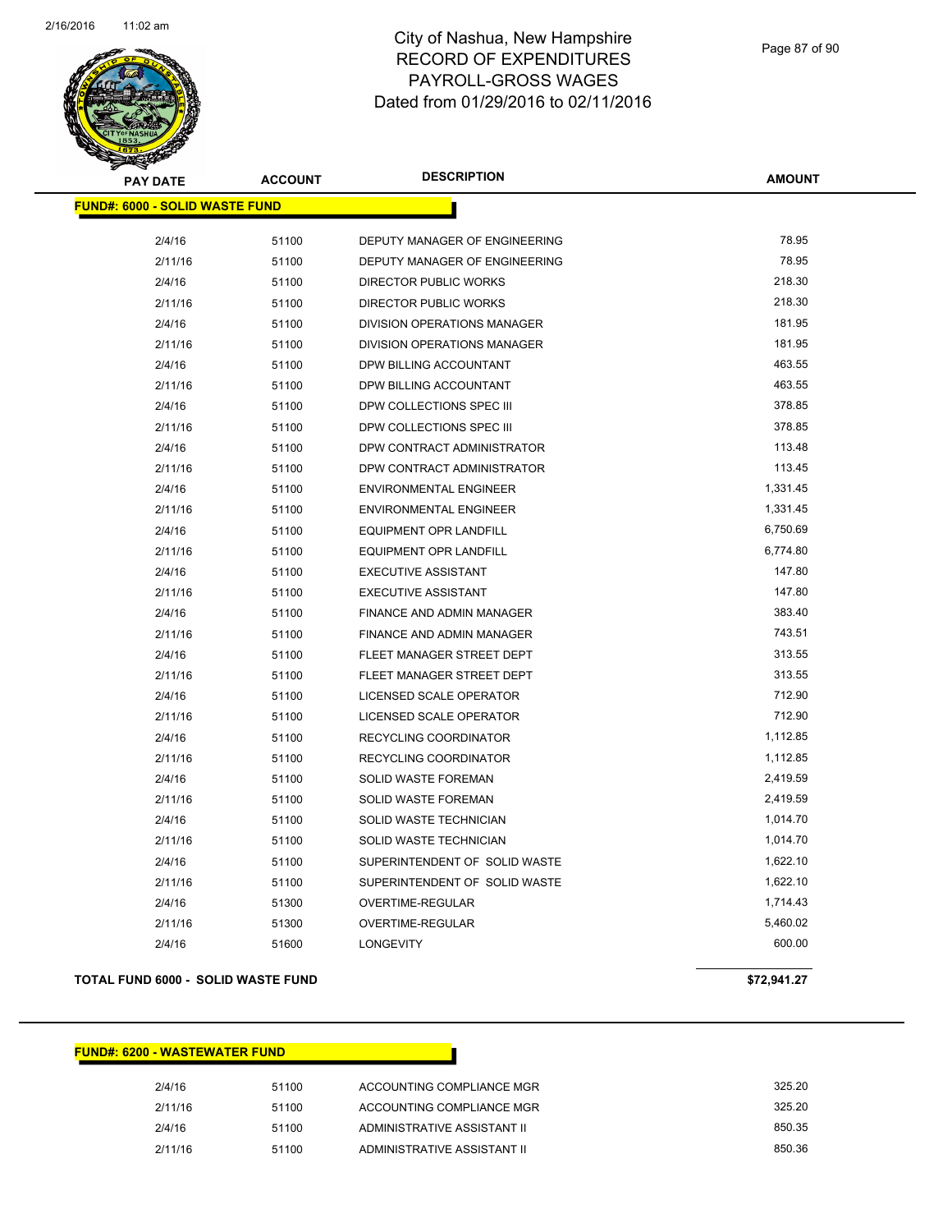# City of Nashua, New Hampshire
# RECORD OF EXPENDITURES
# PAYROLL-GROSS WAGES
# Dated from 01/29/2016 to 02/11/2016

2/16/2016 11:02 am

**FUND#: 6000 - SOLID WASTE FUND**

| PAY DATE | ACCOUNT | DESCRIPTION | AMOUNT |
|---|---|---|---|
| 2/4/16 | 51100 | DEPUTY MANAGER OF ENGINEERING | 78.95 |
| 2/11/16 | 51100 | DEPUTY MANAGER OF ENGINEERING | 78.95 |
| 2/4/16 | 51100 | DIRECTOR PUBLIC WORKS | 218.30 |
| 2/11/16 | 51100 | DIRECTOR PUBLIC WORKS | 218.30 |
| 2/4/16 | 51100 | DIVISION OPERATIONS MANAGER | 181.95 |
| 2/11/16 | 51100 | DIVISION OPERATIONS MANAGER | 181.95 |
| 2/4/16 | 51100 | DPW BILLING ACCOUNTANT | 463.55 |
| 2/11/16 | 51100 | DPW BILLING ACCOUNTANT | 463.55 |
| 2/4/16 | 51100 | DPW COLLECTIONS SPEC III | 378.85 |
| 2/11/16 | 51100 | DPW COLLECTIONS SPEC III | 378.85 |
| 2/4/16 | 51100 | DPW CONTRACT ADMINISTRATOR | 113.48 |
| 2/11/16 | 51100 | DPW CONTRACT ADMINISTRATOR | 113.45 |
| 2/4/16 | 51100 | ENVIRONMENTAL ENGINEER | 1,331.45 |
| 2/11/16 | 51100 | ENVIRONMENTAL ENGINEER | 1,331.45 |
| 2/4/16 | 51100 | EQUIPMENT OPR LANDFILL | 6,750.69 |
| 2/11/16 | 51100 | EQUIPMENT OPR LANDFILL | 6,774.80 |
| 2/4/16 | 51100 | EXECUTIVE ASSISTANT | 147.80 |
| 2/11/16 | 51100 | EXECUTIVE ASSISTANT | 147.80 |
| 2/4/16 | 51100 | FINANCE AND ADMIN MANAGER | 383.40 |
| 2/11/16 | 51100 | FINANCE AND ADMIN MANAGER | 743.51 |
| 2/4/16 | 51100 | FLEET MANAGER STREET DEPT | 313.55 |
| 2/11/16 | 51100 | FLEET MANAGER STREET DEPT | 313.55 |
| 2/4/16 | 51100 | LICENSED SCALE OPERATOR | 712.90 |
| 2/11/16 | 51100 | LICENSED SCALE OPERATOR | 712.90 |
| 2/4/16 | 51100 | RECYCLING COORDINATOR | 1,112.85 |
| 2/11/16 | 51100 | RECYCLING COORDINATOR | 1,112.85 |
| 2/4/16 | 51100 | SOLID WASTE FOREMAN | 2,419.59 |
| 2/11/16 | 51100 | SOLID WASTE FOREMAN | 2,419.59 |
| 2/4/16 | 51100 | SOLID WASTE TECHNICIAN | 1,014.70 |
| 2/11/16 | 51100 | SOLID WASTE TECHNICIAN | 1,014.70 |
| 2/4/16 | 51100 | SUPERINTENDENT OF SOLID WASTE | 1,622.10 |
| 2/11/16 | 51100 | SUPERINTENDENT OF SOLID WASTE | 1,622.10 |
| 2/4/16 | 51300 | OVERTIME-REGULAR | 1,714.43 |
| 2/11/16 | 51300 | OVERTIME-REGULAR | 5,460.02 |
| 2/4/16 | 51600 | LONGEVITY | 600.00 |

**TOTAL FUND 6000 - SOLID WASTE FUND** **$72,941.27**

**FUND#: 6200 - WASTEWATER FUND**

| PAY DATE | ACCOUNT | DESCRIPTION | AMOUNT |
|---|---|---|---|
| 2/4/16 | 51100 | ACCOUNTING COMPLIANCE MGR | 325.20 |
| 2/11/16 | 51100 | ACCOUNTING COMPLIANCE MGR | 325.20 |
| 2/4/16 | 51100 | ADMINISTRATIVE ASSISTANT II | 850.35 |
| 2/11/16 | 51100 | ADMINISTRATIVE ASSISTANT II | 850.36 |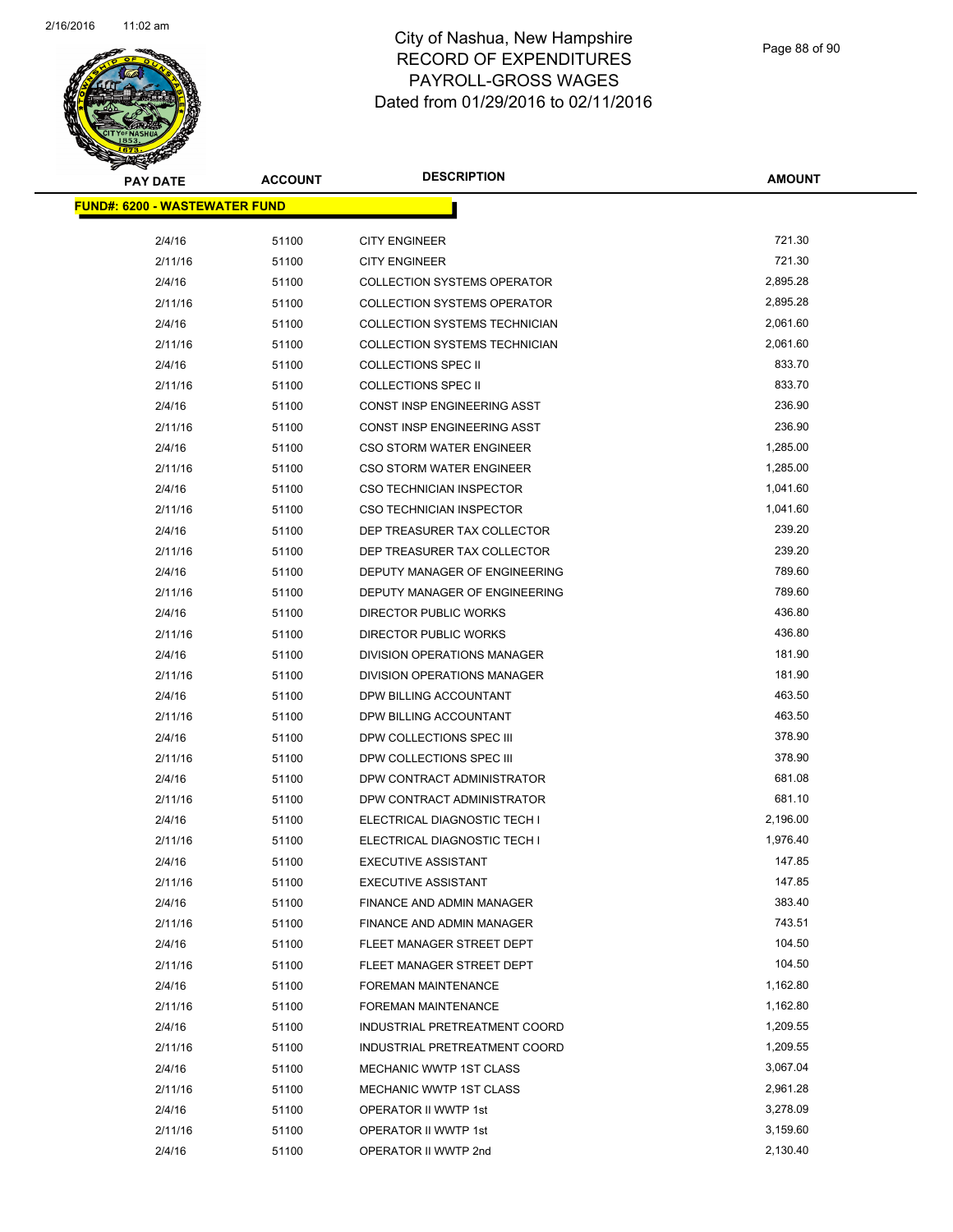# City of Nashua, New Hampshire
# RECORD OF EXPENDITURES
# PAYROLL-GROSS WAGES
# Dated from 01/29/2016 to 02/11/2016

| PAY DATE | ACCOUNT | DESCRIPTION | AMOUNT |
|---|---|---|---|
| **FUND#: 6200 - WASTEWATER FUND** | | | |
| 2/4/16 | 51100 | CITY ENGINEER | 721.30 |
| 2/11/16 | 51100 | CITY ENGINEER | 721.30 |
| 2/4/16 | 51100 | COLLECTION SYSTEMS OPERATOR | 2,895.28 |
| 2/11/16 | 51100 | COLLECTION SYSTEMS OPERATOR | 2,895.28 |
| 2/4/16 | 51100 | COLLECTION SYSTEMS TECHNICIAN | 2,061.60 |
| 2/11/16 | 51100 | COLLECTION SYSTEMS TECHNICIAN | 2,061.60 |
| 2/4/16 | 51100 | COLLECTIONS SPEC II | 833.70 |
| 2/11/16 | 51100 | COLLECTIONS SPEC II | 833.70 |
| 2/4/16 | 51100 | CONST INSP ENGINEERING ASST | 236.90 |
| 2/11/16 | 51100 | CONST INSP ENGINEERING ASST | 236.90 |
| 2/4/16 | 51100 | CSO STORM WATER ENGINEER | 1,285.00 |
| 2/11/16 | 51100 | CSO STORM WATER ENGINEER | 1,285.00 |
| 2/4/16 | 51100 | CSO TECHNICIAN INSPECTOR | 1,041.60 |
| 2/11/16 | 51100 | CSO TECHNICIAN INSPECTOR | 1,041.60 |
| 2/4/16 | 51100 | DEP TREASURER TAX COLLECTOR | 239.20 |
| 2/11/16 | 51100 | DEP TREASURER TAX COLLECTOR | 239.20 |
| 2/4/16 | 51100 | DEPUTY MANAGER OF ENGINEERING | 789.60 |
| 2/11/16 | 51100 | DEPUTY MANAGER OF ENGINEERING | 789.60 |
| 2/4/16 | 51100 | DIRECTOR PUBLIC WORKS | 436.80 |
| 2/11/16 | 51100 | DIRECTOR PUBLIC WORKS | 436.80 |
| 2/4/16 | 51100 | DIVISION OPERATIONS MANAGER | 181.90 |
| 2/11/16 | 51100 | DIVISION OPERATIONS MANAGER | 181.90 |
| 2/4/16 | 51100 | DPW BILLING ACCOUNTANT | 463.50 |
| 2/11/16 | 51100 | DPW BILLING ACCOUNTANT | 463.50 |
| 2/4/16 | 51100 | DPW COLLECTIONS SPEC III | 378.90 |
| 2/11/16 | 51100 | DPW COLLECTIONS SPEC III | 378.90 |
| 2/4/16 | 51100 | DPW CONTRACT ADMINISTRATOR | 681.08 |
| 2/11/16 | 51100 | DPW CONTRACT ADMINISTRATOR | 681.10 |
| 2/4/16 | 51100 | ELECTRICAL DIAGNOSTIC TECH I | 2,196.00 |
| 2/11/16 | 51100 | ELECTRICAL DIAGNOSTIC TECH I | 1,976.40 |
| 2/4/16 | 51100 | EXECUTIVE ASSISTANT | 147.85 |
| 2/11/16 | 51100 | EXECUTIVE ASSISTANT | 147.85 |
| 2/4/16 | 51100 | FINANCE AND ADMIN MANAGER | 383.40 |
| 2/11/16 | 51100 | FINANCE AND ADMIN MANAGER | 743.51 |
| 2/4/16 | 51100 | FLEET MANAGER STREET DEPT | 104.50 |
| 2/11/16 | 51100 | FLEET MANAGER STREET DEPT | 104.50 |
| 2/4/16 | 51100 | FOREMAN MAINTENANCE | 1,162.80 |
| 2/11/16 | 51100 | FOREMAN MAINTENANCE | 1,162.80 |
| 2/4/16 | 51100 | INDUSTRIAL PRETREATMENT COORD | 1,209.55 |
| 2/11/16 | 51100 | INDUSTRIAL PRETREATMENT COORD | 1,209.55 |
| 2/4/16 | 51100 | MECHANIC WWTP 1ST CLASS | 3,067.04 |
| 2/11/16 | 51100 | MECHANIC WWTP 1ST CLASS | 2,961.28 |
| 2/4/16 | 51100 | OPERATOR II WWTP 1st | 3,278.09 |
| 2/11/16 | 51100 | OPERATOR II WWTP 1st | 3,159.60 |
| 2/4/16 | 51100 | OPERATOR II WWTP 2nd | 2,130.40 |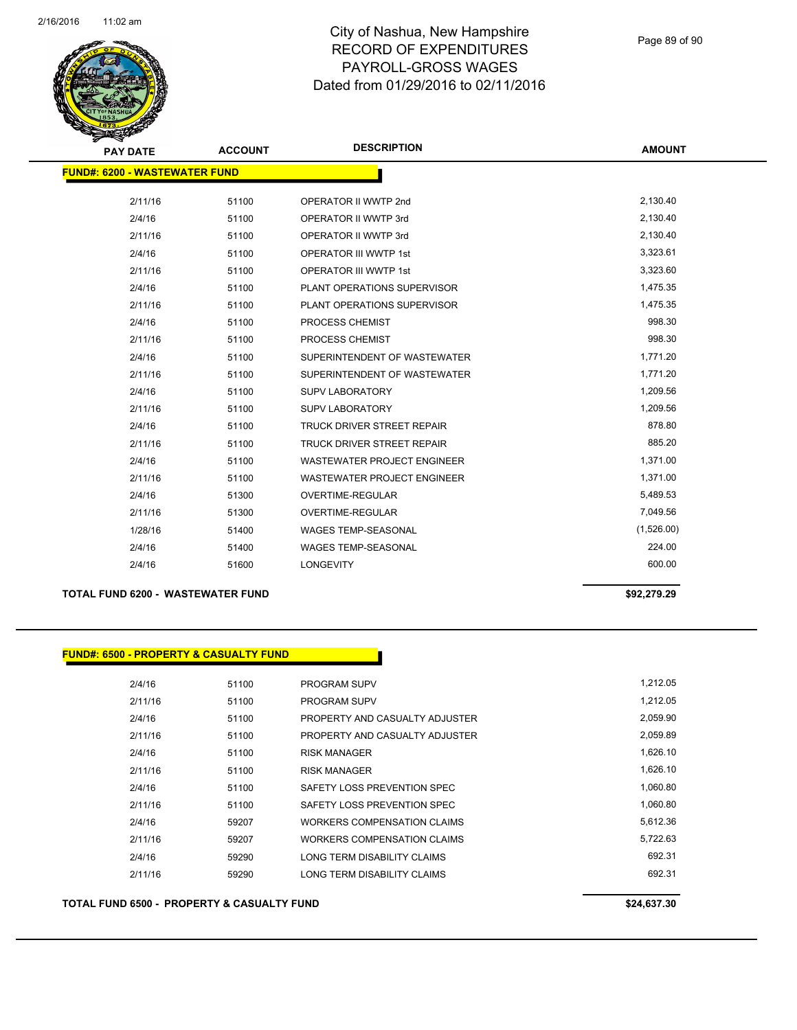# City of Nashua, New Hampshire
# RECORD OF EXPENDITURES
# PAYROLL-GROSS WAGES
# Dated from 01/29/2016 to 02/11/2016

2/16/2016 11:02 am

| PAY DATE | ACCOUNT | DESCRIPTION | AMOUNT |
|---|---|---|---|
| **FUND#: 6200 - WASTEWATER FUND** | | | |
| 2/11/16 | 51100 | OPERATOR II WWTP 2nd | 2,130.40 |
| 2/4/16 | 51100 | OPERATOR II WWTP 3rd | 2,130.40 |
| 2/11/16 | 51100 | OPERATOR II WWTP 3rd | 2,130.40 |
| 2/4/16 | 51100 | OPERATOR III WWTP 1st | 3,323.61 |
| 2/11/16 | 51100 | OPERATOR III WWTP 1st | 3,323.60 |
| 2/4/16 | 51100 | PLANT OPERATIONS SUPERVISOR | 1,475.35 |
| 2/11/16 | 51100 | PLANT OPERATIONS SUPERVISOR | 1,475.35 |
| 2/4/16 | 51100 | PROCESS CHEMIST | 998.30 |
| 2/11/16 | 51100 | PROCESS CHEMIST | 998.30 |
| 2/4/16 | 51100 | SUPERINTENDENT OF WASTEWATER | 1,771.20 |
| 2/11/16 | 51100 | SUPERINTENDENT OF WASTEWATER | 1,771.20 |
| 2/4/16 | 51100 | SUPV LABORATORY | 1,209.56 |
| 2/11/16 | 51100 | SUPV LABORATORY | 1,209.56 |
| 2/4/16 | 51100 | TRUCK DRIVER STREET REPAIR | 878.80 |
| 2/11/16 | 51100 | TRUCK DRIVER STREET REPAIR | 885.20 |
| 2/4/16 | 51100 | WASTEWATER PROJECT ENGINEER | 1,371.00 |
| 2/11/16 | 51100 | WASTEWATER PROJECT ENGINEER | 1,371.00 |
| 2/4/16 | 51300 | OVERTIME-REGULAR | 5,489.53 |
| 2/11/16 | 51300 | OVERTIME-REGULAR | 7,049.56 |
| 1/28/16 | 51400 | WAGES TEMP-SEASONAL | (1,526.00) |
| 2/4/16 | 51400 | WAGES TEMP-SEASONAL | 224.00 |
| 2/4/16 | 51600 | LONGEVITY | 600.00 |
| **TOTAL FUND 6200 - WASTEWATER FUND** | | | **$92,279.29** |

| PAY DATE | ACCOUNT | DESCRIPTION | AMOUNT |
|---|---|---|---|
| **FUND#: 6500 - PROPERTY & CASUALTY FUND** | | | |
| 2/4/16 | 51100 | PROGRAM SUPV | 1,212.05 |
| 2/11/16 | 51100 | PROGRAM SUPV | 1,212.05 |
| 2/4/16 | 51100 | PROPERTY AND CASUALTY ADJUSTER | 2,059.90 |
| 2/11/16 | 51100 | PROPERTY AND CASUALTY ADJUSTER | 2,059.89 |
| 2/4/16 | 51100 | RISK MANAGER | 1,626.10 |
| 2/11/16 | 51100 | RISK MANAGER | 1,626.10 |
| 2/4/16 | 51100 | SAFETY LOSS PREVENTION SPEC | 1,060.80 |
| 2/11/16 | 51100 | SAFETY LOSS PREVENTION SPEC | 1,060.80 |
| 2/4/16 | 59207 | WORKERS COMPENSATION CLAIMS | 5,612.36 |
| 2/11/16 | 59207 | WORKERS COMPENSATION CLAIMS | 5,722.63 |
| 2/4/16 | 59290 | LONG TERM DISABILITY CLAIMS | 692.31 |
| 2/11/16 | 59290 | LONG TERM DISABILITY CLAIMS | 692.31 |
| **TOTAL FUND 6500 - PROPERTY & CASUALTY FUND** | | | **$24,637.30** |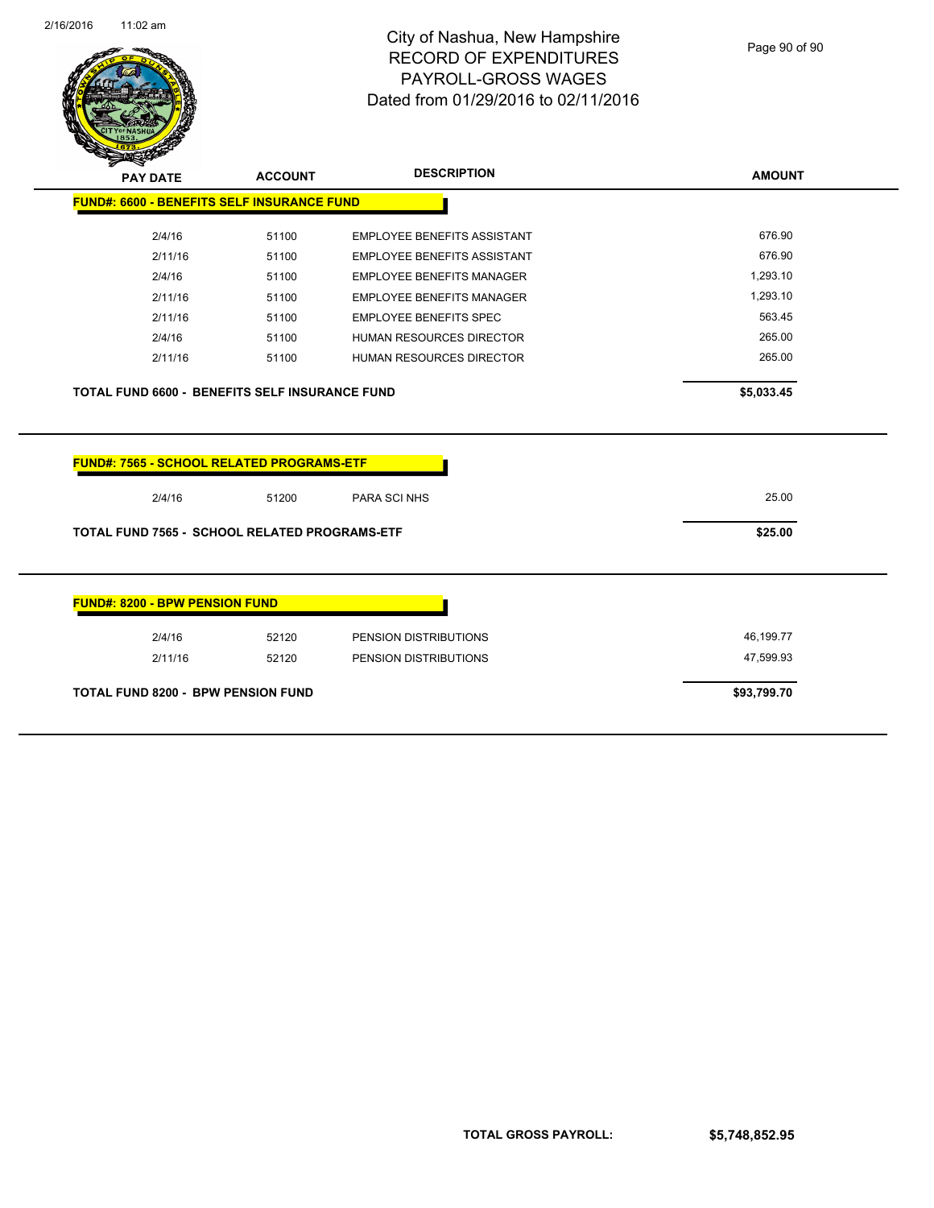# City of Nashua, New Hampshire
## RECORD OF EXPENDITURES
## PAYROLL-GROSS WAGES
## Dated from 01/29/2016 to 02/11/2016

| PAY DATE | ACCOUNT | DESCRIPTION | AMOUNT |
|---|---|---|---|
| **FUND#: 6600 - BENEFITS SELF INSURANCE FUND** | | | |
| 2/4/16 | 51100 | EMPLOYEE BENEFITS ASSISTANT | 676.90 |
| 2/11/16 | 51100 | EMPLOYEE BENEFITS ASSISTANT | 676.90 |
| 2/4/16 | 51100 | EMPLOYEE BENEFITS MANAGER | 1,293.10 |
| 2/11/16 | 51100 | EMPLOYEE BENEFITS MANAGER | 1,293.10 |
| 2/11/16 | 51100 | EMPLOYEE BENEFITS SPEC | 563.45 |
| 2/4/16 | 51100 | HUMAN RESOURCES DIRECTOR | 265.00 |
| 2/11/16 | 51100 | HUMAN RESOURCES DIRECTOR | 265.00 |
| **TOTAL FUND 6600 - BENEFITS SELF INSURANCE FUND** | | | **$5,033.45** |
| **FUND#: 7565 - SCHOOL RELATED PROGRAMS-ETF** | | | |
| 2/4/16 | 51200 | PARA SCI NHS | 25.00 |
| **TOTAL FUND 7565 - SCHOOL RELATED PROGRAMS-ETF** | | | **$25.00** |
| **FUND#: 8200 - BPW PENSION FUND** | | | |
| 2/4/16 | 52120 | PENSION DISTRIBUTIONS | 46,199.77 |
| 2/11/16 | 52120 | PENSION DISTRIBUTIONS | 47,599.93 |
| **TOTAL FUND 8200 - BPW PENSION FUND** | | | **$93,799.70** |

**TOTAL GROSS PAYROLL: $5,748,852.95**